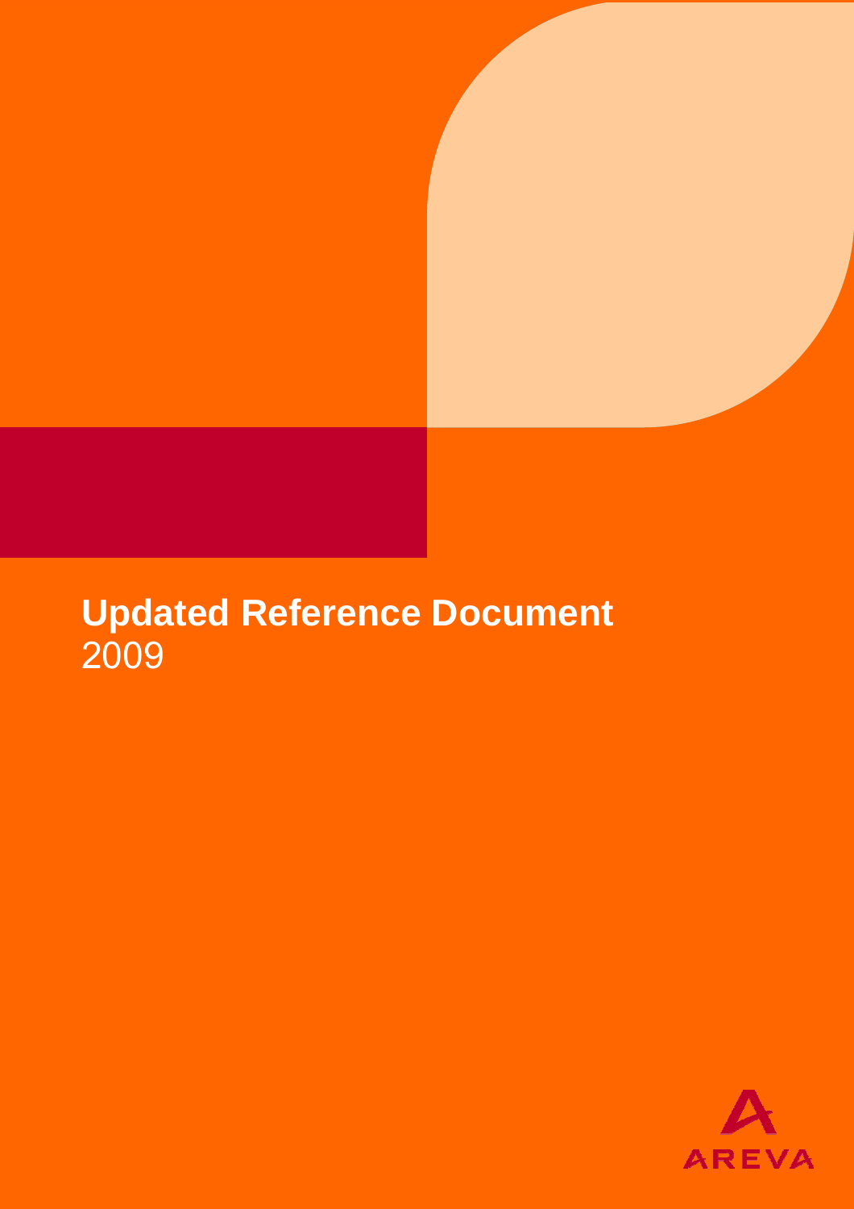# Updated Reference Document
2009

AREVA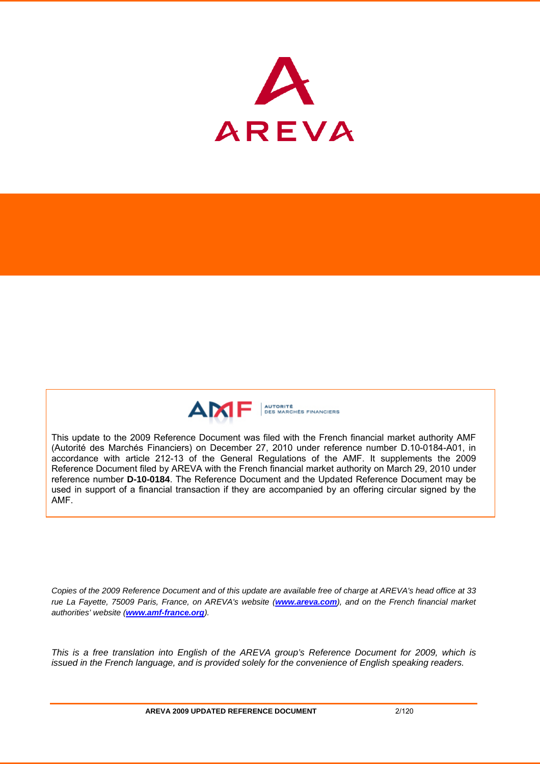AREVA

This update to the 2009 Reference Document was filed with the French financial market authority AMF (Autorité des Marchés Financiers) on December 27, 2010 under reference number D.10-0184-A01, in accordance with article 212-13 of the General Regulations of the AMF. It supplements the 2009 Reference Document filed by AREVA with the French financial market authority on March 29, 2010 under reference number **D-10-0184**. The Reference Document and the Updated Reference Document may be used in support of a financial transaction if they are accompanied by an offering circular signed by the AMF.

*Copies of the 2009 Reference Document and of this update are available free of charge at AREVA's head office at 33 rue La Fayette, 75009 Paris, France, on AREVA's website (**www.areva.com**), and on the French financial market authorities' website (**www.amf-france.org**).*

*This is a free translation into English of the AREVA group's Reference Document for 2009, which is issued in the French language, and is provided solely for the convenience of English speaking readers.*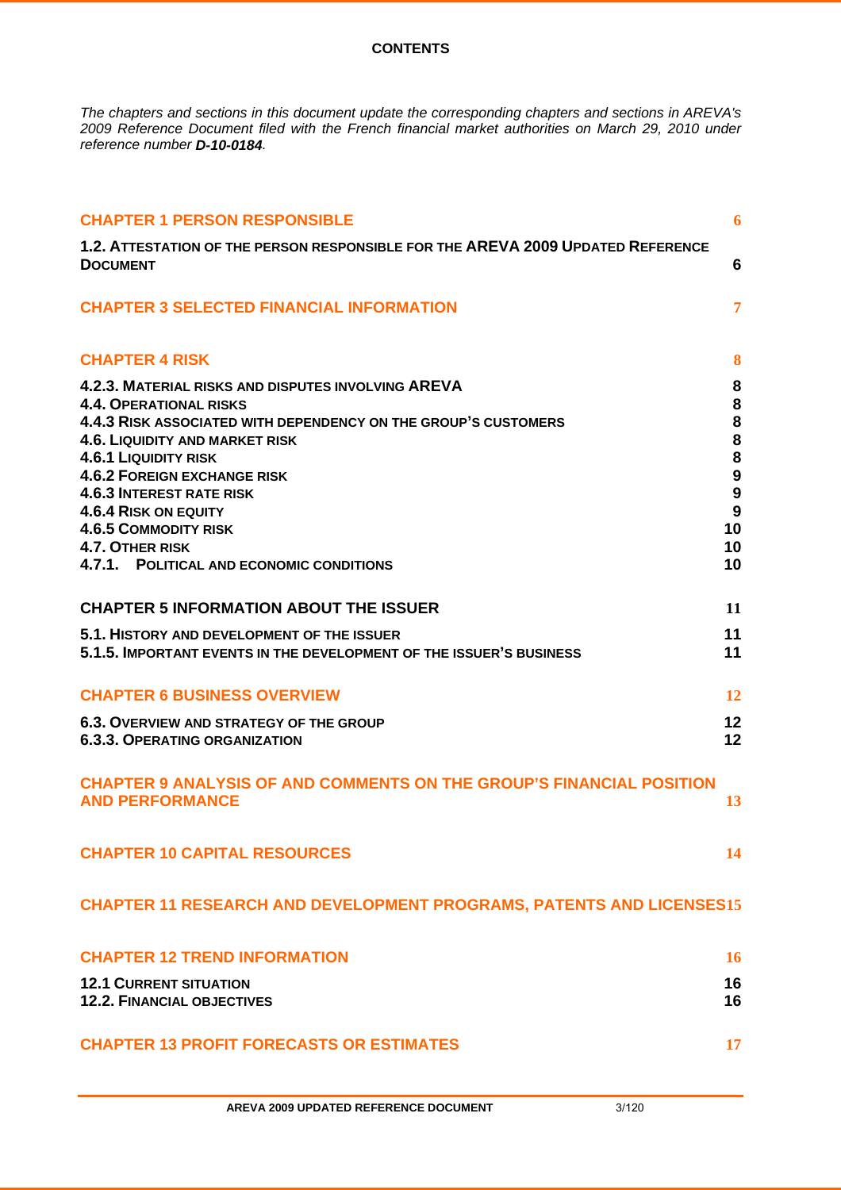# CONTENTS

*The chapters and sections in this document update the corresponding chapters and sections in AREVA's 2009 Reference Document filed with the French financial market authorities on March 29, 2010 under reference number* ***D-10-0184****.*

| | |
|---|---|
| **CHAPTER 1 PERSON RESPONSIBLE** | **6** |
| **1.2. ATTESTATION OF THE PERSON RESPONSIBLE FOR THE AREVA 2009 UPDATED REFERENCE DOCUMENT** | **6** |
| **CHAPTER 3 SELECTED FINANCIAL INFORMATION** | **7** |
| **CHAPTER 4 RISK** | **8** |
| **4.2.3. MATERIAL RISKS AND DISPUTES INVOLVING AREVA** | **8** |
| **4.4. OPERATIONAL RISKS** | **8** |
| **4.4.3 RISK ASSOCIATED WITH DEPENDENCY ON THE GROUP'S CUSTOMERS** | **8** |
| **4.6. LIQUIDITY AND MARKET RISK** | **8** |
| **4.6.1 LIQUIDITY RISK** | **8** |
| **4.6.2 FOREIGN EXCHANGE RISK** | **9** |
| **4.6.3 INTEREST RATE RISK** | **9** |
| **4.6.4 RISK ON EQUITY** | **9** |
| **4.6.5 COMMODITY RISK** | **10** |
| **4.7. OTHER RISK** | **10** |
| **4.7.1. POLITICAL AND ECONOMIC CONDITIONS** | **10** |
| **CHAPTER 5 INFORMATION ABOUT THE ISSUER** | **11** |
| **5.1. HISTORY AND DEVELOPMENT OF THE ISSUER** | **11** |
| **5.1.5. IMPORTANT EVENTS IN THE DEVELOPMENT OF THE ISSUER'S BUSINESS** | **11** |
| **CHAPTER 6 BUSINESS OVERVIEW** | **12** |
| **6.3. OVERVIEW AND STRATEGY OF THE GROUP** | **12** |
| **6.3.3. OPERATING ORGANIZATION** | **12** |
| **CHAPTER 9 ANALYSIS OF AND COMMENTS ON THE GROUP'S FINANCIAL POSITION AND PERFORMANCE** | **13** |
| **CHAPTER 10 CAPITAL RESOURCES** | **14** |
| **CHAPTER 11 RESEARCH AND DEVELOPMENT PROGRAMS, PATENTS AND LICENSES** | **15** |
| **CHAPTER 12 TREND INFORMATION** | **16** |
| **12.1 CURRENT SITUATION** | **16** |
| **12.2. FINANCIAL OBJECTIVES** | **16** |
| **CHAPTER 13 PROFIT FORECASTS OR ESTIMATES** | **17** |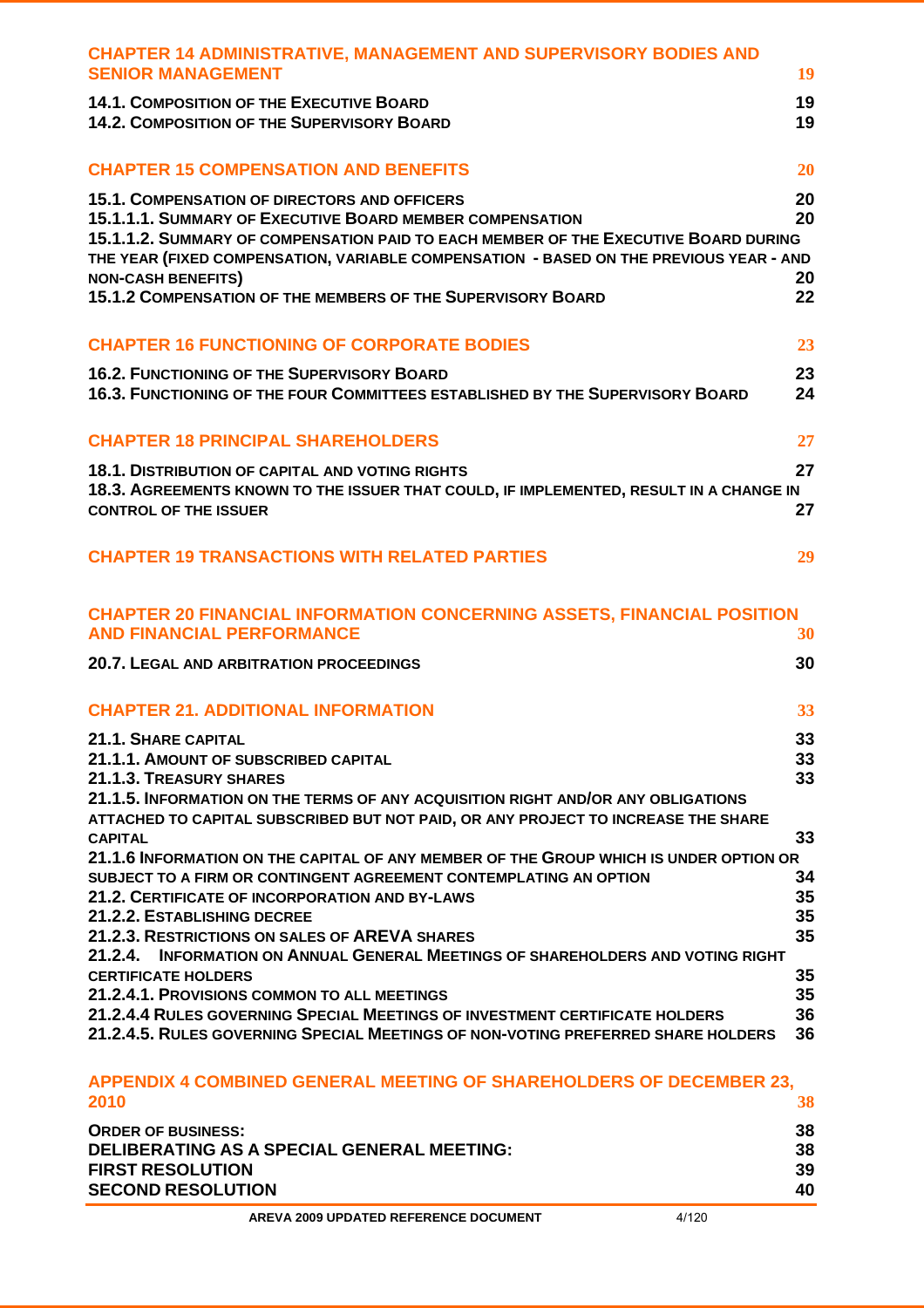**CHAPTER 14 ADMINISTRATIVE, MANAGEMENT AND SUPERVISORY BODIES AND SENIOR MANAGEMENT** 19

**14.1. COMPOSITION OF THE EXECUTIVE BOARD** 19
**14.2. COMPOSITION OF THE SUPERVISORY BOARD** 19

**CHAPTER 15 COMPENSATION AND BENEFITS** 20

**15.1. COMPENSATION OF DIRECTORS AND OFFICERS** 20
**15.1.1.1. SUMMARY OF EXECUTIVE BOARD MEMBER COMPENSATION** 20
**15.1.1.2. SUMMARY OF COMPENSATION PAID TO EACH MEMBER OF THE EXECUTIVE BOARD DURING THE YEAR (FIXED COMPENSATION, VARIABLE COMPENSATION - BASED ON THE PREVIOUS YEAR - AND NON-CASH BENEFITS)** 20
**15.1.2 COMPENSATION OF THE MEMBERS OF THE SUPERVISORY BOARD** 22

**CHAPTER 16 FUNCTIONING OF CORPORATE BODIES** 23

**16.2. FUNCTIONING OF THE SUPERVISORY BOARD** 23
**16.3. FUNCTIONING OF THE FOUR COMMITTEES ESTABLISHED BY THE SUPERVISORY BOARD** 24

**CHAPTER 18 PRINCIPAL SHAREHOLDERS** 27

**18.1. DISTRIBUTION OF CAPITAL AND VOTING RIGHTS** 27
**18.3. AGREEMENTS KNOWN TO THE ISSUER THAT COULD, IF IMPLEMENTED, RESULT IN A CHANGE IN CONTROL OF THE ISSUER** 27

**CHAPTER 19 TRANSACTIONS WITH RELATED PARTIES** 29

**CHAPTER 20 FINANCIAL INFORMATION CONCERNING ASSETS, FINANCIAL POSITION AND FINANCIAL PERFORMANCE** 30

**20.7. LEGAL AND ARBITRATION PROCEEDINGS** 30

**CHAPTER 21. ADDITIONAL INFORMATION** 33

**21.1. SHARE CAPITAL** 33
**21.1.1. AMOUNT OF SUBSCRIBED CAPITAL** 33
**21.1.3. TREASURY SHARES** 33
**21.1.5. INFORMATION ON THE TERMS OF ANY ACQUISITION RIGHT AND/OR ANY OBLIGATIONS ATTACHED TO CAPITAL SUBSCRIBED BUT NOT PAID, OR ANY PROJECT TO INCREASE THE SHARE CAPITAL** 33
**21.1.6 INFORMATION ON THE CAPITAL OF ANY MEMBER OF THE GROUP WHICH IS UNDER OPTION OR SUBJECT TO A FIRM OR CONTINGENT AGREEMENT CONTEMPLATING AN OPTION** 34
**21.2. CERTIFICATE OF INCORPORATION AND BY-LAWS** 35
**21.2.2. ESTABLISHING DECREE** 35
**21.2.3. RESTRICTIONS ON SALES OF AREVA SHARES** 35
**21.2.4. INFORMATION ON ANNUAL GENERAL MEETINGS OF SHAREHOLDERS AND VOTING RIGHT CERTIFICATE HOLDERS** 35
**21.2.4.1. PROVISIONS COMMON TO ALL MEETINGS** 35
**21.2.4.4 RULES GOVERNING SPECIAL MEETINGS OF INVESTMENT CERTIFICATE HOLDERS** 36
**21.2.4.5. RULES GOVERNING SPECIAL MEETINGS OF NON-VOTING PREFERRED SHARE HOLDERS** 36

**APPENDIX 4 COMBINED GENERAL MEETING OF SHAREHOLDERS OF DECEMBER 23, 2010** 38

**ORDER OF BUSINESS:** 38
**DELIBERATING AS A SPECIAL GENERAL MEETING:** 38
**FIRST RESOLUTION** 39
**SECOND RESOLUTION** 40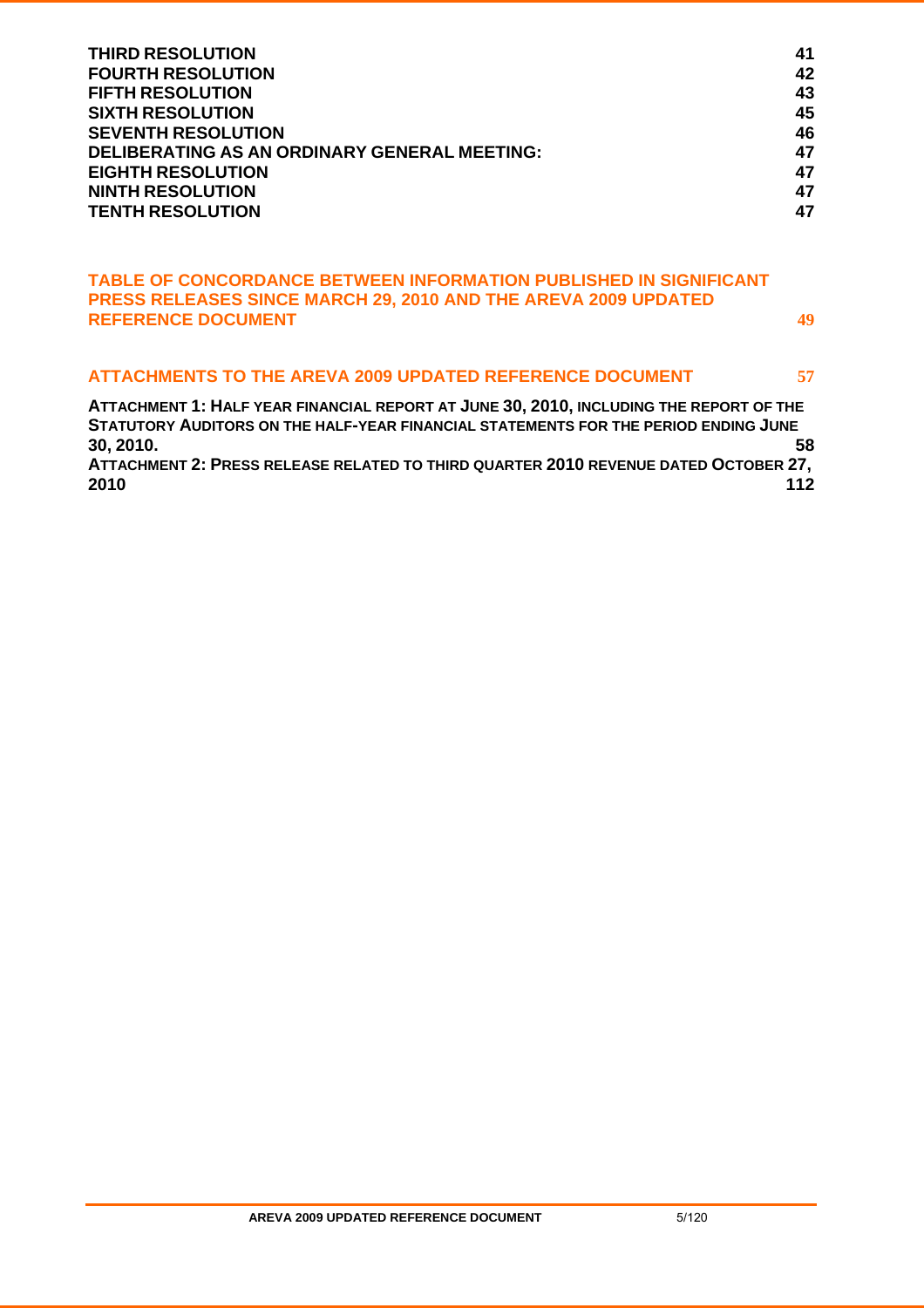| | |
|---|---|
| **THIRD RESOLUTION** | **41** |
| **FOURTH RESOLUTION** | **42** |
| **FIFTH RESOLUTION** | **43** |
| **SIXTH RESOLUTION** | **45** |
| **SEVENTH RESOLUTION** | **46** |
| **DELIBERATING AS AN ORDINARY GENERAL MEETING:** | **47** |
| **EIGHTH RESOLUTION** | **47** |
| **NINTH RESOLUTION** | **47** |
| **TENTH RESOLUTION** | **47** |

**TABLE OF CONCORDANCE BETWEEN INFORMATION PUBLISHED IN SIGNIFICANT PRESS RELEASES SINCE MARCH 29, 2010 AND THE AREVA 2009 UPDATED REFERENCE DOCUMENT** **49**

**ATTACHMENTS TO THE AREVA 2009 UPDATED REFERENCE DOCUMENT** **57**

**ATTACHMENT 1: HALF YEAR FINANCIAL REPORT AT JUNE 30, 2010, INCLUDING THE REPORT OF THE STATUTORY AUDITORS ON THE HALF-YEAR FINANCIAL STATEMENTS FOR THE PERIOD ENDING JUNE 30, 2010.** **58**

**ATTACHMENT 2: PRESS RELEASE RELATED TO THIRD QUARTER 2010 REVENUE DATED OCTOBER 27, 2010** **112**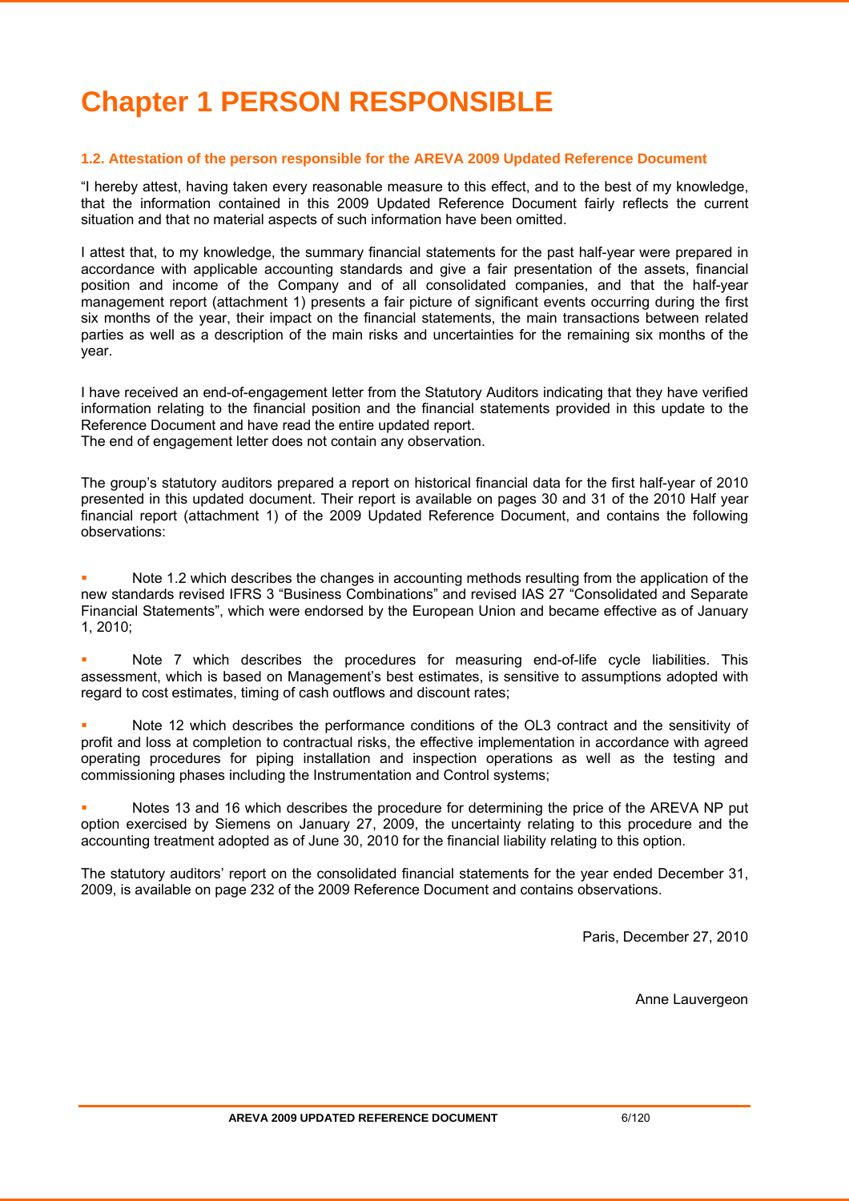# Chapter 1 PERSON RESPONSIBLE

### 1.2. Attestation of the person responsible for the AREVA 2009 Updated Reference Document

"I hereby attest, having taken every reasonable measure to this effect, and to the best of my knowledge, that the information contained in this 2009 Updated Reference Document fairly reflects the current situation and that no material aspects of such information have been omitted.

I attest that, to my knowledge, the summary financial statements for the past half-year were prepared in accordance with applicable accounting standards and give a fair presentation of the assets, financial position and income of the Company and of all consolidated companies, and that the half-year management report (attachment 1) presents a fair picture of significant events occurring during the first six months of the year, their impact on the financial statements, the main transactions between related parties as well as a description of the main risks and uncertainties for the remaining six months of the year.

I have received an end-of-engagement letter from the Statutory Auditors indicating that they have verified information relating to the financial position and the financial statements provided in this update to the Reference Document and have read the entire updated report.
The end of engagement letter does not contain any observation.

The group's statutory auditors prepared a report on historical financial data for the first half-year of 2010 presented in this updated document. Their report is available on pages 30 and 31 of the 2010 Half year financial report (attachment 1) of the 2009 Updated Reference Document, and contains the following observations:

- Note 1.2 which describes the changes in accounting methods resulting from the application of the new standards revised IFRS 3 "Business Combinations" and revised IAS 27 "Consolidated and Separate Financial Statements", which were endorsed by the European Union and became effective as of January 1, 2010;
- Note 7 which describes the procedures for measuring end-of-life cycle liabilities. This assessment, which is based on Management's best estimates, is sensitive to assumptions adopted with regard to cost estimates, timing of cash outflows and discount rates;
- Note 12 which describes the performance conditions of the OL3 contract and the sensitivity of profit and loss at completion to contractual risks, the effective implementation in accordance with agreed operating procedures for piping installation and inspection operations as well as the testing and commissioning phases including the Instrumentation and Control systems;
- Notes 13 and 16 which describes the procedure for determining the price of the AREVA NP put option exercised by Siemens on January 27, 2009, the uncertainty relating to this procedure and the accounting treatment adopted as of June 30, 2010 for the financial liability relating to this option.

The statutory auditors' report on the consolidated financial statements for the year ended December 31, 2009, is available on page 232 of the 2009 Reference Document and contains observations.

Paris, December 27, 2010

Anne Lauvergeon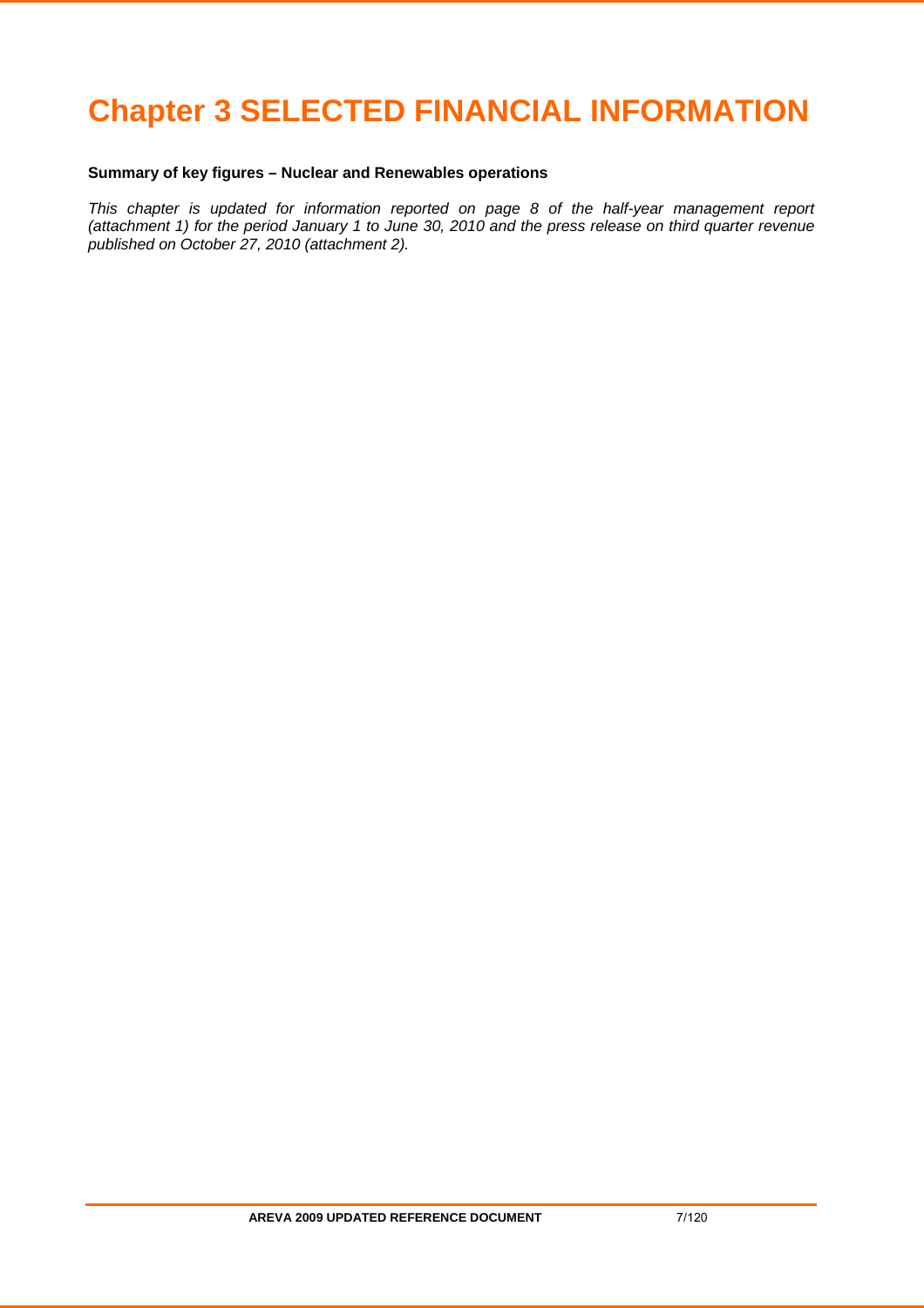# Chapter 3 SELECTED FINANCIAL INFORMATION

**Summary of key figures – Nuclear and Renewables operations**

*This chapter is updated for information reported on page 8 of the half-year management report (attachment 1) for the period January 1 to June 30, 2010 and the press release on third quarter revenue published on October 27, 2010 (attachment 2).*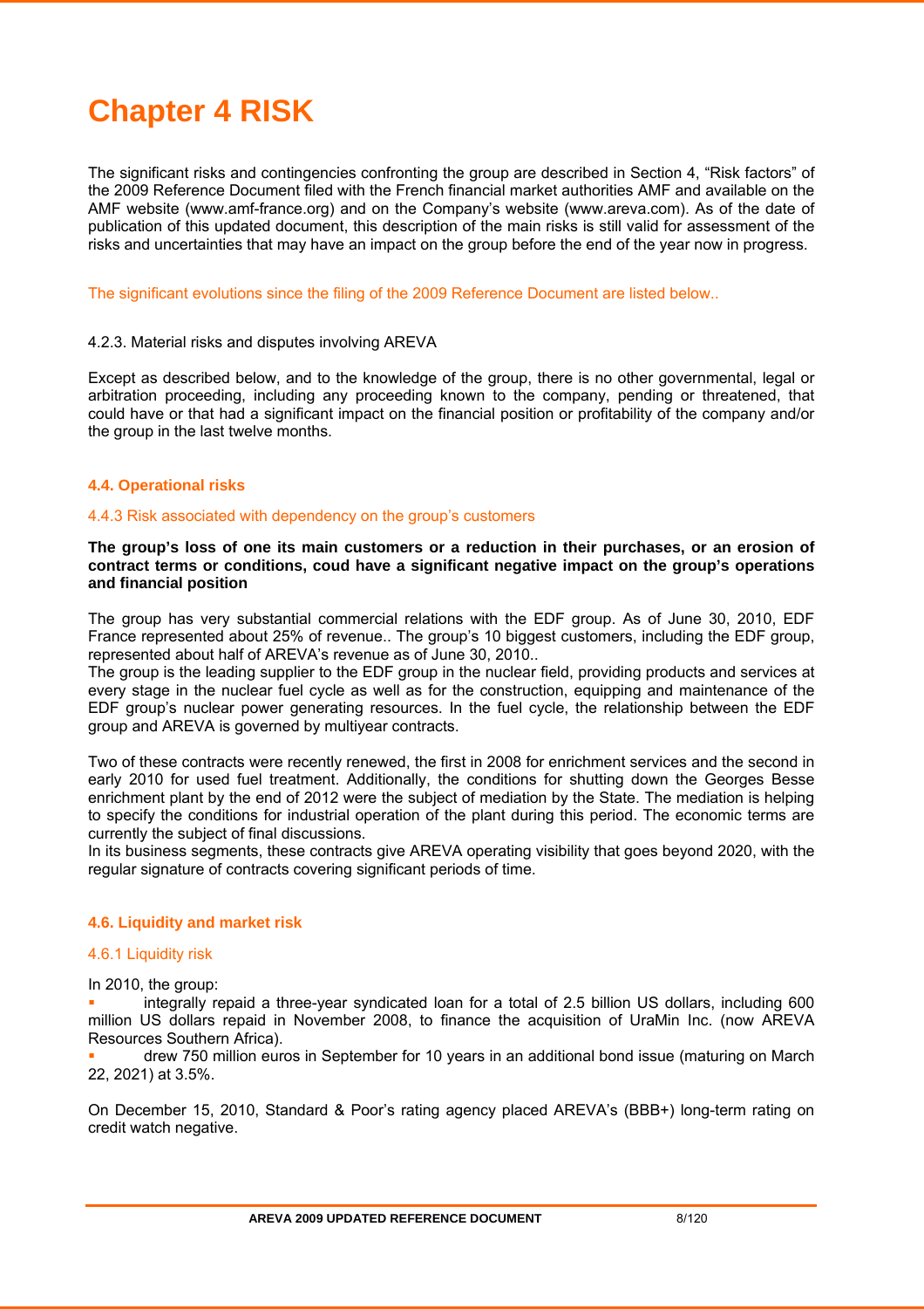# Chapter 4 RISK

The significant risks and contingencies confronting the group are described in Section 4, “Risk factors” of the 2009 Reference Document filed with the French financial market authorities AMF and available on the AMF website (www.amf-france.org) and on the Company’s website (www.areva.com). As of the date of publication of this updated document, this description of the main risks is still valid for assessment of the risks and uncertainties that may have an impact on the group before the end of the year now in progress.

The significant evolutions since the filing of the 2009 Reference Document are listed below..

4.2.3. Material risks and disputes involving AREVA

Except as described below, and to the knowledge of the group, there is no other governmental, legal or arbitration proceeding, including any proceeding known to the company, pending or threatened, that could have or that had a significant impact on the financial position or profitability of the company and/or the group in the last twelve months.

## 4.4. Operational risks

### 4.4.3 Risk associated with dependency on the group’s customers

**The group’s loss of one its main customers or a reduction in their purchases, or an erosion of contract terms or conditions, coud have a significant negative impact on the group’s operations and financial position**

The group has very substantial commercial relations with the EDF group. As of June 30, 2010, EDF France represented about 25% of revenue.. The group’s 10 biggest customers, including the EDF group, represented about half of AREVA’s revenue as of June 30, 2010..
The group is the leading supplier to the EDF group in the nuclear field, providing products and services at every stage in the nuclear fuel cycle as well as for the construction, equipping and maintenance of the EDF group’s nuclear power generating resources. In the fuel cycle, the relationship between the EDF group and AREVA is governed by multiyear contracts.

Two of these contracts were recently renewed, the first in 2008 for enrichment services and the second in early 2010 for used fuel treatment. Additionally, the conditions for shutting down the Georges Besse enrichment plant by the end of 2012 were the subject of mediation by the State. The mediation is helping to specify the conditions for industrial operation of the plant during this period. The economic terms are currently the subject of final discussions.
In its business segments, these contracts give AREVA operating visibility that goes beyond 2020, with the regular signature of contracts covering significant periods of time.

## 4.6. Liquidity and market risk

### 4.6.1 Liquidity risk

In 2010, the group:

- integrally repaid a three-year syndicated loan for a total of 2.5 billion US dollars, including 600 million US dollars repaid in November 2008, to finance the acquisition of UraMin Inc. (now AREVA Resources Southern Africa).
- drew 750 million euros in September for 10 years in an additional bond issue (maturing on March 22, 2021) at 3.5%.

On December 15, 2010, Standard & Poor’s rating agency placed AREVA’s (BBB+) long-term rating on credit watch negative.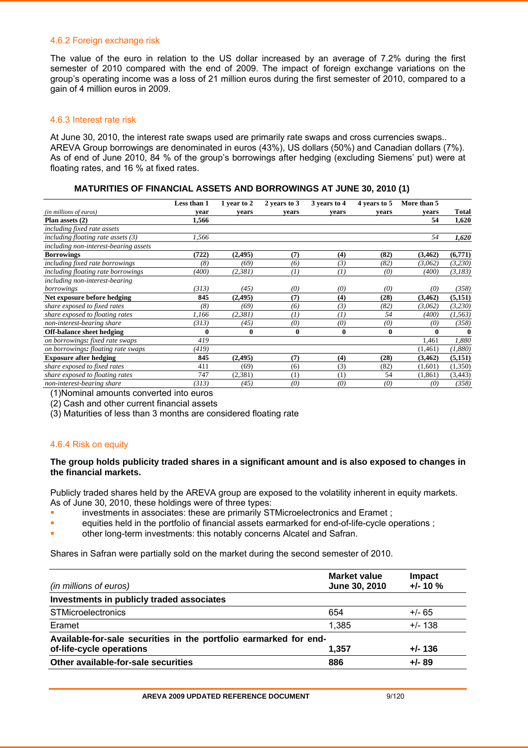### 4.6.2 Foreign exchange risk

The value of the euro in relation to the US dollar increased by an average of 7.2% during the first semester of 2010 compared with the end of 2009. The impact of foreign exchange variations on the group's operating income was a loss of 21 million euros during the first semester of 2010, compared to a gain of 4 million euros in 2009.

### 4.6.3 Interest rate risk

At June 30, 2010, the interest rate swaps used are primarily rate swaps and cross currencies swaps.. AREVA Group borrowings are denominated in euros (43%), US dollars (50%) and Canadian dollars (7%). As of end of June 2010, 84 % of the group's borrowings after hedging (excluding Siemens' put) were at floating rates, and 16 % at fixed rates.

**MATURITIES OF FINANCIAL ASSETS AND BORROWINGS AT JUNE 30, 2010 (1)**

| *(in millions of euros)* | Less than 1 year | 1 year to 2 years | 2 years to 3 years | 3 years to 4 years | 4 years to 5 years | More than 5 years | Total |
|---|---|---|---|---|---|---|---|
| **Plan assets (2)** | **1,566** | | | | | **54** | **1,620** |
| *including fixed rate assets* | | | | | | | |
| *including floating rate assets (3)* | *1,566* | | | | | *54* | ***1,620*** |
| *including non-interest-bearing assets* | | | | | | | |
| **Borrowings** | **(722)** | **(2,495)** | **(7)** | **(4)** | **(82)** | **(3,462)** | **(6,771)** |
| *including fixed rate borrowings* | *(8)* | *(69)* | *(6)* | *(3)* | *(82)* | *(3,062)* | *(3,230)* |
| *including floating rate borrowings* | *(400)* | *(2,381)* | *(1)* | *(1)* | *(0)* | *(400)* | *(3,183)* |
| *including non-interest-bearing borrowings* | *(313)* | *(45)* | *(0)* | *(0)* | *(0)* | *(0)* | *(358)* |
| **Net exposure before hedging** | **845** | **(2,495)** | **(7)** | **(4)** | **(28)** | **(3,462)** | **(5,151)** |
| *share exposed to fixed rates* | *(8)* | *(69)* | *(6)* | *(3)* | *(82)* | *(3,062)* | *(3,230)* |
| *share exposed to floating rates* | *1,166* | *(2,381)* | *(1)* | *(1)* | *54* | *(400)* | *(1,563)* |
| *non-interest-bearing share* | *(313)* | *(45)* | *(0)* | *(0)* | *(0)* | *(0)* | *(358)* |
| **Off-balance sheet hedging** | **0** | **0** | **0** | **0** | **0** | **0** | **0** |
| *on borrowings: fixed rate swaps* | *419* | | | | | *1,461* | *1,880* |
| *on borrowings: floating rate swaps* | *(419)* | | | | | *(1,461)* | *(1,880)* |
| **Exposure after hedging** | **845** | **(2,495)** | **(7)** | **(4)** | **(28)** | **(3,462)** | **(5,151)** |
| *share exposed to fixed rates* | 411 | (69) | (6) | (3) | (82) | (1,601) | (1,350) |
| *share exposed to floating rates* | 747 | (2,381) | (1) | (1) | 54 | (1,861) | (3,443) |
| *non-interest-bearing share* | *(313)* | *(45)* | *(0)* | *(0)* | *(0)* | *(0)* | *(358)* |

(1)Nominal amounts converted into euros
(2) Cash and other current financial assets
(3) Maturities of less than 3 months are considered floating rate

### 4.6.4 Risk on equity

**The group holds publicity traded shares in a significant amount and is also exposed to changes in the financial markets.**

Publicly traded shares held by the AREVA group are exposed to the volatility inherent in equity markets. As of June 30, 2010, these holdings were of three types:

- investments in associates: these are primarily STMicroelectronics and Eramet ;
- equities held in the portfolio of financial assets earmarked for end-of-life-cycle operations ;
- other long-term investments: this notably concerns Alcatel and Safran.

Shares in Safran were partially sold on the market during the second semester of 2010.

| *(in millions of euros)* | Market value June 30, 2010 | Impact +/- 10 % |
|---|---|---|
| **Investments in publicly traded associates** | | |
| STMicroelectronics | 654 | +/- 65 |
| Eramet | 1,385 | +/- 138 |
| **Available-for-sale securities in the portfolio earmarked for end-of-life-cycle operations** | **1,357** | **+/- 136** |
| **Other available-for-sale securities** | **886** | **+/- 89** |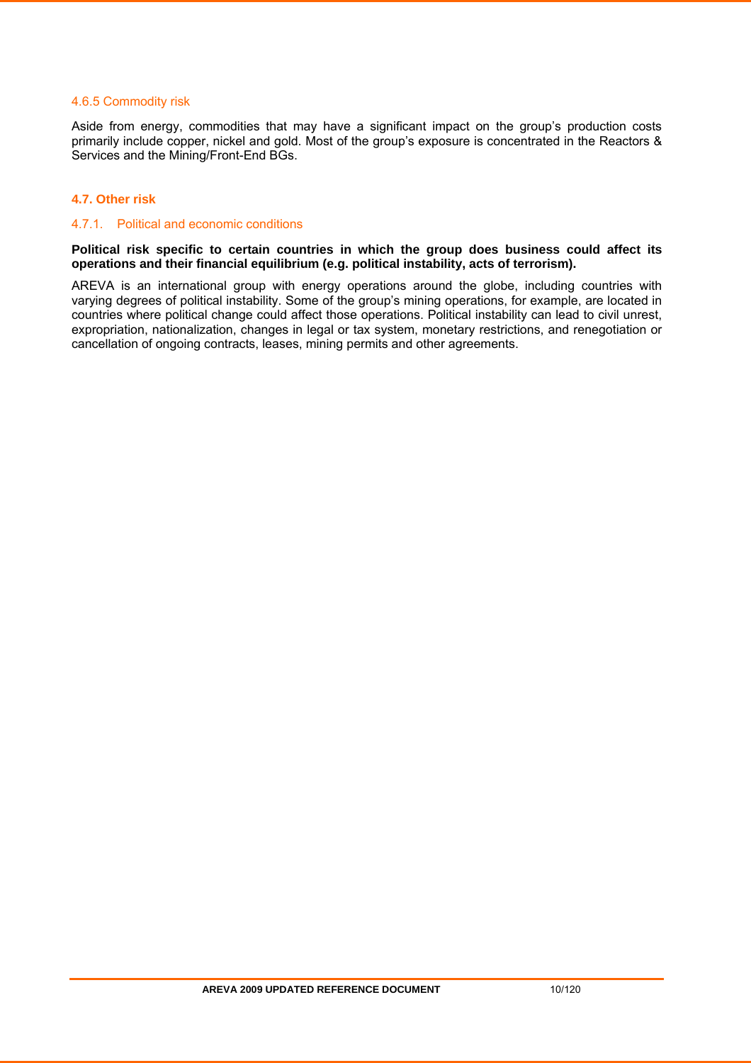### 4.6.5 Commodity risk

Aside from energy, commodities that may have a significant impact on the group's production costs primarily include copper, nickel and gold. Most of the group's exposure is concentrated in the Reactors & Services and the Mining/Front-End BGs.

## 4.7. Other risk

### 4.7.1. Political and economic conditions

**Political risk specific to certain countries in which the group does business could affect its operations and their financial equilibrium (e.g. political instability, acts of terrorism).**

AREVA is an international group with energy operations around the globe, including countries with varying degrees of political instability. Some of the group's mining operations, for example, are located in countries where political change could affect those operations. Political instability can lead to civil unrest, expropriation, nationalization, changes in legal or tax system, monetary restrictions, and renegotiation or cancellation of ongoing contracts, leases, mining permits and other agreements.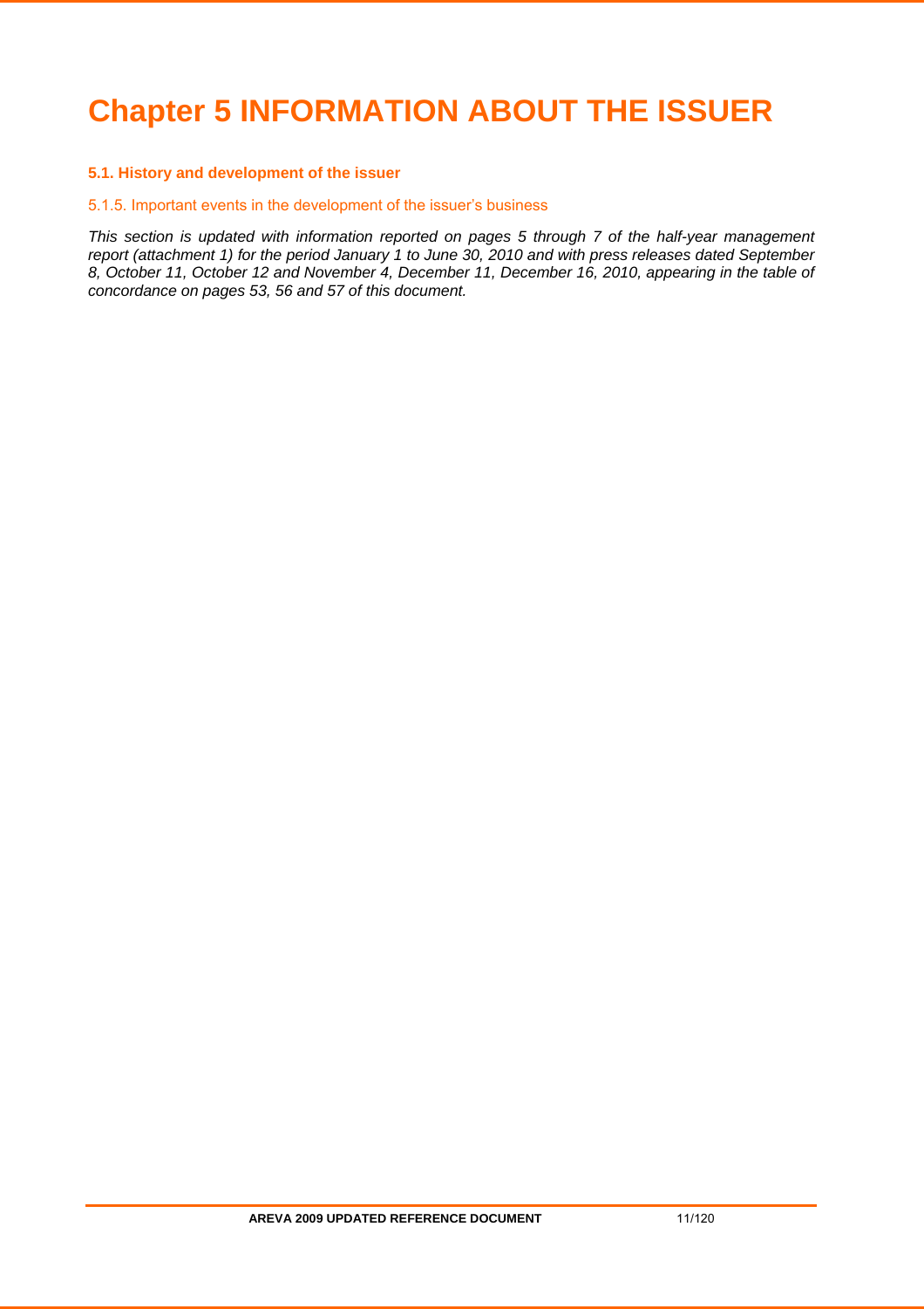# Chapter 5 INFORMATION ABOUT THE ISSUER

### 5.1. History and development of the issuer

#### 5.1.5. Important events in the development of the issuer's business

*This section is updated with information reported on pages 5 through 7 of the half-year management report (attachment 1) for the period January 1 to June 30, 2010 and with press releases dated September 8, October 11, October 12 and November 4, December 11, December 16, 2010, appearing in the table of concordance on pages 53, 56 and 57 of this document.*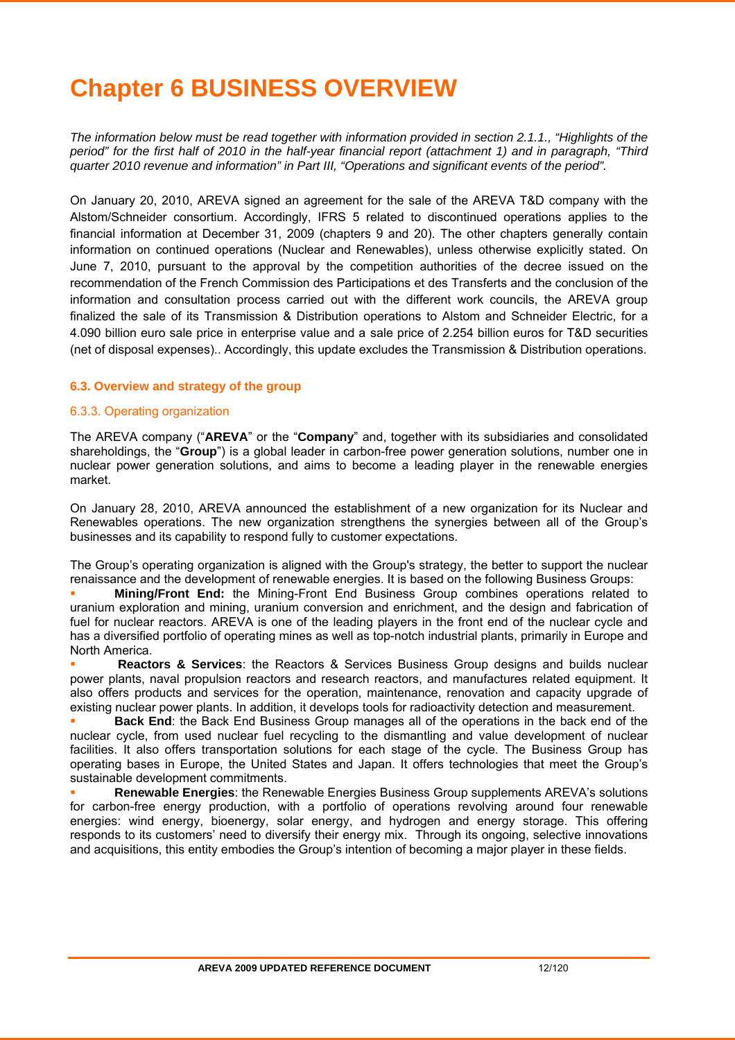# Chapter 6 BUSINESS OVERVIEW

*The information below must be read together with information provided in section 2.1.1., "Highlights of the period" for the first half of 2010 in the half-year financial report (attachment 1) and in paragraph, "Third quarter 2010 revenue and information" in Part III, "Operations and significant events of the period".*

On January 20, 2010, AREVA signed an agreement for the sale of the AREVA T&D company with the Alstom/Schneider consortium. Accordingly, IFRS 5 related to discontinued operations applies to the financial information at December 31, 2009 (chapters 9 and 20). The other chapters generally contain information on continued operations (Nuclear and Renewables), unless otherwise explicitly stated. On June 7, 2010, pursuant to the approval by the competition authorities of the decree issued on the recommendation of the French Commission des Participations et des Transferts and the conclusion of the information and consultation process carried out with the different work councils, the AREVA group finalized the sale of its Transmission & Distribution operations to Alstom and Schneider Electric, for a 4.090 billion euro sale price in enterprise value and a sale price of 2.254 billion euros for T&D securities (net of disposal expenses).. Accordingly, this update excludes the Transmission & Distribution operations.

### 6.3. Overview and strategy of the group

#### 6.3.3. Operating organization

The AREVA company ("**AREVA**" or the "**Company**" and, together with its subsidiaries and consolidated shareholdings, the "**Group**") is a global leader in carbon-free power generation solutions, number one in nuclear power generation solutions, and aims to become a leading player in the renewable energies market.

On January 28, 2010, AREVA announced the establishment of a new organization for its Nuclear and Renewables operations. The new organization strengthens the synergies between all of the Group's businesses and its capability to respond fully to customer expectations.

The Group's operating organization is aligned with the Group's strategy, the better to support the nuclear renaissance and the development of renewable energies. It is based on the following Business Groups:

- **Mining/Front End:** the Mining-Front End Business Group combines operations related to uranium exploration and mining, uranium conversion and enrichment, and the design and fabrication of fuel for nuclear reactors. AREVA is one of the leading players in the front end of the nuclear cycle and has a diversified portfolio of operating mines as well as top-notch industrial plants, primarily in Europe and North America.
- **Reactors & Services**: the Reactors & Services Business Group designs and builds nuclear power plants, naval propulsion reactors and research reactors, and manufactures related equipment. It also offers products and services for the operation, maintenance, renovation and capacity upgrade of existing nuclear power plants. In addition, it develops tools for radioactivity detection and measurement.
- **Back End**: the Back End Business Group manages all of the operations in the back end of the nuclear cycle, from used nuclear fuel recycling to the dismantling and value development of nuclear facilities. It also offers transportation solutions for each stage of the cycle. The Business Group has operating bases in Europe, the United States and Japan. It offers technologies that meet the Group's sustainable development commitments.
- **Renewable Energies**: the Renewable Energies Business Group supplements AREVA's solutions for carbon-free energy production, with a portfolio of operations revolving around four renewable energies: wind energy, bioenergy, solar energy, and hydrogen and energy storage. This offering responds to its customers' need to diversify their energy mix. Through its ongoing, selective innovations and acquisitions, this entity embodies the Group's intention of becoming a major player in these fields.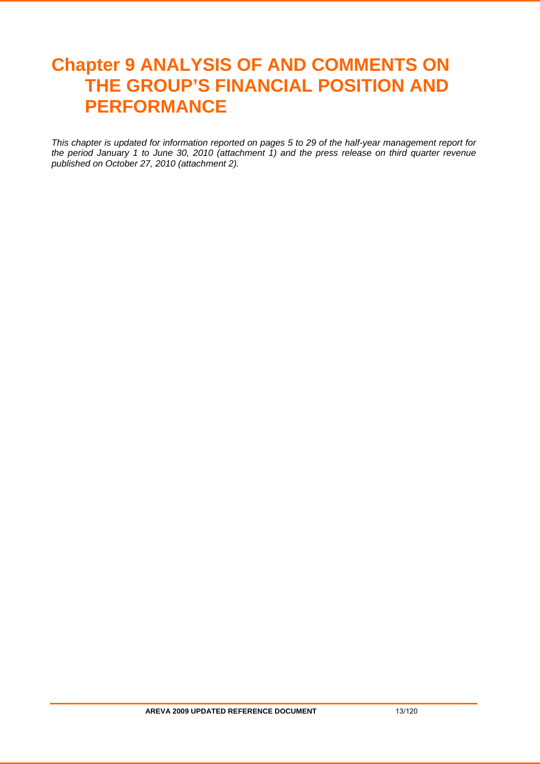# Chapter 9 ANALYSIS OF AND COMMENTS ON THE GROUP'S FINANCIAL POSITION AND PERFORMANCE

*This chapter is updated for information reported on pages 5 to 29 of the half-year management report for the period January 1 to June 30, 2010 (attachment 1) and the press release on third quarter revenue published on October 27, 2010 (attachment 2).*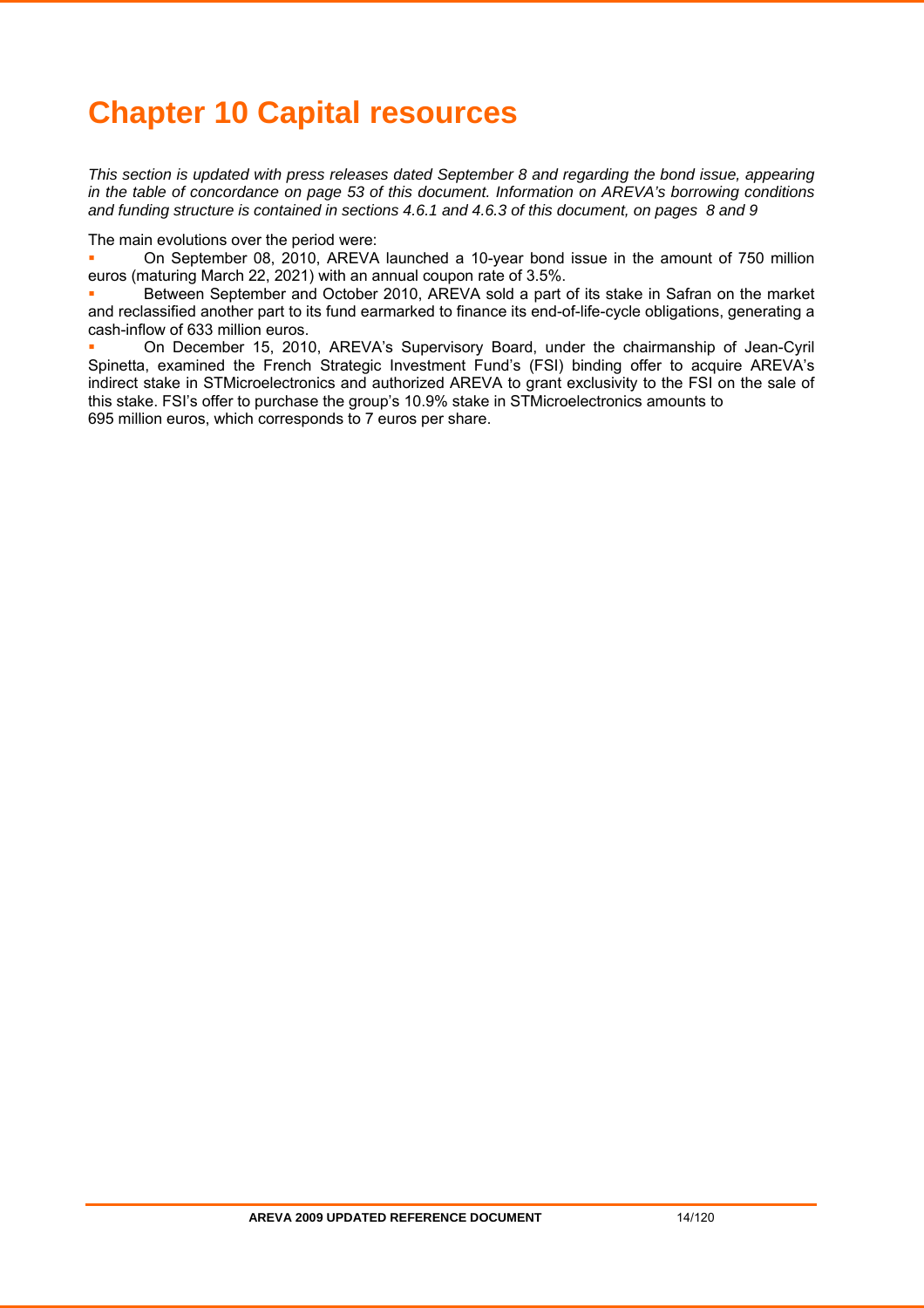# Chapter 10 Capital resources

*This section is updated with press releases dated September 8 and regarding the bond issue, appearing in the table of concordance on page 53 of this document. Information on AREVA's borrowing conditions and funding structure is contained in sections 4.6.1 and 4.6.3 of this document, on pages 8 and 9*

The main evolutions over the period were:

- On September 08, 2010, AREVA launched a 10-year bond issue in the amount of 750 million euros (maturing March 22, 2021) with an annual coupon rate of 3.5%.
- Between September and October 2010, AREVA sold a part of its stake in Safran on the market and reclassified another part to its fund earmarked to finance its end-of-life-cycle obligations, generating a cash-inflow of 633 million euros.
- On December 15, 2010, AREVA's Supervisory Board, under the chairmanship of Jean-Cyril Spinetta, examined the French Strategic Investment Fund's (FSI) binding offer to acquire AREVA's indirect stake in STMicroelectronics and authorized AREVA to grant exclusivity to the FSI on the sale of this stake. FSI's offer to purchase the group's 10.9% stake in STMicroelectronics amounts to 695 million euros, which corresponds to 7 euros per share.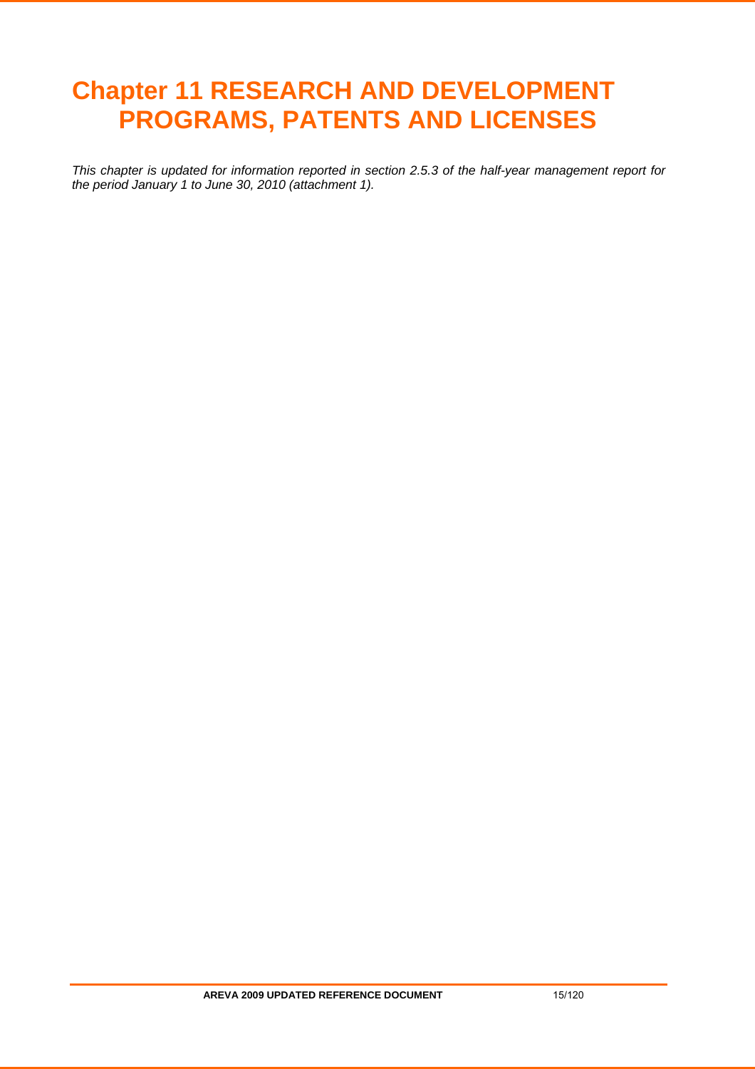# Chapter 11 RESEARCH AND DEVELOPMENT PROGRAMS, PATENTS AND LICENSES

*This chapter is updated for information reported in section 2.5.3 of the half-year management report for the period January 1 to June 30, 2010 (attachment 1).*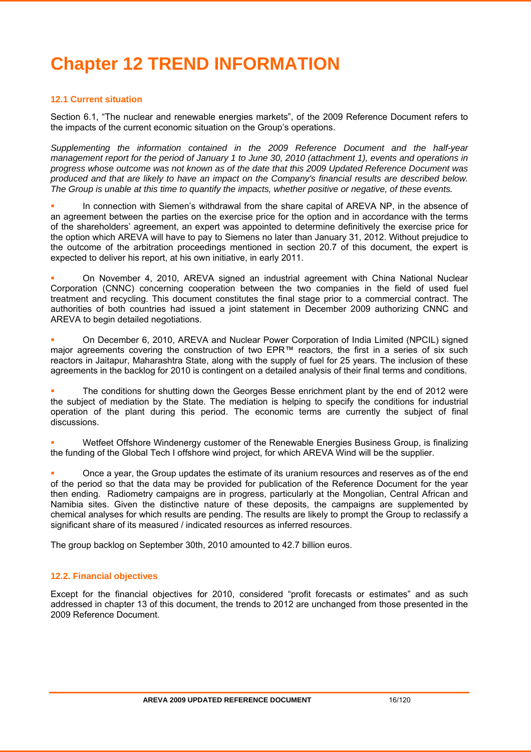# Chapter 12 TREND INFORMATION

### 12.1 Current situation

Section 6.1, "The nuclear and renewable energies markets", of the 2009 Reference Document refers to the impacts of the current economic situation on the Group's operations.

*Supplementing the information contained in the 2009 Reference Document and the half-year management report for the period of January 1 to June 30, 2010 (attachment 1), events and operations in progress whose outcome was not known as of the date that this 2009 Updated Reference Document was produced and that are likely to have an impact on the Company's financial results are described below. The Group is unable at this time to quantify the impacts, whether positive or negative, of these events.*

- In connection with Siemen's withdrawal from the share capital of AREVA NP, in the absence of an agreement between the parties on the exercise price for the option and in accordance with the terms of the shareholders' agreement, an expert was appointed to determine definitively the exercise price for the option which AREVA will have to pay to Siemens no later than January 31, 2012. Without prejudice to the outcome of the arbitration proceedings mentioned in section 20.7 of this document, the expert is expected to deliver his report, at his own initiative, in early 2011.

- On November 4, 2010, AREVA signed an industrial agreement with China National Nuclear Corporation (CNNC) concerning cooperation between the two companies in the field of used fuel treatment and recycling. This document constitutes the final stage prior to a commercial contract. The authorities of both countries had issued a joint statement in December 2009 authorizing CNNC and AREVA to begin detailed negotiations.

- On December 6, 2010, AREVA and Nuclear Power Corporation of India Limited (NPCIL) signed major agreements covering the construction of two EPR™ reactors, the first in a series of six such reactors in Jaitapur, Maharashtra State, along with the supply of fuel for 25 years. The inclusion of these agreements in the backlog for 2010 is contingent on a detailed analysis of their final terms and conditions.

- The conditions for shutting down the Georges Besse enrichment plant by the end of 2012 were the subject of mediation by the State. The mediation is helping to specify the conditions for industrial operation of the plant during this period. The economic terms are currently the subject of final discussions.

- Wetfeet Offshore Windenergy customer of the Renewable Energies Business Group, is finalizing the funding of the Global Tech I offshore wind project, for which AREVA Wind will be the supplier.

- Once a year, the Group updates the estimate of its uranium resources and reserves as of the end of the period so that the data may be provided for publication of the Reference Document for the year then ending. Radiometry campaigns are in progress, particularly at the Mongolian, Central African and Namibia sites. Given the distinctive nature of these deposits, the campaigns are supplemented by chemical analyses for which results are pending. The results are likely to prompt the Group to reclassify a significant share of its measured / indicated resources as inferred resources.

The group backlog on September 30th, 2010 amounted to 42.7 billion euros.

### 12.2. Financial objectives

Except for the financial objectives for 2010, considered "profit forecasts or estimates" and as such addressed in chapter 13 of this document, the trends to 2012 are unchanged from those presented in the 2009 Reference Document.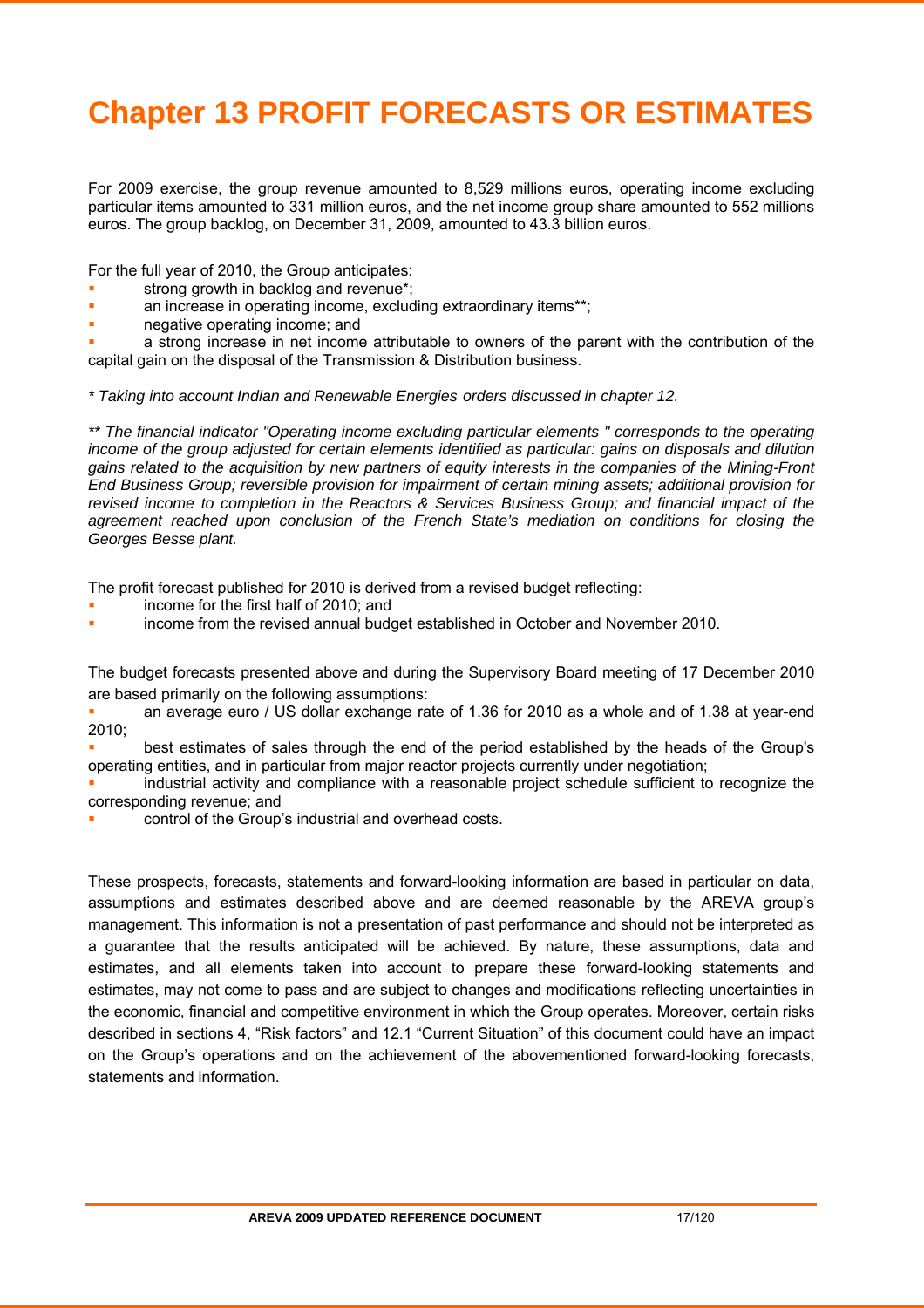# Chapter 13 PROFIT FORECASTS OR ESTIMATES

For 2009 exercise, the group revenue amounted to 8,529 millions euros, operating income excluding particular items amounted to 331 million euros, and the net income group share amounted to 552 millions euros. The group backlog, on December 31, 2009, amounted to 43.3 billion euros.

For the full year of 2010, the Group anticipates:

- strong growth in backlog and revenue*;
- an increase in operating income, excluding extraordinary items**;
- negative operating income; and
- a strong increase in net income attributable to owners of the parent with the contribution of the capital gain on the disposal of the Transmission & Distribution business.

*\* Taking into account Indian and Renewable Energies orders discussed in chapter 12.*

*\*\* The financial indicator "Operating income excluding particular elements " corresponds to the operating income of the group adjusted for certain elements identified as particular: gains on disposals and dilution gains related to the acquisition by new partners of equity interests in the companies of the Mining-Front End Business Group; reversible provision for impairment of certain mining assets; additional provision for revised income to completion in the Reactors & Services Business Group; and financial impact of the agreement reached upon conclusion of the French State's mediation on conditions for closing the Georges Besse plant.*

The profit forecast published for 2010 is derived from a revised budget reflecting:

- income for the first half of 2010; and
- income from the revised annual budget established in October and November 2010.

The budget forecasts presented above and during the Supervisory Board meeting of 17 December 2010 are based primarily on the following assumptions:

- an average euro / US dollar exchange rate of 1.36 for 2010 as a whole and of 1.38 at year-end 2010;
- best estimates of sales through the end of the period established by the heads of the Group's operating entities, and in particular from major reactor projects currently under negotiation;
- industrial activity and compliance with a reasonable project schedule sufficient to recognize the corresponding revenue; and
- control of the Group's industrial and overhead costs.

These prospects, forecasts, statements and forward-looking information are based in particular on data, assumptions and estimates described above and are deemed reasonable by the AREVA group's management. This information is not a presentation of past performance and should not be interpreted as a guarantee that the results anticipated will be achieved. By nature, these assumptions, data and estimates, and all elements taken into account to prepare these forward-looking statements and estimates, may not come to pass and are subject to changes and modifications reflecting uncertainties in the economic, financial and competitive environment in which the Group operates. Moreover, certain risks described in sections 4, "Risk factors" and 12.1 "Current Situation" of this document could have an impact on the Group's operations and on the achievement of the abovementioned forward-looking forecasts, statements and information.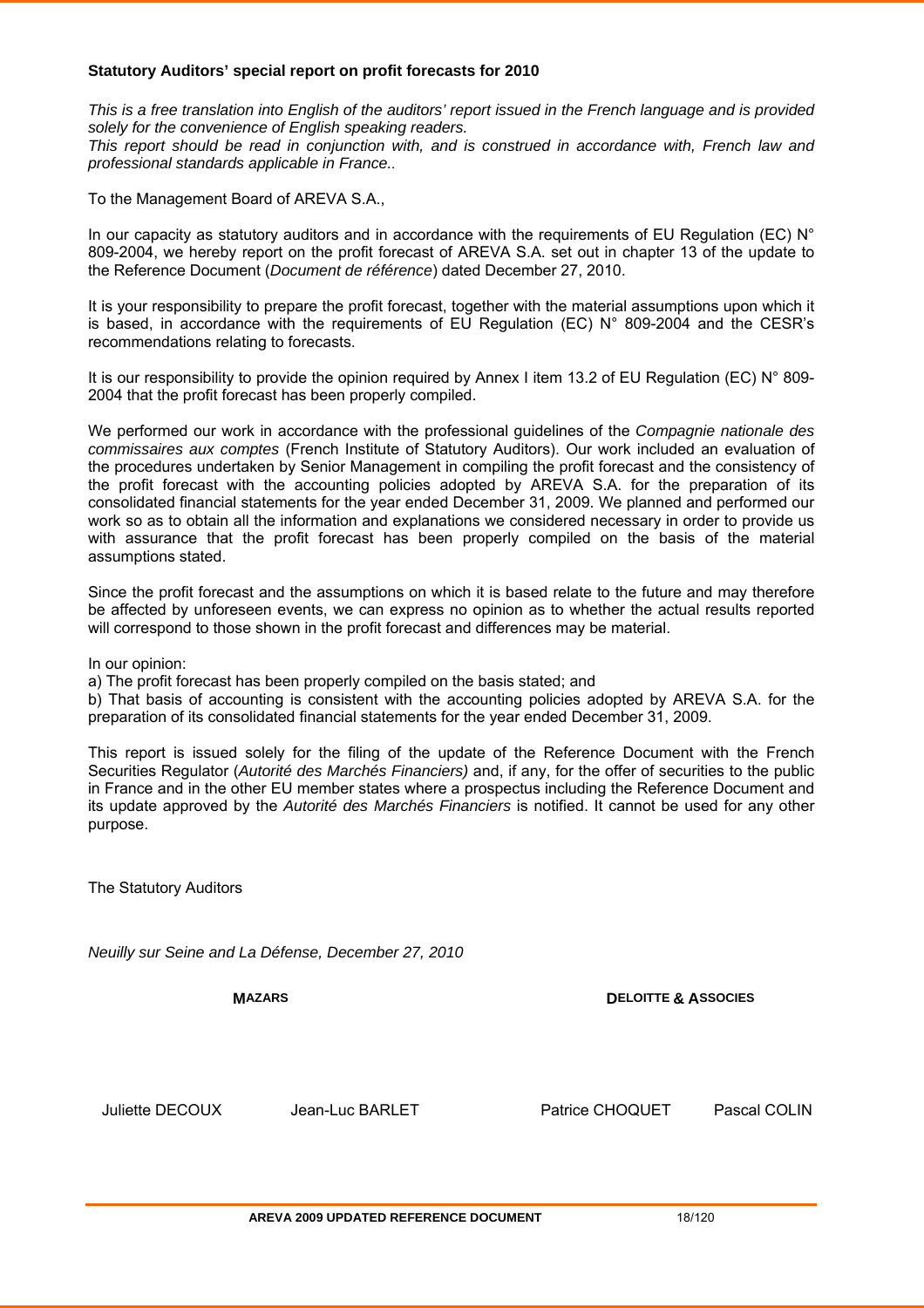**Statutory Auditors' special report on profit forecasts for 2010**

*This is a free translation into English of the auditors' report issued in the French language and is provided solely for the convenience of English speaking readers.*
*This report should be read in conjunction with, and is construed in accordance with, French law and professional standards applicable in France..*

To the Management Board of AREVA S.A.,

In our capacity as statutory auditors and in accordance with the requirements of EU Regulation (EC) N° 809-2004, we hereby report on the profit forecast of AREVA S.A. set out in chapter 13 of the update to the Reference Document (*Document de référence*) dated December 27, 2010.

It is your responsibility to prepare the profit forecast, together with the material assumptions upon which it is based, in accordance with the requirements of EU Regulation (EC) N° 809-2004 and the CESR's recommendations relating to forecasts.

It is our responsibility to provide the opinion required by Annex I item 13.2 of EU Regulation (EC) N° 809-2004 that the profit forecast has been properly compiled.

We performed our work in accordance with the professional guidelines of the *Compagnie nationale des commissaires aux comptes* (French Institute of Statutory Auditors). Our work included an evaluation of the procedures undertaken by Senior Management in compiling the profit forecast and the consistency of the profit forecast with the accounting policies adopted by AREVA S.A. for the preparation of its consolidated financial statements for the year ended December 31, 2009. We planned and performed our work so as to obtain all the information and explanations we considered necessary in order to provide us with assurance that the profit forecast has been properly compiled on the basis of the material assumptions stated.

Since the profit forecast and the assumptions on which it is based relate to the future and may therefore be affected by unforeseen events, we can express no opinion as to whether the actual results reported will correspond to those shown in the profit forecast and differences may be material.

In our opinion:
a) The profit forecast has been properly compiled on the basis stated; and
b) That basis of accounting is consistent with the accounting policies adopted by AREVA S.A. for the preparation of its consolidated financial statements for the year ended December 31, 2009.

This report is issued solely for the filing of the update of the Reference Document with the French Securities Regulator (*Autorité des Marchés Financiers)* and, if any, for the offer of securities to the public in France and in the other EU member states where a prospectus including the Reference Document and its update approved by the *Autorité des Marchés Financiers* is notified. It cannot be used for any other purpose.

The Statutory Auditors

*Neuilly sur Seine and La Défense, December 27, 2010*

| MAZARS | | DELOITTE & ASSOCIES | |
|---|---|---|---|
| Juliette DECOUX | Jean-Luc BARLET | Patrice CHOQUET | Pascal COLIN |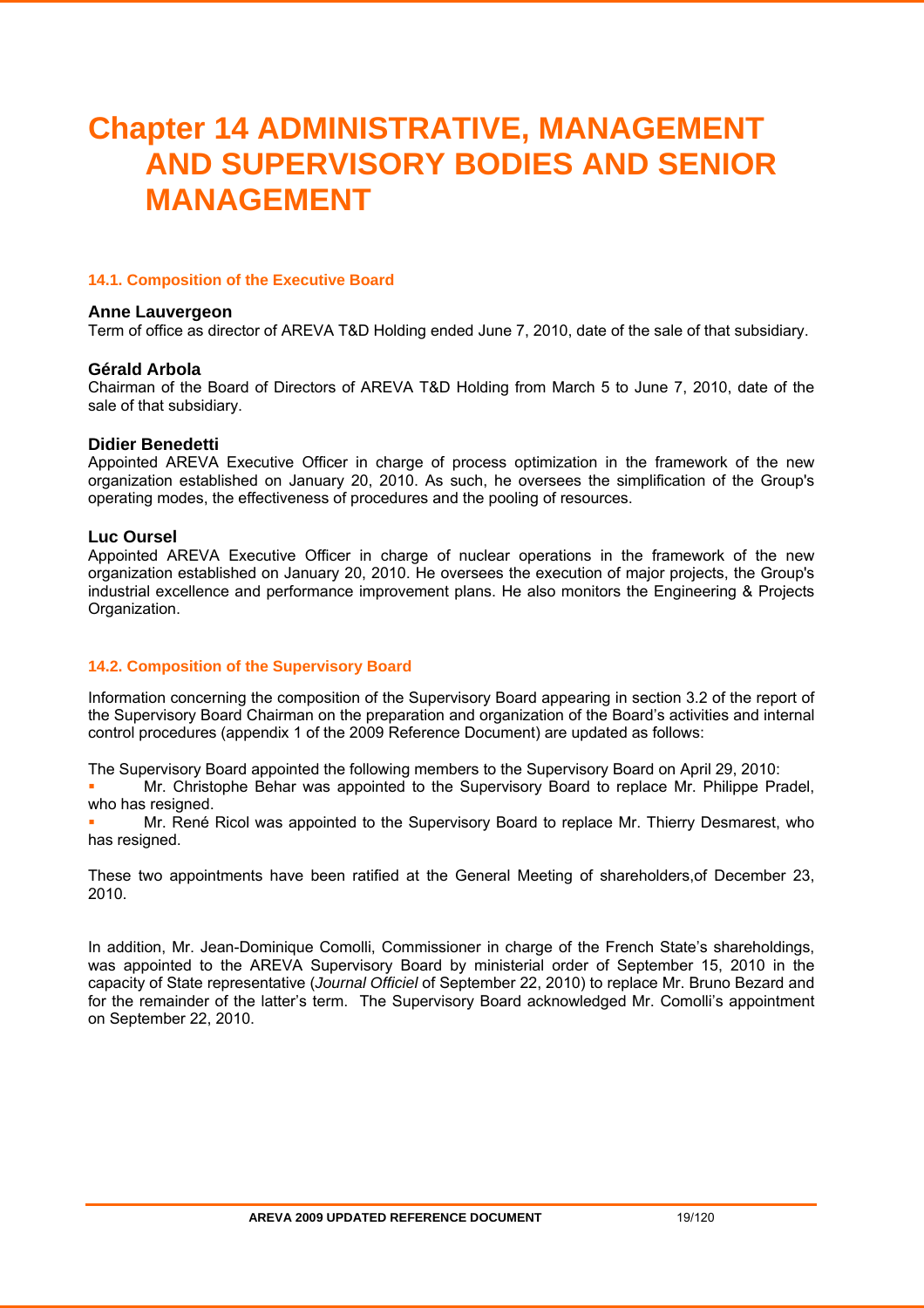# Chapter 14 ADMINISTRATIVE, MANAGEMENT AND SUPERVISORY BODIES AND SENIOR MANAGEMENT

## 14.1. Composition of the Executive Board

### Anne Lauvergeon

Term of office as director of AREVA T&D Holding ended June 7, 2010, date of the sale of that subsidiary.

### Gérald Arbola

Chairman of the Board of Directors of AREVA T&D Holding from March 5 to June 7, 2010, date of the sale of that subsidiary.

### Didier Benedetti

Appointed AREVA Executive Officer in charge of process optimization in the framework of the new organization established on January 20, 2010. As such, he oversees the simplification of the Group's operating modes, the effectiveness of procedures and the pooling of resources.

### Luc Oursel

Appointed AREVA Executive Officer in charge of nuclear operations in the framework of the new organization established on January 20, 2010. He oversees the execution of major projects, the Group's industrial excellence and performance improvement plans. He also monitors the Engineering & Projects Organization.

## 14.2. Composition of the Supervisory Board

Information concerning the composition of the Supervisory Board appearing in section 3.2 of the report of the Supervisory Board Chairman on the preparation and organization of the Board's activities and internal control procedures (appendix 1 of the 2009 Reference Document) are updated as follows:

The Supervisory Board appointed the following members to the Supervisory Board on April 29, 2010:

- Mr. Christophe Behar was appointed to the Supervisory Board to replace Mr. Philippe Pradel, who has resigned.
- Mr. René Ricol was appointed to the Supervisory Board to replace Mr. Thierry Desmarest, who has resigned.

These two appointments have been ratified at the General Meeting of shareholders,of December 23, 2010.

In addition, Mr. Jean-Dominique Comolli, Commissioner in charge of the French State's shareholdings, was appointed to the AREVA Supervisory Board by ministerial order of September 15, 2010 in the capacity of State representative (*Journal Officiel* of September 22, 2010) to replace Mr. Bruno Bezard and for the remainder of the latter's term. The Supervisory Board acknowledged Mr. Comolli's appointment on September 22, 2010.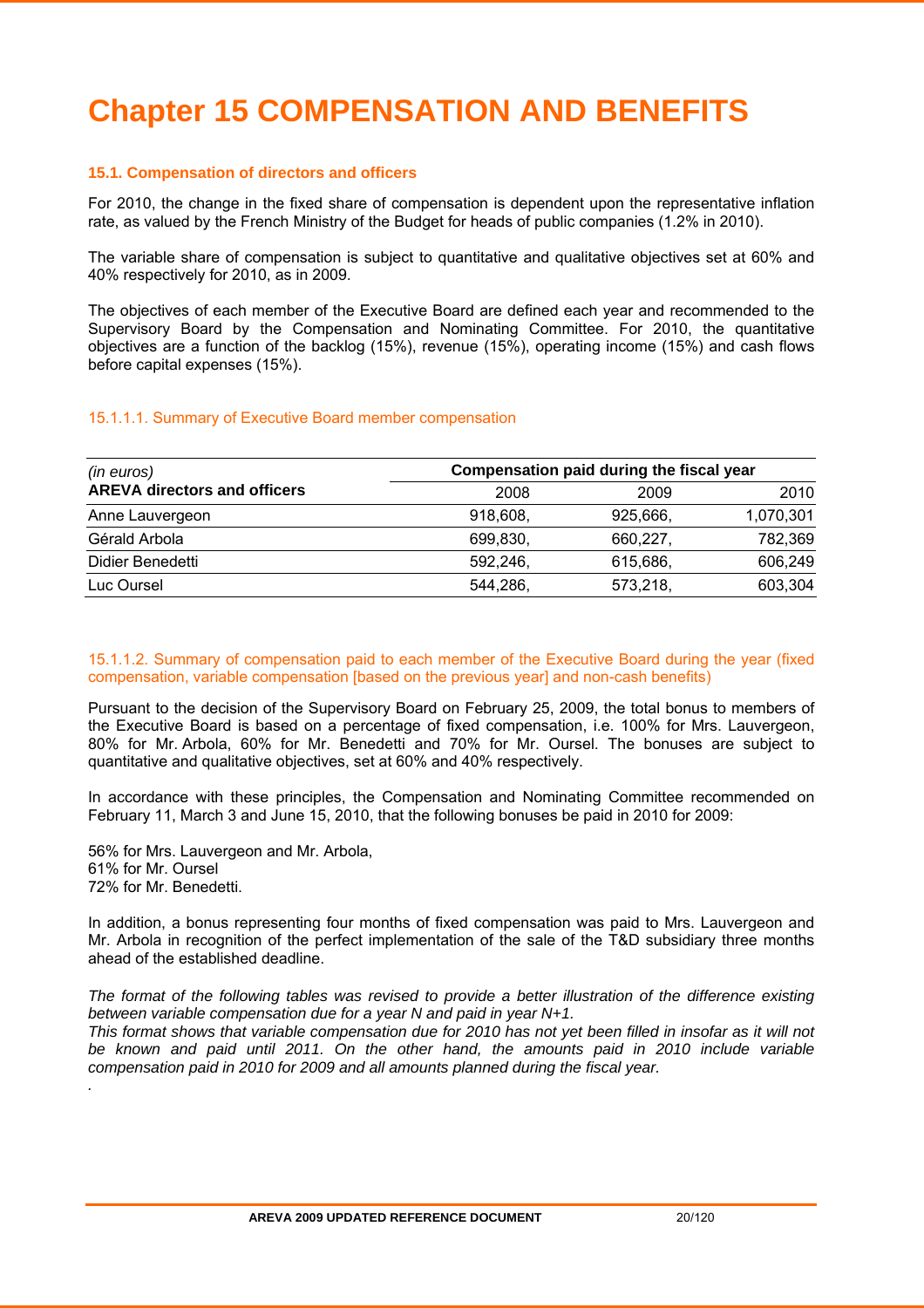# Chapter 15 COMPENSATION AND BENEFITS

### 15.1. Compensation of directors and officers

For 2010, the change in the fixed share of compensation is dependent upon the representative inflation rate, as valued by the French Ministry of the Budget for heads of public companies (1.2% in 2010).

The variable share of compensation is subject to quantitative and qualitative objectives set at 60% and 40% respectively for 2010, as in 2009.

The objectives of each member of the Executive Board are defined each year and recommended to the Supervisory Board by the Compensation and Nominating Committee. For 2010, the quantitative objectives are a function of the backlog (15%), revenue (15%), operating income (15%) and cash flows before capital expenses (15%).

#### 15.1.1.1. Summary of Executive Board member compensation

| *(in euros)* | Compensation paid during the fiscal year | | |
|---|---|---|---|
| **AREVA directors and officers** | 2008 | 2009 | 2010 |
| Anne Lauvergeon | 918,608, | 925,666, | 1,070,301 |
| Gérald Arbola | 699,830, | 660,227, | 782,369 |
| Didier Benedetti | 592,246, | 615,686, | 606,249 |
| Luc Oursel | 544,286, | 573,218, | 603,304 |

#### 15.1.1.2. Summary of compensation paid to each member of the Executive Board during the year (fixed compensation, variable compensation [based on the previous year] and non-cash benefits)

Pursuant to the decision of the Supervisory Board on February 25, 2009, the total bonus to members of the Executive Board is based on a percentage of fixed compensation, i.e. 100% for Mrs. Lauvergeon, 80% for Mr. Arbola, 60% for Mr. Benedetti and 70% for Mr. Oursel. The bonuses are subject to quantitative and qualitative objectives, set at 60% and 40% respectively.

In accordance with these principles, the Compensation and Nominating Committee recommended on February 11, March 3 and June 15, 2010, that the following bonuses be paid in 2010 for 2009:

56% for Mrs. Lauvergeon and Mr. Arbola,
61% for Mr. Oursel
72% for Mr. Benedetti.

In addition, a bonus representing four months of fixed compensation was paid to Mrs. Lauvergeon and Mr. Arbola in recognition of the perfect implementation of the sale of the T&D subsidiary three months ahead of the established deadline.

*The format of the following tables was revised to provide a better illustration of the difference existing between variable compensation due for a year N and paid in year N+1.*
*This format shows that variable compensation due for 2010 has not yet been filled in insofar as it will not be known and paid until 2011. On the other hand, the amounts paid in 2010 include variable compensation paid in 2010 for 2009 and all amounts planned during the fiscal year.*
.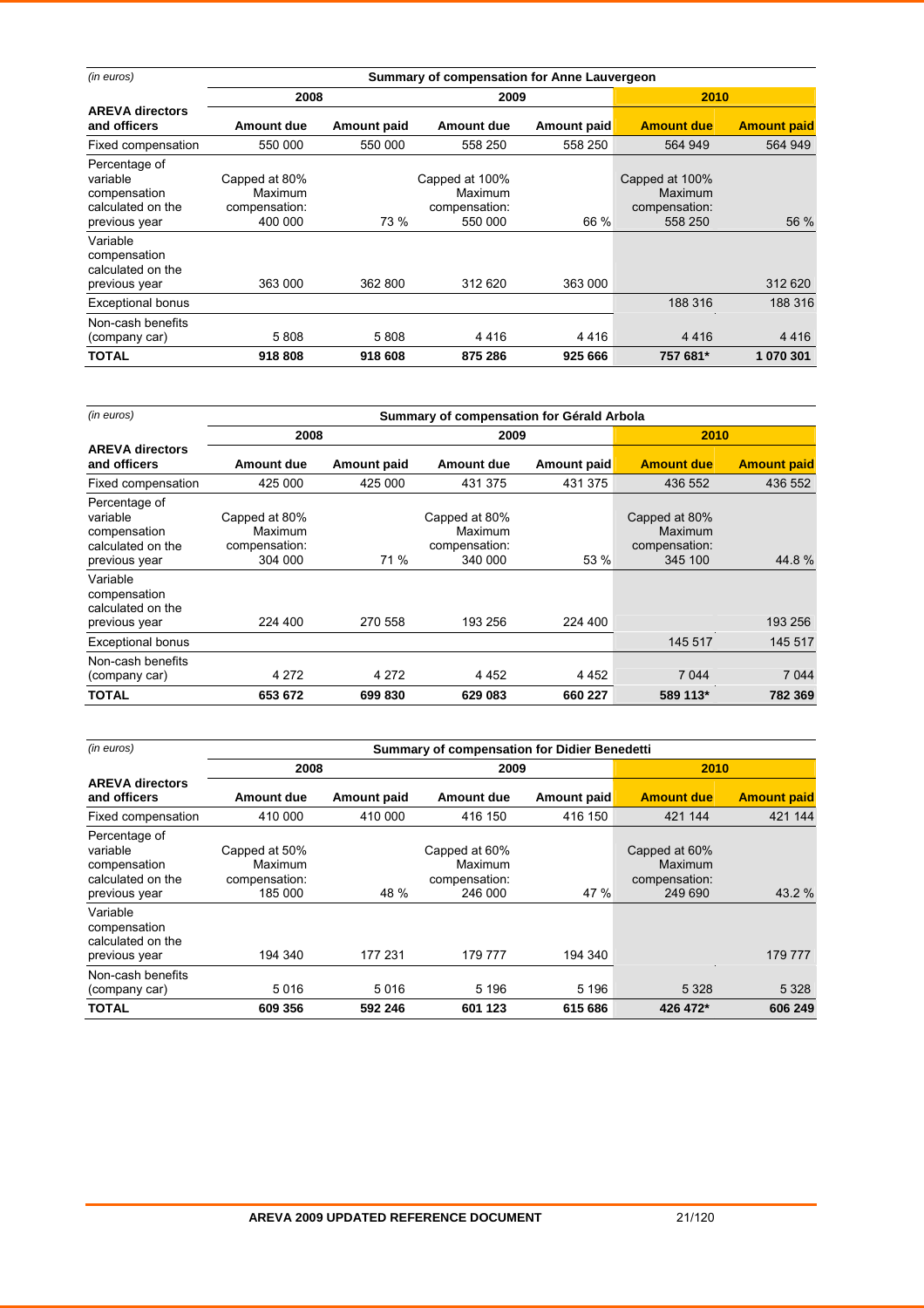| (in euros) | Summary of compensation for Anne Lauvergeon | | | | | |
|---|---|---|---|---|---|---|
| | 2008 | | 2009 | | 2010 | |
| AREVA directors and officers | Amount due | Amount paid | Amount due | Amount paid | Amount due | Amount paid |
| Fixed compensation | 550 000 | 550 000 | 558 250 | 558 250 | 564 949 | 564 949 |
| Percentage of variable compensation calculated on the previous year | Capped at 80% Maximum compensation: 400 000 | 73 % | Capped at 100% Maximum compensation: 550 000 | 66 % | Capped at 100% Maximum compensation: 558 250 | 56 % |
| Variable compensation calculated on the previous year | 363 000 | 362 800 | 312 620 | 363 000 | | 312 620 |
| Exceptional bonus | | | | | 188 316 | 188 316 |
| Non-cash benefits (company car) | 5 808 | 5 808 | 4 416 | 4 416 | 4 416 | 4 416 |
| **TOTAL** | **918 808** | **918 608** | **875 286** | **925 666** | **757 681*** | **1 070 301** |

| (in euros) | Summary of compensation for Gérald Arbola | | | | | |
|---|---|---|---|---|---|---|
| | 2008 | | 2009 | | 2010 | |
| AREVA directors and officers | Amount due | Amount paid | Amount due | Amount paid | Amount due | Amount paid |
| Fixed compensation | 425 000 | 425 000 | 431 375 | 431 375 | 436 552 | 436 552 |
| Percentage of variable compensation calculated on the previous year | Capped at 80% Maximum compensation: 304 000 | 71 % | Capped at 80% Maximum compensation: 340 000 | 53 % | Capped at 80% Maximum compensation: 345 100 | 44.8 % |
| Variable compensation calculated on the previous year | 224 400 | 270 558 | 193 256 | 224 400 | | 193 256 |
| Exceptional bonus | | | | | 145 517 | 145 517 |
| Non-cash benefits (company car) | 4 272 | 4 272 | 4 452 | 4 452 | 7 044 | 7 044 |
| **TOTAL** | **653 672** | **699 830** | **629 083** | **660 227** | **589 113*** | **782 369** |

| (in euros) | Summary of compensation for Didier Benedetti | | | | | |
|---|---|---|---|---|---|---|
| | 2008 | | 2009 | | 2010 | |
| AREVA directors and officers | Amount due | Amount paid | Amount due | Amount paid | Amount due | Amount paid |
| Fixed compensation | 410 000 | 410 000 | 416 150 | 416 150 | 421 144 | 421 144 |
| Percentage of variable compensation calculated on the previous year | Capped at 50% Maximum compensation: 185 000 | 48 % | Capped at 60% Maximum compensation: 246 000 | 47 % | Capped at 60% Maximum compensation: 249 690 | 43.2 % |
| Variable compensation calculated on the previous year | 194 340 | 177 231 | 179 777 | 194 340 | | 179 777 |
| Non-cash benefits (company car) | 5 016 | 5 016 | 5 196 | 5 196 | 5 328 | 5 328 |
| **TOTAL** | **609 356** | **592 246** | **601 123** | **615 686** | **426 472*** | **606 249** |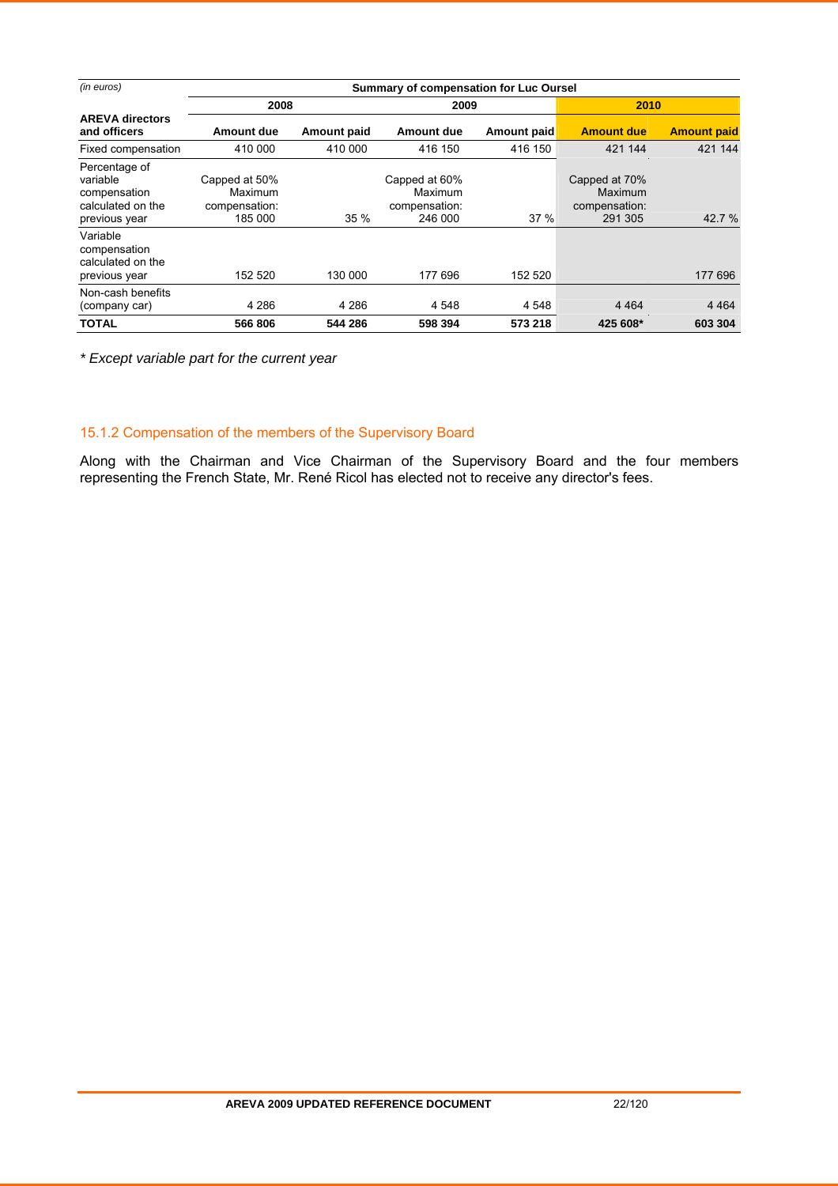| *(in euros)* | Summary of compensation for Luc Oursel | | | | | |
|---|---|---|---|---|---|---|
| | 2008 | | 2009 | | 2010 | |
| **AREVA directors and officers** | **Amount due** | **Amount paid** | **Amount due** | **Amount paid** | **Amount due** | **Amount paid** |
| Fixed compensation | 410 000 | 410 000 | 416 150 | 416 150 | 421 144 | 421 144 |
| Percentage of variable compensation calculated on the previous year | Capped at 50% Maximum compensation: 185 000 | 35 % | Capped at 60% Maximum compensation: 246 000 | 37 % | Capped at 70% Maximum compensation: 291 305 | 42.7 % |
| Variable compensation calculated on the previous year | 152 520 | 130 000 | 177 696 | 152 520 | | 177 696 |
| Non-cash benefits (company car) | 4 286 | 4 286 | 4 548 | 4 548 | 4 464 | 4 464 |
| **TOTAL** | **566 806** | **544 286** | **598 394** | **573 218** | **425 608*** | **603 304** |

*\* Except variable part for the current year*

### 15.1.2 Compensation of the members of the Supervisory Board

Along with the Chairman and Vice Chairman of the Supervisory Board and the four members representing the French State, Mr. René Ricol has elected not to receive any director's fees.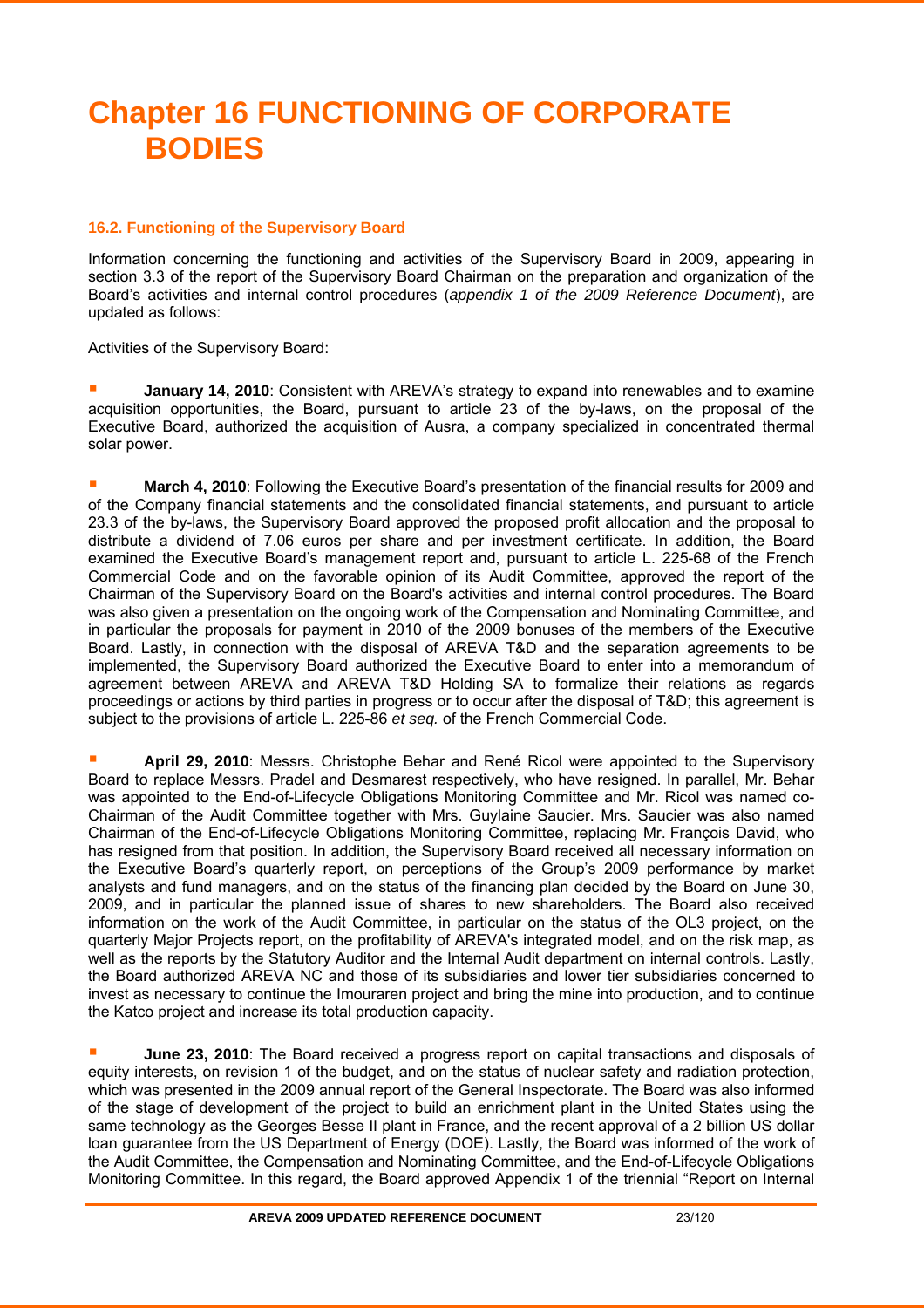# Chapter 16 FUNCTIONING OF CORPORATE BODIES

### 16.2. Functioning of the Supervisory Board

Information concerning the functioning and activities of the Supervisory Board in 2009, appearing in section 3.3 of the report of the Supervisory Board Chairman on the preparation and organization of the Board's activities and internal control procedures (*appendix 1 of the 2009 Reference Document*), are updated as follows:

Activities of the Supervisory Board:

- **January 14, 2010**: Consistent with AREVA's strategy to expand into renewables and to examine acquisition opportunities, the Board, pursuant to article 23 of the by-laws, on the proposal of the Executive Board, authorized the acquisition of Ausra, a company specialized in concentrated thermal solar power.

- **March 4, 2010**: Following the Executive Board's presentation of the financial results for 2009 and of the Company financial statements and the consolidated financial statements, and pursuant to article 23.3 of the by-laws, the Supervisory Board approved the proposed profit allocation and the proposal to distribute a dividend of 7.06 euros per share and per investment certificate. In addition, the Board examined the Executive Board's management report and, pursuant to article L. 225-68 of the French Commercial Code and on the favorable opinion of its Audit Committee, approved the report of the Chairman of the Supervisory Board on the Board's activities and internal control procedures. The Board was also given a presentation on the ongoing work of the Compensation and Nominating Committee, and in particular the proposals for payment in 2010 of the 2009 bonuses of the members of the Executive Board. Lastly, in connection with the disposal of AREVA T&D and the separation agreements to be implemented, the Supervisory Board authorized the Executive Board to enter into a memorandum of agreement between AREVA and AREVA T&D Holding SA to formalize their relations as regards proceedings or actions by third parties in progress or to occur after the disposal of T&D; this agreement is subject to the provisions of article L. 225-86 *et seq.* of the French Commercial Code.

- **April 29, 2010**: Messrs. Christophe Behar and René Ricol were appointed to the Supervisory Board to replace Messrs. Pradel and Desmarest respectively, who have resigned. In parallel, Mr. Behar was appointed to the End-of-Lifecycle Obligations Monitoring Committee and Mr. Ricol was named co-Chairman of the Audit Committee together with Mrs. Guylaine Saucier. Mrs. Saucier was also named Chairman of the End-of-Lifecycle Obligations Monitoring Committee, replacing Mr. François David, who has resigned from that position. In addition, the Supervisory Board received all necessary information on the Executive Board's quarterly report, on perceptions of the Group's 2009 performance by market analysts and fund managers, and on the status of the financing plan decided by the Board on June 30, 2009, and in particular the planned issue of shares to new shareholders. The Board also received information on the work of the Audit Committee, in particular on the status of the OL3 project, on the quarterly Major Projects report, on the profitability of AREVA's integrated model, and on the risk map, as well as the reports by the Statutory Auditor and the Internal Audit department on internal controls. Lastly, the Board authorized AREVA NC and those of its subsidiaries and lower tier subsidiaries concerned to invest as necessary to continue the Imouraren project and bring the mine into production, and to continue the Katco project and increase its total production capacity.

- **June 23, 2010**: The Board received a progress report on capital transactions and disposals of equity interests, on revision 1 of the budget, and on the status of nuclear safety and radiation protection, which was presented in the 2009 annual report of the General Inspectorate. The Board was also informed of the stage of development of the project to build an enrichment plant in the United States using the same technology as the Georges Besse II plant in France, and the recent approval of a 2 billion US dollar loan guarantee from the US Department of Energy (DOE). Lastly, the Board was informed of the work of the Audit Committee, the Compensation and Nominating Committee, and the End-of-Lifecycle Obligations Monitoring Committee. In this regard, the Board approved Appendix 1 of the triennial "Report on Internal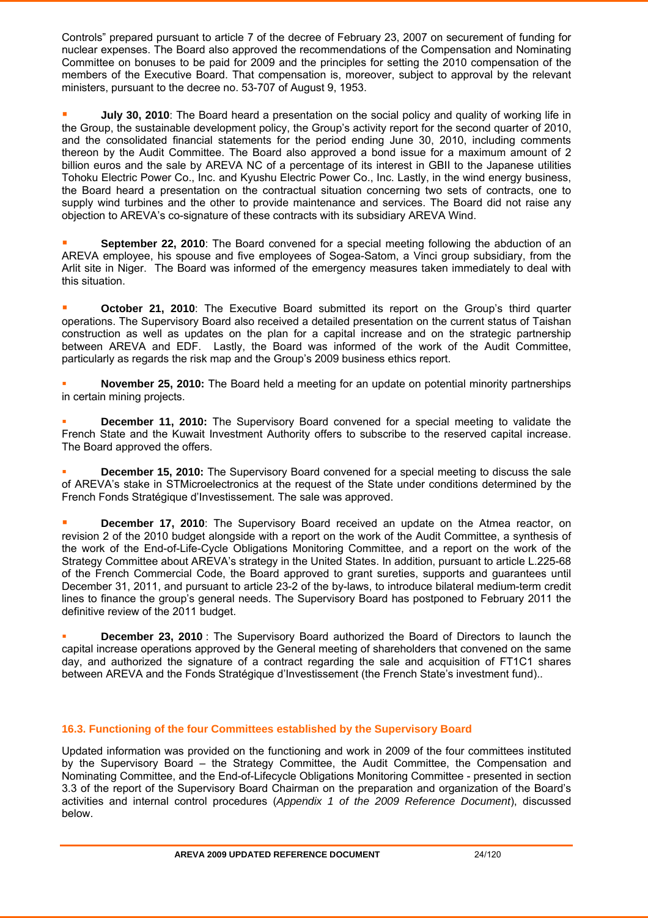Controls" prepared pursuant to article 7 of the decree of February 23, 2007 on securement of funding for nuclear expenses. The Board also approved the recommendations of the Compensation and Nominating Committee on bonuses to be paid for 2009 and the principles for setting the 2010 compensation of the members of the Executive Board. That compensation is, moreover, subject to approval by the relevant ministers, pursuant to the decree no. 53-707 of August 9, 1953.

- **July 30, 2010**: The Board heard a presentation on the social policy and quality of working life in the Group, the sustainable development policy, the Group's activity report for the second quarter of 2010, and the consolidated financial statements for the period ending June 30, 2010, including comments thereon by the Audit Committee. The Board also approved a bond issue for a maximum amount of 2 billion euros and the sale by AREVA NC of a percentage of its interest in GBII to the Japanese utilities Tohoku Electric Power Co., Inc. and Kyushu Electric Power Co., Inc. Lastly, in the wind energy business, the Board heard a presentation on the contractual situation concerning two sets of contracts, one to supply wind turbines and the other to provide maintenance and services. The Board did not raise any objection to AREVA's co-signature of these contracts with its subsidiary AREVA Wind.

- **September 22, 2010**: The Board convened for a special meeting following the abduction of an AREVA employee, his spouse and five employees of Sogea-Satom, a Vinci group subsidiary, from the Arlit site in Niger. The Board was informed of the emergency measures taken immediately to deal with this situation.

- **October 21, 2010**: The Executive Board submitted its report on the Group's third quarter operations. The Supervisory Board also received a detailed presentation on the current status of Taishan construction as well as updates on the plan for a capital increase and on the strategic partnership between AREVA and EDF. Lastly, the Board was informed of the work of the Audit Committee, particularly as regards the risk map and the Group's 2009 business ethics report.

- **November 25, 2010:** The Board held a meeting for an update on potential minority partnerships in certain mining projects.

- **December 11, 2010:** The Supervisory Board convened for a special meeting to validate the French State and the Kuwait Investment Authority offers to subscribe to the reserved capital increase. The Board approved the offers.

- **December 15, 2010:** The Supervisory Board convened for a special meeting to discuss the sale of AREVA's stake in STMicroelectronics at the request of the State under conditions determined by the French Fonds Stratégique d'Investissement. The sale was approved.

- **December 17, 2010**: The Supervisory Board received an update on the Atmea reactor, on revision 2 of the 2010 budget alongside with a report on the work of the Audit Committee, a synthesis of the work of the End-of-Life-Cycle Obligations Monitoring Committee, and a report on the work of the Strategy Committee about AREVA's strategy in the United States. In addition, pursuant to article L.225-68 of the French Commercial Code, the Board approved to grant sureties, supports and guarantees until December 31, 2011, and pursuant to article 23-2 of the by-laws, to introduce bilateral medium-term credit lines to finance the group's general needs. The Supervisory Board has postponed to February 2011 the definitive review of the 2011 budget.

- **December 23, 2010** : The Supervisory Board authorized the Board of Directors to launch the capital increase operations approved by the General meeting of shareholders that convened on the same day, and authorized the signature of a contract regarding the sale and acquisition of FT1C1 shares between AREVA and the Fonds Stratégique d'Investissement (the French State's investment fund)..

### 16.3. Functioning of the four Committees established by the Supervisory Board

Updated information was provided on the functioning and work in 2009 of the four committees instituted by the Supervisory Board – the Strategy Committee, the Audit Committee, the Compensation and Nominating Committee, and the End-of-Lifecycle Obligations Monitoring Committee - presented in section 3.3 of the report of the Supervisory Board Chairman on the preparation and organization of the Board's activities and internal control procedures (*Appendix 1 of the 2009 Reference Document*), discussed below.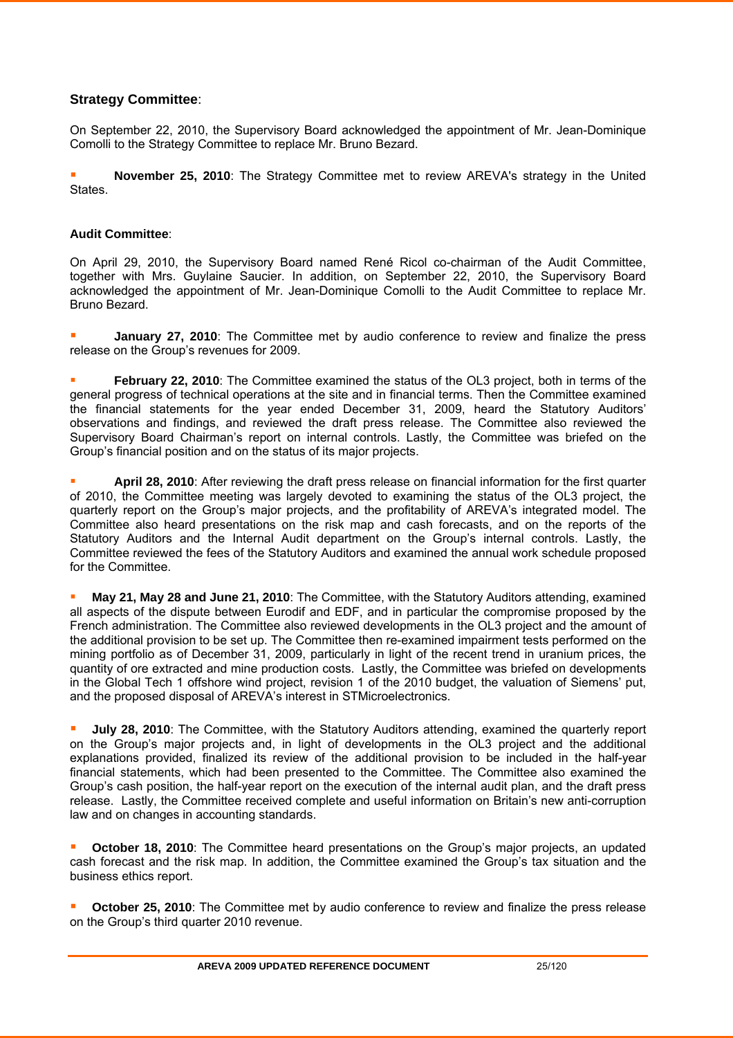**Strategy Committee**:

On September 22, 2010, the Supervisory Board acknowledged the appointment of Mr. Jean-Dominique Comolli to the Strategy Committee to replace Mr. Bruno Bezard.

- **November 25, 2010**: The Strategy Committee met to review AREVA's strategy in the United States.

**Audit Committee**:

On April 29, 2010, the Supervisory Board named René Ricol co-chairman of the Audit Committee, together with Mrs. Guylaine Saucier. In addition, on September 22, 2010, the Supervisory Board acknowledged the appointment of Mr. Jean-Dominique Comolli to the Audit Committee to replace Mr. Bruno Bezard.

- **January 27, 2010**: The Committee met by audio conference to review and finalize the press release on the Group's revenues for 2009.

- **February 22, 2010**: The Committee examined the status of the OL3 project, both in terms of the general progress of technical operations at the site and in financial terms. Then the Committee examined the financial statements for the year ended December 31, 2009, heard the Statutory Auditors' observations and findings, and reviewed the draft press release. The Committee also reviewed the Supervisory Board Chairman's report on internal controls. Lastly, the Committee was briefed on the Group's financial position and on the status of its major projects.

- **April 28, 2010**: After reviewing the draft press release on financial information for the first quarter of 2010, the Committee meeting was largely devoted to examining the status of the OL3 project, the quarterly report on the Group's major projects, and the profitability of AREVA's integrated model. The Committee also heard presentations on the risk map and cash forecasts, and on the reports of the Statutory Auditors and the Internal Audit department on the Group's internal controls. Lastly, the Committee reviewed the fees of the Statutory Auditors and examined the annual work schedule proposed for the Committee.

- **May 21, May 28 and June 21, 2010**: The Committee, with the Statutory Auditors attending, examined all aspects of the dispute between Eurodif and EDF, and in particular the compromise proposed by the French administration. The Committee also reviewed developments in the OL3 project and the amount of the additional provision to be set up. The Committee then re-examined impairment tests performed on the mining portfolio as of December 31, 2009, particularly in light of the recent trend in uranium prices, the quantity of ore extracted and mine production costs. Lastly, the Committee was briefed on developments in the Global Tech 1 offshore wind project, revision 1 of the 2010 budget, the valuation of Siemens' put, and the proposed disposal of AREVA's interest in STMicroelectronics.

- **July 28, 2010**: The Committee, with the Statutory Auditors attending, examined the quarterly report on the Group's major projects and, in light of developments in the OL3 project and the additional explanations provided, finalized its review of the additional provision to be included in the half-year financial statements, which had been presented to the Committee. The Committee also examined the Group's cash position, the half-year report on the execution of the internal audit plan, and the draft press release. Lastly, the Committee received complete and useful information on Britain's new anti-corruption law and on changes in accounting standards.

- **October 18, 2010**: The Committee heard presentations on the Group's major projects, an updated cash forecast and the risk map. In addition, the Committee examined the Group's tax situation and the business ethics report.

- **October 25, 2010**: The Committee met by audio conference to review and finalize the press release on the Group's third quarter 2010 revenue.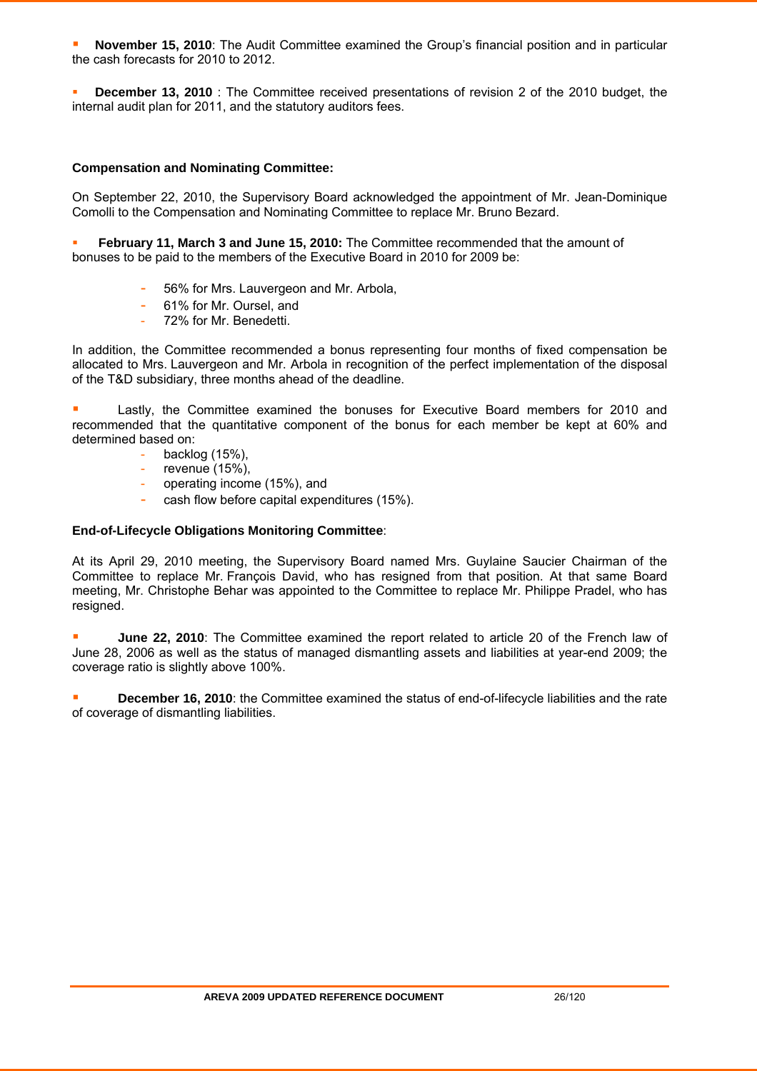- **November 15, 2010**: The Audit Committee examined the Group's financial position and in particular the cash forecasts for 2010 to 2012.

- **December 13, 2010** : The Committee received presentations of revision 2 of the 2010 budget, the internal audit plan for 2011, and the statutory auditors fees.

**Compensation and Nominating Committee:**

On September 22, 2010, the Supervisory Board acknowledged the appointment of Mr. Jean-Dominique Comolli to the Compensation and Nominating Committee to replace Mr. Bruno Bezard.

- **February 11, March 3 and June 15, 2010:** The Committee recommended that the amount of bonuses to be paid to the members of the Executive Board in 2010 for 2009 be:

  - 56% for Mrs. Lauvergeon and Mr. Arbola,
  - 61% for Mr. Oursel, and
  - 72% for Mr. Benedetti.

In addition, the Committee recommended a bonus representing four months of fixed compensation be allocated to Mrs. Lauvergeon and Mr. Arbola in recognition of the perfect implementation of the disposal of the T&D subsidiary, three months ahead of the deadline.

- Lastly, the Committee examined the bonuses for Executive Board members for 2010 and recommended that the quantitative component of the bonus for each member be kept at 60% and determined based on:

  - backlog (15%),
  - revenue (15%),
  - operating income (15%), and
  - cash flow before capital expenditures (15%).

**End-of-Lifecycle Obligations Monitoring Committee**:

At its April 29, 2010 meeting, the Supervisory Board named Mrs. Guylaine Saucier Chairman of the Committee to replace Mr. François David, who has resigned from that position. At that same Board meeting, Mr. Christophe Behar was appointed to the Committee to replace Mr. Philippe Pradel, who has resigned.

- **June 22, 2010**: The Committee examined the report related to article 20 of the French law of June 28, 2006 as well as the status of managed dismantling assets and liabilities at year-end 2009; the coverage ratio is slightly above 100%.

- **December 16, 2010**: the Committee examined the status of end-of-lifecycle liabilities and the rate of coverage of dismantling liabilities.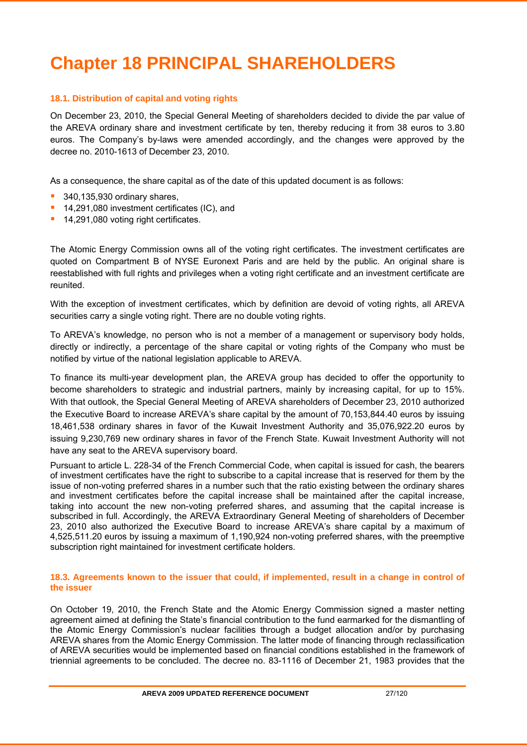# Chapter 18 PRINCIPAL SHAREHOLDERS

### 18.1. Distribution of capital and voting rights

On December 23, 2010, the Special General Meeting of shareholders decided to divide the par value of the AREVA ordinary share and investment certificate by ten, thereby reducing it from 38 euros to 3.80 euros. The Company's by-laws were amended accordingly, and the changes were approved by the decree no. 2010-1613 of December 23, 2010.

As a consequence, the share capital as of the date of this updated document is as follows:

- 340,135,930 ordinary shares,
- 14,291,080 investment certificates (IC), and
- 14,291,080 voting right certificates.

The Atomic Energy Commission owns all of the voting right certificates. The investment certificates are quoted on Compartment B of NYSE Euronext Paris and are held by the public. An original share is reestablished with full rights and privileges when a voting right certificate and an investment certificate are reunited.

With the exception of investment certificates, which by definition are devoid of voting rights, all AREVA securities carry a single voting right. There are no double voting rights.

To AREVA's knowledge, no person who is not a member of a management or supervisory body holds, directly or indirectly, a percentage of the share capital or voting rights of the Company who must be notified by virtue of the national legislation applicable to AREVA.

To finance its multi-year development plan, the AREVA group has decided to offer the opportunity to become shareholders to strategic and industrial partners, mainly by increasing capital, for up to 15%. With that outlook, the Special General Meeting of AREVA shareholders of December 23, 2010 authorized the Executive Board to increase AREVA's share capital by the amount of 70,153,844.40 euros by issuing 18,461,538 ordinary shares in favor of the Kuwait Investment Authority and 35,076,922.20 euros by issuing 9,230,769 new ordinary shares in favor of the French State. Kuwait Investment Authority will not have any seat to the AREVA supervisory board.

Pursuant to article L. 228-34 of the French Commercial Code, when capital is issued for cash, the bearers of investment certificates have the right to subscribe to a capital increase that is reserved for them by the issue of non-voting preferred shares in a number such that the ratio existing between the ordinary shares and investment certificates before the capital increase shall be maintained after the capital increase, taking into account the new non-voting preferred shares, and assuming that the capital increase is subscribed in full. Accordingly, the AREVA Extraordinary General Meeting of shareholders of December 23, 2010 also authorized the Executive Board to increase AREVA's share capital by a maximum of 4,525,511.20 euros by issuing a maximum of 1,190,924 non-voting preferred shares, with the preemptive subscription right maintained for investment certificate holders.

### 18.3. Agreements known to the issuer that could, if implemented, result in a change in control of the issuer

On October 19, 2010, the French State and the Atomic Energy Commission signed a master netting agreement aimed at defining the State's financial contribution to the fund earmarked for the dismantling of the Atomic Energy Commission's nuclear facilities through a budget allocation and/or by purchasing AREVA shares from the Atomic Energy Commission. The latter mode of financing through reclassification of AREVA securities would be implemented based on financial conditions established in the framework of triennial agreements to be concluded. The decree no. 83-1116 of December 21, 1983 provides that the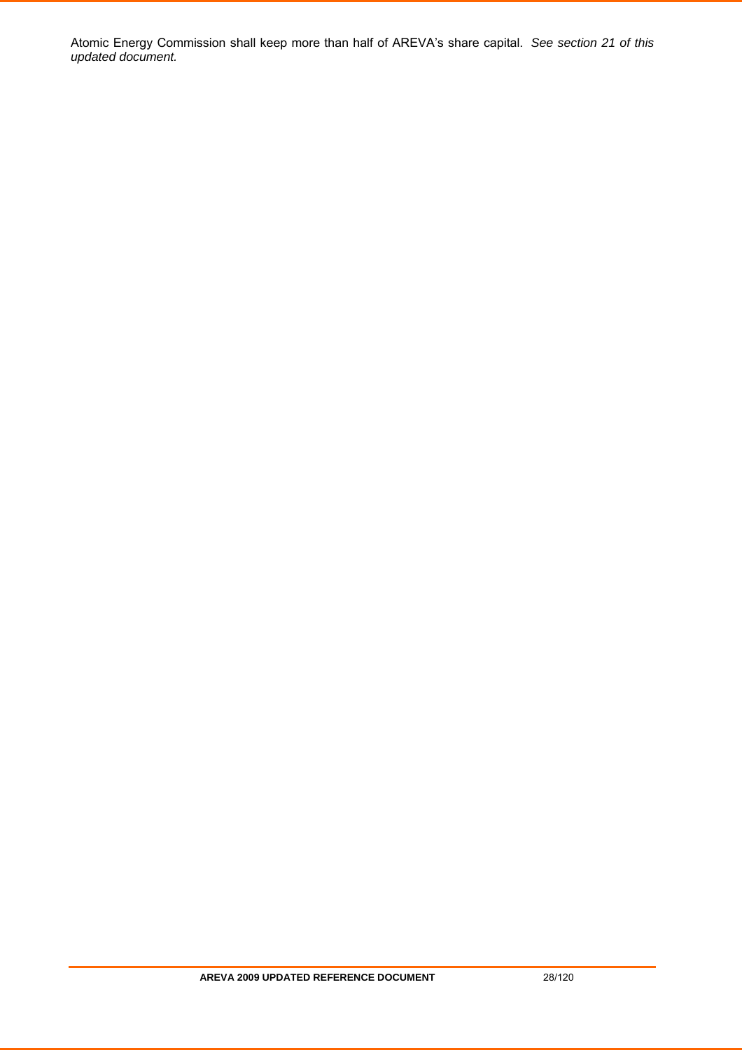Atomic Energy Commission shall keep more than half of AREVA's share capital. *See section 21 of this updated document.*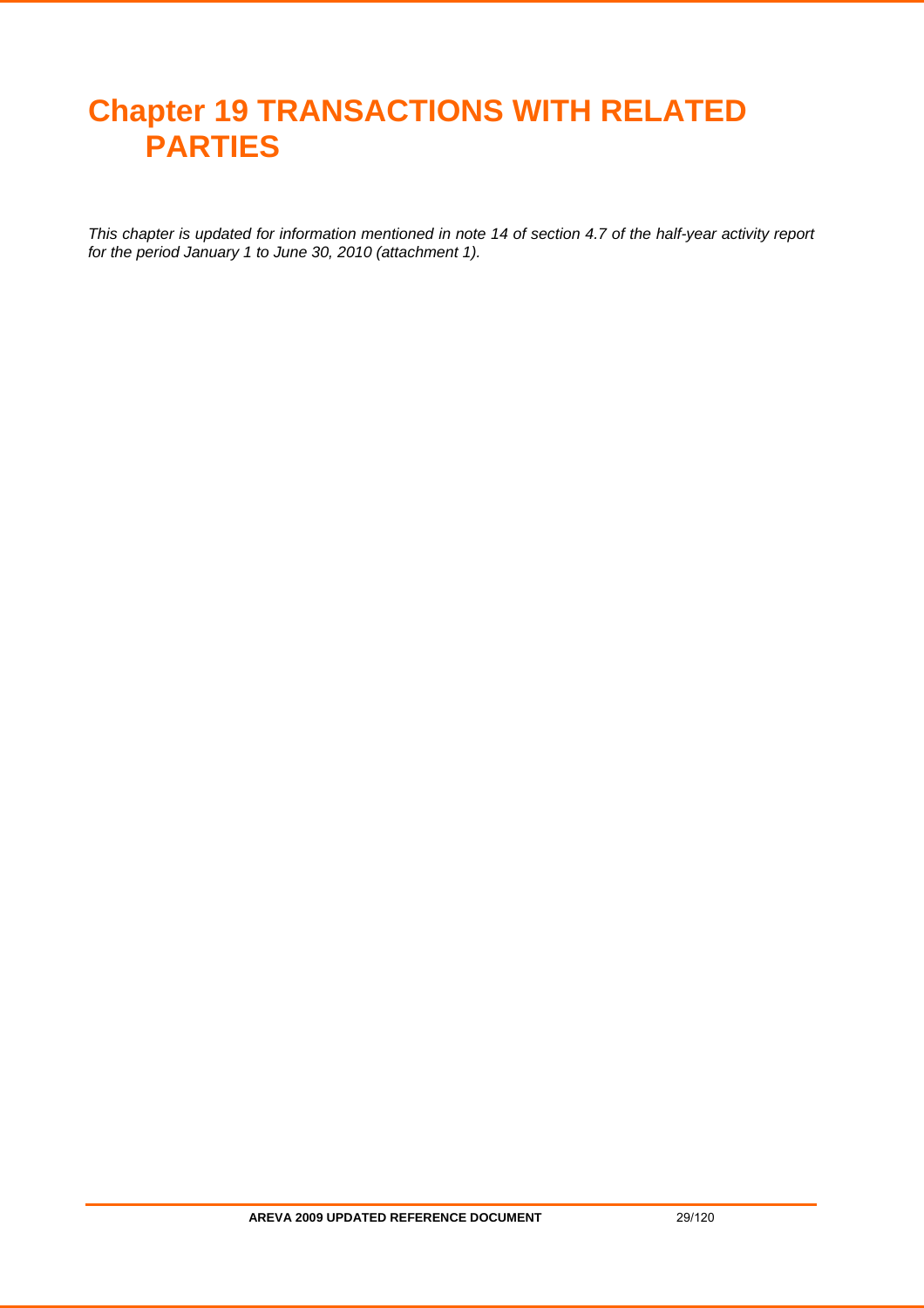# Chapter 19 TRANSACTIONS WITH RELATED PARTIES

*This chapter is updated for information mentioned in note 14 of section 4.7 of the half-year activity report for the period January 1 to June 30, 2010 (attachment 1).*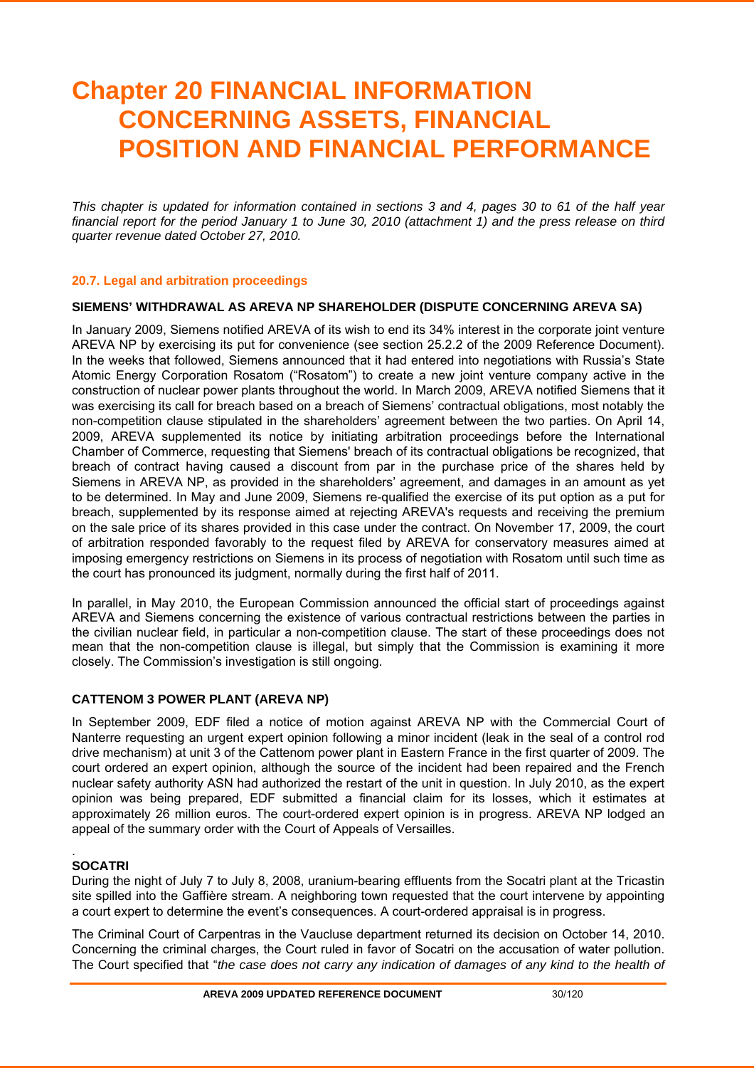# Chapter 20 FINANCIAL INFORMATION CONCERNING ASSETS, FINANCIAL POSITION AND FINANCIAL PERFORMANCE

*This chapter is updated for information contained in sections 3 and 4, pages 30 to 61 of the half year financial report for the period January 1 to June 30, 2010 (attachment 1) and the press release on third quarter revenue dated October 27, 2010.*

## 20.7. Legal and arbitration proceedings

### SIEMENS' WITHDRAWAL AS AREVA NP SHAREHOLDER (DISPUTE CONCERNING AREVA SA)

In January 2009, Siemens notified AREVA of its wish to end its 34% interest in the corporate joint venture AREVA NP by exercising its put for convenience (see section 25.2.2 of the 2009 Reference Document). In the weeks that followed, Siemens announced that it had entered into negotiations with Russia's State Atomic Energy Corporation Rosatom ("Rosatom") to create a new joint venture company active in the construction of nuclear power plants throughout the world. In March 2009, AREVA notified Siemens that it was exercising its call for breach based on a breach of Siemens' contractual obligations, most notably the non-competition clause stipulated in the shareholders' agreement between the two parties. On April 14, 2009, AREVA supplemented its notice by initiating arbitration proceedings before the International Chamber of Commerce, requesting that Siemens' breach of its contractual obligations be recognized, that breach of contract having caused a discount from par in the purchase price of the shares held by Siemens in AREVA NP, as provided in the shareholders' agreement, and damages in an amount as yet to be determined. In May and June 2009, Siemens re-qualified the exercise of its put option as a put for breach, supplemented by its response aimed at rejecting AREVA's requests and receiving the premium on the sale price of its shares provided in this case under the contract. On November 17, 2009, the court of arbitration responded favorably to the request filed by AREVA for conservatory measures aimed at imposing emergency restrictions on Siemens in its process of negotiation with Rosatom until such time as the court has pronounced its judgment, normally during the first half of 2011.

In parallel, in May 2010, the European Commission announced the official start of proceedings against AREVA and Siemens concerning the existence of various contractual restrictions between the parties in the civilian nuclear field, in particular a non-competition clause. The start of these proceedings does not mean that the non-competition clause is illegal, but simply that the Commission is examining it more closely. The Commission's investigation is still ongoing.

### CATTENOM 3 POWER PLANT (AREVA NP)

In September 2009, EDF filed a notice of motion against AREVA NP with the Commercial Court of Nanterre requesting an urgent expert opinion following a minor incident (leak in the seal of a control rod drive mechanism) at unit 3 of the Cattenom power plant in Eastern France in the first quarter of 2009. The court ordered an expert opinion, although the source of the incident had been repaired and the French nuclear safety authority ASN had authorized the restart of the unit in question. In July 2010, as the expert opinion was being prepared, EDF submitted a financial claim for its losses, which it estimates at approximately 26 million euros. The court-ordered expert opinion is in progress. AREVA NP lodged an appeal of the summary order with the Court of Appeals of Versailles.

### SOCATRI

During the night of July 7 to July 8, 2008, uranium-bearing effluents from the Socatri plant at the Tricastin site spilled into the Gaffière stream. A neighboring town requested that the court intervene by appointing a court expert to determine the event's consequences. A court-ordered appraisal is in progress.

The Criminal Court of Carpentras in the Vaucluse department returned its decision on October 14, 2010. Concerning the criminal charges, the Court ruled in favor of Socatri on the accusation of water pollution. The Court specified that "*the case does not carry any indication of damages of any kind to the health of*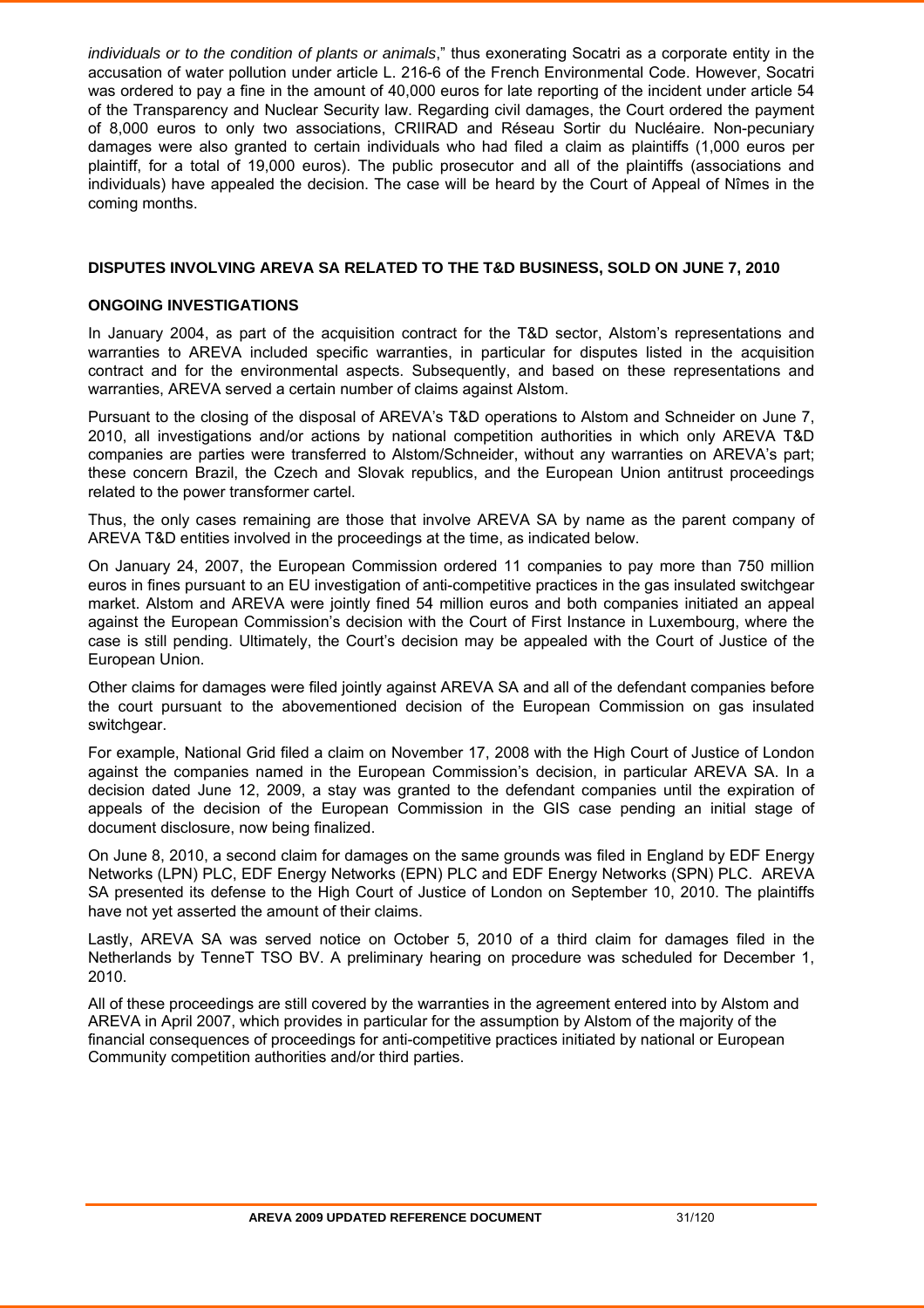*individuals or to the condition of plants or animals*," thus exonerating Socatri as a corporate entity in the accusation of water pollution under article L. 216-6 of the French Environmental Code. However, Socatri was ordered to pay a fine in the amount of 40,000 euros for late reporting of the incident under article 54 of the Transparency and Nuclear Security law. Regarding civil damages, the Court ordered the payment of 8,000 euros to only two associations, CRIIRAD and Réseau Sortir du Nucléaire. Non-pecuniary damages were also granted to certain individuals who had filed a claim as plaintiffs (1,000 euros per plaintiff, for a total of 19,000 euros). The public prosecutor and all of the plaintiffs (associations and individuals) have appealed the decision. The case will be heard by the Court of Appeal of Nîmes in the coming months.

## DISPUTES INVOLVING AREVA SA RELATED TO THE T&D BUSINESS, SOLD ON JUNE 7, 2010

### ONGOING INVESTIGATIONS

In January 2004, as part of the acquisition contract for the T&D sector, Alstom's representations and warranties to AREVA included specific warranties, in particular for disputes listed in the acquisition contract and for the environmental aspects. Subsequently, and based on these representations and warranties, AREVA served a certain number of claims against Alstom.

Pursuant to the closing of the disposal of AREVA's T&D operations to Alstom and Schneider on June 7, 2010, all investigations and/or actions by national competition authorities in which only AREVA T&D companies are parties were transferred to Alstom/Schneider, without any warranties on AREVA's part; these concern Brazil, the Czech and Slovak republics, and the European Union antitrust proceedings related to the power transformer cartel.

Thus, the only cases remaining are those that involve AREVA SA by name as the parent company of AREVA T&D entities involved in the proceedings at the time, as indicated below.

On January 24, 2007, the European Commission ordered 11 companies to pay more than 750 million euros in fines pursuant to an EU investigation of anti-competitive practices in the gas insulated switchgear market. Alstom and AREVA were jointly fined 54 million euros and both companies initiated an appeal against the European Commission's decision with the Court of First Instance in Luxembourg, where the case is still pending. Ultimately, the Court's decision may be appealed with the Court of Justice of the European Union.

Other claims for damages were filed jointly against AREVA SA and all of the defendant companies before the court pursuant to the abovementioned decision of the European Commission on gas insulated switchgear.

For example, National Grid filed a claim on November 17, 2008 with the High Court of Justice of London against the companies named in the European Commission's decision, in particular AREVA SA. In a decision dated June 12, 2009, a stay was granted to the defendant companies until the expiration of appeals of the decision of the European Commission in the GIS case pending an initial stage of document disclosure, now being finalized.

On June 8, 2010, a second claim for damages on the same grounds was filed in England by EDF Energy Networks (LPN) PLC, EDF Energy Networks (EPN) PLC and EDF Energy Networks (SPN) PLC. AREVA SA presented its defense to the High Court of Justice of London on September 10, 2010. The plaintiffs have not yet asserted the amount of their claims.

Lastly, AREVA SA was served notice on October 5, 2010 of a third claim for damages filed in the Netherlands by TenneT TSO BV. A preliminary hearing on procedure was scheduled for December 1, 2010.

All of these proceedings are still covered by the warranties in the agreement entered into by Alstom and AREVA in April 2007, which provides in particular for the assumption by Alstom of the majority of the financial consequences of proceedings for anti-competitive practices initiated by national or European Community competition authorities and/or third parties.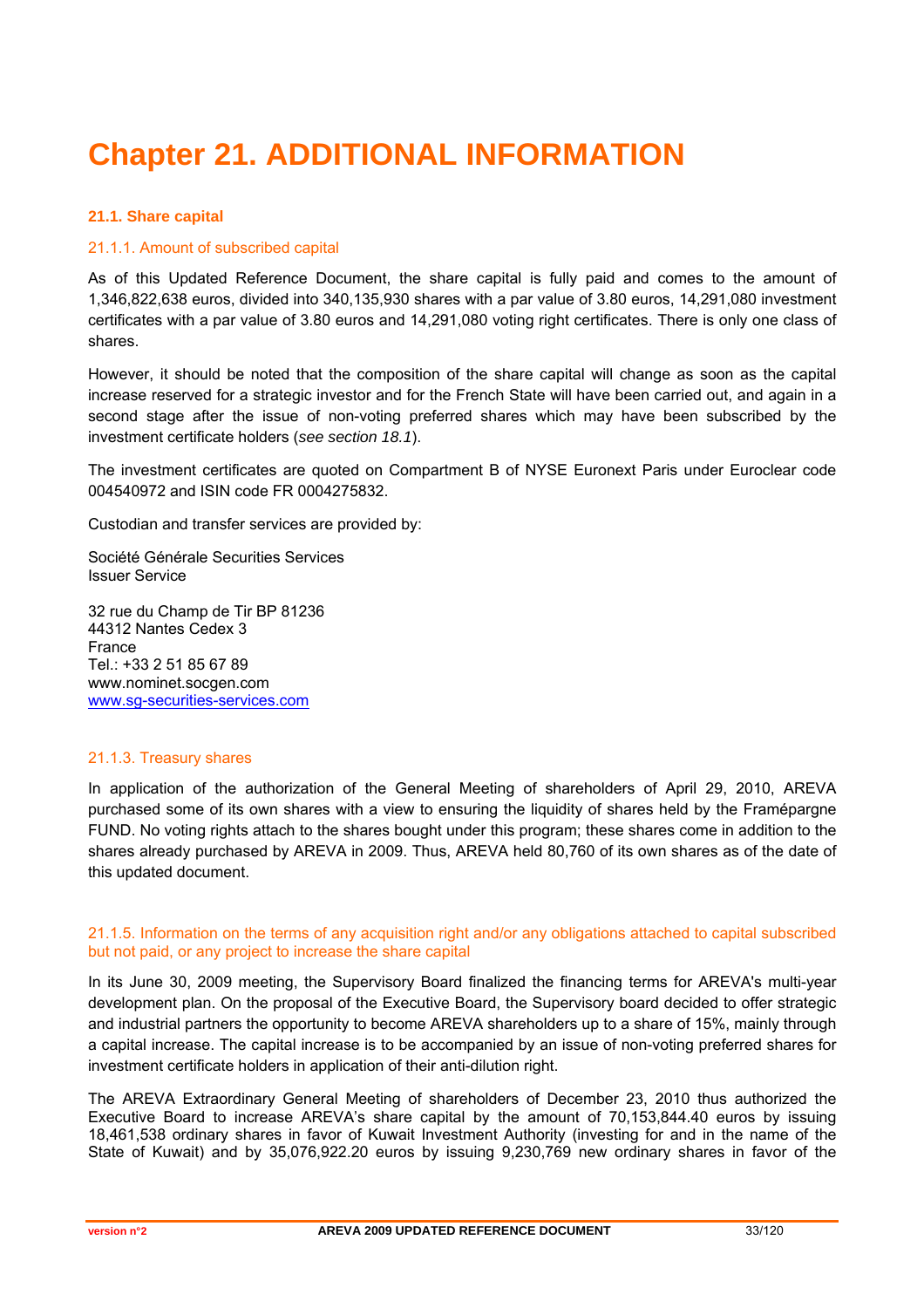# Chapter 21. ADDITIONAL INFORMATION

## 21.1. Share capital

### 21.1.1. Amount of subscribed capital

As of this Updated Reference Document, the share capital is fully paid and comes to the amount of 1,346,822,638 euros, divided into 340,135,930 shares with a par value of 3.80 euros, 14,291,080 investment certificates with a par value of 3.80 euros and 14,291,080 voting right certificates. There is only one class of shares.

However, it should be noted that the composition of the share capital will change as soon as the capital increase reserved for a strategic investor and for the French State will have been carried out, and again in a second stage after the issue of non-voting preferred shares which may have been subscribed by the investment certificate holders (*see section 18.1*).

The investment certificates are quoted on Compartment B of NYSE Euronext Paris under Euroclear code 004540972 and ISIN code FR 0004275832.

Custodian and transfer services are provided by:

Société Générale Securities Services
Issuer Service

32 rue du Champ de Tir BP 81236
44312 Nantes Cedex 3
France
Tel.: +33 2 51 85 67 89
www.nominet.socgen.com
www.sg-securities-services.com

### 21.1.3. Treasury shares

In application of the authorization of the General Meeting of shareholders of April 29, 2010, AREVA purchased some of its own shares with a view to ensuring the liquidity of shares held by the Framépargne FUND. No voting rights attach to the shares bought under this program; these shares come in addition to the shares already purchased by AREVA in 2009. Thus, AREVA held 80,760 of its own shares as of the date of this updated document.

### 21.1.5. Information on the terms of any acquisition right and/or any obligations attached to capital subscribed but not paid, or any project to increase the share capital

In its June 30, 2009 meeting, the Supervisory Board finalized the financing terms for AREVA's multi-year development plan. On the proposal of the Executive Board, the Supervisory board decided to offer strategic and industrial partners the opportunity to become AREVA shareholders up to a share of 15%, mainly through a capital increase. The capital increase is to be accompanied by an issue of non-voting preferred shares for investment certificate holders in application of their anti-dilution right.

The AREVA Extraordinary General Meeting of shareholders of December 23, 2010 thus authorized the Executive Board to increase AREVA's share capital by the amount of 70,153,844.40 euros by issuing 18,461,538 ordinary shares in favor of Kuwait Investment Authority (investing for and in the name of the State of Kuwait) and by 35,076,922.20 euros by issuing 9,230,769 new ordinary shares in favor of the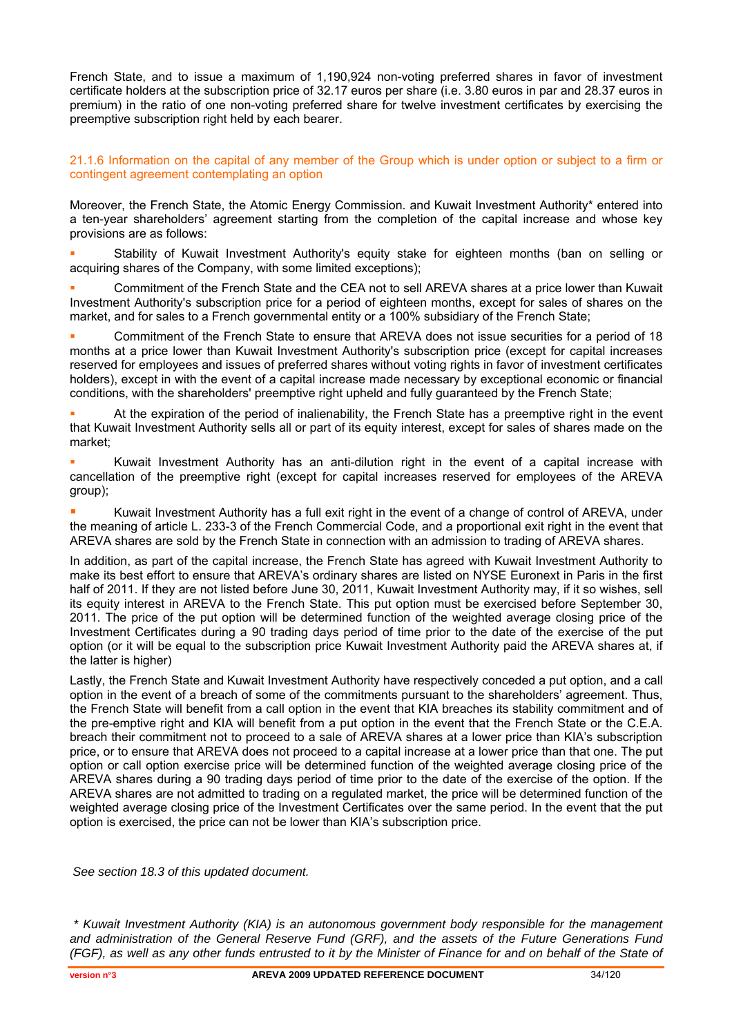French State, and to issue a maximum of 1,190,924 non-voting preferred shares in favor of investment certificate holders at the subscription price of 32.17 euros per share (i.e. 3.80 euros in par and 28.37 euros in premium) in the ratio of one non-voting preferred share for twelve investment certificates by exercising the preemptive subscription right held by each bearer.

### 21.1.6 Information on the capital of any member of the Group which is under option or subject to a firm or contingent agreement contemplating an option

Moreover, the French State, the Atomic Energy Commission. and Kuwait Investment Authority* entered into a ten-year shareholders' agreement starting from the completion of the capital increase and whose key provisions are as follows:

- Stability of Kuwait Investment Authority's equity stake for eighteen months (ban on selling or acquiring shares of the Company, with some limited exceptions);
- Commitment of the French State and the CEA not to sell AREVA shares at a price lower than Kuwait Investment Authority's subscription price for a period of eighteen months, except for sales of shares on the market, and for sales to a French governmental entity or a 100% subsidiary of the French State;
- Commitment of the French State to ensure that AREVA does not issue securities for a period of 18 months at a price lower than Kuwait Investment Authority's subscription price (except for capital increases reserved for employees and issues of preferred shares without voting rights in favor of investment certificates holders), except in with the event of a capital increase made necessary by exceptional economic or financial conditions, with the shareholders' preemptive right upheld and fully guaranteed by the French State;
- At the expiration of the period of inalienability, the French State has a preemptive right in the event that Kuwait Investment Authority sells all or part of its equity interest, except for sales of shares made on the market;
- Kuwait Investment Authority has an anti-dilution right in the event of a capital increase with cancellation of the preemptive right (except for capital increases reserved for employees of the AREVA group);
- Kuwait Investment Authority has a full exit right in the event of a change of control of AREVA, under the meaning of article L. 233-3 of the French Commercial Code, and a proportional exit right in the event that AREVA shares are sold by the French State in connection with an admission to trading of AREVA shares.

In addition, as part of the capital increase, the French State has agreed with Kuwait Investment Authority to make its best effort to ensure that AREVA's ordinary shares are listed on NYSE Euronext in Paris in the first half of 2011. If they are not listed before June 30, 2011, Kuwait Investment Authority may, if it so wishes, sell its equity interest in AREVA to the French State. This put option must be exercised before September 30, 2011. The price of the put option will be determined function of the weighted average closing price of the Investment Certificates during a 90 trading days period of time prior to the date of the exercise of the put option (or it will be equal to the subscription price Kuwait Investment Authority paid the AREVA shares at, if the latter is higher)

Lastly, the French State and Kuwait Investment Authority have respectively conceded a put option, and a call option in the event of a breach of some of the commitments pursuant to the shareholders' agreement. Thus, the French State will benefit from a call option in the event that KIA breaches its stability commitment and of the pre-emptive right and KIA will benefit from a put option in the event that the French State or the C.E.A. breach their commitment not to proceed to a sale of AREVA shares at a lower price than KIA's subscription price, or to ensure that AREVA does not proceed to a capital increase at a lower price than that one. The put option or call option exercise price will be determined function of the weighted average closing price of the AREVA shares during a 90 trading days period of time prior to the date of the exercise of the option. If the AREVA shares are not admitted to trading on a regulated market, the price will be determined function of the weighted average closing price of the Investment Certificates over the same period. In the event that the put option is exercised, the price can not be lower than KIA's subscription price.

*See section 18.3 of this updated document.*

*\* Kuwait Investment Authority (KIA) is an autonomous government body responsible for the management and administration of the General Reserve Fund (GRF), and the assets of the Future Generations Fund (FGF), as well as any other funds entrusted to it by the Minister of Finance for and on behalf of the State of*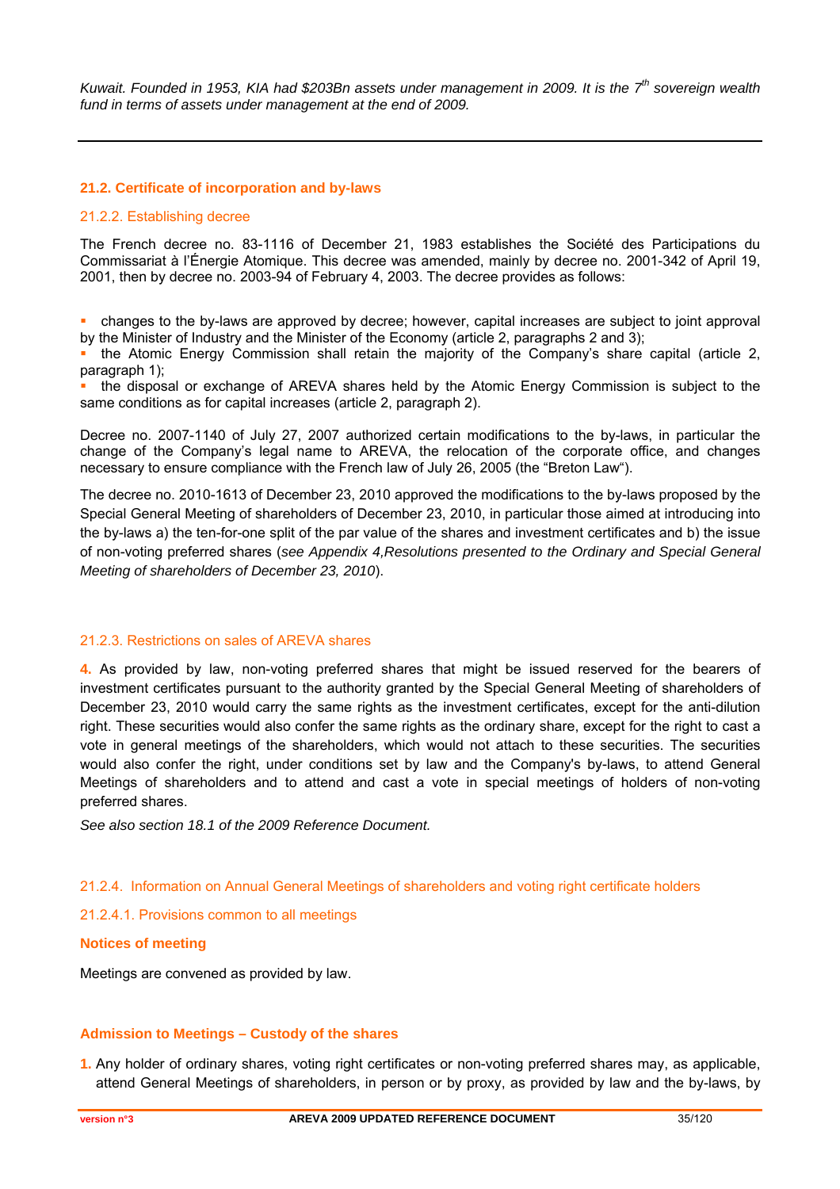*Kuwait. Founded in 1953, KIA had $203Bn assets under management in 2009. It is the 7th sovereign wealth fund in terms of assets under management at the end of 2009.*

---

## 21.2. Certificate of incorporation and by-laws

### 21.2.2. Establishing decree

The French decree no. 83-1116 of December 21, 1983 establishes the Société des Participations du Commissariat à l'Énergie Atomique. This decree was amended, mainly by decree no. 2001-342 of April 19, 2001, then by decree no. 2003-94 of February 4, 2003. The decree provides as follows:

- changes to the by-laws are approved by decree; however, capital increases are subject to joint approval by the Minister of Industry and the Minister of the Economy (article 2, paragraphs 2 and 3);
- the Atomic Energy Commission shall retain the majority of the Company's share capital (article 2, paragraph 1);
- the disposal or exchange of AREVA shares held by the Atomic Energy Commission is subject to the same conditions as for capital increases (article 2, paragraph 2).

Decree no. 2007-1140 of July 27, 2007 authorized certain modifications to the by-laws, in particular the change of the Company's legal name to AREVA, the relocation of the corporate office, and changes necessary to ensure compliance with the French law of July 26, 2005 (the "Breton Law").

The decree no. 2010-1613 of December 23, 2010 approved the modifications to the by-laws proposed by the Special General Meeting of shareholders of December 23, 2010, in particular those aimed at introducing into the by-laws a) the ten-for-one split of the par value of the shares and investment certificates and b) the issue of non-voting preferred shares (*see Appendix 4,Resolutions presented to the Ordinary and Special General Meeting of shareholders of December 23, 2010*).

### 21.2.3. Restrictions on sales of AREVA shares

**4.** As provided by law, non-voting preferred shares that might be issued reserved for the bearers of investment certificates pursuant to the authority granted by the Special General Meeting of shareholders of December 23, 2010 would carry the same rights as the investment certificates, except for the anti-dilution right. These securities would also confer the same rights as the ordinary share, except for the right to cast a vote in general meetings of the shareholders, which would not attach to these securities. The securities would also confer the right, under conditions set by law and the Company's by-laws, to attend General Meetings of shareholders and to attend and cast a vote in special meetings of holders of non-voting preferred shares.

*See also section 18.1 of the 2009 Reference Document.*

### 21.2.4. Information on Annual General Meetings of shareholders and voting right certificate holders

#### 21.2.4.1. Provisions common to all meetings

**Notices of meeting**

Meetings are convened as provided by law.

**Admission to Meetings – Custody of the shares**

1. Any holder of ordinary shares, voting right certificates or non-voting preferred shares may, as applicable, attend General Meetings of shareholders, in person or by proxy, as provided by law and the by-laws, by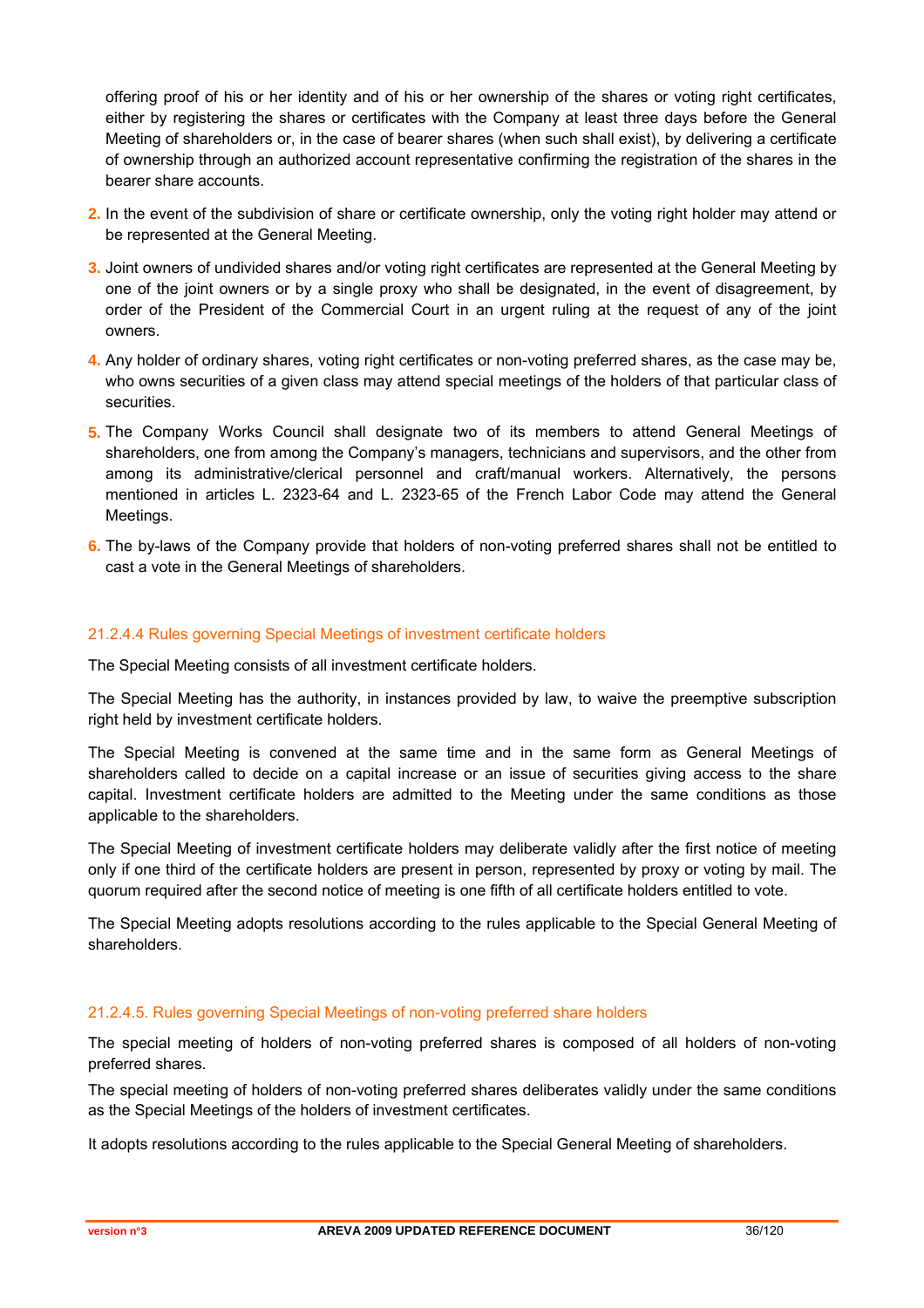offering proof of his or her identity and of his or her ownership of the shares or voting right certificates, either by registering the shares or certificates with the Company at least three days before the General Meeting of shareholders or, in the case of bearer shares (when such shall exist), by delivering a certificate of ownership through an authorized account representative confirming the registration of the shares in the bearer share accounts.

2. In the event of the subdivision of share or certificate ownership, only the voting right holder may attend or be represented at the General Meeting.

3. Joint owners of undivided shares and/or voting right certificates are represented at the General Meeting by one of the joint owners or by a single proxy who shall be designated, in the event of disagreement, by order of the President of the Commercial Court in an urgent ruling at the request of any of the joint owners.

4. Any holder of ordinary shares, voting right certificates or non-voting preferred shares, as the case may be, who owns securities of a given class may attend special meetings of the holders of that particular class of securities.

5. The Company Works Council shall designate two of its members to attend General Meetings of shareholders, one from among the Company's managers, technicians and supervisors, and the other from among its administrative/clerical personnel and craft/manual workers. Alternatively, the persons mentioned in articles L. 2323-64 and L. 2323-65 of the French Labor Code may attend the General Meetings.

6. The by-laws of the Company provide that holders of non-voting preferred shares shall not be entitled to cast a vote in the General Meetings of shareholders.

#### 21.2.4.4 Rules governing Special Meetings of investment certificate holders

The Special Meeting consists of all investment certificate holders.

The Special Meeting has the authority, in instances provided by law, to waive the preemptive subscription right held by investment certificate holders.

The Special Meeting is convened at the same time and in the same form as General Meetings of shareholders called to decide on a capital increase or an issue of securities giving access to the share capital. Investment certificate holders are admitted to the Meeting under the same conditions as those applicable to the shareholders.

The Special Meeting of investment certificate holders may deliberate validly after the first notice of meeting only if one third of the certificate holders are present in person, represented by proxy or voting by mail. The quorum required after the second notice of meeting is one fifth of all certificate holders entitled to vote.

The Special Meeting adopts resolutions according to the rules applicable to the Special General Meeting of shareholders.

#### 21.2.4.5. Rules governing Special Meetings of non-voting preferred share holders

The special meeting of holders of non-voting preferred shares is composed of all holders of non-voting preferred shares.

The special meeting of holders of non-voting preferred shares deliberates validly under the same conditions as the Special Meetings of the holders of investment certificates.

It adopts resolutions according to the rules applicable to the Special General Meeting of shareholders.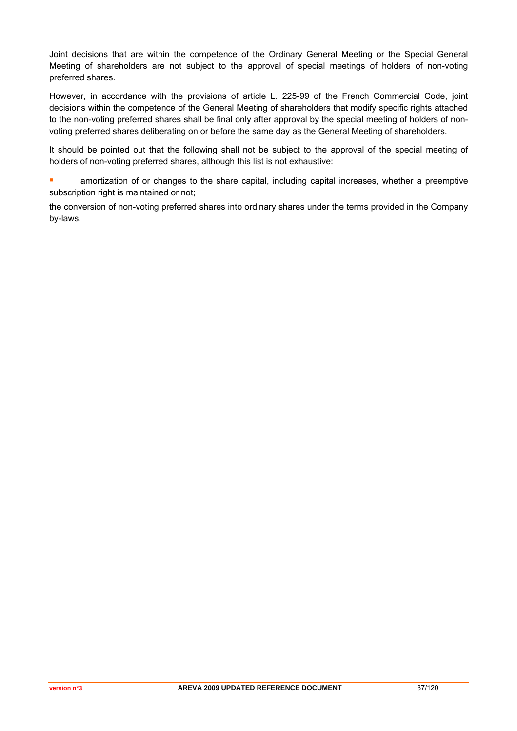Joint decisions that are within the competence of the Ordinary General Meeting or the Special General Meeting of shareholders are not subject to the approval of special meetings of holders of non-voting preferred shares.

However, in accordance with the provisions of article L. 225-99 of the French Commercial Code, joint decisions within the competence of the General Meeting of shareholders that modify specific rights attached to the non-voting preferred shares shall be final only after approval by the special meeting of holders of non-voting preferred shares deliberating on or before the same day as the General Meeting of shareholders.

It should be pointed out that the following shall not be subject to the approval of the special meeting of holders of non-voting preferred shares, although this list is not exhaustive:

- amortization of or changes to the share capital, including capital increases, whether a preemptive subscription right is maintained or not;

the conversion of non-voting preferred shares into ordinary shares under the terms provided in the Company by-laws.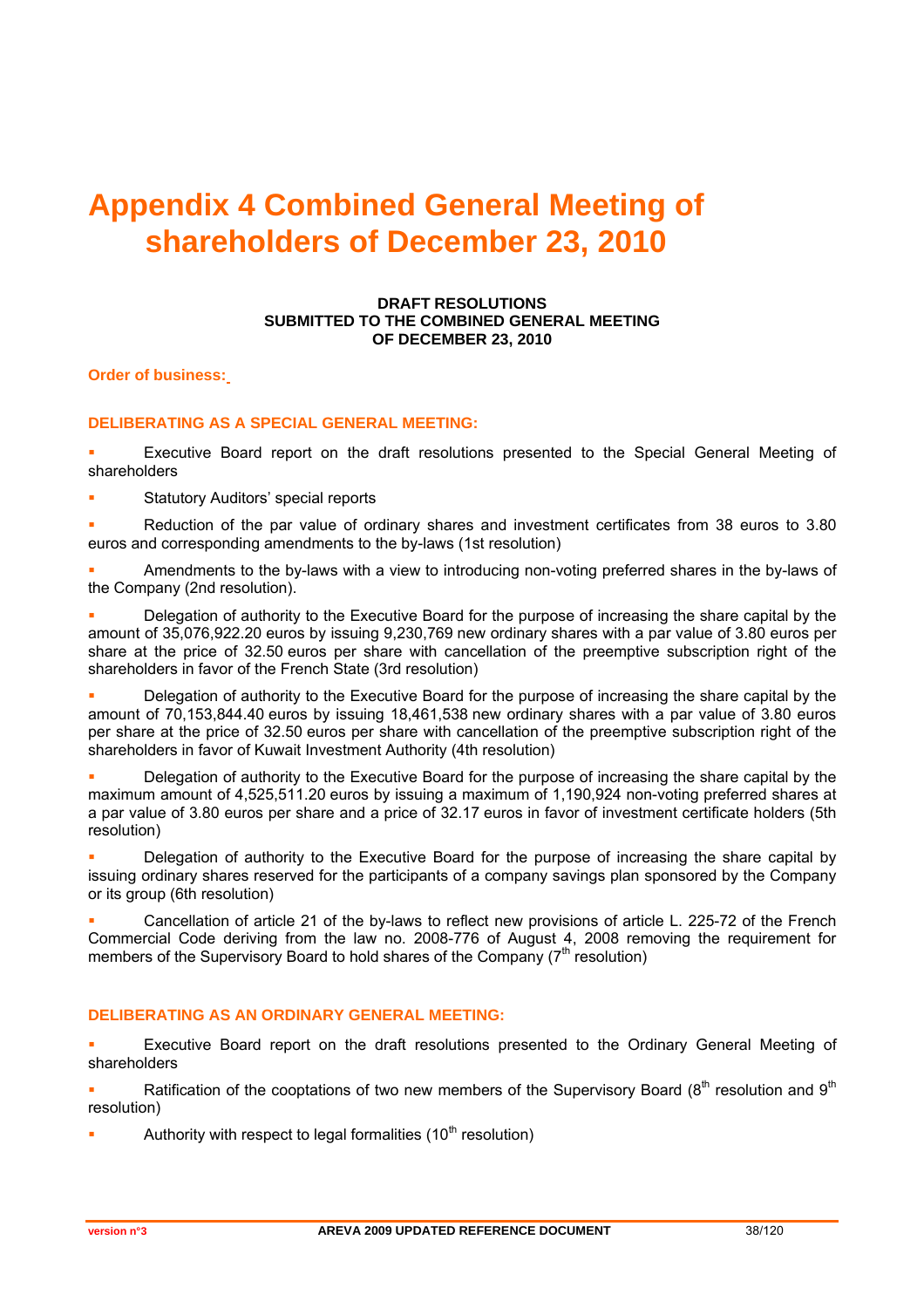# Appendix 4 Combined General Meeting of shareholders of December 23, 2010

**DRAFT RESOLUTIONS**
**SUBMITTED TO THE COMBINED GENERAL MEETING**
**OF DECEMBER 23, 2010**

**Order of business:**

### DELIBERATING AS A SPECIAL GENERAL MEETING:

- Executive Board report on the draft resolutions presented to the Special General Meeting of shareholders
- Statutory Auditors' special reports
- Reduction of the par value of ordinary shares and investment certificates from 38 euros to 3.80 euros and corresponding amendments to the by-laws (1st resolution)
- Amendments to the by-laws with a view to introducing non-voting preferred shares in the by-laws of the Company (2nd resolution).
- Delegation of authority to the Executive Board for the purpose of increasing the share capital by the amount of 35,076,922.20 euros by issuing 9,230,769 new ordinary shares with a par value of 3.80 euros per share at the price of 32.50 euros per share with cancellation of the preemptive subscription right of the shareholders in favor of the French State (3rd resolution)
- Delegation of authority to the Executive Board for the purpose of increasing the share capital by the amount of 70,153,844.40 euros by issuing 18,461,538 new ordinary shares with a par value of 3.80 euros per share at the price of 32.50 euros per share with cancellation of the preemptive subscription right of the shareholders in favor of Kuwait Investment Authority (4th resolution)
- Delegation of authority to the Executive Board for the purpose of increasing the share capital by the maximum amount of 4,525,511.20 euros by issuing a maximum of 1,190,924 non-voting preferred shares at a par value of 3.80 euros per share and a price of 32.17 euros in favor of investment certificate holders (5th resolution)
- Delegation of authority to the Executive Board for the purpose of increasing the share capital by issuing ordinary shares reserved for the participants of a company savings plan sponsored by the Company or its group (6th resolution)
- Cancellation of article 21 of the by-laws to reflect new provisions of article L. 225-72 of the French Commercial Code deriving from the law no. 2008-776 of August 4, 2008 removing the requirement for members of the Supervisory Board to hold shares of the Company (7th resolution)

### DELIBERATING AS AN ORDINARY GENERAL MEETING:

- Executive Board report on the draft resolutions presented to the Ordinary General Meeting of shareholders
- Ratification of the cooptations of two new members of the Supervisory Board (8th resolution and 9th resolution)
- Authority with respect to legal formalities (10th resolution)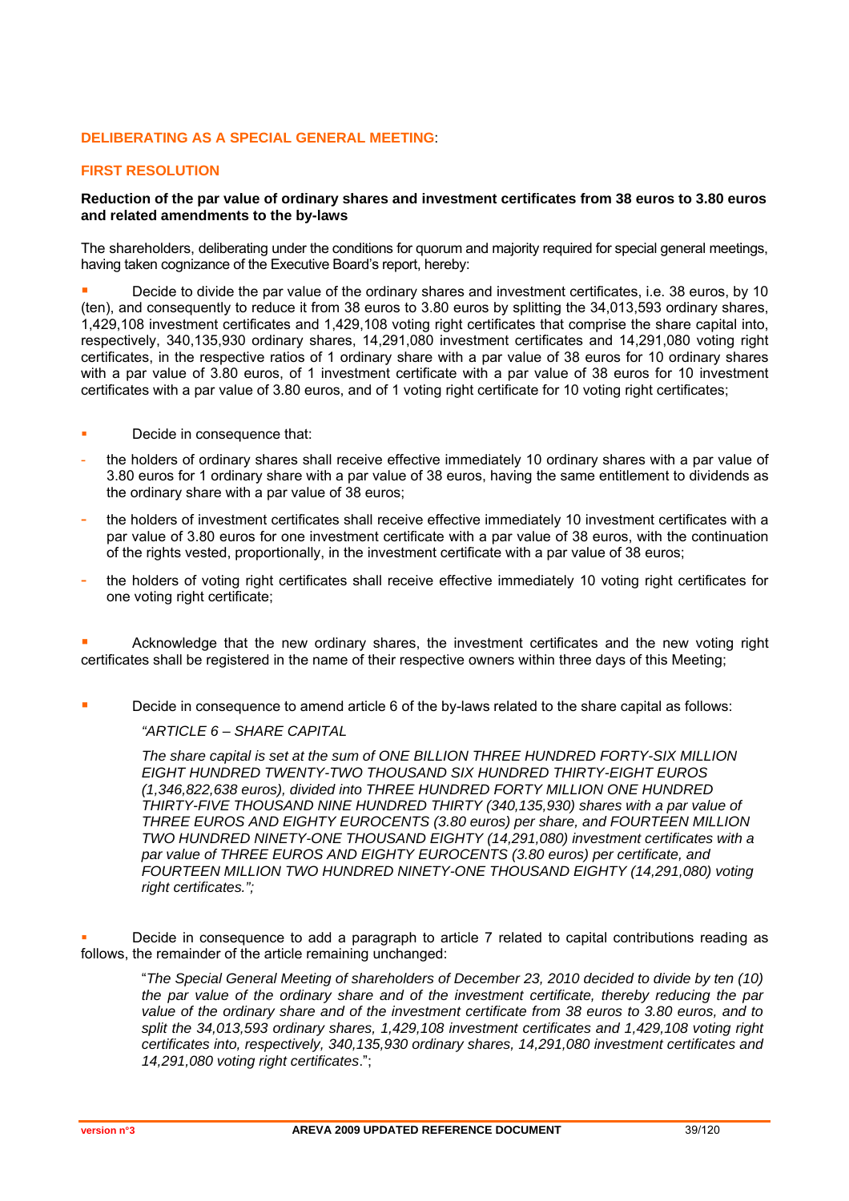**DELIBERATING AS A SPECIAL GENERAL MEETING**:

## FIRST RESOLUTION

**Reduction of the par value of ordinary shares and investment certificates from 38 euros to 3.80 euros and related amendments to the by-laws**

The shareholders, deliberating under the conditions for quorum and majority required for special general meetings, having taken cognizance of the Executive Board's report, hereby:

- Decide to divide the par value of the ordinary shares and investment certificates, i.e. 38 euros, by 10 (ten), and consequently to reduce it from 38 euros to 3.80 euros by splitting the 34,013,593 ordinary shares, 1,429,108 investment certificates and 1,429,108 voting right certificates that comprise the share capital into, respectively, 340,135,930 ordinary shares, 14,291,080 investment certificates and 14,291,080 voting right certificates, in the respective ratios of 1 ordinary share with a par value of 38 euros for 10 ordinary shares with a par value of 3.80 euros, of 1 investment certificate with a par value of 38 euros for 10 investment certificates with a par value of 3.80 euros, and of 1 voting right certificate for 10 voting right certificates;

- Decide in consequence that:
  - the holders of ordinary shares shall receive effective immediately 10 ordinary shares with a par value of 3.80 euros for 1 ordinary share with a par value of 38 euros, having the same entitlement to dividends as the ordinary share with a par value of 38 euros;
  - the holders of investment certificates shall receive effective immediately 10 investment certificates with a par value of 3.80 euros for one investment certificate with a par value of 38 euros, with the continuation of the rights vested, proportionally, in the investment certificate with a par value of 38 euros;
  - the holders of voting right certificates shall receive effective immediately 10 voting right certificates for one voting right certificate;

- Acknowledge that the new ordinary shares, the investment certificates and the new voting right certificates shall be registered in the name of their respective owners within three days of this Meeting;

- Decide in consequence to amend article 6 of the by-laws related to the share capital as follows:

  *"ARTICLE 6 – SHARE CAPITAL*

  *The share capital is set at the sum of ONE BILLION THREE HUNDRED FORTY-SIX MILLION EIGHT HUNDRED TWENTY-TWO THOUSAND SIX HUNDRED THIRTY-EIGHT EUROS (1,346,822,638 euros), divided into THREE HUNDRED FORTY MILLION ONE HUNDRED THIRTY-FIVE THOUSAND NINE HUNDRED THIRTY (340,135,930) shares with a par value of THREE EUROS AND EIGHTY EUROCENTS (3.80 euros) per share, and FOURTEEN MILLION TWO HUNDRED NINETY-ONE THOUSAND EIGHTY (14,291,080) investment certificates with a par value of THREE EUROS AND EIGHTY EUROCENTS (3.80 euros) per certificate, and FOURTEEN MILLION TWO HUNDRED NINETY-ONE THOUSAND EIGHTY (14,291,080) voting right certificates.";*

- Decide in consequence to add a paragraph to article 7 related to capital contributions reading as follows, the remainder of the article remaining unchanged:

  "*The Special General Meeting of shareholders of December 23, 2010 decided to divide by ten (10) the par value of the ordinary share and of the investment certificate, thereby reducing the par value of the ordinary share and of the investment certificate from 38 euros to 3.80 euros, and to split the 34,013,593 ordinary shares, 1,429,108 investment certificates and 1,429,108 voting right certificates into, respectively, 340,135,930 ordinary shares, 14,291,080 investment certificates and 14,291,080 voting right certificates*.";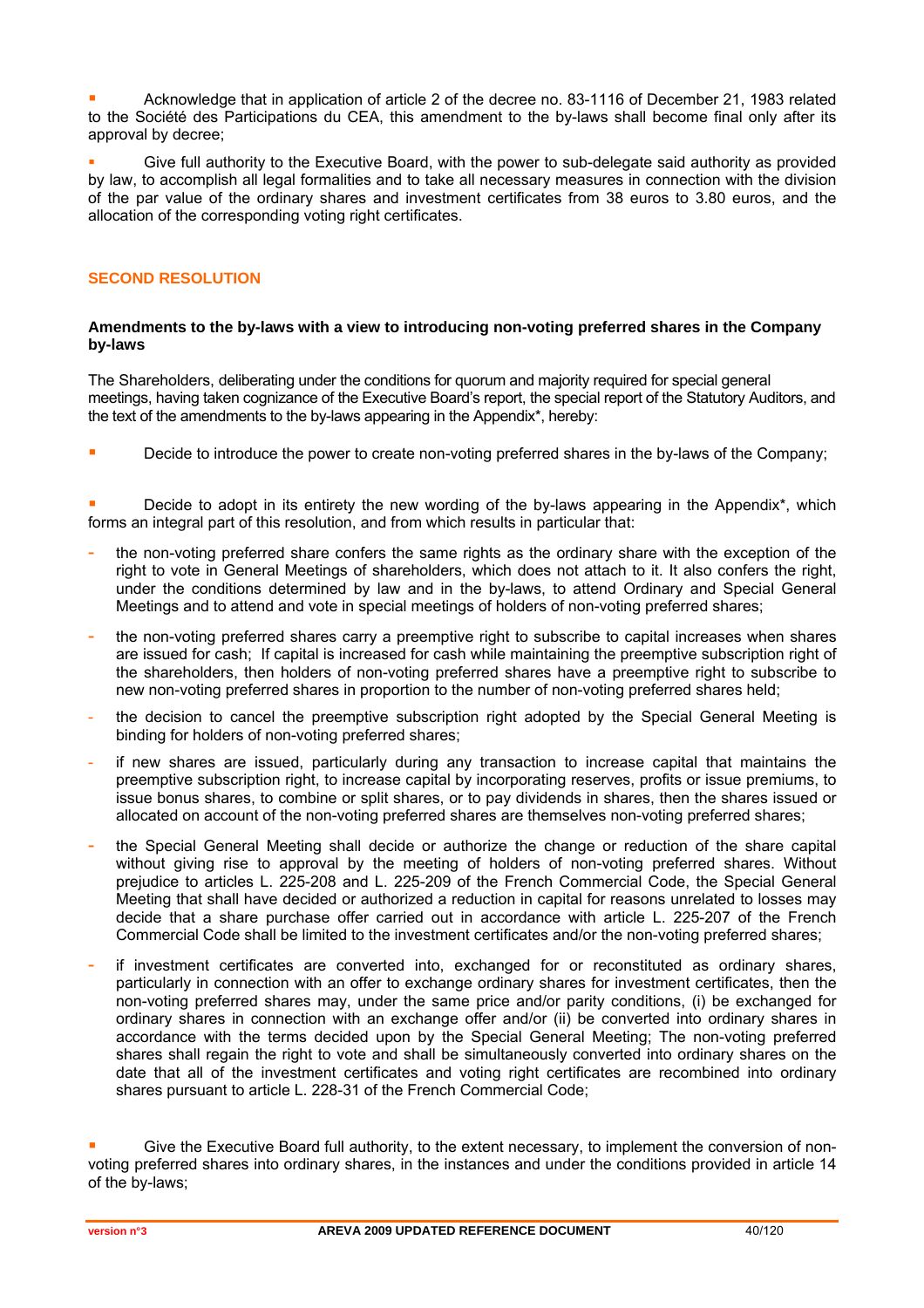- Acknowledge that in application of article 2 of the decree no. 83-1116 of December 21, 1983 related to the Société des Participations du CEA, this amendment to the by-laws shall become final only after its approval by decree;

- Give full authority to the Executive Board, with the power to sub-delegate said authority as provided by law, to accomplish all legal formalities and to take all necessary measures in connection with the division of the par value of the ordinary shares and investment certificates from 38 euros to 3.80 euros, and the allocation of the corresponding voting right certificates.

## SECOND RESOLUTION

**Amendments to the by-laws with a view to introducing non-voting preferred shares in the Company by-laws**

The Shareholders, deliberating under the conditions for quorum and majority required for special general meetings, having taken cognizance of the Executive Board's report, the special report of the Statutory Auditors, and the text of the amendments to the by-laws appearing in the Appendix*, hereby:

- Decide to introduce the power to create non-voting preferred shares in the by-laws of the Company;

- Decide to adopt in its entirety the new wording of the by-laws appearing in the Appendix*, which forms an integral part of this resolution, and from which results in particular that:
  - the non-voting preferred share confers the same rights as the ordinary share with the exception of the right to vote in General Meetings of shareholders, which does not attach to it. It also confers the right, under the conditions determined by law and in the by-laws, to attend Ordinary and Special General Meetings and to attend and vote in special meetings of holders of non-voting preferred shares;
  - the non-voting preferred shares carry a preemptive right to subscribe to capital increases when shares are issued for cash; If capital is increased for cash while maintaining the preemptive subscription right of the shareholders, then holders of non-voting preferred shares have a preemptive right to subscribe to new non-voting preferred shares in proportion to the number of non-voting preferred shares held;
  - the decision to cancel the preemptive subscription right adopted by the Special General Meeting is binding for holders of non-voting preferred shares;
  - if new shares are issued, particularly during any transaction to increase capital that maintains the preemptive subscription right, to increase capital by incorporating reserves, profits or issue premiums, to issue bonus shares, to combine or split shares, or to pay dividends in shares, then the shares issued or allocated on account of the non-voting preferred shares are themselves non-voting preferred shares;
  - the Special General Meeting shall decide or authorize the change or reduction of the share capital without giving rise to approval by the meeting of holders of non-voting preferred shares. Without prejudice to articles L. 225-208 and L. 225-209 of the French Commercial Code, the Special General Meeting that shall have decided or authorized a reduction in capital for reasons unrelated to losses may decide that a share purchase offer carried out in accordance with article L. 225-207 of the French Commercial Code shall be limited to the investment certificates and/or the non-voting preferred shares;
  - if investment certificates are converted into, exchanged for or reconstituted as ordinary shares, particularly in connection with an offer to exchange ordinary shares for investment certificates, then the non-voting preferred shares may, under the same price and/or parity conditions, (i) be exchanged for ordinary shares in connection with an exchange offer and/or (ii) be converted into ordinary shares in accordance with the terms decided upon by the Special General Meeting; The non-voting preferred shares shall regain the right to vote and shall be simultaneously converted into ordinary shares on the date that all of the investment certificates and voting right certificates are recombined into ordinary shares pursuant to article L. 228-31 of the French Commercial Code;

- Give the Executive Board full authority, to the extent necessary, to implement the conversion of non-voting preferred shares into ordinary shares, in the instances and under the conditions provided in article 14 of the by-laws;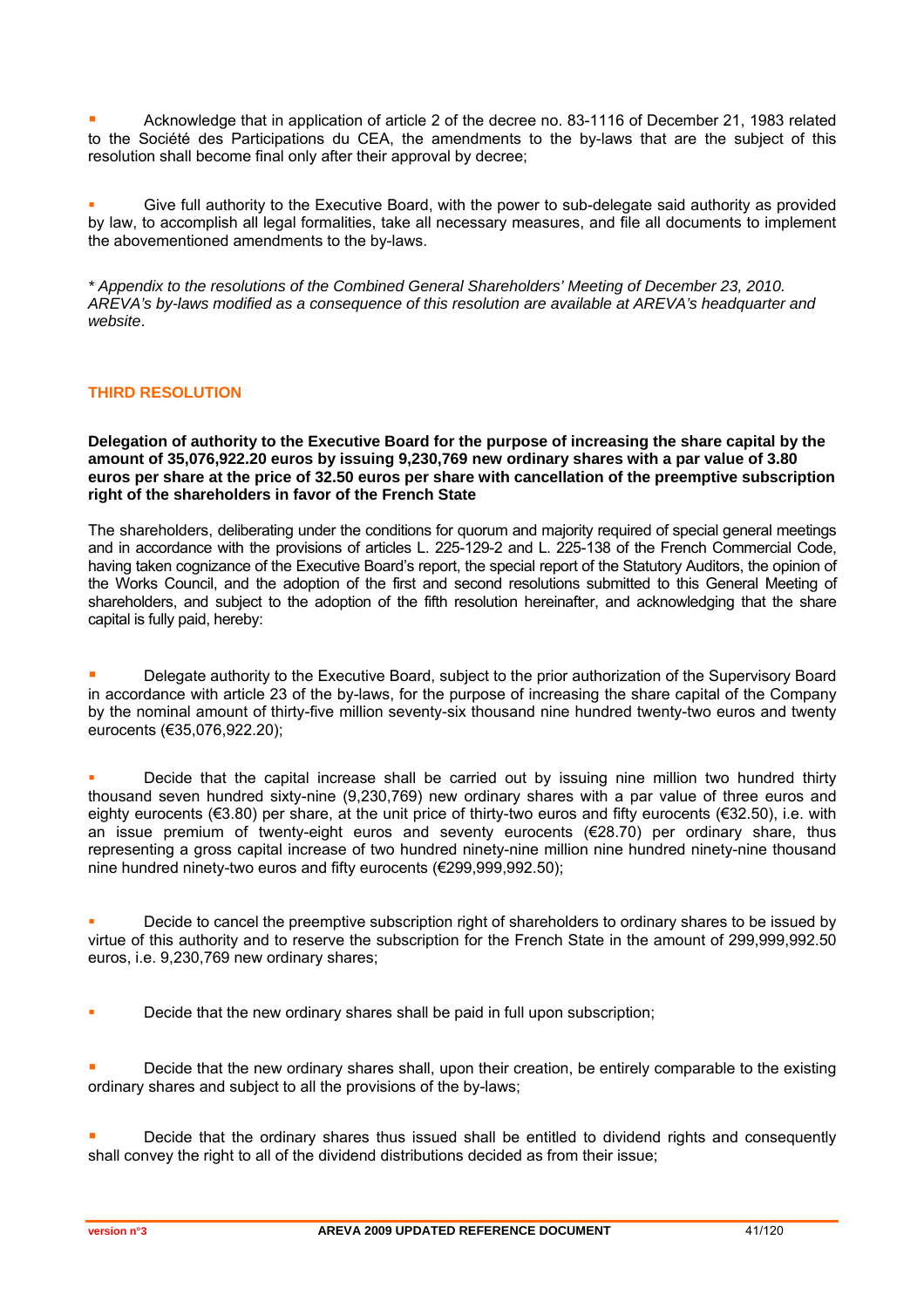- Acknowledge that in application of article 2 of the decree no. 83-1116 of December 21, 1983 related to the Société des Participations du CEA, the amendments to the by-laws that are the subject of this resolution shall become final only after their approval by decree;

- Give full authority to the Executive Board, with the power to sub-delegate said authority as provided by law, to accomplish all legal formalities, take all necessary measures, and file all documents to implement the abovementioned amendments to the by-laws.

*\* Appendix to the resolutions of the Combined General Shareholders' Meeting of December 23, 2010. AREVA's by-laws modified as a consequence of this resolution are available at AREVA's headquarter and website.*

## THIRD RESOLUTION

**Delegation of authority to the Executive Board for the purpose of increasing the share capital by the amount of 35,076,922.20 euros by issuing 9,230,769 new ordinary shares with a par value of 3.80 euros per share at the price of 32.50 euros per share with cancellation of the preemptive subscription right of the shareholders in favor of the French State**

The shareholders, deliberating under the conditions for quorum and majority required of special general meetings and in accordance with the provisions of articles L. 225-129-2 and L. 225-138 of the French Commercial Code, having taken cognizance of the Executive Board's report, the special report of the Statutory Auditors, the opinion of the Works Council, and the adoption of the first and second resolutions submitted to this General Meeting of shareholders, and subject to the adoption of the fifth resolution hereinafter, and acknowledging that the share capital is fully paid, hereby:

- Delegate authority to the Executive Board, subject to the prior authorization of the Supervisory Board in accordance with article 23 of the by-laws, for the purpose of increasing the share capital of the Company by the nominal amount of thirty-five million seventy-six thousand nine hundred twenty-two euros and twenty eurocents (€35,076,922.20);

- Decide that the capital increase shall be carried out by issuing nine million two hundred thirty thousand seven hundred sixty-nine (9,230,769) new ordinary shares with a par value of three euros and eighty eurocents (€3.80) per share, at the unit price of thirty-two euros and fifty eurocents (€32.50), i.e. with an issue premium of twenty-eight euros and seventy eurocents (€28.70) per ordinary share, thus representing a gross capital increase of two hundred ninety-nine million nine hundred ninety-nine thousand nine hundred ninety-two euros and fifty eurocents (€299,999,992.50);

- Decide to cancel the preemptive subscription right of shareholders to ordinary shares to be issued by virtue of this authority and to reserve the subscription for the French State in the amount of 299,999,992.50 euros, i.e. 9,230,769 new ordinary shares;

- Decide that the new ordinary shares shall be paid in full upon subscription;

- Decide that the new ordinary shares shall, upon their creation, be entirely comparable to the existing ordinary shares and subject to all the provisions of the by-laws;

- Decide that the ordinary shares thus issued shall be entitled to dividend rights and consequently shall convey the right to all of the dividend distributions decided as from their issue;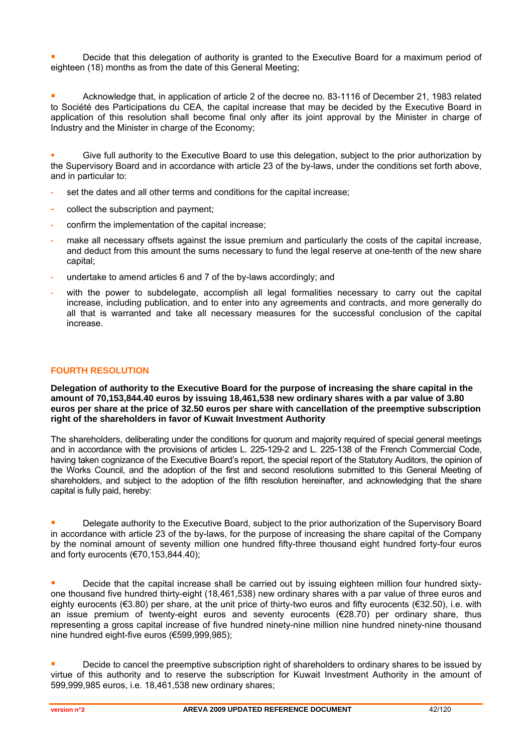- Decide that this delegation of authority is granted to the Executive Board for a maximum period of eighteen (18) months as from the date of this General Meeting;

- Acknowledge that, in application of article 2 of the decree no. 83-1116 of December 21, 1983 related to Société des Participations du CEA, the capital increase that may be decided by the Executive Board in application of this resolution shall become final only after its joint approval by the Minister in charge of Industry and the Minister in charge of the Economy;

- Give full authority to the Executive Board to use this delegation, subject to the prior authorization by the Supervisory Board and in accordance with article 23 of the by-laws, under the conditions set forth above, and in particular to:
  - set the dates and all other terms and conditions for the capital increase;
  - collect the subscription and payment;
  - confirm the implementation of the capital increase;
  - make all necessary offsets against the issue premium and particularly the costs of the capital increase, and deduct from this amount the sums necessary to fund the legal reserve at one-tenth of the new share capital;
  - undertake to amend articles 6 and 7 of the by-laws accordingly; and
  - with the power to subdelegate, accomplish all legal formalities necessary to carry out the capital increase, including publication, and to enter into any agreements and contracts, and more generally do all that is warranted and take all necessary measures for the successful conclusion of the capital increase.

## FOURTH RESOLUTION

**Delegation of authority to the Executive Board for the purpose of increasing the share capital in the amount of 70,153,844.40 euros by issuing 18,461,538 new ordinary shares with a par value of 3.80 euros per share at the price of 32.50 euros per share with cancellation of the preemptive subscription right of the shareholders in favor of Kuwait Investment Authority**

The shareholders, deliberating under the conditions for quorum and majority required of special general meetings and in accordance with the provisions of articles L. 225-129-2 and L. 225-138 of the French Commercial Code, having taken cognizance of the Executive Board's report, the special report of the Statutory Auditors, the opinion of the Works Council, and the adoption of the first and second resolutions submitted to this General Meeting of shareholders, and subject to the adoption of the fifth resolution hereinafter, and acknowledging that the share capital is fully paid, hereby:

- Delegate authority to the Executive Board, subject to the prior authorization of the Supervisory Board in accordance with article 23 of the by-laws, for the purpose of increasing the share capital of the Company by the nominal amount of seventy million one hundred fifty-three thousand eight hundred forty-four euros and forty eurocents (€70,153,844.40);

- Decide that the capital increase shall be carried out by issuing eighteen million four hundred sixty-one thousand five hundred thirty-eight (18,461,538) new ordinary shares with a par value of three euros and eighty eurocents (€3.80) per share, at the unit price of thirty-two euros and fifty eurocents (€32.50), i.e. with an issue premium of twenty-eight euros and seventy eurocents (€28.70) per ordinary share, thus representing a gross capital increase of five hundred ninety-nine million nine hundred ninety-nine thousand nine hundred eight-five euros (€599,999,985);

- Decide to cancel the preemptive subscription right of shareholders to ordinary shares to be issued by virtue of this authority and to reserve the subscription for Kuwait Investment Authority in the amount of 599,999,985 euros, i.e. 18,461,538 new ordinary shares;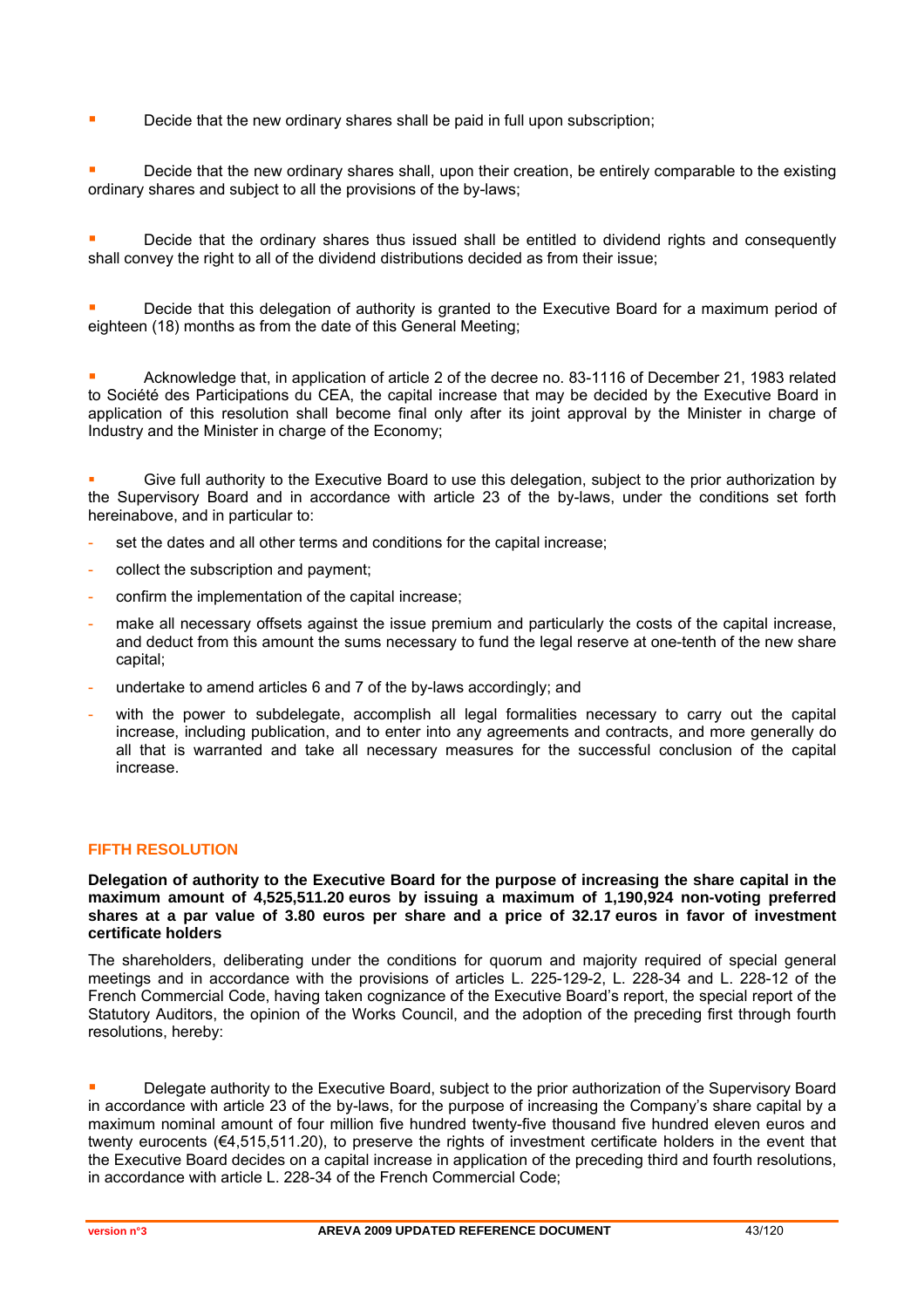- Decide that the new ordinary shares shall be paid in full upon subscription;

- Decide that the new ordinary shares shall, upon their creation, be entirely comparable to the existing ordinary shares and subject to all the provisions of the by-laws;

- Decide that the ordinary shares thus issued shall be entitled to dividend rights and consequently shall convey the right to all of the dividend distributions decided as from their issue;

- Decide that this delegation of authority is granted to the Executive Board for a maximum period of eighteen (18) months as from the date of this General Meeting;

- Acknowledge that, in application of article 2 of the decree no. 83-1116 of December 21, 1983 related to Société des Participations du CEA, the capital increase that may be decided by the Executive Board in application of this resolution shall become final only after its joint approval by the Minister in charge of Industry and the Minister in charge of the Economy;

- Give full authority to the Executive Board to use this delegation, subject to the prior authorization by the Supervisory Board and in accordance with article 23 of the by-laws, under the conditions set forth hereinabove, and in particular to:
  - set the dates and all other terms and conditions for the capital increase;
  - collect the subscription and payment;
  - confirm the implementation of the capital increase;
  - make all necessary offsets against the issue premium and particularly the costs of the capital increase, and deduct from this amount the sums necessary to fund the legal reserve at one-tenth of the new share capital;
  - undertake to amend articles 6 and 7 of the by-laws accordingly; and
  - with the power to subdelegate, accomplish all legal formalities necessary to carry out the capital increase, including publication, and to enter into any agreements and contracts, and more generally do all that is warranted and take all necessary measures for the successful conclusion of the capital increase.

## FIFTH RESOLUTION

**Delegation of authority to the Executive Board for the purpose of increasing the share capital in the maximum amount of 4,525,511.20 euros by issuing a maximum of 1,190,924 non-voting preferred shares at a par value of 3.80 euros per share and a price of 32.17 euros in favor of investment certificate holders**

The shareholders, deliberating under the conditions for quorum and majority required of special general meetings and in accordance with the provisions of articles L. 225-129-2, L. 228-34 and L. 228-12 of the French Commercial Code, having taken cognizance of the Executive Board's report, the special report of the Statutory Auditors, the opinion of the Works Council, and the adoption of the preceding first through fourth resolutions, hereby:

- Delegate authority to the Executive Board, subject to the prior authorization of the Supervisory Board in accordance with article 23 of the by-laws, for the purpose of increasing the Company's share capital by a maximum nominal amount of four million five hundred twenty-five thousand five hundred eleven euros and twenty eurocents (€4,515,511.20), to preserve the rights of investment certificate holders in the event that the Executive Board decides on a capital increase in application of the preceding third and fourth resolutions, in accordance with article L. 228-34 of the French Commercial Code;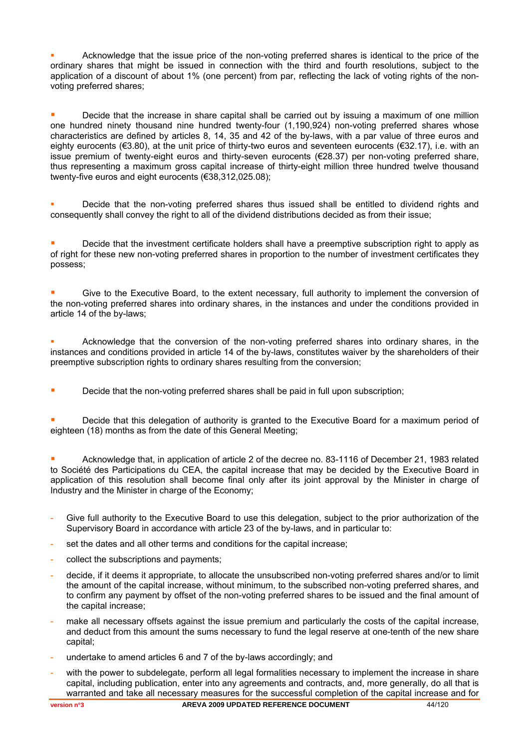- Acknowledge that the issue price of the non-voting preferred shares is identical to the price of the ordinary shares that might be issued in connection with the third and fourth resolutions, subject to the application of a discount of about 1% (one percent) from par, reflecting the lack of voting rights of the non-voting preferred shares;

- Decide that the increase in share capital shall be carried out by issuing a maximum of one million one hundred ninety thousand nine hundred twenty-four (1,190,924) non-voting preferred shares whose characteristics are defined by articles 8, 14, 35 and 42 of the by-laws, with a par value of three euros and eighty eurocents (€3.80), at the unit price of thirty-two euros and seventeen eurocents (€32.17), i.e. with an issue premium of twenty-eight euros and thirty-seven eurocents (€28.37) per non-voting preferred share, thus representing a maximum gross capital increase of thirty-eight million three hundred twelve thousand twenty-five euros and eight eurocents (€38,312,025.08);

- Decide that the non-voting preferred shares thus issued shall be entitled to dividend rights and consequently shall convey the right to all of the dividend distributions decided as from their issue;

- Decide that the investment certificate holders shall have a preemptive subscription right to apply as of right for these new non-voting preferred shares in proportion to the number of investment certificates they possess;

- Give to the Executive Board, to the extent necessary, full authority to implement the conversion of the non-voting preferred shares into ordinary shares, in the instances and under the conditions provided in article 14 of the by-laws;

- Acknowledge that the conversion of the non-voting preferred shares into ordinary shares, in the instances and conditions provided in article 14 of the by-laws, constitutes waiver by the shareholders of their preemptive subscription rights to ordinary shares resulting from the conversion;

- Decide that the non-voting preferred shares shall be paid in full upon subscription;

- Decide that this delegation of authority is granted to the Executive Board for a maximum period of eighteen (18) months as from the date of this General Meeting;

- Acknowledge that, in application of article 2 of the decree no. 83-1116 of December 21, 1983 related to Société des Participations du CEA, the capital increase that may be decided by the Executive Board in application of this resolution shall become final only after its joint approval by the Minister in charge of Industry and the Minister in charge of the Economy;

- Give full authority to the Executive Board to use this delegation, subject to the prior authorization of the Supervisory Board in accordance with article 23 of the by-laws, and in particular to:
- set the dates and all other terms and conditions for the capital increase;
- collect the subscriptions and payments;
- decide, if it deems it appropriate, to allocate the unsubscribed non-voting preferred shares and/or to limit the amount of the capital increase, without minimum, to the subscribed non-voting preferred shares, and to confirm any payment by offset of the non-voting preferred shares to be issued and the final amount of the capital increase;
- make all necessary offsets against the issue premium and particularly the costs of the capital increase, and deduct from this amount the sums necessary to fund the legal reserve at one-tenth of the new share capital;
- undertake to amend articles 6 and 7 of the by-laws accordingly; and
- with the power to subdelegate, perform all legal formalities necessary to implement the increase in share capital, including publication, enter into any agreements and contracts, and, more generally, do all that is warranted and take all necessary measures for the successful completion of the capital increase and for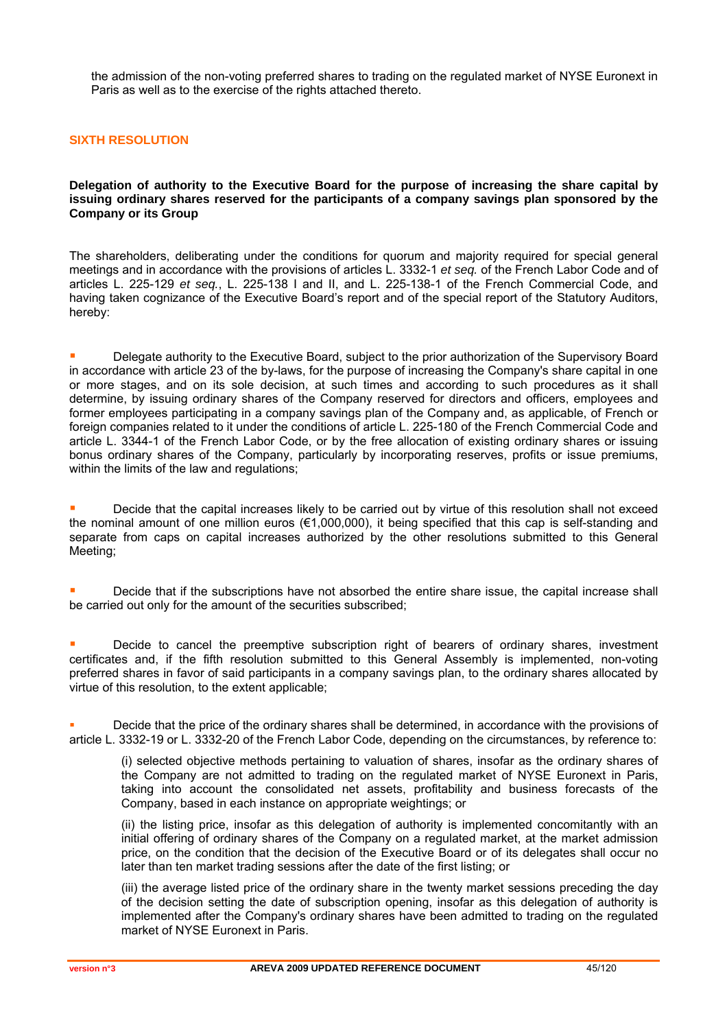the admission of the non-voting preferred shares to trading on the regulated market of NYSE Euronext in Paris as well as to the exercise of the rights attached thereto.

## SIXTH RESOLUTION

**Delegation of authority to the Executive Board for the purpose of increasing the share capital by issuing ordinary shares reserved for the participants of a company savings plan sponsored by the Company or its Group**

The shareholders, deliberating under the conditions for quorum and majority required for special general meetings and in accordance with the provisions of articles L. 3332-1 *et seq.* of the French Labor Code and of articles L. 225-129 *et seq.*, L. 225-138 I and II, and L. 225-138-1 of the French Commercial Code, and having taken cognizance of the Executive Board's report and of the special report of the Statutory Auditors, hereby:

- Delegate authority to the Executive Board, subject to the prior authorization of the Supervisory Board in accordance with article 23 of the by-laws, for the purpose of increasing the Company's share capital in one or more stages, and on its sole decision, at such times and according to such procedures as it shall determine, by issuing ordinary shares of the Company reserved for directors and officers, employees and former employees participating in a company savings plan of the Company and, as applicable, of French or foreign companies related to it under the conditions of article L. 225-180 of the French Commercial Code and article L. 3344-1 of the French Labor Code, or by the free allocation of existing ordinary shares or issuing bonus ordinary shares of the Company, particularly by incorporating reserves, profits or issue premiums, within the limits of the law and regulations;

- Decide that the capital increases likely to be carried out by virtue of this resolution shall not exceed the nominal amount of one million euros (€1,000,000), it being specified that this cap is self-standing and separate from caps on capital increases authorized by the other resolutions submitted to this General Meeting;

- Decide that if the subscriptions have not absorbed the entire share issue, the capital increase shall be carried out only for the amount of the securities subscribed;

- Decide to cancel the preemptive subscription right of bearers of ordinary shares, investment certificates and, if the fifth resolution submitted to this General Assembly is implemented, non-voting preferred shares in favor of said participants in a company savings plan, to the ordinary shares allocated by virtue of this resolution, to the extent applicable;

- Decide that the price of the ordinary shares shall be determined, in accordance with the provisions of article L. 3332-19 or L. 3332-20 of the French Labor Code, depending on the circumstances, by reference to:

  (i) selected objective methods pertaining to valuation of shares, insofar as the ordinary shares of the Company are not admitted to trading on the regulated market of NYSE Euronext in Paris, taking into account the consolidated net assets, profitability and business forecasts of the Company, based in each instance on appropriate weightings; or

  (ii) the listing price, insofar as this delegation of authority is implemented concomitantly with an initial offering of ordinary shares of the Company on a regulated market, at the market admission price, on the condition that the decision of the Executive Board or of its delegates shall occur no later than ten market trading sessions after the date of the first listing; or

  (iii) the average listed price of the ordinary share in the twenty market sessions preceding the day of the decision setting the date of subscription opening, insofar as this delegation of authority is implemented after the Company's ordinary shares have been admitted to trading on the regulated market of NYSE Euronext in Paris.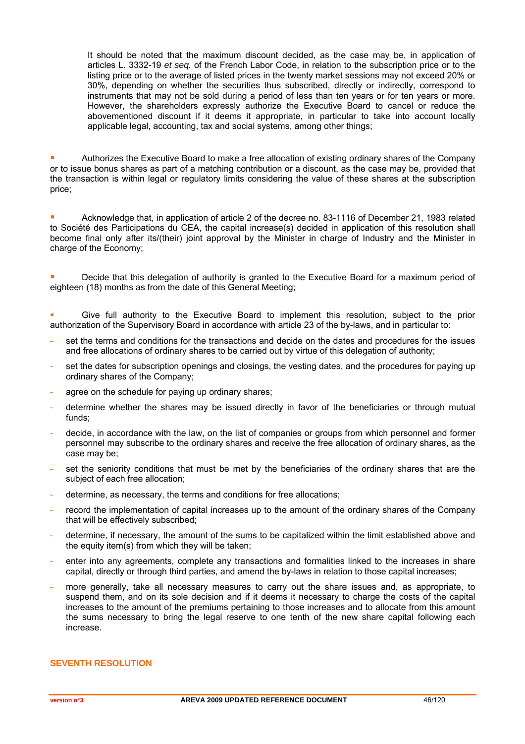It should be noted that the maximum discount decided, as the case may be, in application of articles L. 3332-19 *et seq.* of the French Labor Code, in relation to the subscription price or to the listing price or to the average of listed prices in the twenty market sessions may not exceed 20% or 30%, depending on whether the securities thus subscribed, directly or indirectly, correspond to instruments that may not be sold during a period of less than ten years or for ten years or more. However, the shareholders expressly authorize the Executive Board to cancel or reduce the abovementioned discount if it deems it appropriate, in particular to take into account locally applicable legal, accounting, tax and social systems, among other things;

- Authorizes the Executive Board to make a free allocation of existing ordinary shares of the Company or to issue bonus shares as part of a matching contribution or a discount, as the case may be, provided that the transaction is within legal or regulatory limits considering the value of these shares at the subscription price;

- Acknowledge that, in application of article 2 of the decree no. 83-1116 of December 21, 1983 related to Société des Participations du CEA, the capital increase(s) decided in application of this resolution shall become final only after its/(their) joint approval by the Minister in charge of Industry and the Minister in charge of the Economy;

- Decide that this delegation of authority is granted to the Executive Board for a maximum period of eighteen (18) months as from the date of this General Meeting;

- Give full authority to the Executive Board to implement this resolution, subject to the prior authorization of the Supervisory Board in accordance with article 23 of the by-laws, and in particular to:
  - set the terms and conditions for the transactions and decide on the dates and procedures for the issues and free allocations of ordinary shares to be carried out by virtue of this delegation of authority;
  - set the dates for subscription openings and closings, the vesting dates, and the procedures for paying up ordinary shares of the Company;
  - agree on the schedule for paying up ordinary shares;
  - determine whether the shares may be issued directly in favor of the beneficiaries or through mutual funds;
  - decide, in accordance with the law, on the list of companies or groups from which personnel and former personnel may subscribe to the ordinary shares and receive the free allocation of ordinary shares, as the case may be;
  - set the seniority conditions that must be met by the beneficiaries of the ordinary shares that are the subject of each free allocation;
  - determine, as necessary, the terms and conditions for free allocations;
  - record the implementation of capital increases up to the amount of the ordinary shares of the Company that will be effectively subscribed;
  - determine, if necessary, the amount of the sums to be capitalized within the limit established above and the equity item(s) from which they will be taken;
  - enter into any agreements, complete any transactions and formalities linked to the increases in share capital, directly or through third parties, and amend the by-laws in relation to those capital increases;
  - more generally, take all necessary measures to carry out the share issues and, as appropriate, to suspend them, and on its sole decision and if it deems it necessary to charge the costs of the capital increases to the amount of the premiums pertaining to those increases and to allocate from this amount the sums necessary to bring the legal reserve to one tenth of the new share capital following each increase.

## SEVENTH RESOLUTION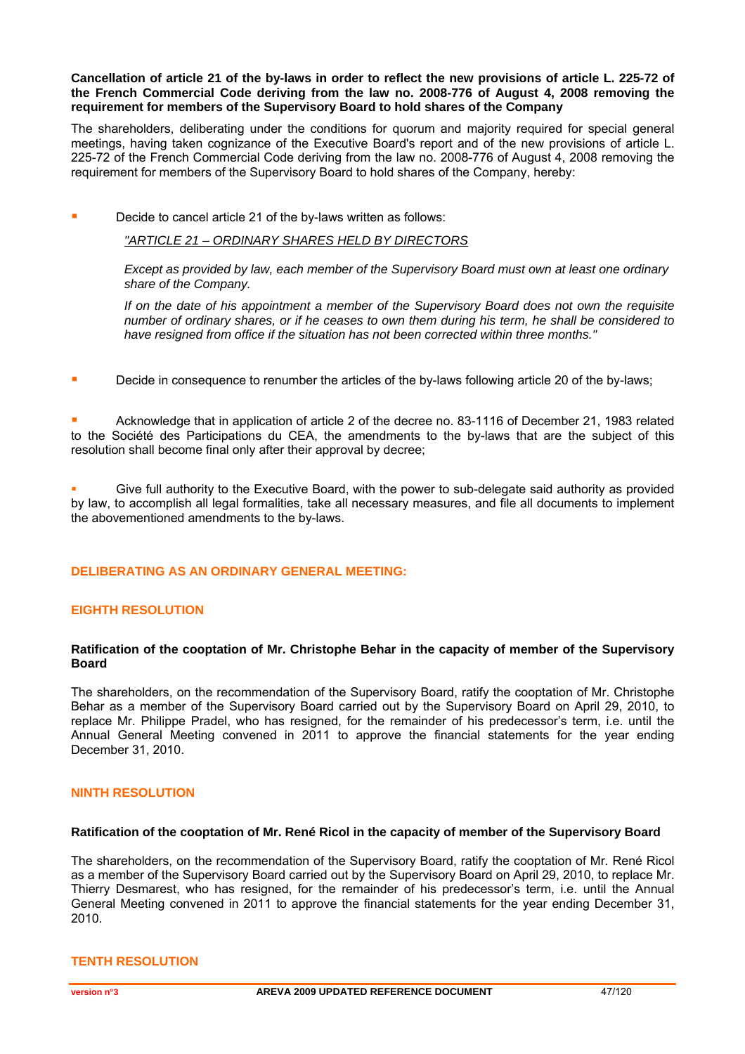**Cancellation of article 21 of the by-laws in order to reflect the new provisions of article L. 225-72 of the French Commercial Code deriving from the law no. 2008-776 of August 4, 2008 removing the requirement for members of the Supervisory Board to hold shares of the Company**

The shareholders, deliberating under the conditions for quorum and majority required for special general meetings, having taken cognizance of the Executive Board's report and of the new provisions of article L. 225-72 of the French Commercial Code deriving from the law no. 2008-776 of August 4, 2008 removing the requirement for members of the Supervisory Board to hold shares of the Company, hereby:

- Decide to cancel article 21 of the by-laws written as follows:

  *"ARTICLE 21 – ORDINARY SHARES HELD BY DIRECTORS*

  *Except as provided by law, each member of the Supervisory Board must own at least one ordinary share of the Company.*

  *If on the date of his appointment a member of the Supervisory Board does not own the requisite number of ordinary shares, or if he ceases to own them during his term, he shall be considered to have resigned from office if the situation has not been corrected within three months."*

- Decide in consequence to renumber the articles of the by-laws following article 20 of the by-laws;

- Acknowledge that in application of article 2 of the decree no. 83-1116 of December 21, 1983 related to the Société des Participations du CEA, the amendments to the by-laws that are the subject of this resolution shall become final only after their approval by decree;

- Give full authority to the Executive Board, with the power to sub-delegate said authority as provided by law, to accomplish all legal formalities, take all necessary measures, and file all documents to implement the abovementioned amendments to the by-laws.

## DELIBERATING AS AN ORDINARY GENERAL MEETING:

### EIGHTH RESOLUTION

**Ratification of the cooptation of Mr. Christophe Behar in the capacity of member of the Supervisory Board**

The shareholders, on the recommendation of the Supervisory Board, ratify the cooptation of Mr. Christophe Behar as a member of the Supervisory Board carried out by the Supervisory Board on April 29, 2010, to replace Mr. Philippe Pradel, who has resigned, for the remainder of his predecessor's term, i.e. until the Annual General Meeting convened in 2011 to approve the financial statements for the year ending December 31, 2010.

### NINTH RESOLUTION

**Ratification of the cooptation of Mr. René Ricol in the capacity of member of the Supervisory Board**

The shareholders, on the recommendation of the Supervisory Board, ratify the cooptation of Mr. René Ricol as a member of the Supervisory Board carried out by the Supervisory Board on April 29, 2010, to replace Mr. Thierry Desmarest, who has resigned, for the remainder of his predecessor's term, i.e. until the Annual General Meeting convened in 2011 to approve the financial statements for the year ending December 31, 2010.

### TENTH RESOLUTION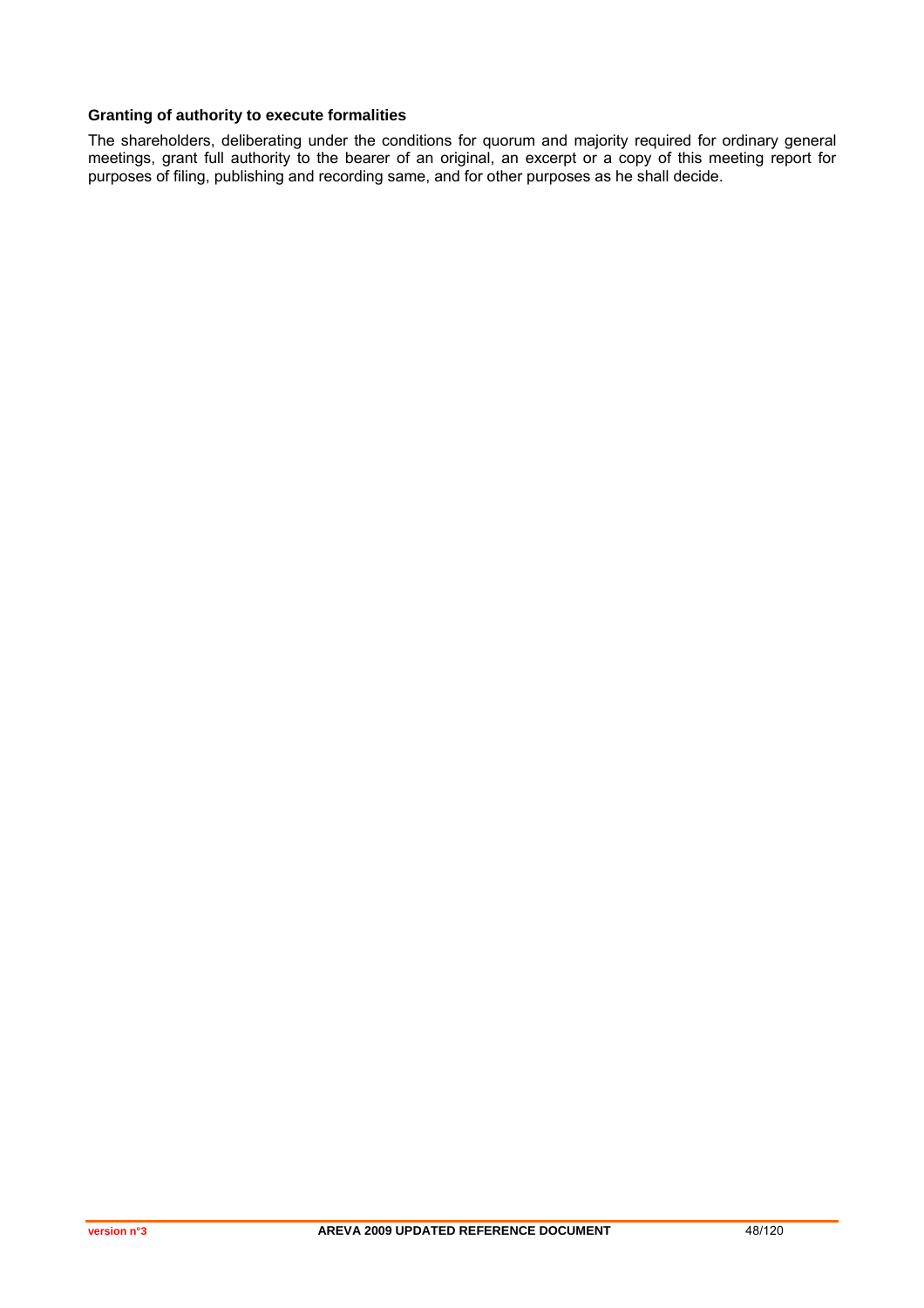**Granting of authority to execute formalities**

The shareholders, deliberating under the conditions for quorum and majority required for ordinary general meetings, grant full authority to the bearer of an original, an excerpt or a copy of this meeting report for purposes of filing, publishing and recording same, and for other purposes as he shall decide.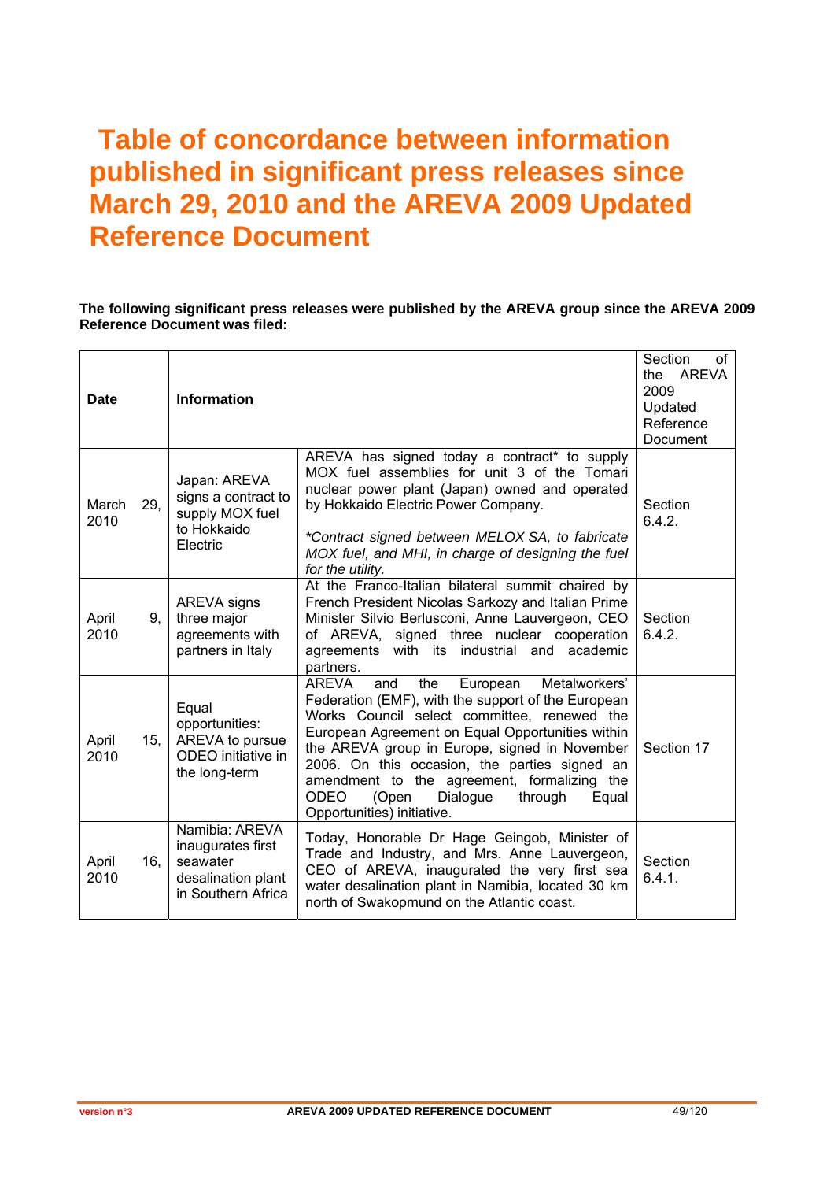# Table of concordance between information published in significant press releases since March 29, 2010 and the AREVA 2009 Updated Reference Document

**The following significant press releases were published by the AREVA group since the AREVA 2009 Reference Document was filed:**

| Date | Information | | Section of the AREVA 2009 Updated Reference Document |
|---|---|---|---|
| March 29, 2010 | Japan: AREVA signs a contract to supply MOX fuel to Hokkaido Electric | AREVA has signed today a contract* to supply MOX fuel assemblies for unit 3 of the Tomari nuclear power plant (Japan) owned and operated by Hokkaido Electric Power Company.<br><br>*\*Contract signed between MELOX SA, to fabricate MOX fuel, and MHI, in charge of designing the fuel for the utility.* | Section 6.4.2. |
| April 9, 2010 | AREVA signs three major agreements with partners in Italy | At the Franco-Italian bilateral summit chaired by French President Nicolas Sarkozy and Italian Prime Minister Silvio Berlusconi, Anne Lauvergeon, CEO of AREVA, signed three nuclear cooperation agreements with its industrial and academic partners. | Section 6.4.2. |
| April 15, 2010 | Equal opportunities: AREVA to pursue ODEO initiative in the long-term | AREVA and the European Metalworkers' Federation (EMF), with the support of the European Works Council select committee, renewed the European Agreement on Equal Opportunities within the AREVA group in Europe, signed in November 2006. On this occasion, the parties signed an amendment to the agreement, formalizing the ODEO (Open Dialogue through Equal Opportunities) initiative. | Section 17 |
| April 16, 2010 | Namibia: AREVA inaugurates first seawater desalination plant in Southern Africa | Today, Honorable Dr Hage Geingob, Minister of Trade and Industry, and Mrs. Anne Lauvergeon, CEO of AREVA, inaugurated the very first sea water desalination plant in Namibia, located 30 km north of Swakopmund on the Atlantic coast. | Section 6.4.1. |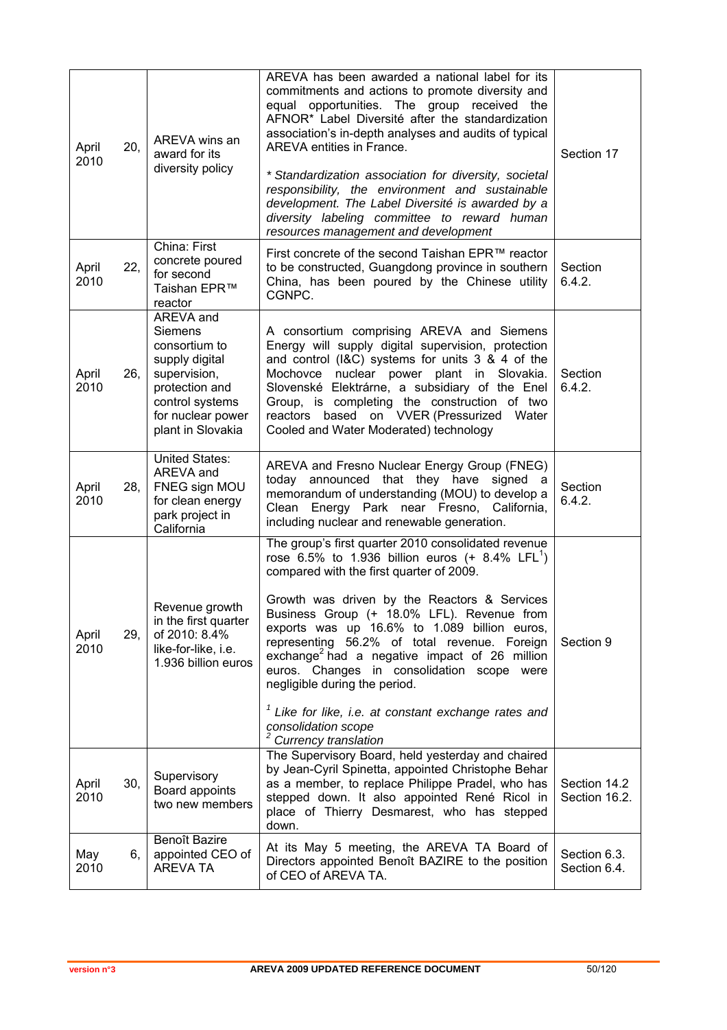| | | | |
|---|---|---|---|
| April 20, 2010 | AREVA wins an award for its diversity policy | AREVA has been awarded a national label for its commitments and actions to promote diversity and equal opportunities. The group received the AFNOR* Label Diversité after the standardization association's in-depth analyses and audits of typical AREVA entities in France.<br><br>*\* Standardization association for diversity, societal responsibility, the environment and sustainable development. The Label Diversité is awarded by a diversity labeling committee to reward human resources management and development* | Section 17 |
| April 22, 2010 | China: First concrete poured for second Taishan EPR™ reactor | First concrete of the second Taishan EPR™ reactor to be constructed, Guangdong province in southern China, has been poured by the Chinese utility CGNPC. | Section 6.4.2. |
| April 26, 2010 | AREVA and Siemens consortium to supply digital supervision, protection and control systems for nuclear power plant in Slovakia | A consortium comprising AREVA and Siemens Energy will supply digital supervision, protection and control (I&C) systems for units 3 & 4 of the Mochovce nuclear power plant in Slovakia. Slovenské Elektrárne, a subsidiary of the Enel Group, is completing the construction of two reactors based on VVER (Pressurized Water Cooled and Water Moderated) technology | Section 6.4.2. |
| April 28, 2010 | United States: AREVA and FNEG sign MOU for clean energy park project in California | AREVA and Fresno Nuclear Energy Group (FNEG) today announced that they have signed a memorandum of understanding (MOU) to develop a Clean Energy Park near Fresno, California, including nuclear and renewable generation. | Section 6.4.2. |
| April 29, 2010 | Revenue growth in the first quarter of 2010: 8.4% like-for-like, i.e. 1.936 billion euros | The group's first quarter 2010 consolidated revenue rose 6.5% to 1.936 billion euros (+ 8.4% LFL[1]) compared with the first quarter of 2009.<br><br>Growth was driven by the Reactors & Services Business Group (+ 18.0% LFL). Revenue from exports was up 16.6% to 1.089 billion euros, representing 56.2% of total revenue. Foreign exchange[2] had a negative impact of 26 million euros. Changes in consolidation scope were negligible during the period.<br><br>*[1] Like for like, i.e. at constant exchange rates and consolidation scope*<br>*[2] Currency translation* | Section 9 |
| April 30, 2010 | Supervisory Board appoints two new members | The Supervisory Board, held yesterday and chaired by Jean-Cyril Spinetta, appointed Christophe Behar as a member, to replace Philippe Pradel, who has stepped down. It also appointed René Ricol in place of Thierry Desmarest, who has stepped down. | Section 14.2<br>Section 16.2. |
| May 6, 2010 | Benoît Bazire appointed CEO of AREVA TA | At its May 5 meeting, the AREVA TA Board of Directors appointed Benoît BAZIRE to the position of CEO of AREVA TA. | Section 6.3.<br>Section 6.4. |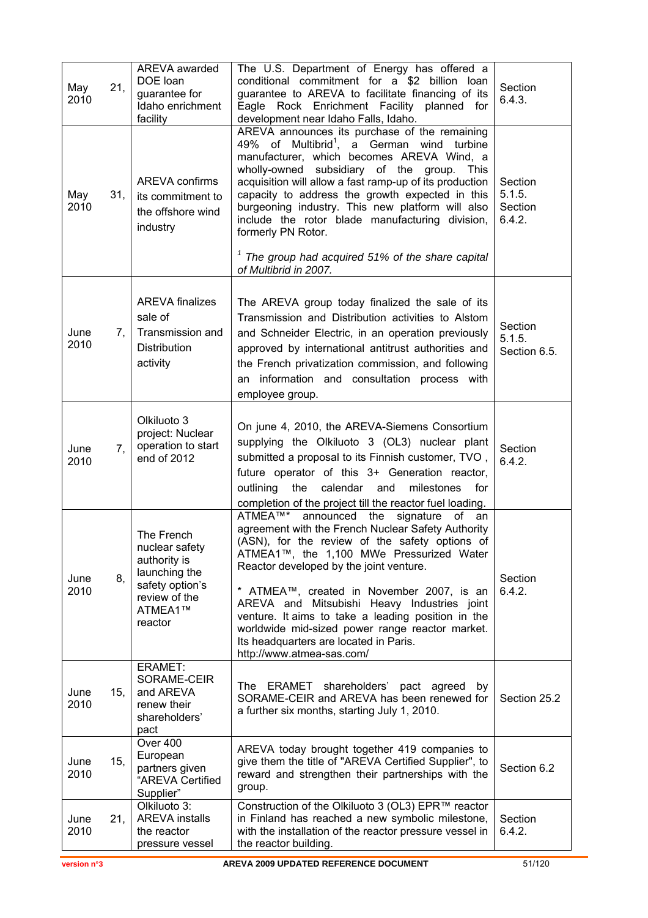| | | | |
|---|---|---|---|
| May 21, 2010 | AREVA awarded DOE loan guarantee for Idaho enrichment facility | The U.S. Department of Energy has offered a conditional commitment for a $2 billion loan guarantee to AREVA to facilitate financing of its Eagle Rock Enrichment Facility planned for development near Idaho Falls, Idaho. | Section 6.4.3. |
| May 31, 2010 | AREVA confirms its commitment to the offshore wind industry | AREVA announces its purchase of the remaining 49% of Multibrid[1], a German wind turbine manufacturer, which becomes AREVA Wind, a wholly-owned subsidiary of the group. This acquisition will allow a fast ramp-up of its production capacity to address the growth expected in this burgeoning industry. This new platform will also include the rotor blade manufacturing division, formerly PN Rotor.<br><br>*[1] The group had acquired 51% of the share capital of Multibrid in 2007.* | Section 5.1.5. Section 6.4.2. |
| June 7, 2010 | AREVA finalizes sale of Transmission and Distribution activity | The AREVA group today finalized the sale of its Transmission and Distribution activities to Alstom and Schneider Electric, in an operation previously approved by international antitrust authorities and the French privatization commission, and following an information and consultation process with employee group. | Section 5.1.5. Section 6.5. |
| June 7, 2010 | Olkiluoto 3 project: Nuclear operation to start end of 2012 | On june 4, 2010, the AREVA-Siemens Consortium supplying the Olkiluoto 3 (OL3) nuclear plant submitted a proposal to its Finnish customer, TVO , future operator of this 3+ Generation reactor, outlining the calendar and milestones for completion of the project till the reactor fuel loading. | Section 6.4.2. |
| June 8, 2010 | The French nuclear safety authority is launching the safety option's review of the ATMEA1™ reactor | ATMEA™* announced the signature of an agreement with the French Nuclear Safety Authority (ASN), for the review of the safety options of ATMEA1™, the 1,100 MWe Pressurized Water Reactor developed by the joint venture.<br><br>* ATMEA™, created in November 2007, is an AREVA and Mitsubishi Heavy Industries joint venture. It aims to take a leading position in the worldwide mid-sized power range reactor market. Its headquarters are located in Paris. http://www.atmea-sas.com/ | Section 6.4.2. |
| June 15, 2010 | ERAMET: SORAME-CEIR and AREVA renew their shareholders' pact | The ERAMET shareholders' pact agreed by SORAME-CEIR and AREVA has been renewed for a further six months, starting July 1, 2010. | Section 25.2 |
| June 15, 2010 | Over 400 European partners given "AREVA Certified Supplier" | AREVA today brought together 419 companies to give them the title of "AREVA Certified Supplier", to reward and strengthen their partnerships with the group. | Section 6.2 |
| June 21, 2010 | Olkiluoto 3: AREVA installs the reactor pressure vessel | Construction of the Olkiluoto 3 (OL3) EPR™ reactor in Finland has reached a new symbolic milestone, with the installation of the reactor pressure vessel in the reactor building. | Section 6.4.2. |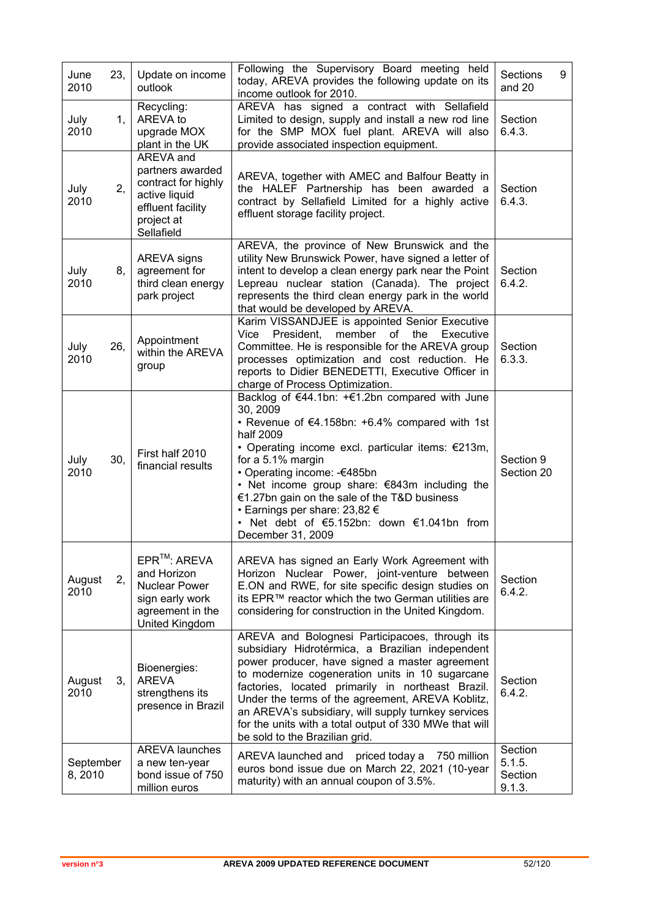| | | | |
|---|---|---|---|
| June 23, 2010 | Update on income outlook | Following the Supervisory Board meeting held today, AREVA provides the following update on its income outlook for 2010. | Sections 9 and 20 |
| July 1, 2010 | Recycling: AREVA to upgrade MOX plant in the UK | AREVA has signed a contract with Sellafield Limited to design, supply and install a new rod line for the SMP MOX fuel plant. AREVA will also provide associated inspection equipment. | Section 6.4.3. |
| July 2, 2010 | AREVA and partners awarded contract for highly active liquid effluent facility project at Sellafield | AREVA, together with AMEC and Balfour Beatty in the HALEF Partnership has been awarded a contract by Sellafield Limited for a highly active effluent storage facility project. | Section 6.4.3. |
| July 8, 2010 | AREVA signs agreement for third clean energy park project | AREVA, the province of New Brunswick and the utility New Brunswick Power, have signed a letter of intent to develop a clean energy park near the Point Lepreau nuclear station (Canada). The project represents the third clean energy park in the world that would be developed by AREVA. | Section 6.4.2. |
| July 26, 2010 | Appointment within the AREVA group | Karim VISSANDJEE is appointed Senior Executive Vice President, member of the Executive Committee. He is responsible for the AREVA group processes optimization and cost reduction. He reports to Didier BENEDETTI, Executive Officer in charge of Process Optimization. | Section 6.3.3. |
| July 30, 2010 | First half 2010 financial results | Backlog of €44.1bn: +€1.2bn compared with June 30, 2009<br>• Revenue of €4.158bn: +6.4% compared with 1st half 2009<br>• Operating income excl. particular items: €213m, for a 5.1% margin<br>• Operating income: -€485bn<br>• Net income group share: €843m including the €1.27bn gain on the sale of the T&D business<br>• Earnings per share: 23,82 €<br>• Net debt of €5.152bn: down €1.041bn from December 31, 2009 | Section 9<br>Section 20 |
| August 2, 2010 | EPR™: AREVA and Horizon Nuclear Power sign early work agreement in the United Kingdom | AREVA has signed an Early Work Agreement with Horizon Nuclear Power, joint-venture between E.ON and RWE, for site specific design studies on its EPR™ reactor which the two German utilities are considering for construction in the United Kingdom. | Section 6.4.2. |
| August 3, 2010 | Bioenergies: AREVA strengthens its presence in Brazil | AREVA and Bolognesi Participacoes, through its subsidiary Hidrotérmica, a Brazilian independent power producer, have signed a master agreement to modernize cogeneration units in 10 sugarcane factories, located primarily in northeast Brazil. Under the terms of the agreement, AREVA Koblitz, an AREVA's subsidiary, will supply turnkey services for the units with a total output of 330 MWe that will be sold to the Brazilian grid. | Section 6.4.2. |
| September 8, 2010 | AREVA launches a new ten-year bond issue of 750 million euros | AREVA launched and priced today a 750 million euros bond issue due on March 22, 2021 (10-year maturity) with an annual coupon of 3.5%. | Section 5.1.5.<br>Section 9.1.3. |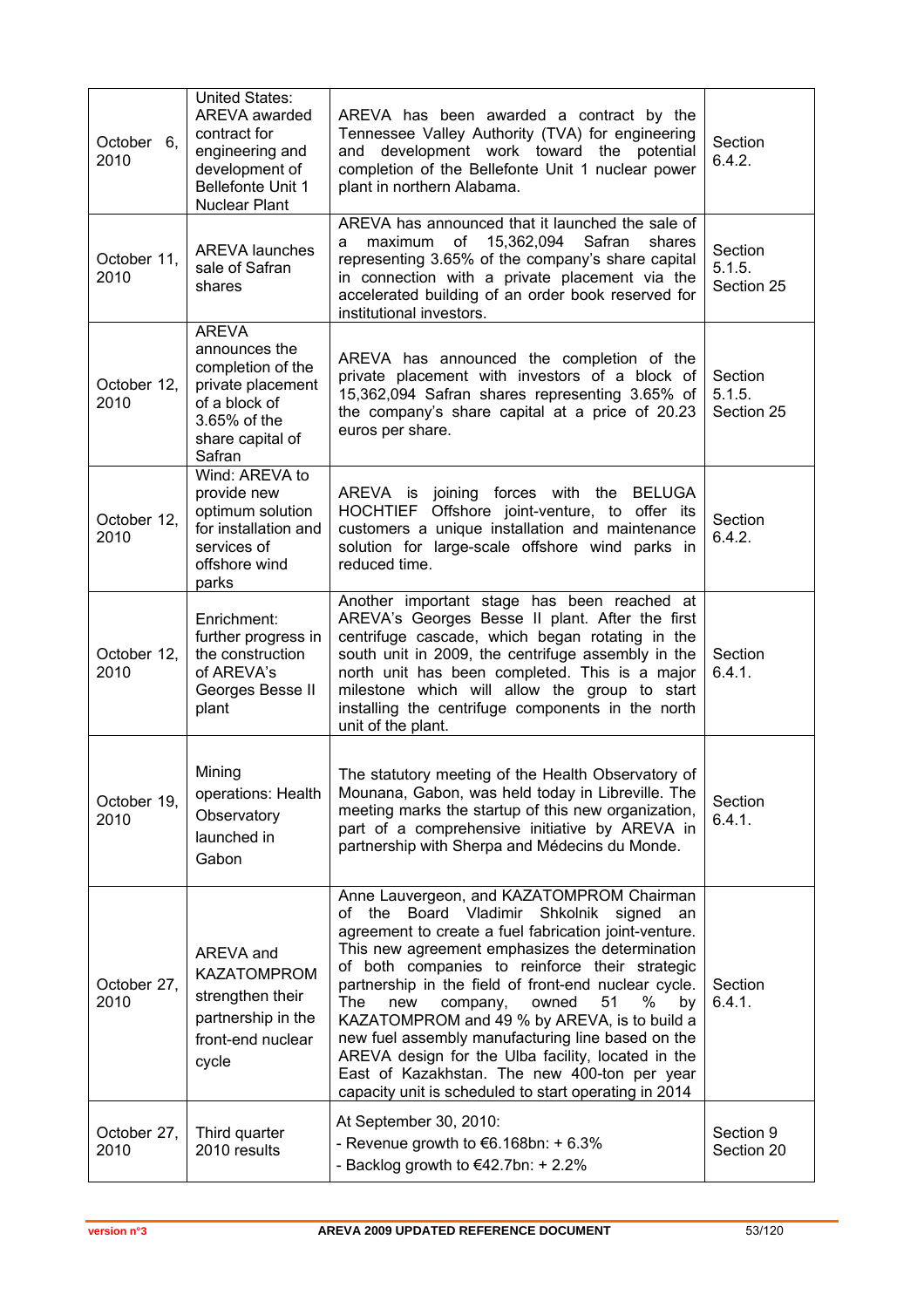| | | | |
|---|---|---|---|
| October 6, 2010 | United States: AREVA awarded contract for engineering and development of Bellefonte Unit 1 Nuclear Plant | AREVA has been awarded a contract by the Tennessee Valley Authority (TVA) for engineering and development work toward the potential completion of the Bellefonte Unit 1 nuclear power plant in northern Alabama. | Section 6.4.2. |
| October 11, 2010 | AREVA launches sale of Safran shares | AREVA has announced that it launched the sale of a maximum of 15,362,094 Safran shares representing 3.65% of the company's share capital in connection with a private placement via the accelerated building of an order book reserved for institutional investors. | Section 5.1.5. Section 25 |
| October 12, 2010 | AREVA announces the completion of the private placement of a block of 3.65% of the share capital of Safran | AREVA has announced the completion of the private placement with investors of a block of 15,362,094 Safran shares representing 3.65% of the company's share capital at a price of 20.23 euros per share. | Section 5.1.5. Section 25 |
| October 12, 2010 | Wind: AREVA to provide new optimum solution for installation and services of offshore wind parks | AREVA is joining forces with the BELUGA HOCHTIEF Offshore joint-venture, to offer its customers a unique installation and maintenance solution for large-scale offshore wind parks in reduced time. | Section 6.4.2. |
| October 12, 2010 | Enrichment: further progress in the construction of AREVA's Georges Besse II plant | Another important stage has been reached at AREVA's Georges Besse II plant. After the first centrifuge cascade, which began rotating in the south unit in 2009, the centrifuge assembly in the north unit has been completed. This is a major milestone which will allow the group to start installing the centrifuge components in the north unit of the plant. | Section 6.4.1. |
| October 19, 2010 | Mining operations: Health Observatory launched in Gabon | The statutory meeting of the Health Observatory of Mounana, Gabon, was held today in Libreville. The meeting marks the startup of this new organization, part of a comprehensive initiative by AREVA in partnership with Sherpa and Médecins du Monde. | Section 6.4.1. |
| October 27, 2010 | AREVA and KAZATOMPROM strengthen their partnership in the front-end nuclear cycle | Anne Lauvergeon, and KAZATOMPROM Chairman of the Board Vladimir Shkolnik signed an agreement to create a fuel fabrication joint-venture. This new agreement emphasizes the determination of both companies to reinforce their strategic partnership in the field of front-end nuclear cycle. The new company, owned 51 % by KAZATOMPROM and 49 % by AREVA, is to build a new fuel assembly manufacturing line based on the AREVA design for the Ulba facility, located in the East of Kazakhstan. The new 400-ton per year capacity unit is scheduled to start operating in 2014 | Section 6.4.1. |
| October 27, 2010 | Third quarter 2010 results | At September 30, 2010:<br>- Revenue growth to €6.168bn: + 6.3%<br>- Backlog growth to €42.7bn: + 2.2% | Section 9 Section 20 |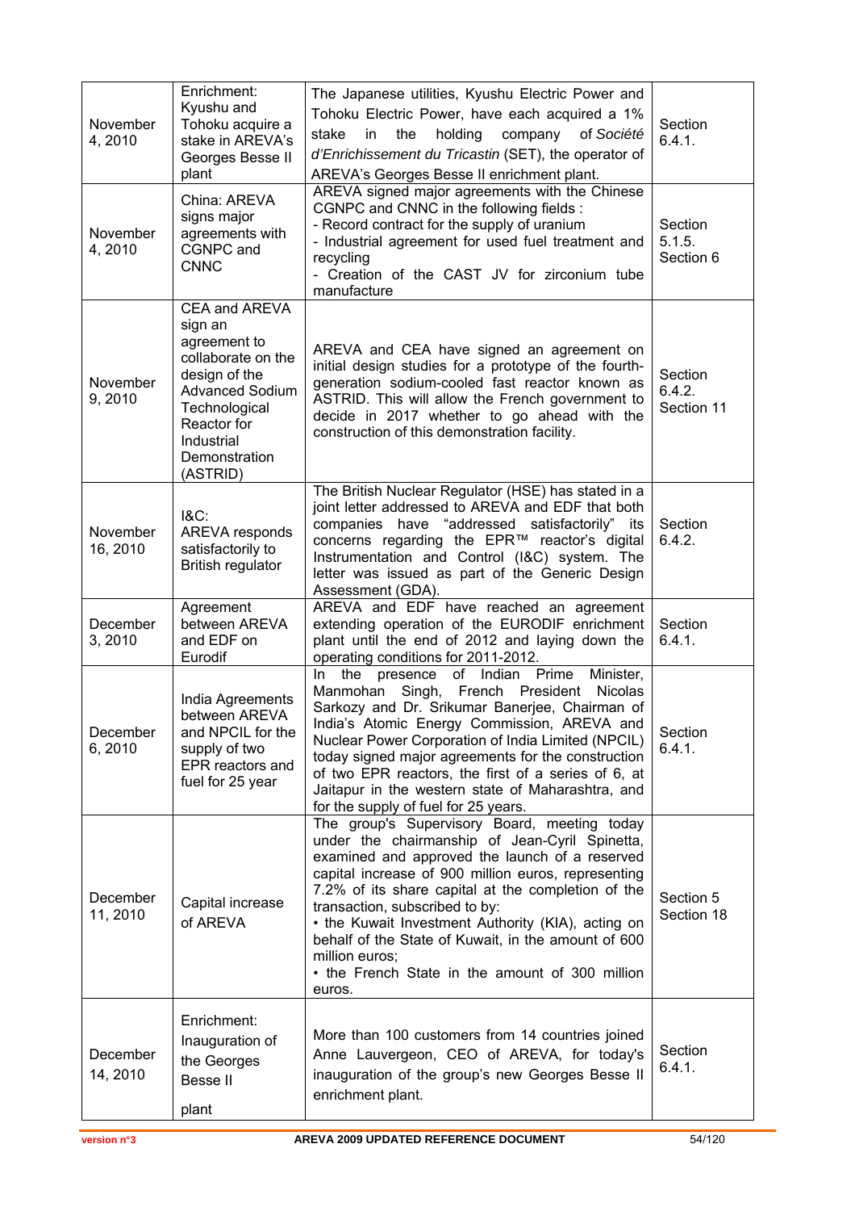| November 4, 2010 | Enrichment: Kyushu and Tohoku acquire a stake in AREVA's Georges Besse II plant | The Japanese utilities, Kyushu Electric Power and Tohoku Electric Power, have each acquired a 1% stake in the holding company of *Société d'Enrichissement du Tricastin* (SET), the operator of AREVA's Georges Besse II enrichment plant. | Section 6.4.1. |
|---|---|---|---|
| November 4, 2010 | China: AREVA signs major agreements with CGNPC and CNNC | AREVA signed major agreements with the Chinese CGNPC and CNNC in the following fields :<br>- Record contract for the supply of uranium<br>- Industrial agreement for used fuel treatment and recycling<br>- Creation of the CAST JV for zirconium tube manufacture | Section 5.1.5.<br>Section 6 |
| November 9, 2010 | CEA and AREVA sign an agreement to collaborate on the design of the Advanced Sodium Technological Reactor for Industrial Demonstration (ASTRID) | AREVA and CEA have signed an agreement on initial design studies for a prototype of the fourth-generation sodium-cooled fast reactor known as ASTRID. This will allow the French government to decide in 2017 whether to go ahead with the construction of this demonstration facility. | Section 6.4.2.<br>Section 11 |
| November 16, 2010 | I&C: AREVA responds satisfactorily to British regulator | The British Nuclear Regulator (HSE) has stated in a joint letter addressed to AREVA and EDF that both companies have "addressed satisfactorily" its concerns regarding the EPR™ reactor's digital Instrumentation and Control (I&C) system. The letter was issued as part of the Generic Design Assessment (GDA). | Section 6.4.2. |
| December 3, 2010 | Agreement between AREVA and EDF on Eurodif | AREVA and EDF have reached an agreement extending operation of the EURODIF enrichment plant until the end of 2012 and laying down the operating conditions for 2011-2012. | Section 6.4.1. |
| December 6, 2010 | India Agreements between AREVA and NPCIL for the supply of two EPR reactors and fuel for 25 year | In the presence of Indian Prime Minister, Manmohan Singh, French President Nicolas Sarkozy and Dr. Srikumar Banerjee, Chairman of India's Atomic Energy Commission, AREVA and Nuclear Power Corporation of India Limited (NPCIL) today signed major agreements for the construction of two EPR reactors, the first of a series of 6, at Jaitapur in the western state of Maharashtra, and for the supply of fuel for 25 years. | Section 6.4.1. |
| December 11, 2010 | Capital increase of AREVA | The group's Supervisory Board, meeting today under the chairmanship of Jean-Cyril Spinetta, examined and approved the launch of a reserved capital increase of 900 million euros, representing 7.2% of its share capital at the completion of the transaction, subscribed to by:<br>• the Kuwait Investment Authority (KIA), acting on behalf of the State of Kuwait, in the amount of 600 million euros;<br>• the French State in the amount of 300 million euros. | Section 5<br>Section 18 |
| December 14, 2010 | Enrichment: Inauguration of the Georges Besse II plant | More than 100 customers from 14 countries joined Anne Lauvergeon, CEO of AREVA, for today's inauguration of the group's new Georges Besse II enrichment plant. | Section 6.4.1. |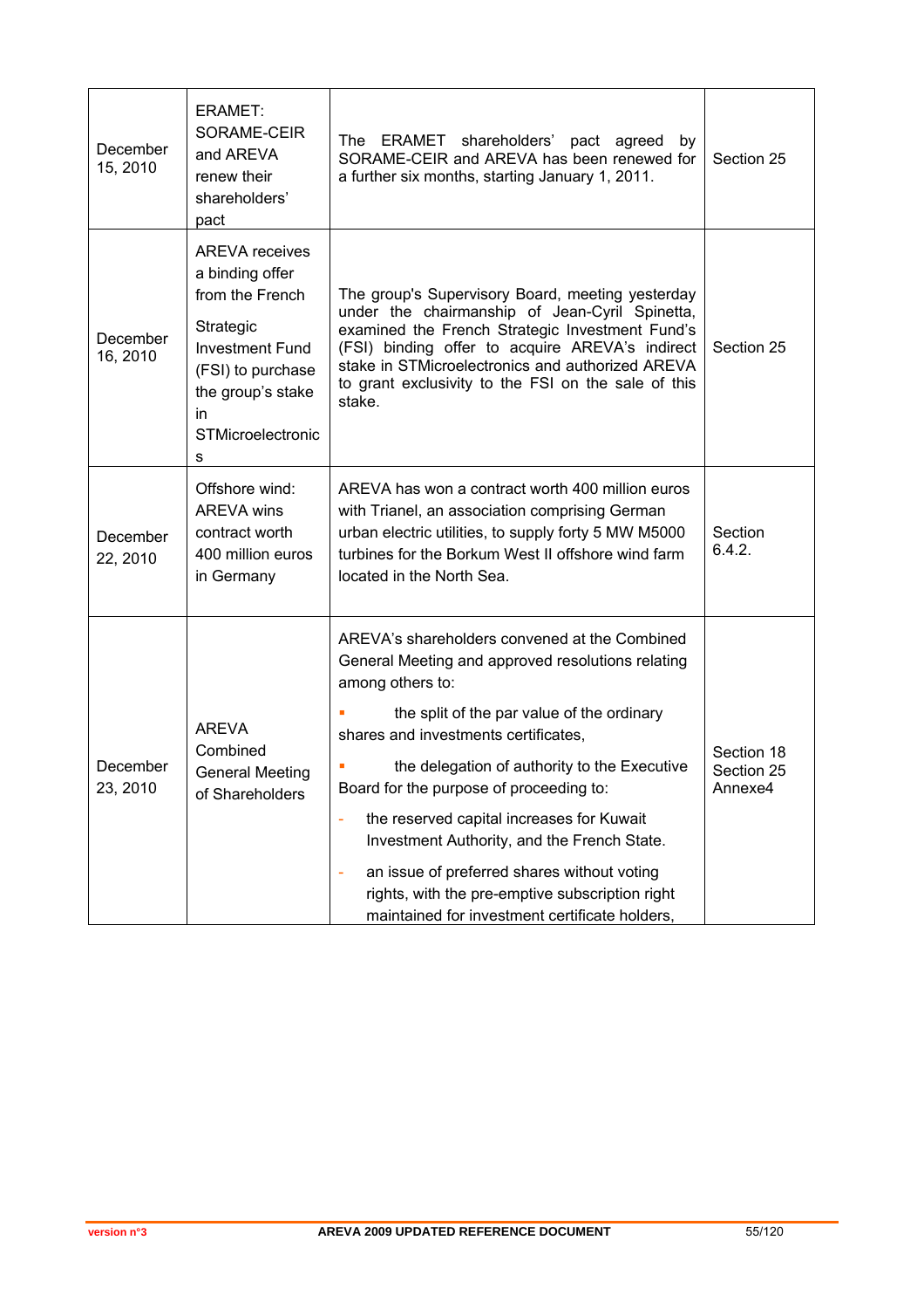| | | | |
|---|---|---|---|
| December 15, 2010 | ERAMET: SORAME-CEIR and AREVA renew their shareholders' pact | The ERAMET shareholders' pact agreed by SORAME-CEIR and AREVA has been renewed for a further six months, starting January 1, 2011. | Section 25 |
| December 16, 2010 | AREVA receives a binding offer from the French Strategic Investment Fund (FSI) to purchase the group's stake in STMicroelectronics | The group's Supervisory Board, meeting yesterday under the chairmanship of Jean-Cyril Spinetta, examined the French Strategic Investment Fund's (FSI) binding offer to acquire AREVA's indirect stake in STMicroelectronics and authorized AREVA to grant exclusivity to the FSI on the sale of this stake. | Section 25 |
| December 22, 2010 | Offshore wind: AREVA wins contract worth 400 million euros in Germany | AREVA has won a contract worth 400 million euros with Trianel, an association comprising German urban electric utilities, to supply forty 5 MW M5000 turbines for the Borkum West II offshore wind farm located in the North Sea. | Section 6.4.2. |
| December 23, 2010 | AREVA Combined General Meeting of Shareholders | AREVA's shareholders convened at the Combined General Meeting and approved resolutions relating among others to:<br>▪ the split of the par value of the ordinary shares and investments certificates,<br>▪ the delegation of authority to the Executive Board for the purpose of proceeding to:<br>- the reserved capital increases for Kuwait Investment Authority, and the French State.<br>- an issue of preferred shares without voting rights, with the pre-emptive subscription right maintained for investment certificate holders, | Section 18<br>Section 25<br>Annexe4 |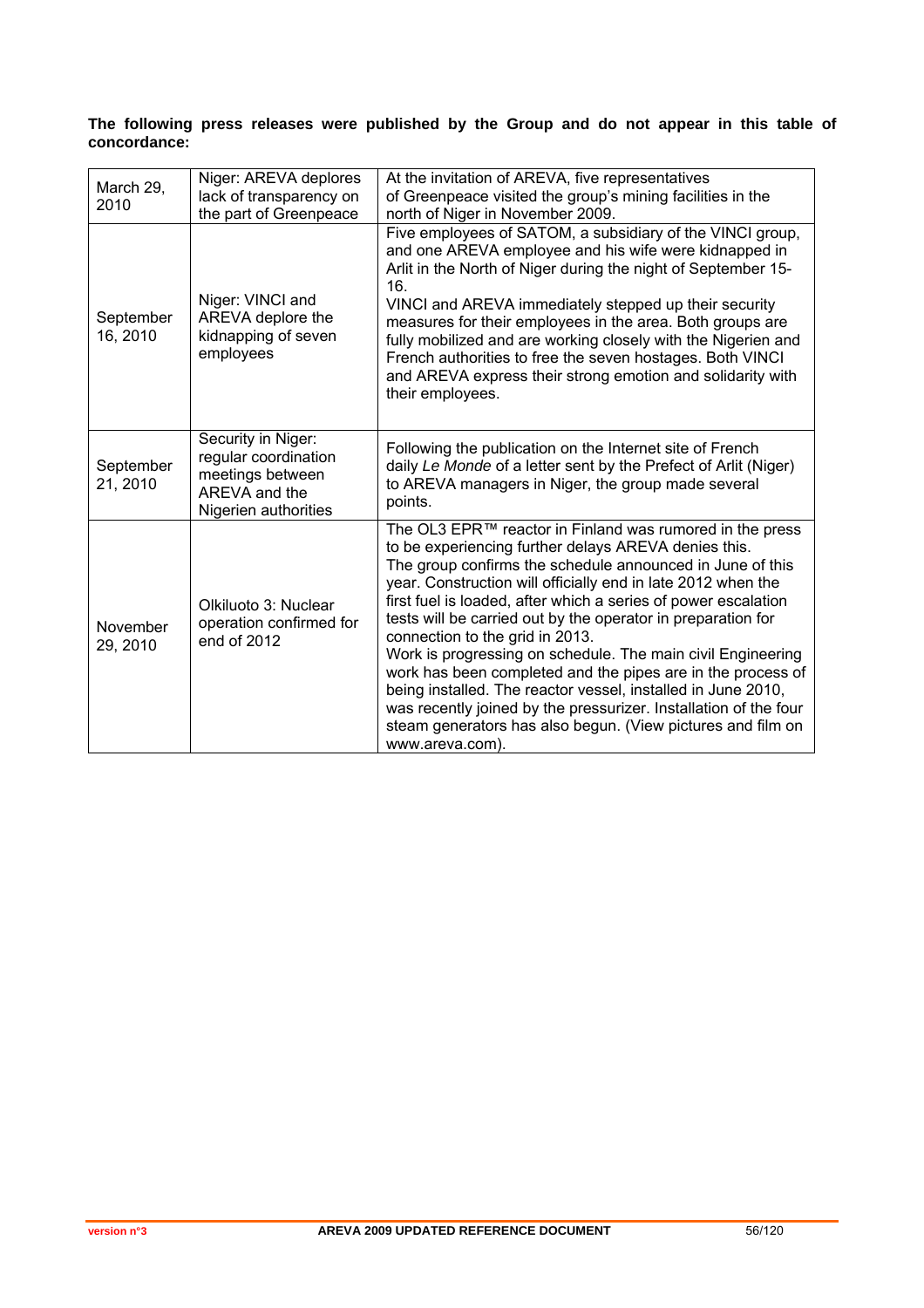**The following press releases were published by the Group and do not appear in this table of concordance:**

| | | |
|---|---|---|
| March 29, 2010 | Niger: AREVA deplores lack of transparency on the part of Greenpeace | At the invitation of AREVA, five representatives of Greenpeace visited the group's mining facilities in the north of Niger in November 2009. |
| September 16, 2010 | Niger: VINCI and AREVA deplore the kidnapping of seven employees | Five employees of SATOM, a subsidiary of the VINCI group, and one AREVA employee and his wife were kidnapped in Arlit in the North of Niger during the night of September 15-16.<br>VINCI and AREVA immediately stepped up their security measures for their employees in the area. Both groups are fully mobilized and are working closely with the Nigerien and French authorities to free the seven hostages. Both VINCI and AREVA express their strong emotion and solidarity with their employees. |
| September 21, 2010 | Security in Niger: regular coordination meetings between AREVA and the Nigerien authorities | Following the publication on the Internet site of French daily *Le Monde* of a letter sent by the Prefect of Arlit (Niger) to AREVA managers in Niger, the group made several points. |
| November 29, 2010 | Olkiluoto 3: Nuclear operation confirmed for end of 2012 | The OL3 EPR™ reactor in Finland was rumored in the press to be experiencing further delays AREVA denies this.<br>The group confirms the schedule announced in June of this year. Construction will officially end in late 2012 when the first fuel is loaded, after which a series of power escalation tests will be carried out by the operator in preparation for connection to the grid in 2013.<br>Work is progressing on schedule. The main civil Engineering work has been completed and the pipes are in the process of being installed. The reactor vessel, installed in June 2010, was recently joined by the pressurizer. Installation of the four steam generators has also begun. (View pictures and film on www.areva.com). |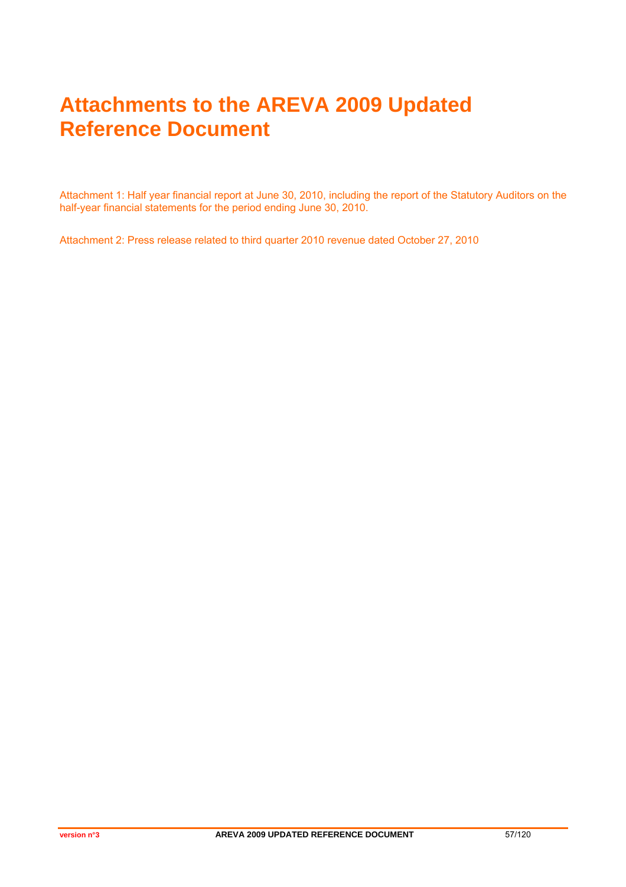# Attachments to the AREVA 2009 Updated Reference Document

Attachment 1: Half year financial report at June 30, 2010, including the report of the Statutory Auditors on the half-year financial statements for the period ending June 30, 2010.

Attachment 2: Press release related to third quarter 2010 revenue dated October 27, 2010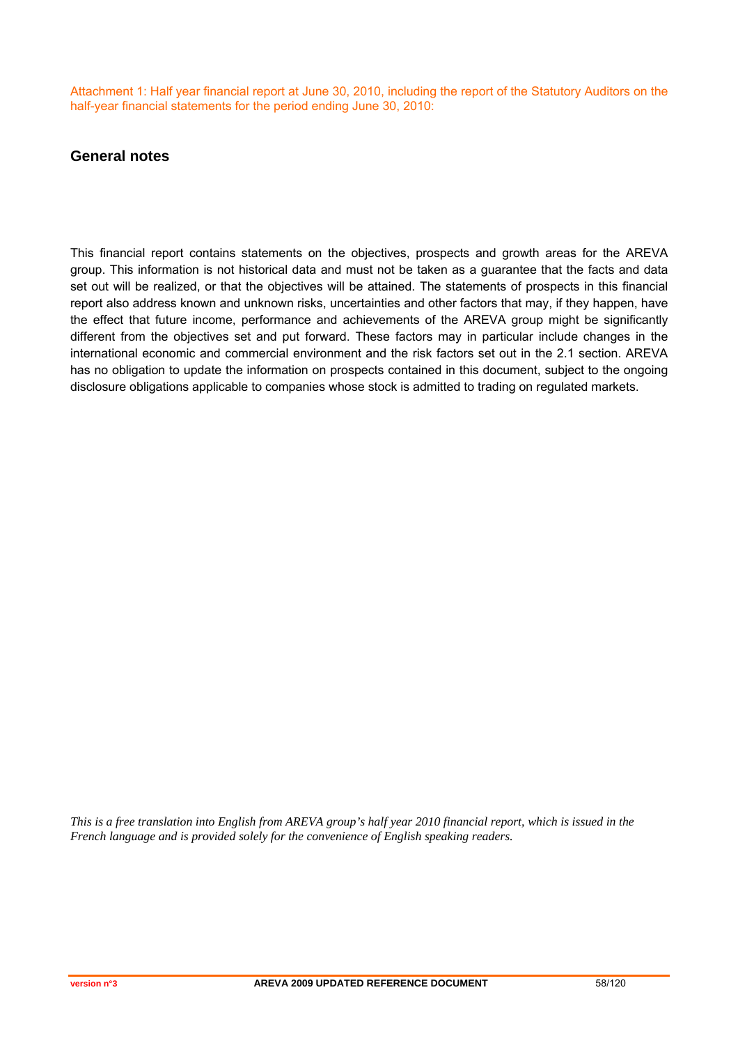Attachment 1: Half year financial report at June 30, 2010, including the report of the Statutory Auditors on the half-year financial statements for the period ending June 30, 2010:

## General notes

This financial report contains statements on the objectives, prospects and growth areas for the AREVA group. This information is not historical data and must not be taken as a guarantee that the facts and data set out will be realized, or that the objectives will be attained. The statements of prospects in this financial report also address known and unknown risks, uncertainties and other factors that may, if they happen, have the effect that future income, performance and achievements of the AREVA group might be significantly different from the objectives set and put forward. These factors may in particular include changes in the international economic and commercial environment and the risk factors set out in the 2.1 section. AREVA has no obligation to update the information on prospects contained in this document, subject to the ongoing disclosure obligations applicable to companies whose stock is admitted to trading on regulated markets.

*This is a free translation into English from AREVA group's half year 2010 financial report, which is issued in the French language and is provided solely for the convenience of English speaking readers.*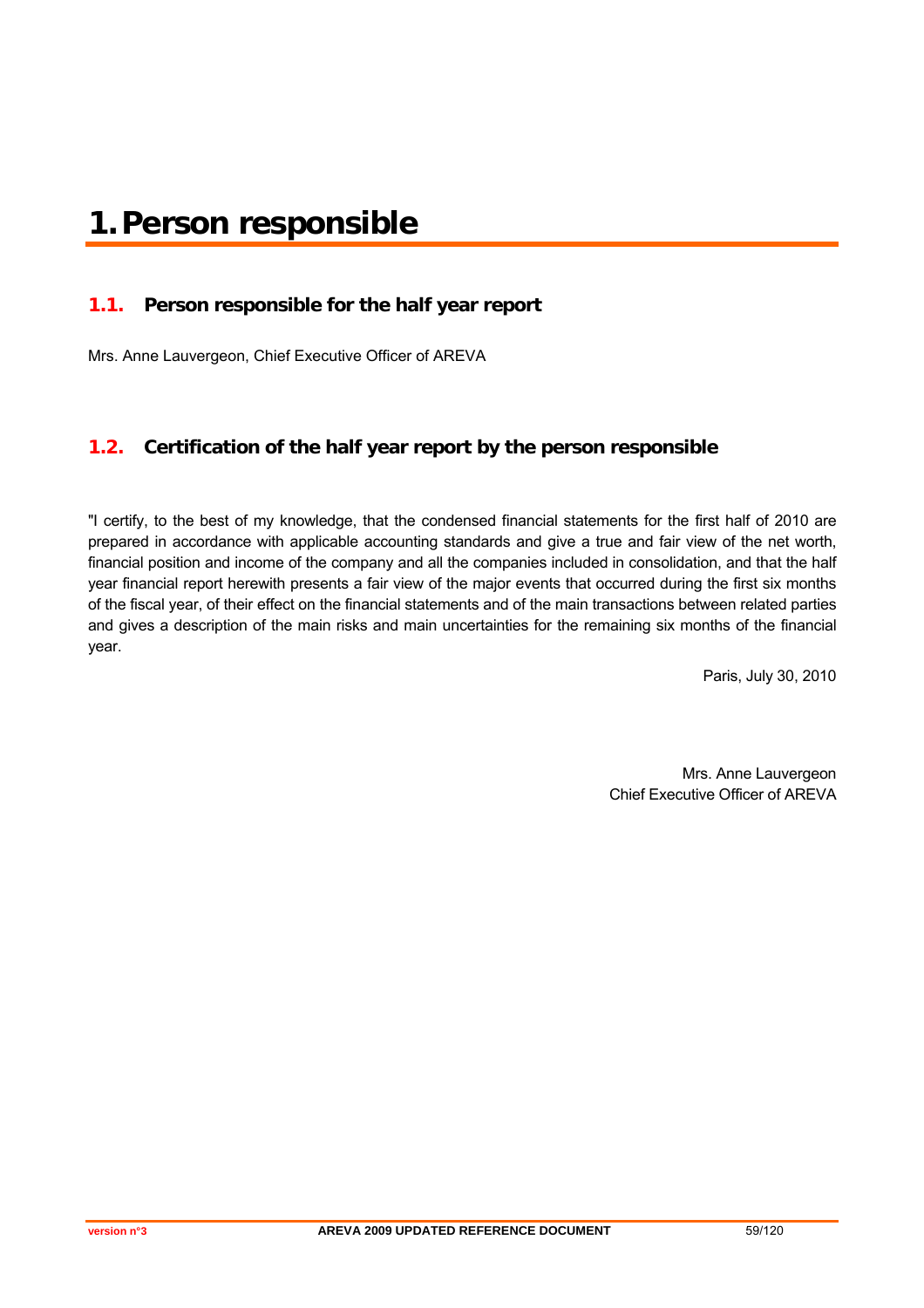# 1. Person responsible

## 1.1. Person responsible for the half year report

Mrs. Anne Lauvergeon, Chief Executive Officer of AREVA

## 1.2. Certification of the half year report by the person responsible

"I certify, to the best of my knowledge, that the condensed financial statements for the first half of 2010 are prepared in accordance with applicable accounting standards and give a true and fair view of the net worth, financial position and income of the company and all the companies included in consolidation, and that the half year financial report herewith presents a fair view of the major events that occurred during the first six months of the fiscal year, of their effect on the financial statements and of the main transactions between related parties and gives a description of the main risks and main uncertainties for the remaining six months of the financial year.

Paris, July 30, 2010

Mrs. Anne Lauvergeon
Chief Executive Officer of AREVA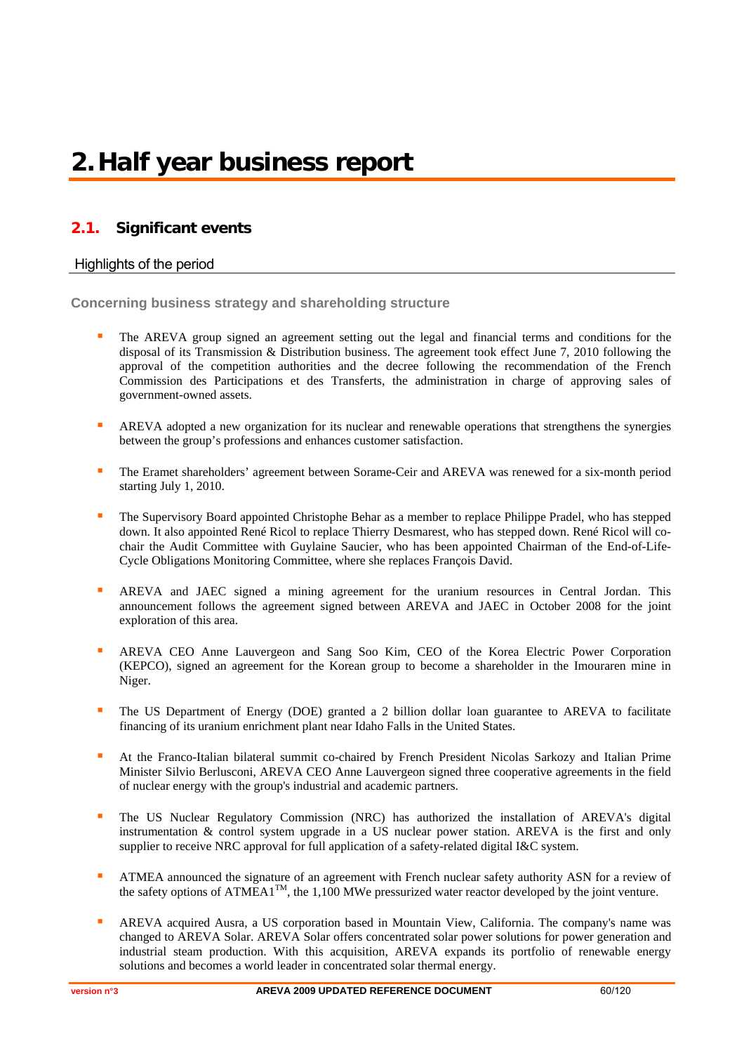# 2. Half year business report

## 2.1. Significant events

### Highlights of the period

#### Concerning business strategy and shareholding structure

- The AREVA group signed an agreement setting out the legal and financial terms and conditions for the disposal of its Transmission & Distribution business. The agreement took effect June 7, 2010 following the approval of the competition authorities and the decree following the recommendation of the French Commission des Participations et des Transferts, the administration in charge of approving sales of government-owned assets.

- AREVA adopted a new organization for its nuclear and renewable operations that strengthens the synergies between the group's professions and enhances customer satisfaction.

- The Eramet shareholders' agreement between Sorame-Ceir and AREVA was renewed for a six-month period starting July 1, 2010.

- The Supervisory Board appointed Christophe Behar as a member to replace Philippe Pradel, who has stepped down. It also appointed René Ricol to replace Thierry Desmarest, who has stepped down. René Ricol will co-chair the Audit Committee with Guylaine Saucier, who has been appointed Chairman of the End-of-Life-Cycle Obligations Monitoring Committee, where she replaces François David.

- AREVA and JAEC signed a mining agreement for the uranium resources in Central Jordan. This announcement follows the agreement signed between AREVA and JAEC in October 2008 for the joint exploration of this area.

- AREVA CEO Anne Lauvergeon and Sang Soo Kim, CEO of the Korea Electric Power Corporation (KEPCO), signed an agreement for the Korean group to become a shareholder in the Imouraren mine in Niger.

- The US Department of Energy (DOE) granted a 2 billion dollar loan guarantee to AREVA to facilitate financing of its uranium enrichment plant near Idaho Falls in the United States.

- At the Franco-Italian bilateral summit co-chaired by French President Nicolas Sarkozy and Italian Prime Minister Silvio Berlusconi, AREVA CEO Anne Lauvergeon signed three cooperative agreements in the field of nuclear energy with the group's industrial and academic partners.

- The US Nuclear Regulatory Commission (NRC) has authorized the installation of AREVA's digital instrumentation & control system upgrade in a US nuclear power station. AREVA is the first and only supplier to receive NRC approval for full application of a safety-related digital I&C system.

- ATMEA announced the signature of an agreement with French nuclear safety authority ASN for a review of the safety options of ATMEA1™, the 1,100 MWe pressurized water reactor developed by the joint venture.

- AREVA acquired Ausra, a US corporation based in Mountain View, California. The company's name was changed to AREVA Solar. AREVA Solar offers concentrated solar power solutions for power generation and industrial steam production. With this acquisition, AREVA expands its portfolio of renewable energy solutions and becomes a world leader in concentrated solar thermal energy.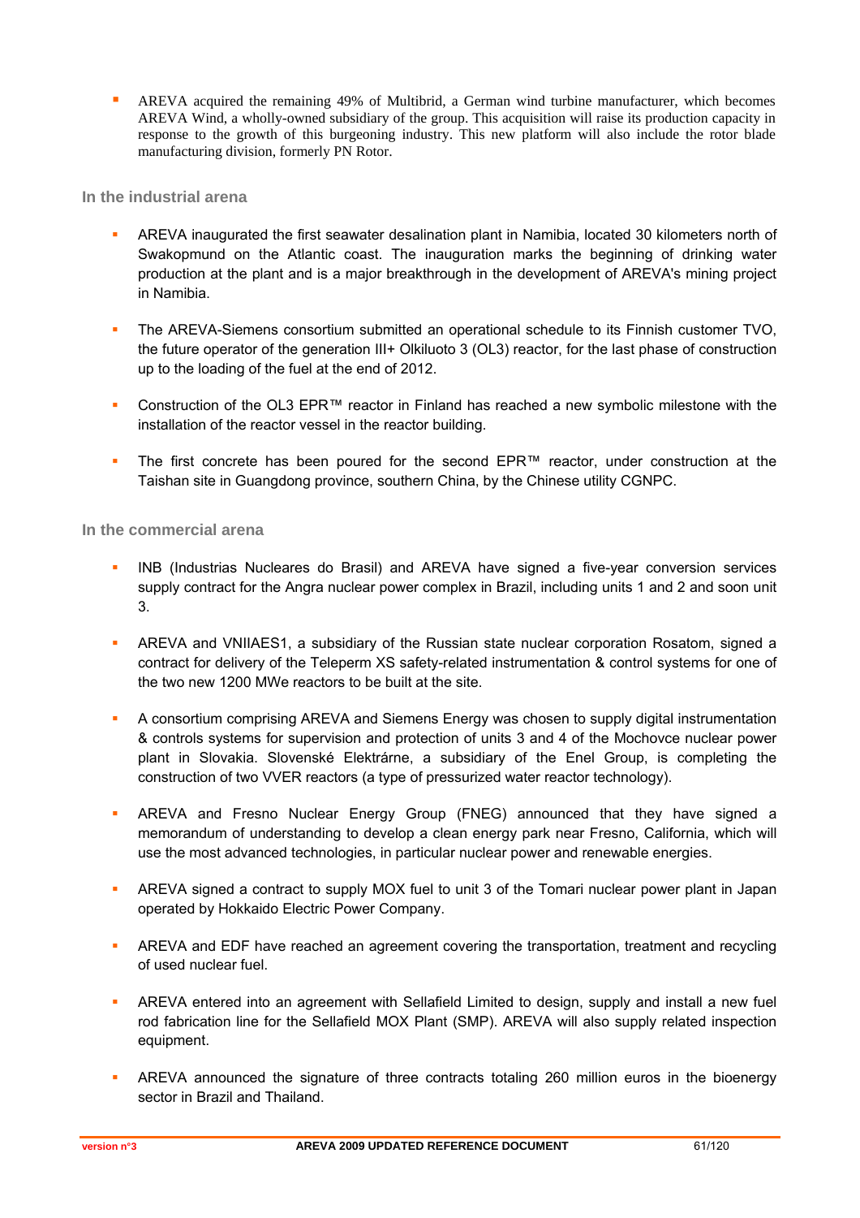- AREVA acquired the remaining 49% of Multibrid, a German wind turbine manufacturer, which becomes AREVA Wind, a wholly-owned subsidiary of the group. This acquisition will raise its production capacity in response to the growth of this burgeoning industry. This new platform will also include the rotor blade manufacturing division, formerly PN Rotor.

### In the industrial arena

- AREVA inaugurated the first seawater desalination plant in Namibia, located 30 kilometers north of Swakopmund on the Atlantic coast. The inauguration marks the beginning of drinking water production at the plant and is a major breakthrough in the development of AREVA's mining project in Namibia.
- The AREVA-Siemens consortium submitted an operational schedule to its Finnish customer TVO, the future operator of the generation III+ Olkiluoto 3 (OL3) reactor, for the last phase of construction up to the loading of the fuel at the end of 2012.
- Construction of the OL3 EPR™ reactor in Finland has reached a new symbolic milestone with the installation of the reactor vessel in the reactor building.
- The first concrete has been poured for the second EPR™ reactor, under construction at the Taishan site in Guangdong province, southern China, by the Chinese utility CGNPC.

### In the commercial arena

- INB (Industrias Nucleares do Brasil) and AREVA have signed a five-year conversion services supply contract for the Angra nuclear power complex in Brazil, including units 1 and 2 and soon unit 3.
- AREVA and VNIIAES1, a subsidiary of the Russian state nuclear corporation Rosatom, signed a contract for delivery of the Teleperm XS safety-related instrumentation & control systems for one of the two new 1200 MWe reactors to be built at the site.
- A consortium comprising AREVA and Siemens Energy was chosen to supply digital instrumentation & controls systems for supervision and protection of units 3 and 4 of the Mochovce nuclear power plant in Slovakia. Slovenské Elektrárne, a subsidiary of the Enel Group, is completing the construction of two VVER reactors (a type of pressurized water reactor technology).
- AREVA and Fresno Nuclear Energy Group (FNEG) announced that they have signed a memorandum of understanding to develop a clean energy park near Fresno, California, which will use the most advanced technologies, in particular nuclear power and renewable energies.
- AREVA signed a contract to supply MOX fuel to unit 3 of the Tomari nuclear power plant in Japan operated by Hokkaido Electric Power Company.
- AREVA and EDF have reached an agreement covering the transportation, treatment and recycling of used nuclear fuel.
- AREVA entered into an agreement with Sellafield Limited to design, supply and install a new fuel rod fabrication line for the Sellafield MOX Plant (SMP). AREVA will also supply related inspection equipment.
- AREVA announced the signature of three contracts totaling 260 million euros in the bioenergy sector in Brazil and Thailand.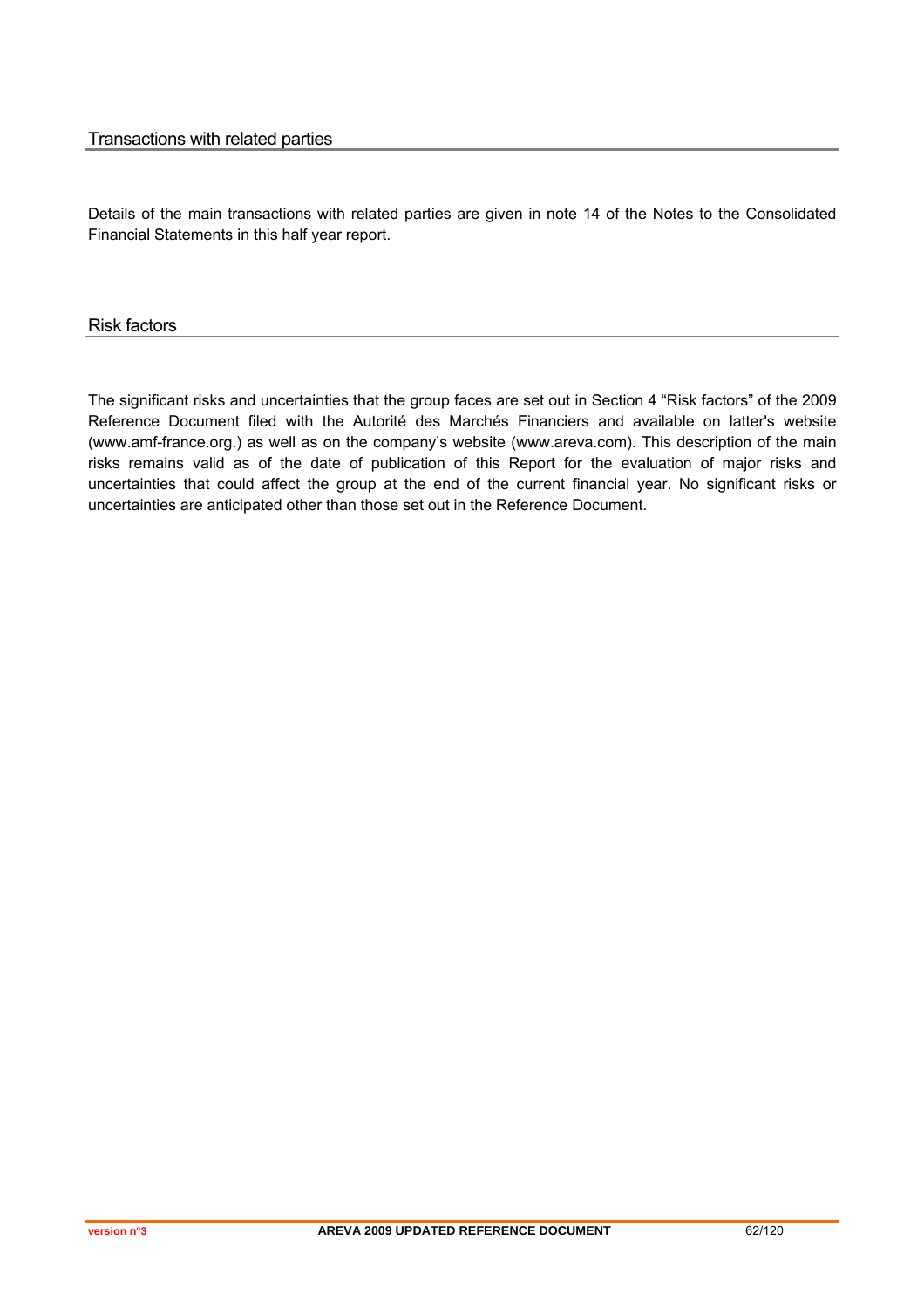## Transactions with related parties

Details of the main transactions with related parties are given in note 14 of the Notes to the Consolidated Financial Statements in this half year report.

## Risk factors

The significant risks and uncertainties that the group faces are set out in Section 4 "Risk factors" of the 2009 Reference Document filed with the Autorité des Marchés Financiers and available on latter's website (www.amf-france.org.) as well as on the company's website (www.areva.com). This description of the main risks remains valid as of the date of publication of this Report for the evaluation of major risks and uncertainties that could affect the group at the end of the current financial year. No significant risks or uncertainties are anticipated other than those set out in the Reference Document.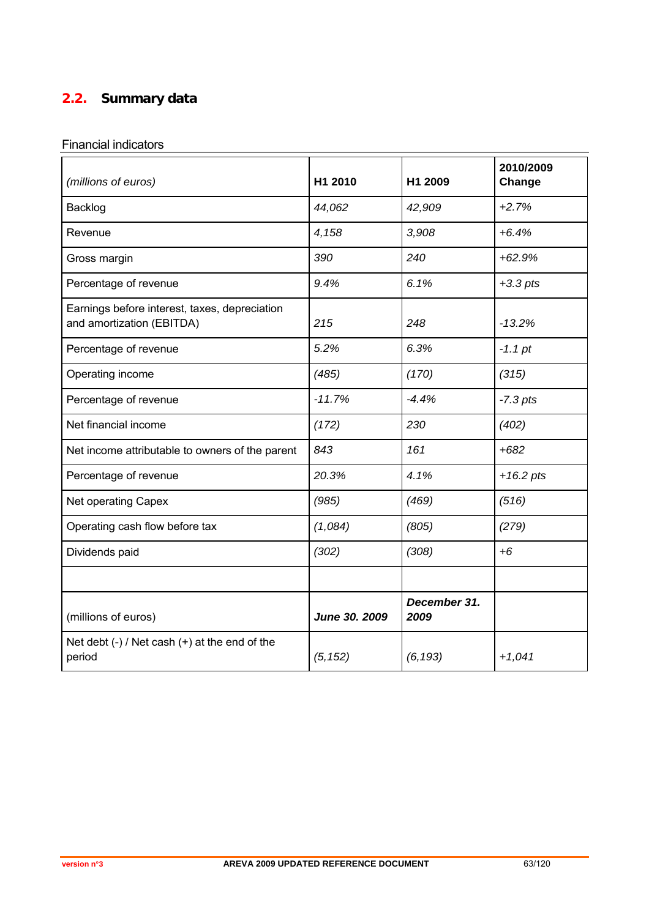## 2.2. Summary data

Financial indicators

| *(millions of euros)* | **H1 2010** | **H1 2009** | **2010/2009 Change** |
|---|---|---|---|
| Backlog | *44,062* | *42,909* | *+2.7%* |
| Revenue | *4,158* | *3,908* | *+6.4%* |
| Gross margin | *390* | *240* | *+62.9%* |
| Percentage of revenue | *9.4%* | *6.1%* | *+3.3 pts* |
| Earnings before interest, taxes, depreciation and amortization (EBITDA) | *215* | *248* | *-13.2%* |
| Percentage of revenue | *5.2%* | *6.3%* | *-1.1 pt* |
| Operating income | *(485)* | *(170)* | *(315)* |
| Percentage of revenue | *-11.7%* | *-4.4%* | *-7.3 pts* |
| Net financial income | *(172)* | *230* | *(402)* |
| Net income attributable to owners of the parent | *843* | *161* | *+682* |
| Percentage of revenue | *20.3%* | *4.1%* | *+16.2 pts* |
| Net operating Capex | *(985)* | *(469)* | *(516)* |
| Operating cash flow before tax | *(1,084)* | *(805)* | *(279)* |
| Dividends paid | *(302)* | *(308)* | *+6* |
| | | | |
| (millions of euros) | ***June 30. 2009*** | ***December 31. 2009*** | |
| Net debt (-) / Net cash (+) at the end of the period | *(5,152)* | *(6,193)* | *+1,041* |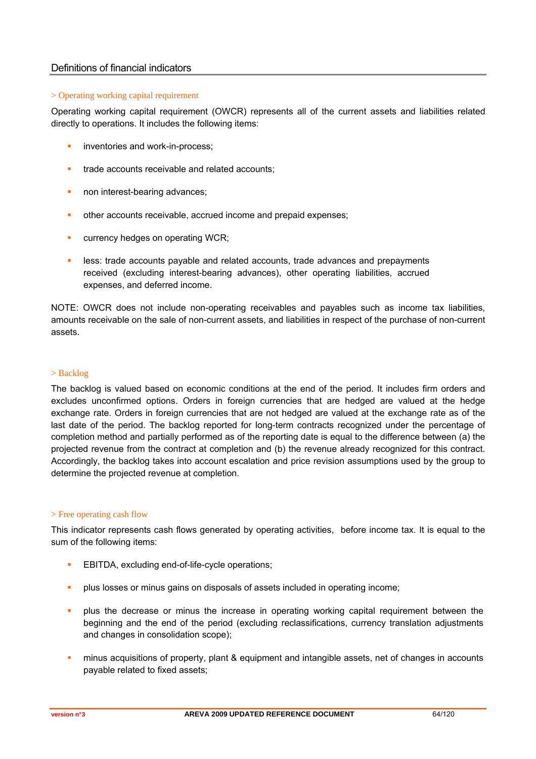## Definitions of financial indicators

### > Operating working capital requirement

Operating working capital requirement (OWCR) represents all of the current assets and liabilities related directly to operations. It includes the following items:

- inventories and work-in-process;
- trade accounts receivable and related accounts;
- non interest-bearing advances;
- other accounts receivable, accrued income and prepaid expenses;
- currency hedges on operating WCR;
- less: trade accounts payable and related accounts, trade advances and prepayments received (excluding interest-bearing advances), other operating liabilities, accrued expenses, and deferred income.

NOTE: OWCR does not include non-operating receivables and payables such as income tax liabilities, amounts receivable on the sale of non-current assets, and liabilities in respect of the purchase of non-current assets.

### > Backlog

The backlog is valued based on economic conditions at the end of the period. It includes firm orders and excludes unconfirmed options. Orders in foreign currencies that are hedged are valued at the hedge exchange rate. Orders in foreign currencies that are not hedged are valued at the exchange rate as of the last date of the period. The backlog reported for long-term contracts recognized under the percentage of completion method and partially performed as of the reporting date is equal to the difference between (a) the projected revenue from the contract at completion and (b) the revenue already recognized for this contract. Accordingly, the backlog takes into account escalation and price revision assumptions used by the group to determine the projected revenue at completion.

### > Free operating cash flow

This indicator represents cash flows generated by operating activities, before income tax. It is equal to the sum of the following items:

- EBITDA, excluding end-of-life-cycle operations;
- plus losses or minus gains on disposals of assets included in operating income;
- plus the decrease or minus the increase in operating working capital requirement between the beginning and the end of the period (excluding reclassifications, currency translation adjustments and changes in consolidation scope);
- minus acquisitions of property, plant & equipment and intangible assets, net of changes in accounts payable related to fixed assets;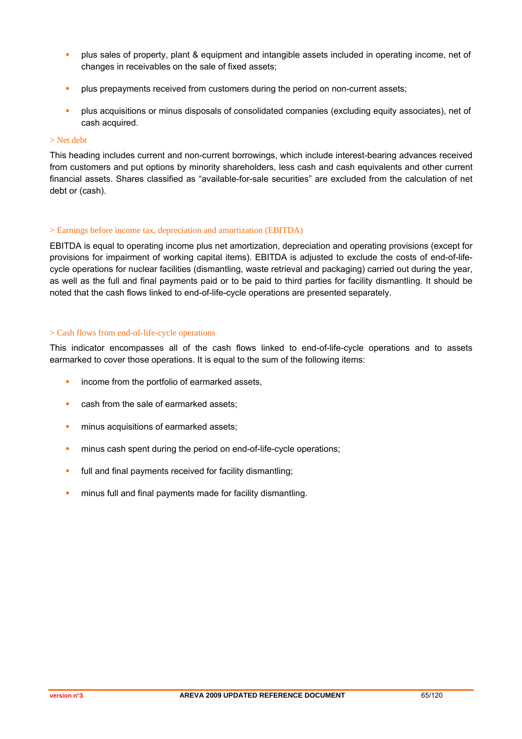- plus sales of property, plant & equipment and intangible assets included in operating income, net of changes in receivables on the sale of fixed assets;
- plus prepayments received from customers during the period on non-current assets;
- plus acquisitions or minus disposals of consolidated companies (excluding equity associates), net of cash acquired.

### > Net debt

This heading includes current and non-current borrowings, which include interest-bearing advances received from customers and put options by minority shareholders, less cash and cash equivalents and other current financial assets. Shares classified as "available-for-sale securities" are excluded from the calculation of net debt or (cash).

### > Earnings before income tax, depreciation and amortization (EBITDA)

EBITDA is equal to operating income plus net amortization, depreciation and operating provisions (except for provisions for impairment of working capital items). EBITDA is adjusted to exclude the costs of end-of-life-cycle operations for nuclear facilities (dismantling, waste retrieval and packaging) carried out during the year, as well as the full and final payments paid or to be paid to third parties for facility dismantling. It should be noted that the cash flows linked to end-of-life-cycle operations are presented separately.

### > Cash flows from end-of-life-cycle operations

This indicator encompasses all of the cash flows linked to end-of-life-cycle operations and to assets earmarked to cover those operations. It is equal to the sum of the following items:

- income from the portfolio of earmarked assets,
- cash from the sale of earmarked assets;
- minus acquisitions of earmarked assets;
- minus cash spent during the period on end-of-life-cycle operations;
- full and final payments received for facility dismantling;
- minus full and final payments made for facility dismantling.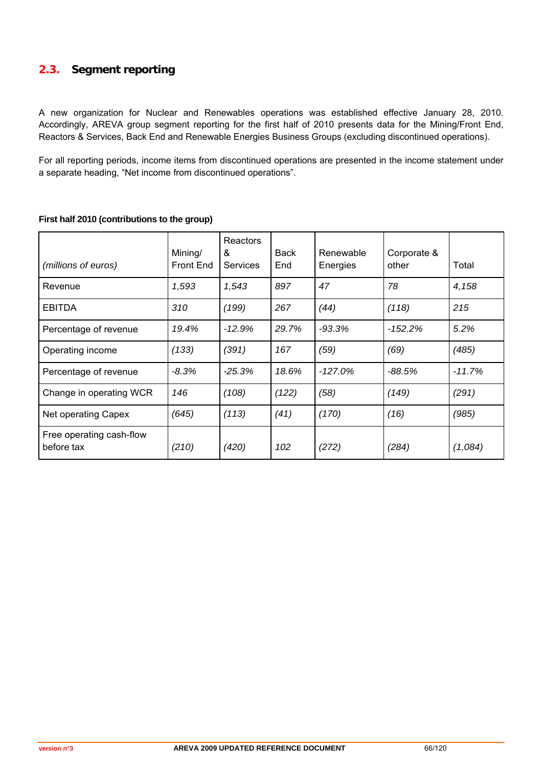## 2.3. Segment reporting

A new organization for Nuclear and Renewables operations was established effective January 28, 2010. Accordingly, AREVA group segment reporting for the first half of 2010 presents data for the Mining/Front End, Reactors & Services, Back End and Renewable Energies Business Groups (excluding discontinued operations).

For all reporting periods, income items from discontinued operations are presented in the income statement under a separate heading, "Net income from discontinued operations".

**First half 2010 (contributions to the group)**

| *(millions of euros)* | Mining/ Front End | Reactors & Services | Back End | Renewable Energies | Corporate & other | Total |
|---|---|---|---|---|---|---|
| Revenue | *1,593* | *1,543* | *897* | *47* | *78* | *4,158* |
| EBITDA | *310* | *(199)* | *267* | *(44)* | *(118)* | *215* |
| Percentage of revenue | *19.4%* | *-12.9%* | *29.7%* | *-93.3%* | *-152.2%* | *5.2%* |
| Operating income | *(133)* | *(391)* | *167* | *(59)* | *(69)* | *(485)* |
| Percentage of revenue | *-8.3%* | *-25.3%* | *18.6%* | *-127.0%* | *-88.5%* | *-11.7%* |
| Change in operating WCR | *146* | *(108)* | *(122)* | *(58)* | *(149)* | *(291)* |
| Net operating Capex | *(645)* | *(113)* | *(41)* | *(170)* | *(16)* | *(985)* |
| Free operating cash-flow before tax | *(210)* | *(420)* | *102* | *(272)* | *(284)* | *(1,084)* |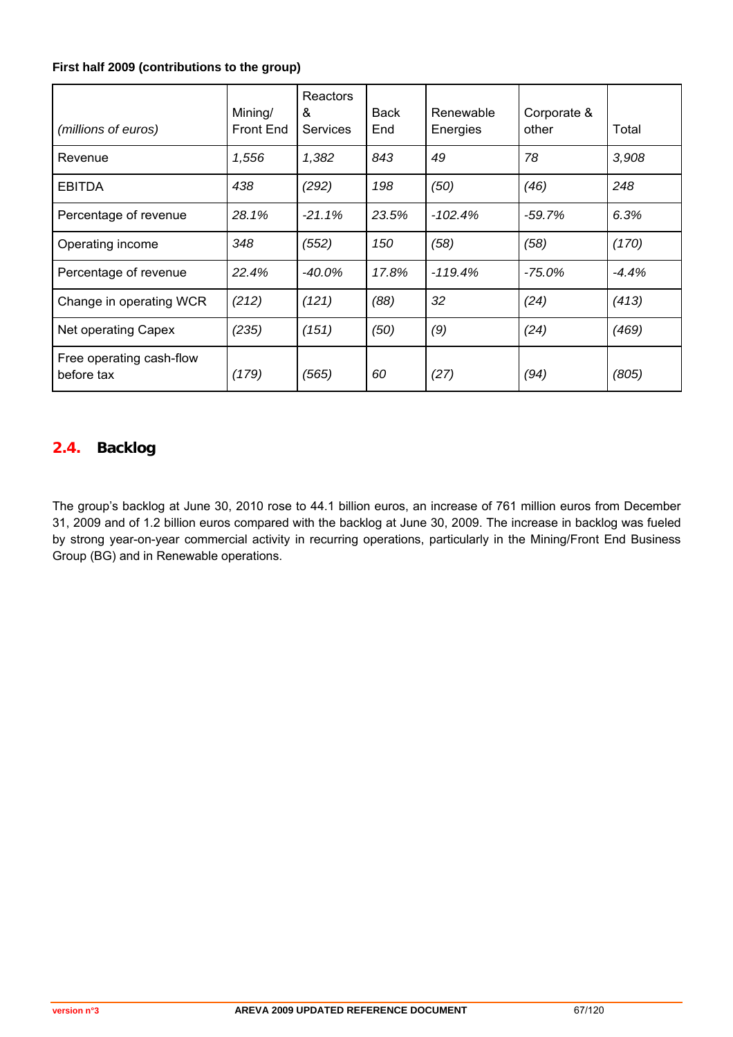**First half 2009 (contributions to the group)**

| *(millions of euros)* | Mining/ Front End | Reactors & Services | Back End | Renewable Energies | Corporate & other | Total |
|---|---|---|---|---|---|---|
| Revenue | *1,556* | *1,382* | *843* | *49* | *78* | *3,908* |
| EBITDA | *438* | *(292)* | *198* | *(50)* | *(46)* | *248* |
| Percentage of revenue | *28.1%* | *-21.1%* | *23.5%* | *-102.4%* | *-59.7%* | *6.3%* |
| Operating income | *348* | *(552)* | *150* | *(58)* | *(58)* | *(170)* |
| Percentage of revenue | *22.4%* | *-40.0%* | *17.8%* | *-119.4%* | *-75.0%* | *-4.4%* |
| Change in operating WCR | *(212)* | *(121)* | *(88)* | *32* | *(24)* | *(413)* |
| Net operating Capex | *(235)* | *(151)* | *(50)* | *(9)* | *(24)* | *(469)* |
| Free operating cash-flow before tax | *(179)* | *(565)* | *60* | *(27)* | *(94)* | *(805)* |

## 2.4. Backlog

The group's backlog at June 30, 2010 rose to 44.1 billion euros, an increase of 761 million euros from December 31, 2009 and of 1.2 billion euros compared with the backlog at June 30, 2009. The increase in backlog was fueled by strong year-on-year commercial activity in recurring operations, particularly in the Mining/Front End Business Group (BG) and in Renewable operations.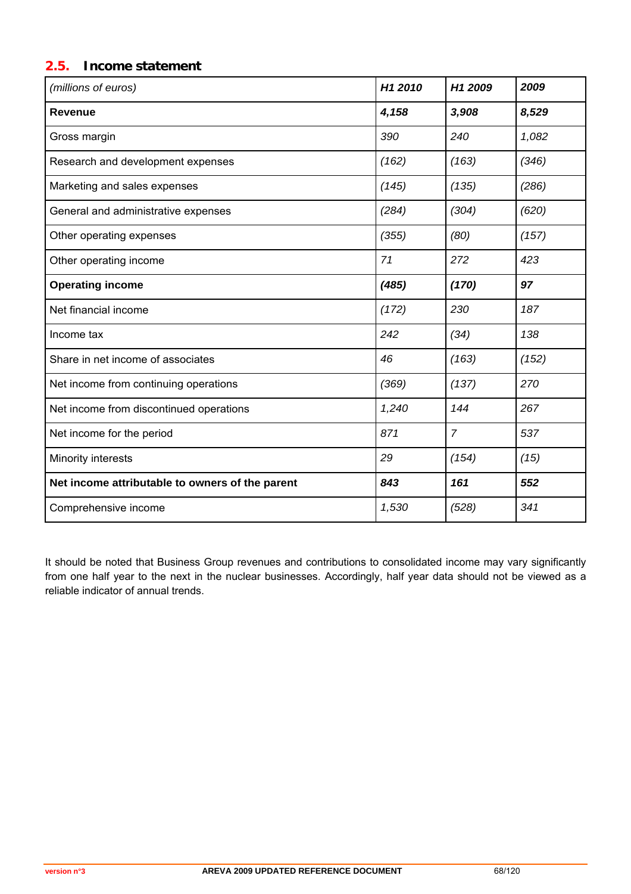## 2.5. Income statement

| *(millions of euros)* | *H1 2010* | *H1 2009* | *2009* |
|---|---|---|---|
| **Revenue** | ***4,158*** | ***3,908*** | ***8,529*** |
| Gross margin | *390* | *240* | *1,082* |
| Research and development expenses | *(162)* | *(163)* | *(346)* |
| Marketing and sales expenses | *(145)* | *(135)* | *(286)* |
| General and administrative expenses | *(284)* | *(304)* | *(620)* |
| Other operating expenses | *(355)* | *(80)* | *(157)* |
| Other operating income | *71* | *272* | *423* |
| **Operating income** | ***(485)*** | ***(170)*** | ***97*** |
| Net financial income | *(172)* | *230* | *187* |
| Income tax | *242* | *(34)* | *138* |
| Share in net income of associates | *46* | *(163)* | *(152)* |
| Net income from continuing operations | *(369)* | *(137)* | *270* |
| Net income from discontinued operations | *1,240* | *144* | *267* |
| Net income for the period | *871* | *7* | *537* |
| Minority interests | *29* | *(154)* | *(15)* |
| **Net income attributable to owners of the parent** | ***843*** | ***161*** | ***552*** |
| Comprehensive income | *1,530* | *(528)* | *341* |

It should be noted that Business Group revenues and contributions to consolidated income may vary significantly from one half year to the next in the nuclear businesses. Accordingly, half year data should not be viewed as a reliable indicator of annual trends.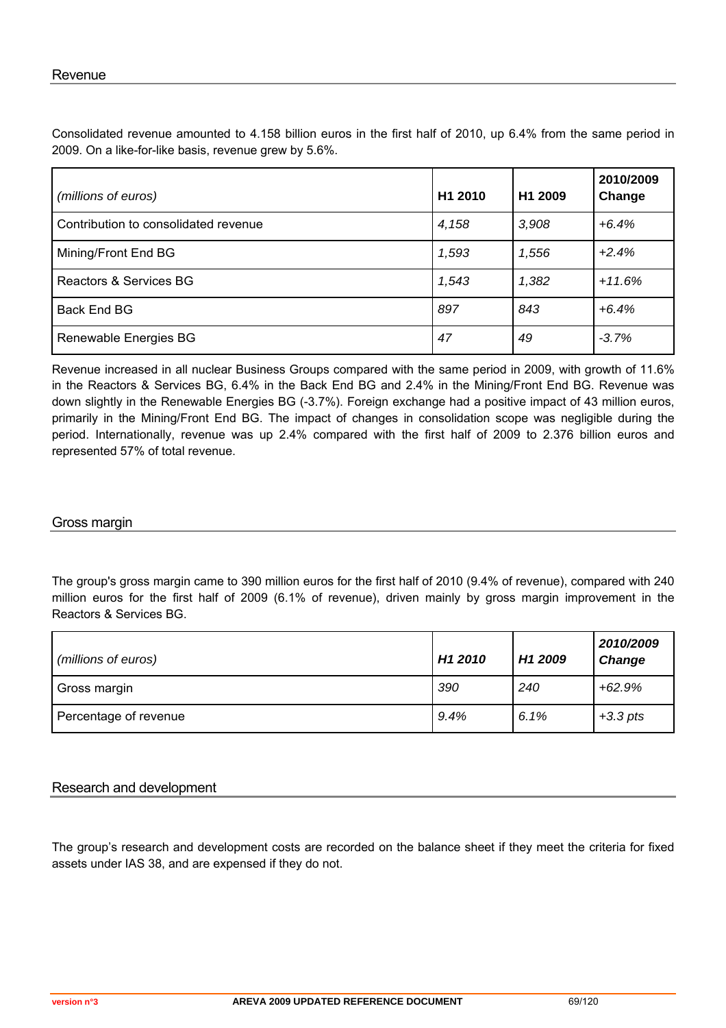## Revenue

Consolidated revenue amounted to 4.158 billion euros in the first half of 2010, up 6.4% from the same period in 2009. On a like-for-like basis, revenue grew by 5.6%.

| *(millions of euros)* | **H1 2010** | **H1 2009** | **2010/2009 Change** |
|---|---|---|---|
| Contribution to consolidated revenue | *4,158* | *3,908* | *+6.4%* |
| Mining/Front End BG | *1,593* | *1,556* | *+2.4%* |
| Reactors & Services BG | *1,543* | *1,382* | *+11.6%* |
| Back End BG | *897* | *843* | *+6.4%* |
| Renewable Energies BG | *47* | *49* | *-3.7%* |

Revenue increased in all nuclear Business Groups compared with the same period in 2009, with growth of 11.6% in the Reactors & Services BG, 6.4% in the Back End BG and 2.4% in the Mining/Front End BG. Revenue was down slightly in the Renewable Energies BG (-3.7%). Foreign exchange had a positive impact of 43 million euros, primarily in the Mining/Front End BG. The impact of changes in consolidation scope was negligible during the period. Internationally, revenue was up 2.4% compared with the first half of 2009 to 2.376 billion euros and represented 57% of total revenue.

## Gross margin

The group's gross margin came to 390 million euros for the first half of 2010 (9.4% of revenue), compared with 240 million euros for the first half of 2009 (6.1% of revenue), driven mainly by gross margin improvement in the Reactors & Services BG.

| *(millions of euros)* | ***H1 2010*** | ***H1 2009*** | ***2010/2009 Change*** |
|---|---|---|---|
| Gross margin | *390* | *240* | *+62.9%* |
| Percentage of revenue | *9.4%* | *6.1%* | *+3.3 pts* |

## Research and development

The group's research and development costs are recorded on the balance sheet if they meet the criteria for fixed assets under IAS 38, and are expensed if they do not.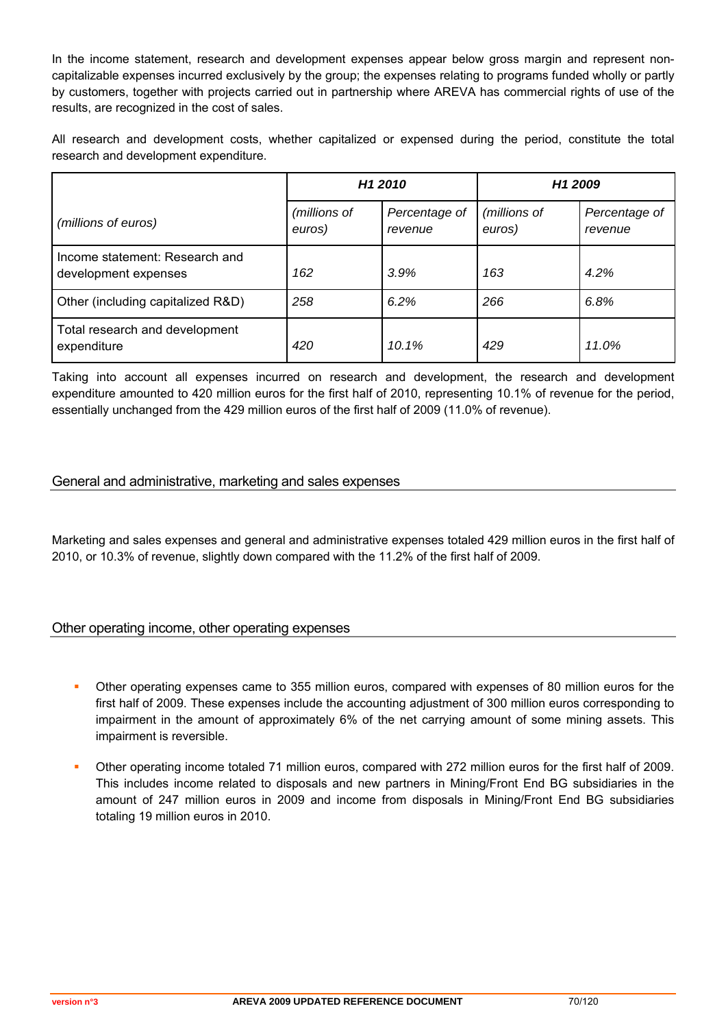In the income statement, research and development expenses appear below gross margin and represent non-capitalizable expenses incurred exclusively by the group; the expenses relating to programs funded wholly or partly by customers, together with projects carried out in partnership where AREVA has commercial rights of use of the results, are recognized in the cost of sales.

All research and development costs, whether capitalized or expensed during the period, constitute the total research and development expenditure.

| *(millions of euros)* | ***H1 2010*** | | ***H1 2009*** | |
|---|---|---|---|---|
| | *(millions of euros)* | *Percentage of revenue* | *(millions of euros)* | *Percentage of revenue* |
| Income statement: Research and development expenses | *162* | *3.9%* | *163* | *4.2%* |
| Other (including capitalized R&D) | *258* | *6.2%* | *266* | *6.8%* |
| Total research and development expenditure | *420* | *10.1%* | *429* | *11.0%* |

Taking into account all expenses incurred on research and development, the research and development expenditure amounted to 420 million euros for the first half of 2010, representing 10.1% of revenue for the period, essentially unchanged from the 429 million euros of the first half of 2009 (11.0% of revenue).

## General and administrative, marketing and sales expenses

Marketing and sales expenses and general and administrative expenses totaled 429 million euros in the first half of 2010, or 10.3% of revenue, slightly down compared with the 11.2% of the first half of 2009.

## Other operating income, other operating expenses

- Other operating expenses came to 355 million euros, compared with expenses of 80 million euros for the first half of 2009. These expenses include the accounting adjustment of 300 million euros corresponding to impairment in the amount of approximately 6% of the net carrying amount of some mining assets. This impairment is reversible.
- Other operating income totaled 71 million euros, compared with 272 million euros for the first half of 2009. This includes income related to disposals and new partners in Mining/Front End BG subsidiaries in the amount of 247 million euros in 2009 and income from disposals in Mining/Front End BG subsidiaries totaling 19 million euros in 2010.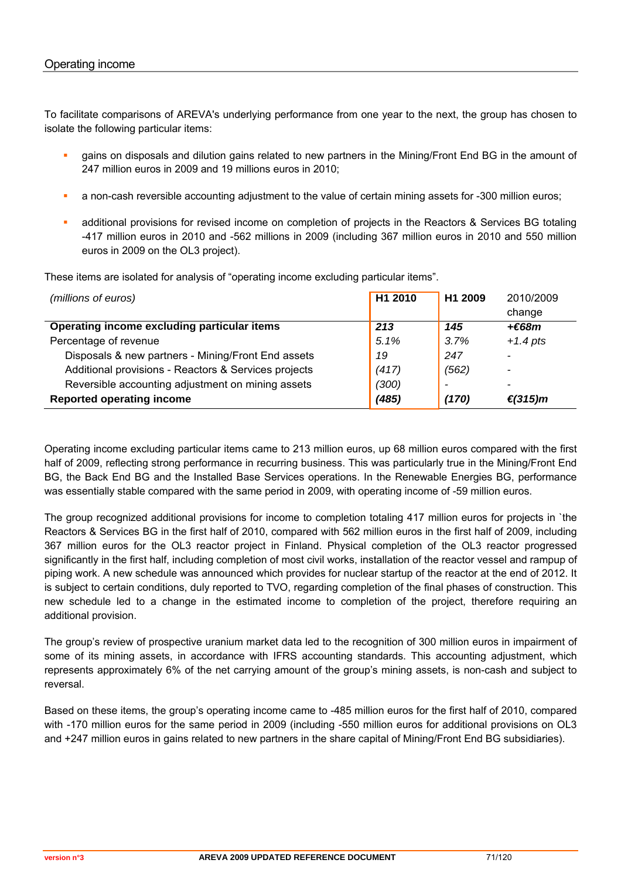## Operating income

To facilitate comparisons of AREVA's underlying performance from one year to the next, the group has chosen to isolate the following particular items:

- gains on disposals and dilution gains related to new partners in the Mining/Front End BG in the amount of 247 million euros in 2009 and 19 millions euros in 2010;
- a non-cash reversible accounting adjustment to the value of certain mining assets for -300 million euros;
- additional provisions for revised income on completion of projects in the Reactors & Services BG totaling -417 million euros in 2010 and -562 millions in 2009 (including 367 million euros in 2010 and 550 million euros in 2009 on the OL3 project).

These items are isolated for analysis of "operating income excluding particular items".

| *(millions of euros)* | H1 2010 | H1 2009 | 2010/2009 change |
|---|---|---|---|
| **Operating income excluding particular items** | ***213*** | ***145*** | ***+€68m*** |
| Percentage of revenue | *5.1%* | *3.7%* | *+1.4 pts* |
| Disposals & new partners - Mining/Front End assets | *19* | *247* | - |
| Additional provisions - Reactors & Services projects | *(417)* | *(562)* | - |
| Reversible accounting adjustment on mining assets | *(300)* | - | - |
| **Reported operating income** | ***(485)*** | ***(170)*** | ***€(315)m*** |

Operating income excluding particular items came to 213 million euros, up 68 million euros compared with the first half of 2009, reflecting strong performance in recurring business. This was particularly true in the Mining/Front End BG, the Back End BG and the Installed Base Services operations. In the Renewable Energies BG, performance was essentially stable compared with the same period in 2009, with operating income of -59 million euros.

The group recognized additional provisions for income to completion totaling 417 million euros for projects in `the Reactors & Services BG in the first half of 2010, compared with 562 million euros in the first half of 2009, including 367 million euros for the OL3 reactor project in Finland. Physical completion of the OL3 reactor progressed significantly in the first half, including completion of most civil works, installation of the reactor vessel and rampup of piping work. A new schedule was announced which provides for nuclear startup of the reactor at the end of 2012. It is subject to certain conditions, duly reported to TVO, regarding completion of the final phases of construction. This new schedule led to a change in the estimated income to completion of the project, therefore requiring an additional provision.

The group's review of prospective uranium market data led to the recognition of 300 million euros in impairment of some of its mining assets, in accordance with IFRS accounting standards. This accounting adjustment, which represents approximately 6% of the net carrying amount of the group's mining assets, is non-cash and subject to reversal.

Based on these items, the group's operating income came to -485 million euros for the first half of 2010, compared with -170 million euros for the same period in 2009 (including -550 million euros for additional provisions on OL3 and +247 million euros in gains related to new partners in the share capital of Mining/Front End BG subsidiaries).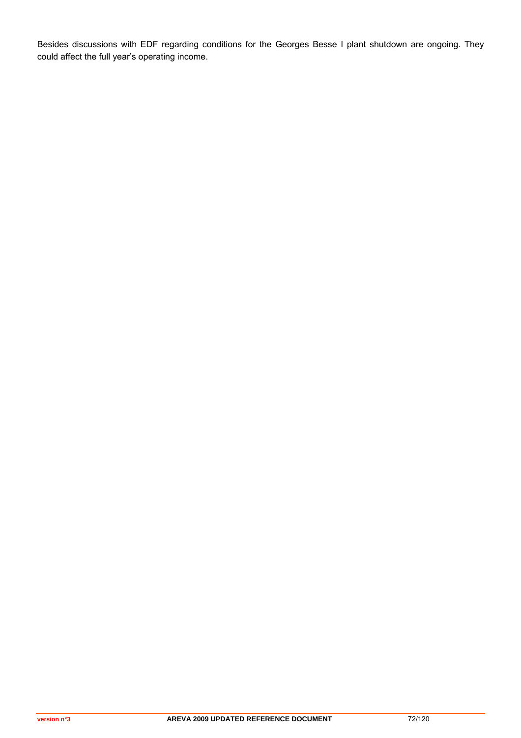Besides discussions with EDF regarding conditions for the Georges Besse I plant shutdown are ongoing. They could affect the full year's operating income.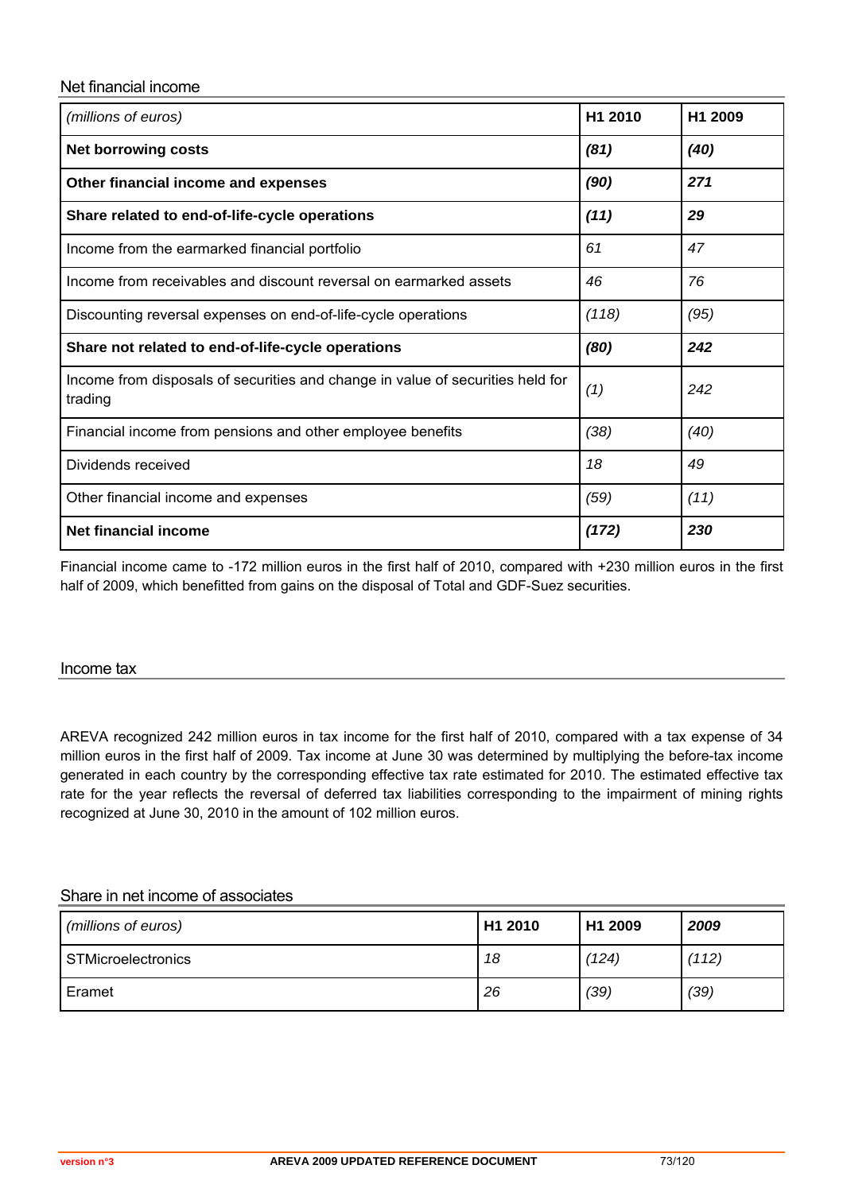## Net financial income

| *(millions of euros)* | H1 2010 | H1 2009 |
|---|---|---|
| **Net borrowing costs** | ***(81)*** | ***(40)*** |
| **Other financial income and expenses** | ***(90)*** | ***271*** |
| **Share related to end-of-life-cycle operations** | ***(11)*** | ***29*** |
| Income from the earmarked financial portfolio | *61* | *47* |
| Income from receivables and discount reversal on earmarked assets | *46* | *76* |
| Discounting reversal expenses on end-of-life-cycle operations | *(118)* | *(95)* |
| **Share not related to end-of-life-cycle operations** | ***(80)*** | ***242*** |
| Income from disposals of securities and change in value of securities held for trading | *(1)* | *242* |
| Financial income from pensions and other employee benefits | *(38)* | *(40)* |
| Dividends received | *18* | *49* |
| Other financial income and expenses | *(59)* | *(11)* |
| **Net financial income** | ***(172)*** | ***230*** |

Financial income came to -172 million euros in the first half of 2010, compared with +230 million euros in the first half of 2009, which benefitted from gains on the disposal of Total and GDF-Suez securities.

## Income tax

AREVA recognized 242 million euros in tax income for the first half of 2010, compared with a tax expense of 34 million euros in the first half of 2009. Tax income at June 30 was determined by multiplying the before-tax income generated in each country by the corresponding effective tax rate estimated for 2010. The estimated effective tax rate for the year reflects the reversal of deferred tax liabilities corresponding to the impairment of mining rights recognized at June 30, 2010 in the amount of 102 million euros.

## Share in net income of associates

| *(millions of euros)* | H1 2010 | H1 2009 | *2009* |
|---|---|---|---|
| STMicroelectronics | *18* | *(124)* | *(112)* |
| Eramet | *26* | *(39)* | *(39)* |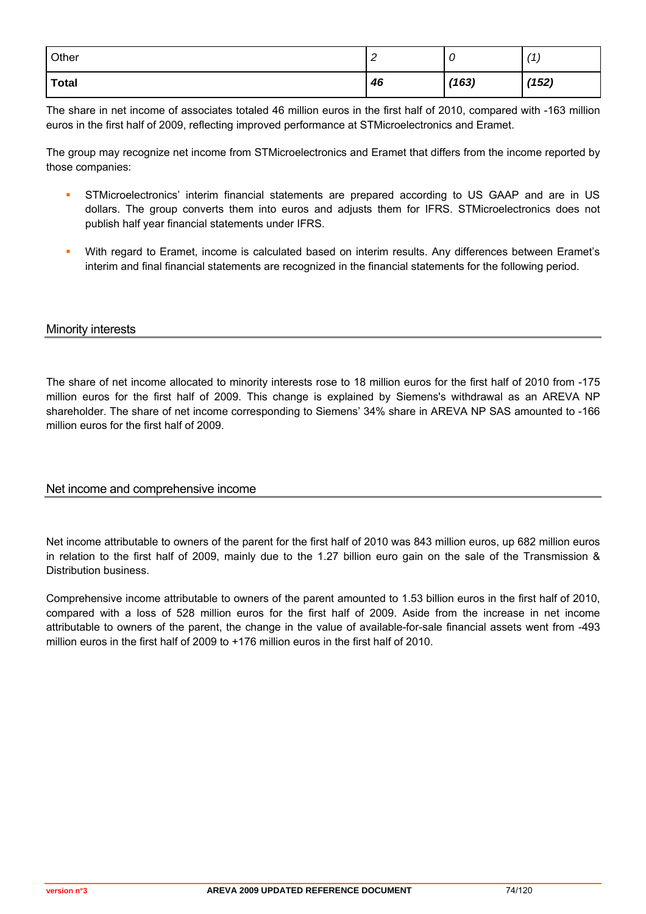| Other | *2* | *0* | *(1)* |
|---|---|---|---|
| **Total** | ***46*** | ***(163)*** | ***(152)*** |

The share in net income of associates totaled 46 million euros in the first half of 2010, compared with -163 million euros in the first half of 2009, reflecting improved performance at STMicroelectronics and Eramet.

The group may recognize net income from STMicroelectronics and Eramet that differs from the income reported by those companies:

- STMicroelectronics' interim financial statements are prepared according to US GAAP and are in US dollars. The group converts them into euros and adjusts them for IFRS. STMicroelectronics does not publish half year financial statements under IFRS.
- With regard to Eramet, income is calculated based on interim results. Any differences between Eramet's interim and final financial statements are recognized in the financial statements for the following period.

## Minority interests

The share of net income allocated to minority interests rose to 18 million euros for the first half of 2010 from -175 million euros for the first half of 2009. This change is explained by Siemens's withdrawal as an AREVA NP shareholder. The share of net income corresponding to Siemens' 34% share in AREVA NP SAS amounted to -166 million euros for the first half of 2009.

## Net income and comprehensive income

Net income attributable to owners of the parent for the first half of 2010 was 843 million euros, up 682 million euros in relation to the first half of 2009, mainly due to the 1.27 billion euro gain on the sale of the Transmission & Distribution business.

Comprehensive income attributable to owners of the parent amounted to 1.53 billion euros in the first half of 2010, compared with a loss of 528 million euros for the first half of 2009. Aside from the increase in net income attributable to owners of the parent, the change in the value of available-for-sale financial assets went from -493 million euros in the first half of 2009 to +176 million euros in the first half of 2010.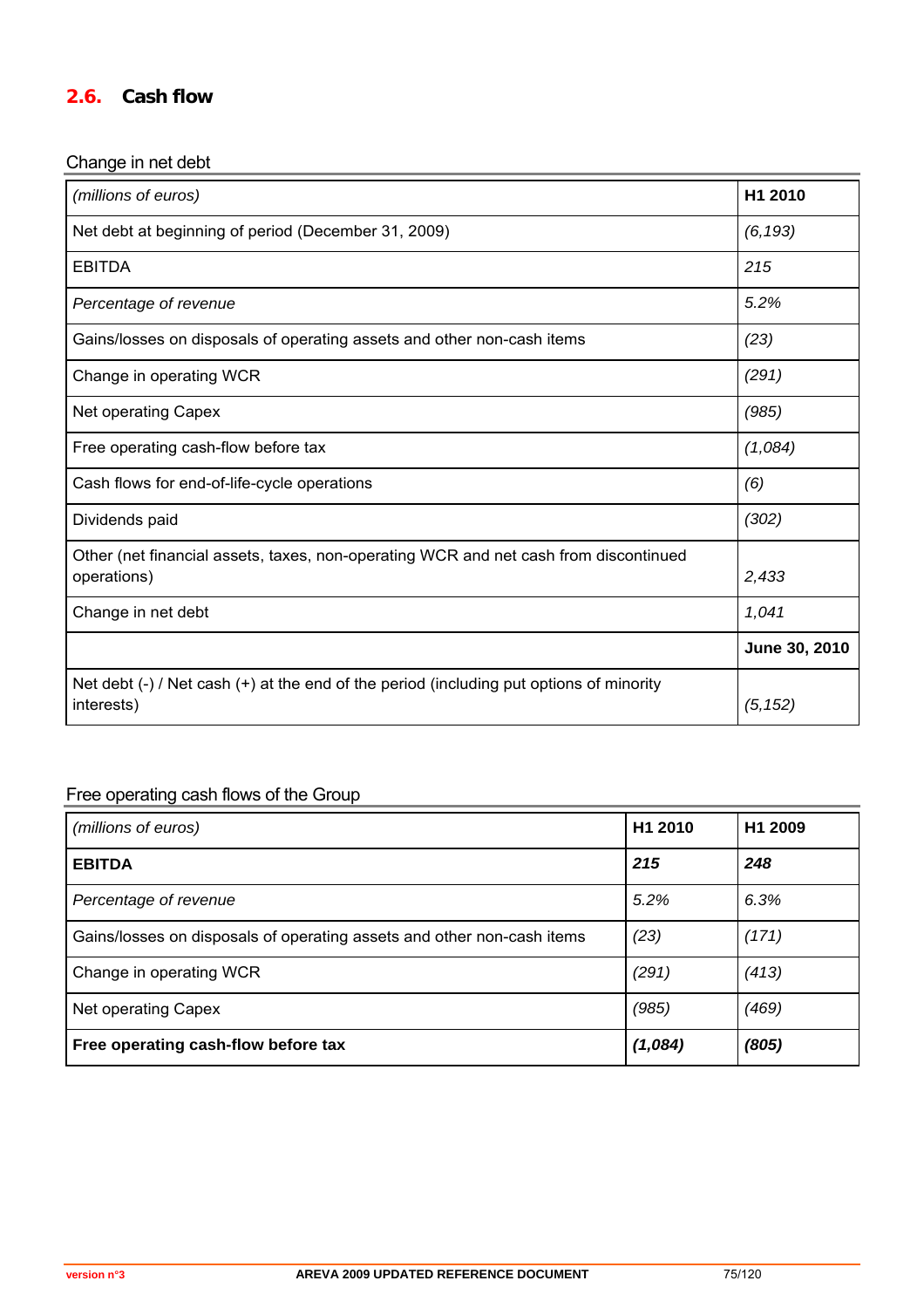## 2.6. Cash flow

Change in net debt

| *(millions of euros)* | **H1 2010** |
|---|---|
| Net debt at beginning of period (December 31, 2009) | *(6,193)* |
| EBITDA | *215* |
| *Percentage of revenue* | *5.2%* |
| Gains/losses on disposals of operating assets and other non-cash items | *(23)* |
| Change in operating WCR | *(291)* |
| Net operating Capex | *(985)* |
| Free operating cash-flow before tax | *(1,084)* |
| Cash flows for end-of-life-cycle operations | *(6)* |
| Dividends paid | *(302)* |
| Other (net financial assets, taxes, non-operating WCR and net cash from discontinued operations) | *2,433* |
| Change in net debt | *1,041* |
| | **June 30, 2010** |
| Net debt (-) / Net cash (+) at the end of the period (including put options of minority interests) | *(5,152)* |

Free operating cash flows of the Group

| *(millions of euros)* | **H1 2010** | **H1 2009** |
|---|---|---|
| **EBITDA** | ***215*** | ***248*** |
| *Percentage of revenue* | *5.2%* | *6.3%* |
| Gains/losses on disposals of operating assets and other non-cash items | *(23)* | *(171)* |
| Change in operating WCR | *(291)* | *(413)* |
| Net operating Capex | *(985)* | *(469)* |
| **Free operating cash-flow before tax** | ***(1,084)*** | ***(805)*** |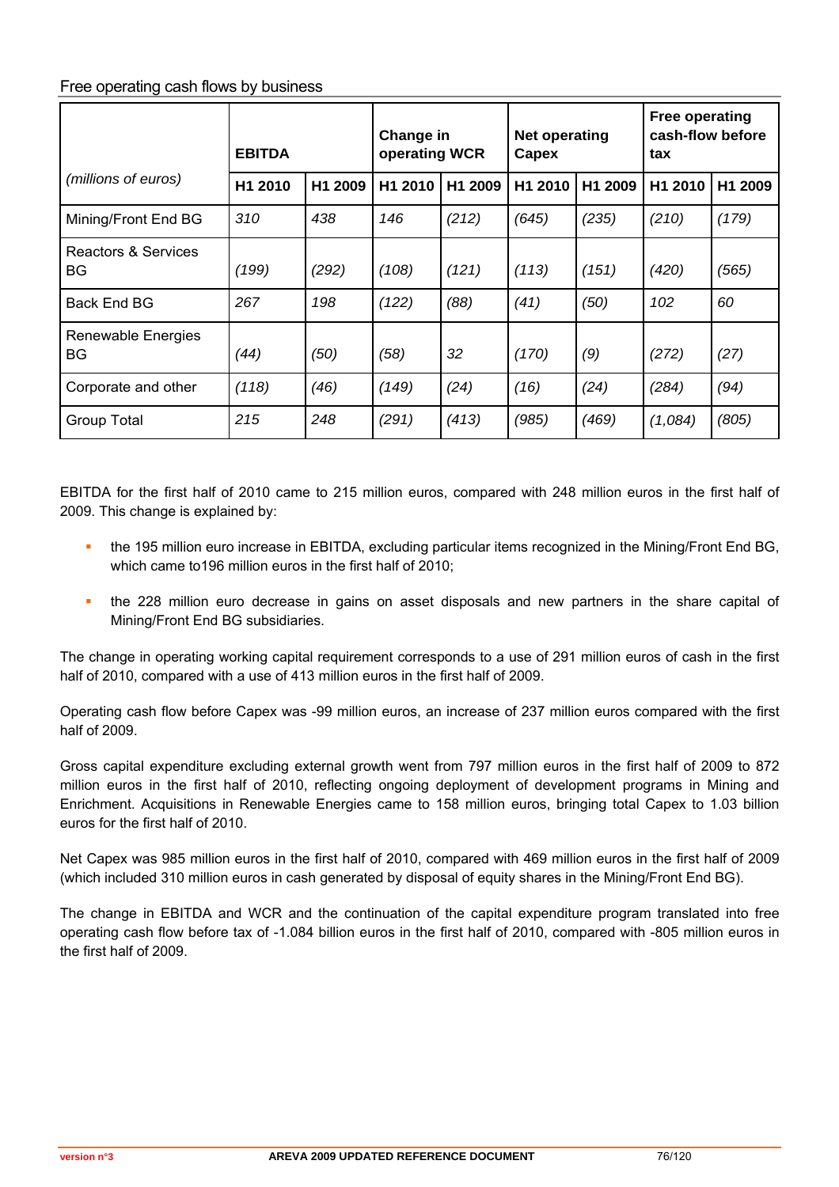Free operating cash flows by business

| (millions of euros) | EBITDA | | Change in operating WCR | | Net operating Capex | | Free operating cash-flow before tax | |
|---|---|---|---|---|---|---|---|---|
| | H1 2010 | H1 2009 | H1 2010 | H1 2009 | H1 2010 | H1 2009 | H1 2010 | H1 2009 |
| Mining/Front End BG | *310* | *438* | *146* | *(212)* | *(645)* | *(235)* | *(210)* | *(179)* |
| Reactors & Services BG | *(199)* | *(292)* | *(108)* | *(121)* | *(113)* | *(151)* | *(420)* | *(565)* |
| Back End BG | *267* | *198* | *(122)* | *(88)* | *(41)* | *(50)* | *102* | *60* |
| Renewable Energies BG | *(44)* | *(50)* | *(58)* | *32* | *(170)* | *(9)* | *(272)* | *(27)* |
| Corporate and other | *(118)* | *(46)* | *(149)* | *(24)* | *(16)* | *(24)* | *(284)* | *(94)* |
| Group Total | *215* | *248* | *(291)* | *(413)* | *(985)* | *(469)* | *(1,084)* | *(805)* |

EBITDA for the first half of 2010 came to 215 million euros, compared with 248 million euros in the first half of 2009. This change is explained by:

- the 195 million euro increase in EBITDA, excluding particular items recognized in the Mining/Front End BG, which came to196 million euros in the first half of 2010;
- the 228 million euro decrease in gains on asset disposals and new partners in the share capital of Mining/Front End BG subsidiaries.

The change in operating working capital requirement corresponds to a use of 291 million euros of cash in the first half of 2010, compared with a use of 413 million euros in the first half of 2009.

Operating cash flow before Capex was -99 million euros, an increase of 237 million euros compared with the first half of 2009.

Gross capital expenditure excluding external growth went from 797 million euros in the first half of 2009 to 872 million euros in the first half of 2010, reflecting ongoing deployment of development programs in Mining and Enrichment. Acquisitions in Renewable Energies came to 158 million euros, bringing total Capex to 1.03 billion euros for the first half of 2010.

Net Capex was 985 million euros in the first half of 2010, compared with 469 million euros in the first half of 2009 (which included 310 million euros in cash generated by disposal of equity shares in the Mining/Front End BG).

The change in EBITDA and WCR and the continuation of the capital expenditure program translated into free operating cash flow before tax of -1.084 billion euros in the first half of 2010, compared with -805 million euros in the first half of 2009.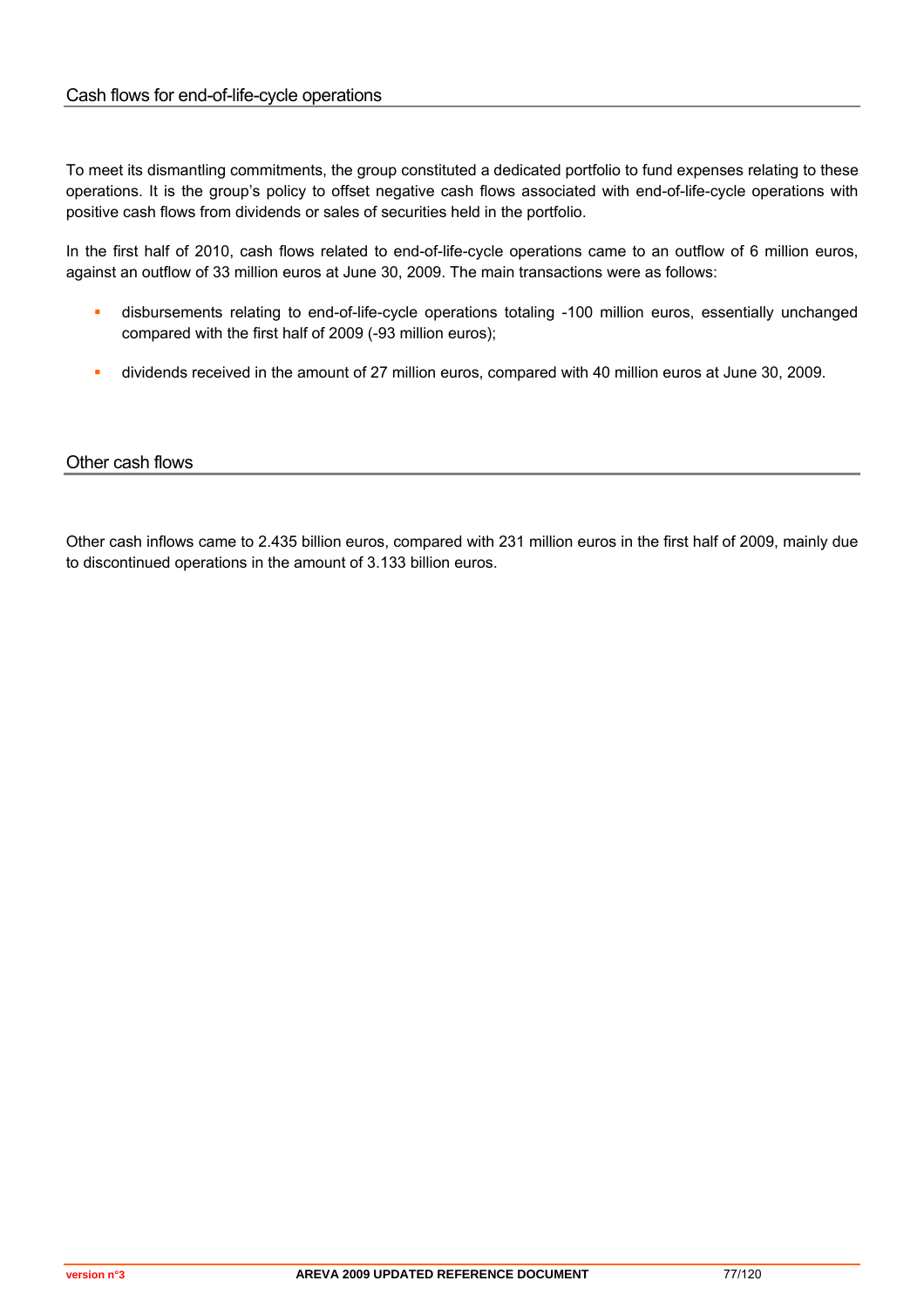## Cash flows for end-of-life-cycle operations

To meet its dismantling commitments, the group constituted a dedicated portfolio to fund expenses relating to these operations. It is the group's policy to offset negative cash flows associated with end-of-life-cycle operations with positive cash flows from dividends or sales of securities held in the portfolio.

In the first half of 2010, cash flows related to end-of-life-cycle operations came to an outflow of 6 million euros, against an outflow of 33 million euros at June 30, 2009. The main transactions were as follows:

- disbursements relating to end-of-life-cycle operations totaling -100 million euros, essentially unchanged compared with the first half of 2009 (-93 million euros);
- dividends received in the amount of 27 million euros, compared with 40 million euros at June 30, 2009.

## Other cash flows

Other cash inflows came to 2.435 billion euros, compared with 231 million euros in the first half of 2009, mainly due to discontinued operations in the amount of 3.133 billion euros.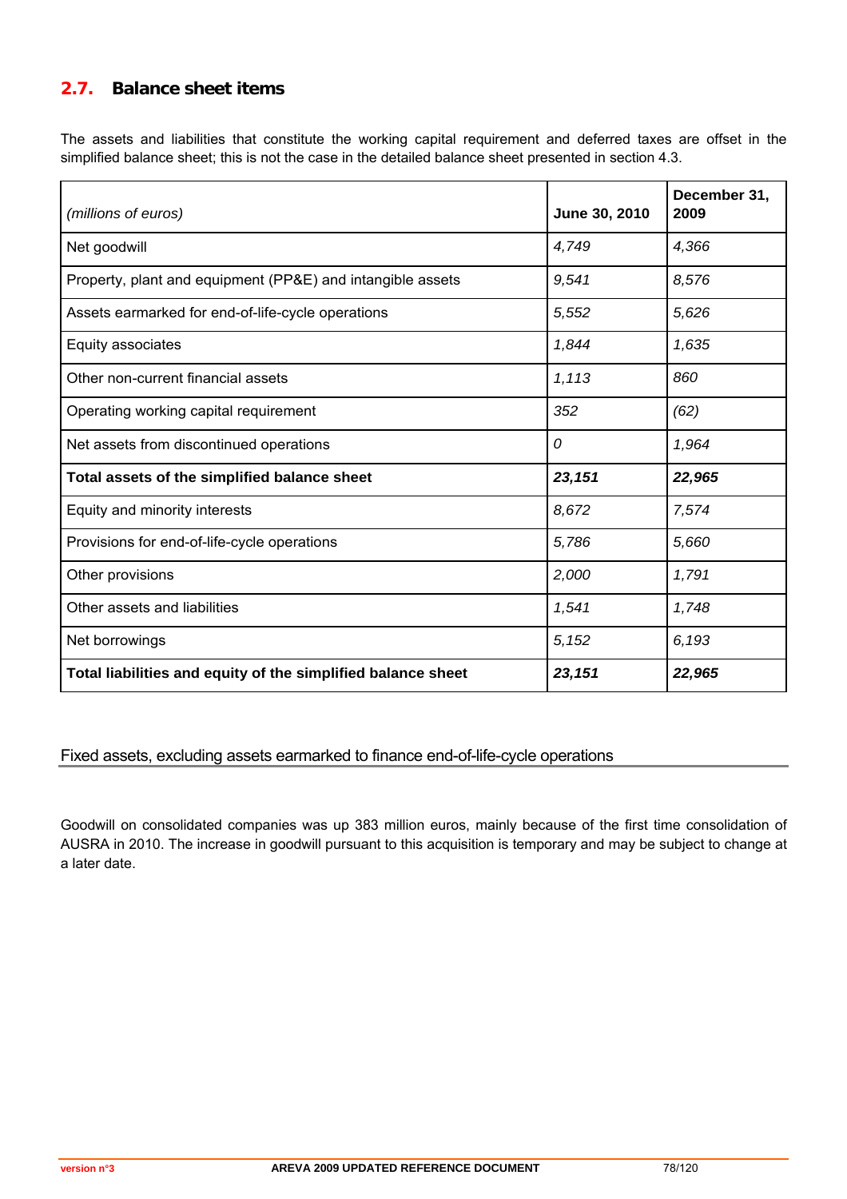## 2.7. Balance sheet items

The assets and liabilities that constitute the working capital requirement and deferred taxes are offset in the simplified balance sheet; this is not the case in the detailed balance sheet presented in section 4.3.

| *(millions of euros)* | **June 30, 2010** | **December 31, 2009** |
|---|---|---|
| Net goodwill | *4,749* | *4,366* |
| Property, plant and equipment (PP&E) and intangible assets | *9,541* | *8,576* |
| Assets earmarked for end-of-life-cycle operations | *5,552* | *5,626* |
| Equity associates | *1,844* | *1,635* |
| Other non-current financial assets | *1,113* | *860* |
| Operating working capital requirement | *352* | *(62)* |
| Net assets from discontinued operations | *0* | *1,964* |
| **Total assets of the simplified balance sheet** | ***23,151*** | ***22,965*** |
| Equity and minority interests | *8,672* | *7,574* |
| Provisions for end-of-life-cycle operations | *5,786* | *5,660* |
| Other provisions | *2,000* | *1,791* |
| Other assets and liabilities | *1,541* | *1,748* |
| Net borrowings | *5,152* | *6,193* |
| **Total liabilities and equity of the simplified balance sheet** | ***23,151*** | ***22,965*** |

### Fixed assets, excluding assets earmarked to finance end-of-life-cycle operations

Goodwill on consolidated companies was up 383 million euros, mainly because of the first time consolidation of AUSRA in 2010. The increase in goodwill pursuant to this acquisition is temporary and may be subject to change at a later date.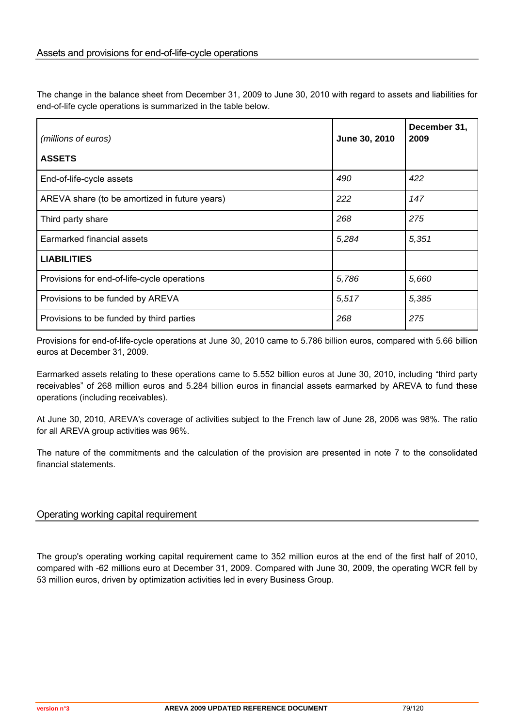## Assets and provisions for end-of-life-cycle operations

The change in the balance sheet from December 31, 2009 to June 30, 2010 with regard to assets and liabilities for end-of-life cycle operations is summarized in the table below.

| *(millions of euros)* | **June 30, 2010** | **December 31, 2009** |
|---|---|---|
| **ASSETS** | | |
| End-of-life-cycle assets | *490* | *422* |
| AREVA share (to be amortized in future years) | *222* | *147* |
| Third party share | *268* | *275* |
| Earmarked financial assets | *5,284* | *5,351* |
| **LIABILITIES** | | |
| Provisions for end-of-life-cycle operations | *5,786* | *5,660* |
| Provisions to be funded by AREVA | *5,517* | *5,385* |
| Provisions to be funded by third parties | *268* | *275* |

Provisions for end-of-life-cycle operations at June 30, 2010 came to 5.786 billion euros, compared with 5.66 billion euros at December 31, 2009.

Earmarked assets relating to these operations came to 5.552 billion euros at June 30, 2010, including "third party receivables" of 268 million euros and 5.284 billion euros in financial assets earmarked by AREVA to fund these operations (including receivables).

At June 30, 2010, AREVA's coverage of activities subject to the French law of June 28, 2006 was 98%. The ratio for all AREVA group activities was 96%.

The nature of the commitments and the calculation of the provision are presented in note 7 to the consolidated financial statements.

## Operating working capital requirement

The group's operating working capital requirement came to 352 million euros at the end of the first half of 2010, compared with -62 millions euro at December 31, 2009. Compared with June 30, 2009, the operating WCR fell by 53 million euros, driven by optimization activities led in every Business Group.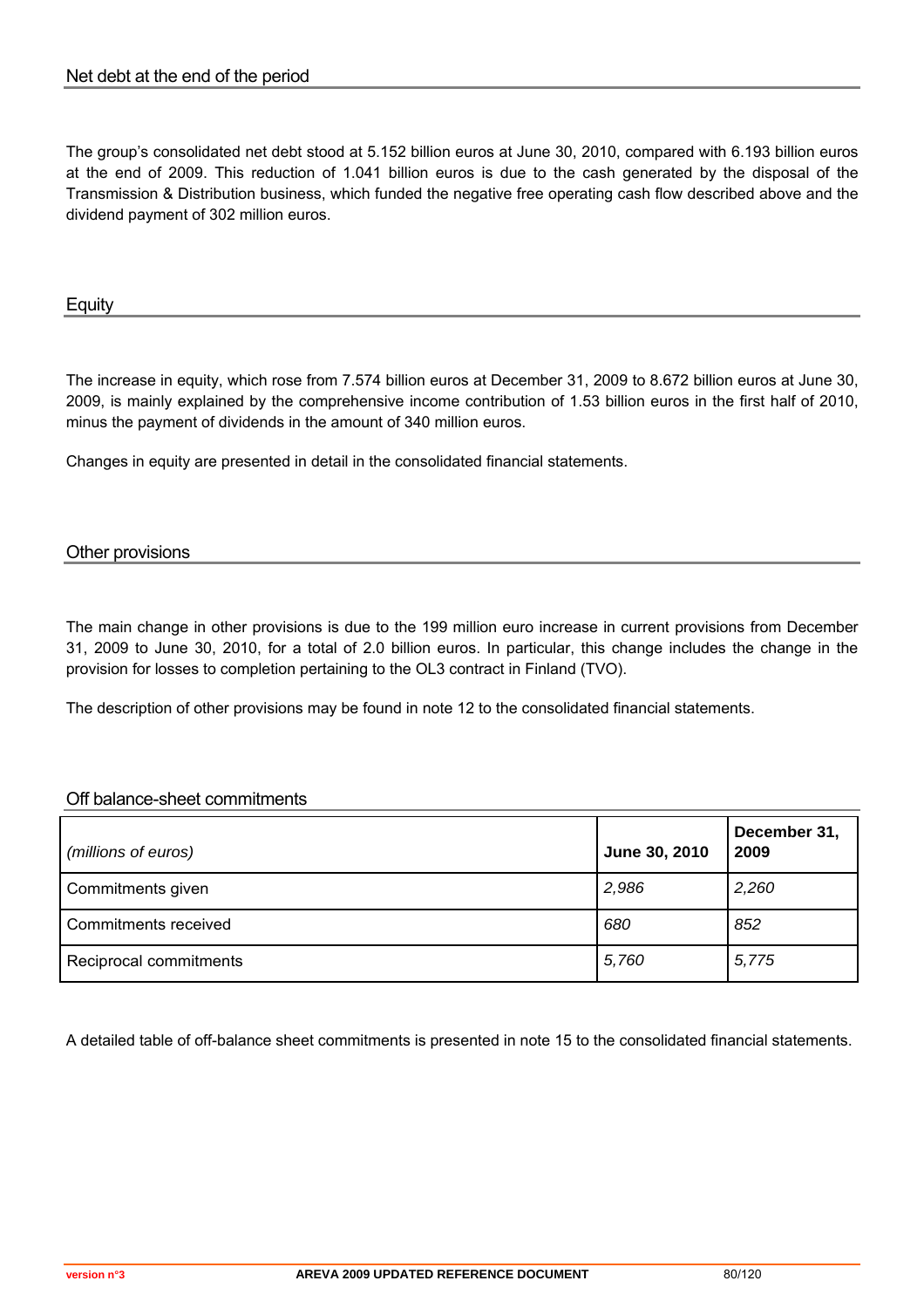## Net debt at the end of the period

The group's consolidated net debt stood at 5.152 billion euros at June 30, 2010, compared with 6.193 billion euros at the end of 2009. This reduction of 1.041 billion euros is due to the cash generated by the disposal of the Transmission & Distribution business, which funded the negative free operating cash flow described above and the dividend payment of 302 million euros.

## Equity

The increase in equity, which rose from 7.574 billion euros at December 31, 2009 to 8.672 billion euros at June 30, 2009, is mainly explained by the comprehensive income contribution of 1.53 billion euros in the first half of 2010, minus the payment of dividends in the amount of 340 million euros.

Changes in equity are presented in detail in the consolidated financial statements.

## Other provisions

The main change in other provisions is due to the 199 million euro increase in current provisions from December 31, 2009 to June 30, 2010, for a total of 2.0 billion euros. In particular, this change includes the change in the provision for losses to completion pertaining to the OL3 contract in Finland (TVO).

The description of other provisions may be found in note 12 to the consolidated financial statements.

## Off balance-sheet commitments

| *(millions of euros)* | **June 30, 2010** | **December 31, 2009** |
|---|---|---|
| Commitments given | *2,986* | *2,260* |
| Commitments received | *680* | *852* |
| Reciprocal commitments | *5,760* | *5,775* |

A detailed table of off-balance sheet commitments is presented in note 15 to the consolidated financial statements.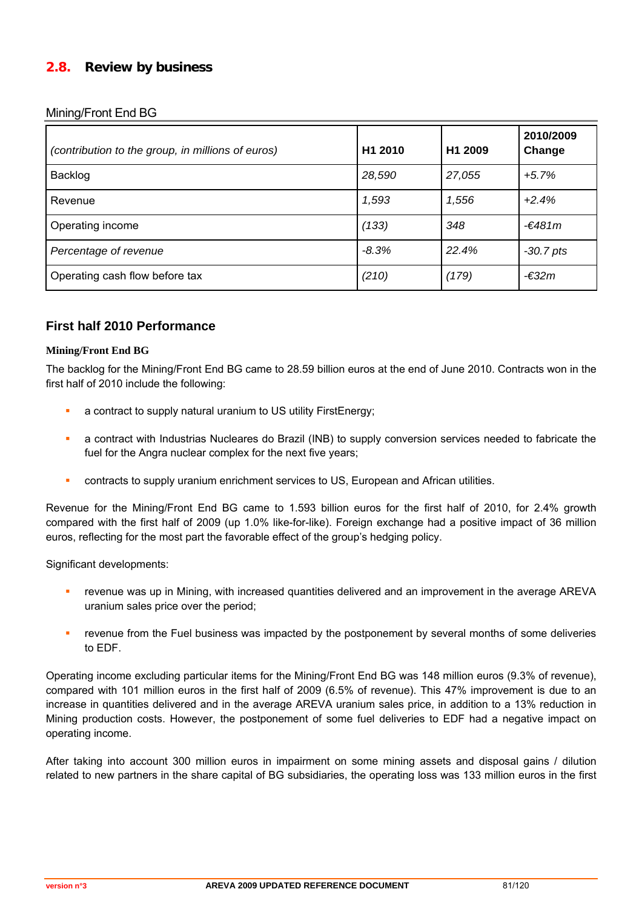## 2.8. Review by business

Mining/Front End BG

| *(contribution to the group, in millions of euros)* | H1 2010 | H1 2009 | 2010/2009 Change |
|---|---|---|---|
| Backlog | *28,590* | *27,055* | *+5.7%* |
| Revenue | *1,593* | *1,556* | *+2.4%* |
| Operating income | *(133)* | *348* | *-€481m* |
| *Percentage of revenue* | *-8.3%* | *22.4%* | *-30.7 pts* |
| Operating cash flow before tax | *(210)* | *(179)* | *-€32m* |

### First half 2010 Performance

**Mining/Front End BG**

The backlog for the Mining/Front End BG came to 28.59 billion euros at the end of June 2010. Contracts won in the first half of 2010 include the following:

- a contract to supply natural uranium to US utility FirstEnergy;
- a contract with Industrias Nucleares do Brazil (INB) to supply conversion services needed to fabricate the fuel for the Angra nuclear complex for the next five years;
- contracts to supply uranium enrichment services to US, European and African utilities.

Revenue for the Mining/Front End BG came to 1.593 billion euros for the first half of 2010, for 2.4% growth compared with the first half of 2009 (up 1.0% like-for-like). Foreign exchange had a positive impact of 36 million euros, reflecting for the most part the favorable effect of the group's hedging policy.

Significant developments:

- revenue was up in Mining, with increased quantities delivered and an improvement in the average AREVA uranium sales price over the period;
- revenue from the Fuel business was impacted by the postponement by several months of some deliveries to EDF.

Operating income excluding particular items for the Mining/Front End BG was 148 million euros (9.3% of revenue), compared with 101 million euros in the first half of 2009 (6.5% of revenue). This 47% improvement is due to an increase in quantities delivered and in the average AREVA uranium sales price, in addition to a 13% reduction in Mining production costs. However, the postponement of some fuel deliveries to EDF had a negative impact on operating income.

After taking into account 300 million euros in impairment on some mining assets and disposal gains / dilution related to new partners in the share capital of BG subsidiaries, the operating loss was 133 million euros in the first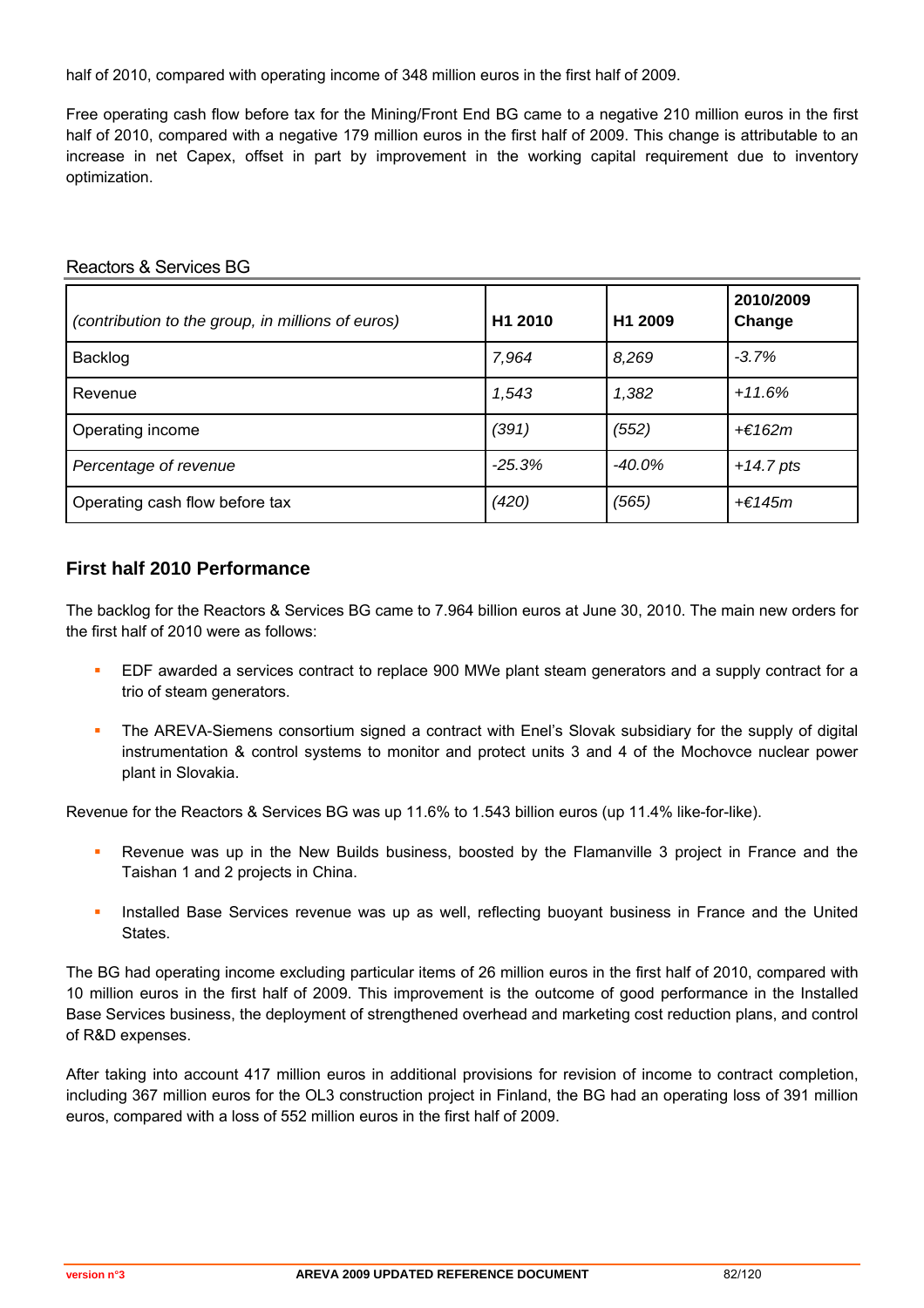half of 2010, compared with operating income of 348 million euros in the first half of 2009.

Free operating cash flow before tax for the Mining/Front End BG came to a negative 210 million euros in the first half of 2010, compared with a negative 179 million euros in the first half of 2009. This change is attributable to an increase in net Capex, offset in part by improvement in the working capital requirement due to inventory optimization.

## Reactors & Services BG

| *(contribution to the group, in millions of euros)* | **H1 2010** | **H1 2009** | **2010/2009 Change** |
|---|---|---|---|
| Backlog | *7,964* | *8,269* | *-3.7%* |
| Revenue | *1,543* | *1,382* | *+11.6%* |
| Operating income | *(391)* | *(552)* | *+€162m* |
| *Percentage of revenue* | *-25.3%* | *-40.0%* | *+14.7 pts* |
| Operating cash flow before tax | *(420)* | *(565)* | *+€145m* |

### First half 2010 Performance

The backlog for the Reactors & Services BG came to 7.964 billion euros at June 30, 2010. The main new orders for the first half of 2010 were as follows:

- EDF awarded a services contract to replace 900 MWe plant steam generators and a supply contract for a trio of steam generators.
- The AREVA-Siemens consortium signed a contract with Enel's Slovak subsidiary for the supply of digital instrumentation & control systems to monitor and protect units 3 and 4 of the Mochovce nuclear power plant in Slovakia.

Revenue for the Reactors & Services BG was up 11.6% to 1.543 billion euros (up 11.4% like-for-like).

- Revenue was up in the New Builds business, boosted by the Flamanville 3 project in France and the Taishan 1 and 2 projects in China.
- Installed Base Services revenue was up as well, reflecting buoyant business in France and the United States.

The BG had operating income excluding particular items of 26 million euros in the first half of 2010, compared with 10 million euros in the first half of 2009. This improvement is the outcome of good performance in the Installed Base Services business, the deployment of strengthened overhead and marketing cost reduction plans, and control of R&D expenses.

After taking into account 417 million euros in additional provisions for revision of income to contract completion, including 367 million euros for the OL3 construction project in Finland, the BG had an operating loss of 391 million euros, compared with a loss of 552 million euros in the first half of 2009.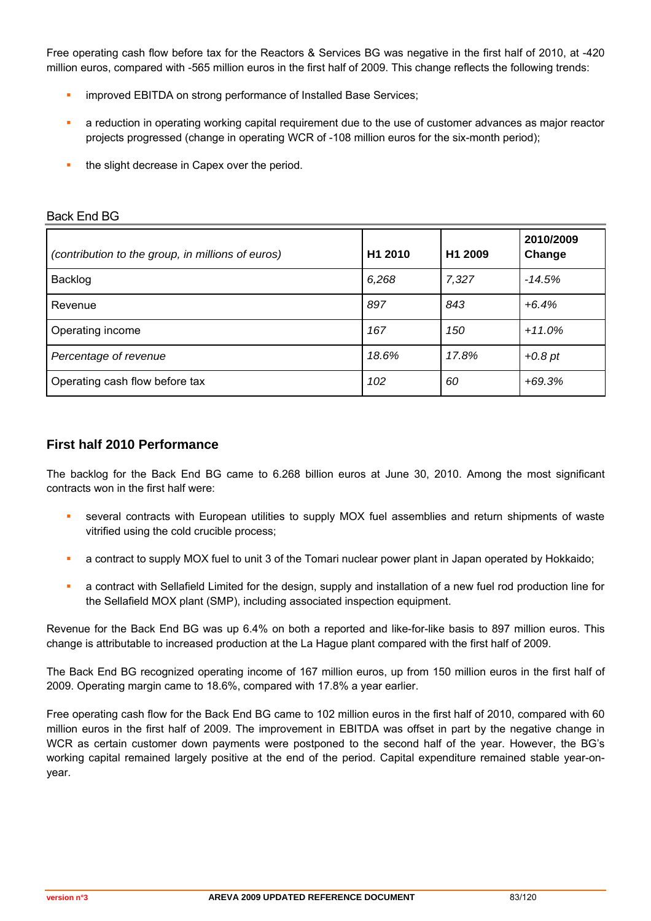Free operating cash flow before tax for the Reactors & Services BG was negative in the first half of 2010, at -420 million euros, compared with -565 million euros in the first half of 2009. This change reflects the following trends:

- improved EBITDA on strong performance of Installed Base Services;
- a reduction in operating working capital requirement due to the use of customer advances as major reactor projects progressed (change in operating WCR of -108 million euros for the six-month period);
- the slight decrease in Capex over the period.

## Back End BG

| *(contribution to the group, in millions of euros)* | H1 2010 | H1 2009 | 2010/2009 Change |
|---|---|---|---|
| Backlog | *6,268* | *7,327* | *-14.5%* |
| Revenue | *897* | *843* | *+6.4%* |
| Operating income | *167* | *150* | *+11.0%* |
| *Percentage of revenue* | *18.6%* | *17.8%* | *+0.8 pt* |
| Operating cash flow before tax | *102* | *60* | *+69.3%* |

### First half 2010 Performance

The backlog for the Back End BG came to 6.268 billion euros at June 30, 2010. Among the most significant contracts won in the first half were:

- several contracts with European utilities to supply MOX fuel assemblies and return shipments of waste vitrified using the cold crucible process;
- a contract to supply MOX fuel to unit 3 of the Tomari nuclear power plant in Japan operated by Hokkaido;
- a contract with Sellafield Limited for the design, supply and installation of a new fuel rod production line for the Sellafield MOX plant (SMP), including associated inspection equipment.

Revenue for the Back End BG was up 6.4% on both a reported and like-for-like basis to 897 million euros. This change is attributable to increased production at the La Hague plant compared with the first half of 2009.

The Back End BG recognized operating income of 167 million euros, up from 150 million euros in the first half of 2009. Operating margin came to 18.6%, compared with 17.8% a year earlier.

Free operating cash flow for the Back End BG came to 102 million euros in the first half of 2010, compared with 60 million euros in the first half of 2009. The improvement in EBITDA was offset in part by the negative change in WCR as certain customer down payments were postponed to the second half of the year. However, the BG's working capital remained largely positive at the end of the period. Capital expenditure remained stable year-on-year.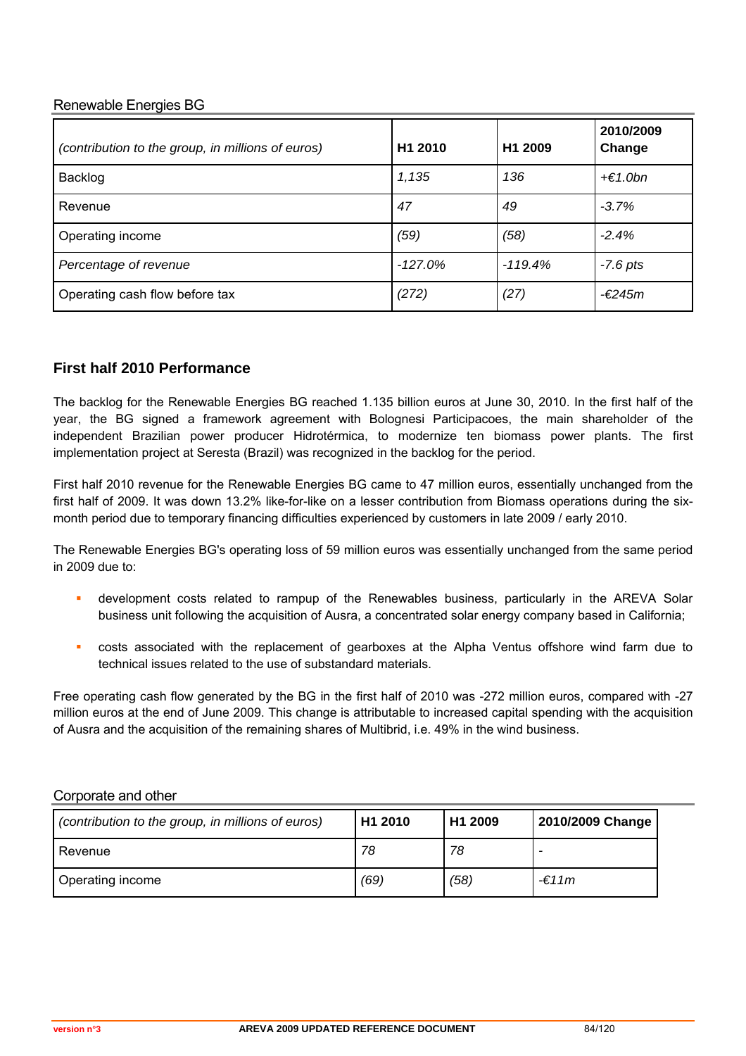Renewable Energies BG

| *(contribution to the group, in millions of euros)* | H1 2010 | H1 2009 | 2010/2009 Change |
|---|---|---|---|
| Backlog | *1,135* | *136* | *+€1.0bn* |
| Revenue | *47* | *49* | *-3.7%* |
| Operating income | *(59)* | *(58)* | *-2.4%* |
| *Percentage of revenue* | *-127.0%* | *-119.4%* | *-7.6 pts* |
| Operating cash flow before tax | *(272)* | *(27)* | *-€245m* |

### First half 2010 Performance

The backlog for the Renewable Energies BG reached 1.135 billion euros at June 30, 2010. In the first half of the year, the BG signed a framework agreement with Bolognesi Participacoes, the main shareholder of the independent Brazilian power producer Hidrotérmica, to modernize ten biomass power plants. The first implementation project at Seresta (Brazil) was recognized in the backlog for the period.

First half 2010 revenue for the Renewable Energies BG came to 47 million euros, essentially unchanged from the first half of 2009. It was down 13.2% like-for-like on a lesser contribution from Biomass operations during the six-month period due to temporary financing difficulties experienced by customers in late 2009 / early 2010.

The Renewable Energies BG's operating loss of 59 million euros was essentially unchanged from the same period in 2009 due to:

- development costs related to rampup of the Renewables business, particularly in the AREVA Solar business unit following the acquisition of Ausra, a concentrated solar energy company based in California;
- costs associated with the replacement of gearboxes at the Alpha Ventus offshore wind farm due to technical issues related to the use of substandard materials.

Free operating cash flow generated by the BG in the first half of 2010 was -272 million euros, compared with -27 million euros at the end of June 2009. This change is attributable to increased capital spending with the acquisition of Ausra and the acquisition of the remaining shares of Multibrid, i.e. 49% in the wind business.

Corporate and other

| *(contribution to the group, in millions of euros)* | H1 2010 | H1 2009 | 2010/2009 Change |
|---|---|---|---|
| Revenue | *78* | *78* | - |
| Operating income | *(69)* | *(58)* | *-€11m* |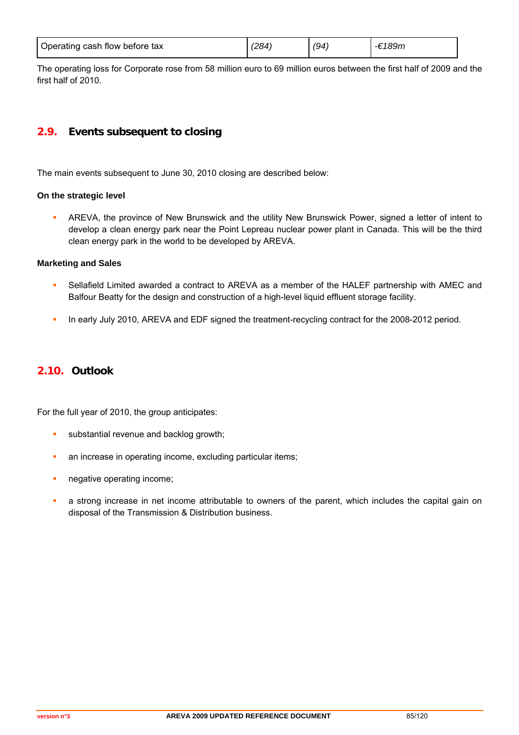| Operating cash flow before tax | *(284)* | *(94)* | *-€189m* |
|---|---|---|---|

The operating loss for Corporate rose from 58 million euro to 69 million euros between the first half of 2009 and the first half of 2010.

## 2.9. Events subsequent to closing

The main events subsequent to June 30, 2010 closing are described below:

**On the strategic level**

- AREVA, the province of New Brunswick and the utility New Brunswick Power, signed a letter of intent to develop a clean energy park near the Point Lepreau nuclear power plant in Canada. This will be the third clean energy park in the world to be developed by AREVA.

**Marketing and Sales**

- Sellafield Limited awarded a contract to AREVA as a member of the HALEF partnership with AMEC and Balfour Beatty for the design and construction of a high-level liquid effluent storage facility.
- In early July 2010, AREVA and EDF signed the treatment-recycling contract for the 2008-2012 period.

## 2.10. Outlook

For the full year of 2010, the group anticipates:

- substantial revenue and backlog growth;
- an increase in operating income, excluding particular items;
- negative operating income;
- a strong increase in net income attributable to owners of the parent, which includes the capital gain on disposal of the Transmission & Distribution business.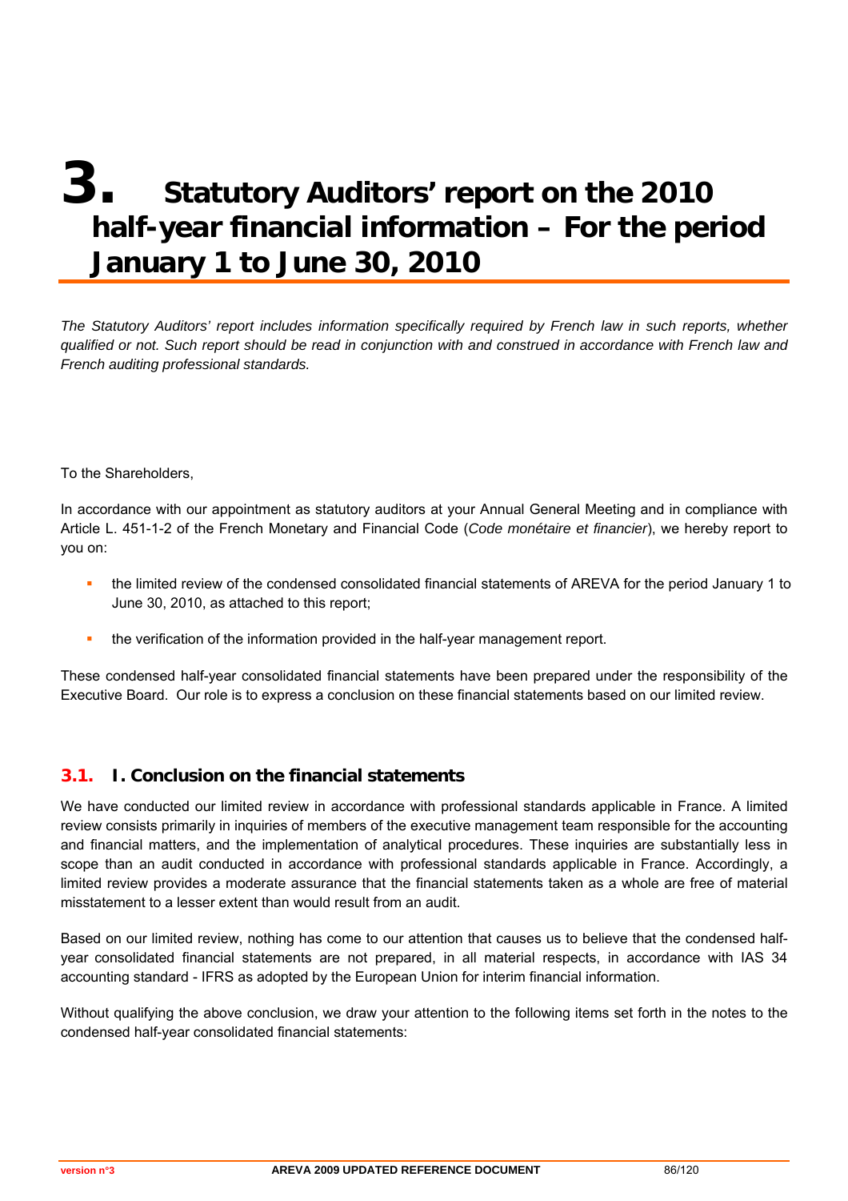# 3. Statutory Auditors' report on the 2010 half-year financial information – For the period January 1 to June 30, 2010

*The Statutory Auditors' report includes information specifically required by French law in such reports, whether qualified or not. Such report should be read in conjunction with and construed in accordance with French law and French auditing professional standards.*

To the Shareholders,

In accordance with our appointment as statutory auditors at your Annual General Meeting and in compliance with Article L. 451-1-2 of the French Monetary and Financial Code (*Code monétaire et financier*), we hereby report to you on:

- the limited review of the condensed consolidated financial statements of AREVA for the period January 1 to June 30, 2010, as attached to this report;
- the verification of the information provided in the half-year management report.

These condensed half-year consolidated financial statements have been prepared under the responsibility of the Executive Board. Our role is to express a conclusion on these financial statements based on our limited review.

## 3.1. I. Conclusion on the financial statements

We have conducted our limited review in accordance with professional standards applicable in France. A limited review consists primarily in inquiries of members of the executive management team responsible for the accounting and financial matters, and the implementation of analytical procedures. These inquiries are substantially less in scope than an audit conducted in accordance with professional standards applicable in France. Accordingly, a limited review provides a moderate assurance that the financial statements taken as a whole are free of material misstatement to a lesser extent than would result from an audit.

Based on our limited review, nothing has come to our attention that causes us to believe that the condensed half-year consolidated financial statements are not prepared, in all material respects, in accordance with IAS 34 accounting standard - IFRS as adopted by the European Union for interim financial information.

Without qualifying the above conclusion, we draw your attention to the following items set forth in the notes to the condensed half-year consolidated financial statements: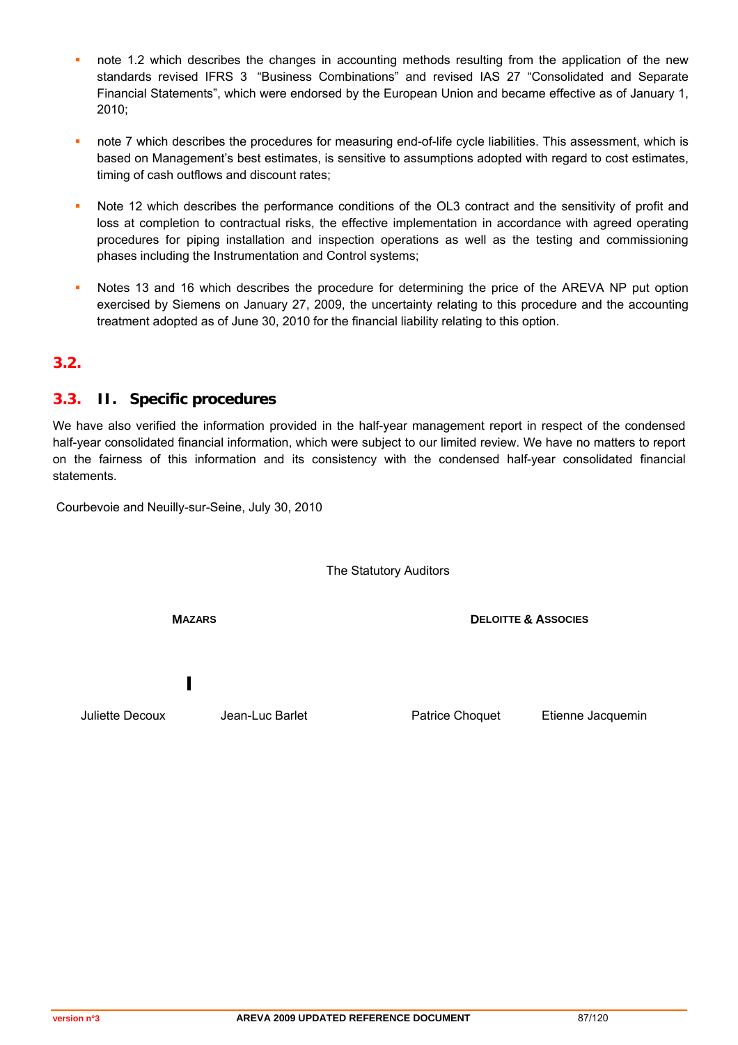- note 1.2 which describes the changes in accounting methods resulting from the application of the new standards revised IFRS 3 "Business Combinations" and revised IAS 27 "Consolidated and Separate Financial Statements", which were endorsed by the European Union and became effective as of January 1, 2010;

- note 7 which describes the procedures for measuring end-of-life cycle liabilities. This assessment, which is based on Management's best estimates, is sensitive to assumptions adopted with regard to cost estimates, timing of cash outflows and discount rates;

- Note 12 which describes the performance conditions of the OL3 contract and the sensitivity of profit and loss at completion to contractual risks, the effective implementation in accordance with agreed operating procedures for piping installation and inspection operations as well as the testing and commissioning phases including the Instrumentation and Control systems;

- Notes 13 and 16 which describes the procedure for determining the price of the AREVA NP put option exercised by Siemens on January 27, 2009, the uncertainty relating to this procedure and the accounting treatment adopted as of June 30, 2010 for the financial liability relating to this option.

## 3.2.

## 3.3. II. Specific procedures

We have also verified the information provided in the half-year management report in respect of the condensed half-year consolidated financial information, which were subject to our limited review. We have no matters to report on the fairness of this information and its consistency with the condensed half-year consolidated financial statements.

Courbevoie and Neuilly-sur-Seine, July 30, 2010

The Statutory Auditors

| **MAZARS** | | **DELOITTE & ASSOCIES** | |
|---|---|---|---|
| Juliette Decoux | Jean-Luc Barlet | Patrice Choquet | Etienne Jacquemin |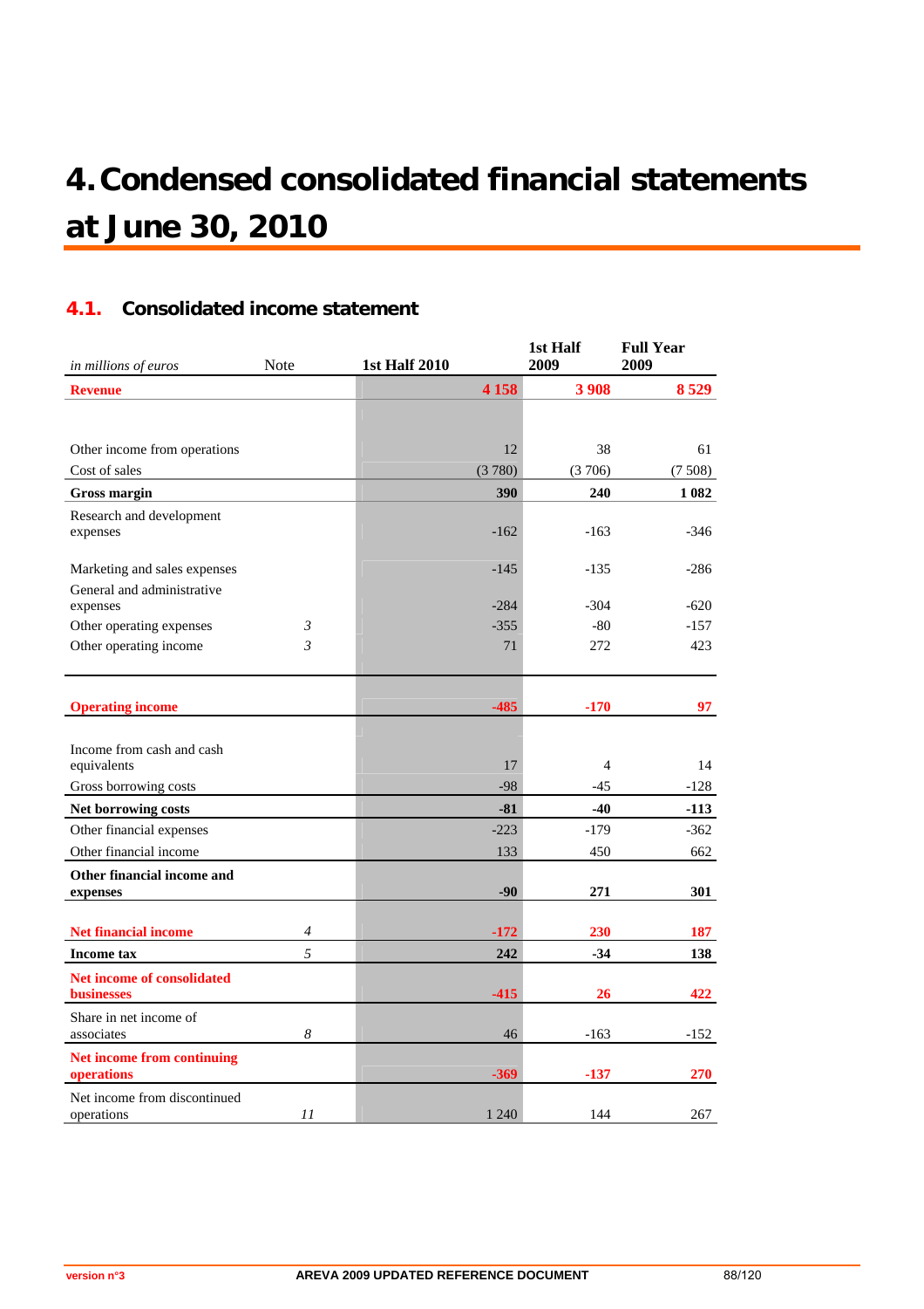# 4. Condensed consolidated financial statements at June 30, 2010

## 4.1. Consolidated income statement

| *in millions of euros* | Note | 1st Half 2010 | 1st Half 2009 | Full Year 2009 |
|---|---|---|---|---|
| **Revenue** | | **4 158** | **3 908** | **8 529** |
| Other income from operations | | 12 | 38 | 61 |
| Cost of sales | | (3 780) | (3 706) | (7 508) |
| **Gross margin** | | **390** | **240** | **1 082** |
| Research and development expenses | | -162 | -163 | -346 |
| Marketing and sales expenses | | -145 | -135 | -286 |
| General and administrative expenses | | -284 | -304 | -620 |
| Other operating expenses | *3* | -355 | -80 | -157 |
| Other operating income | *3* | 71 | 272 | 423 |
| **Operating income** | | **-485** | **-170** | **97** |
| Income from cash and cash equivalents | | 17 | 4 | 14 |
| Gross borrowing costs | | -98 | -45 | -128 |
| **Net borrowing costs** | | **-81** | **-40** | **-113** |
| Other financial expenses | | -223 | -179 | -362 |
| Other financial income | | 133 | 450 | 662 |
| **Other financial income and expenses** | | **-90** | **271** | **301** |
| **Net financial income** | *4* | **-172** | **230** | **187** |
| **Income tax** | *5* | **242** | **-34** | **138** |
| **Net income of consolidated businesses** | | **-415** | **26** | **422** |
| Share in net income of associates | *8* | 46 | -163 | -152 |
| **Net income from continuing operations** | | **-369** | **-137** | **270** |
| Net income from discontinued operations | *11* | 1 240 | 144 | 267 |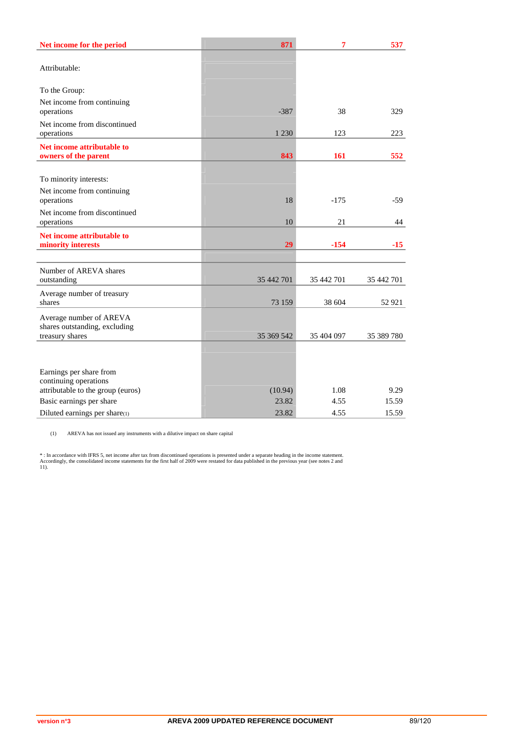| | | | |
|---|---|---|---|
| **Net income for the period** | **871** | **7** | **537** |
| Attributable: | | | |
| To the Group: | | | |
| Net income from continuing operations | -387 | 38 | 329 |
| Net income from discontinued operations | 1 230 | 123 | 223 |
| **Net income attributable to owners of the parent** | **843** | **161** | **552** |
| To minority interests: | | | |
| Net income from continuing operations | 18 | -175 | -59 |
| Net income from discontinued operations | 10 | 21 | 44 |
| **Net income attributable to minority interests** | **29** | **-154** | **-15** |
| | | | |
| Number of AREVA shares outstanding | 35 442 701 | 35 442 701 | 35 442 701 |
| Average number of treasury shares | 73 159 | 38 604 | 52 921 |
| Average number of AREVA shares outstanding, excluding treasury shares | 35 369 542 | 35 404 097 | 35 389 780 |
| | | | |
| Earnings per share from continuing operations attributable to the group (euros) | (10.94) | 1.08 | 9.29 |
| Basic earnings per share | 23.82 | 4.55 | 15.59 |
| Diluted earnings per share(1) | 23.82 | 4.55 | 15.59 |

(1) AREVA has not issued any instruments with a dilutive impact on share capital

* : In accordance with IFRS 5, net income after tax from discontinued operations is presented under a separate heading in the income statement. Accordingly, the consolidated income statements for the first half of 2009 were restated for data published in the previous year (see notes 2 and 11).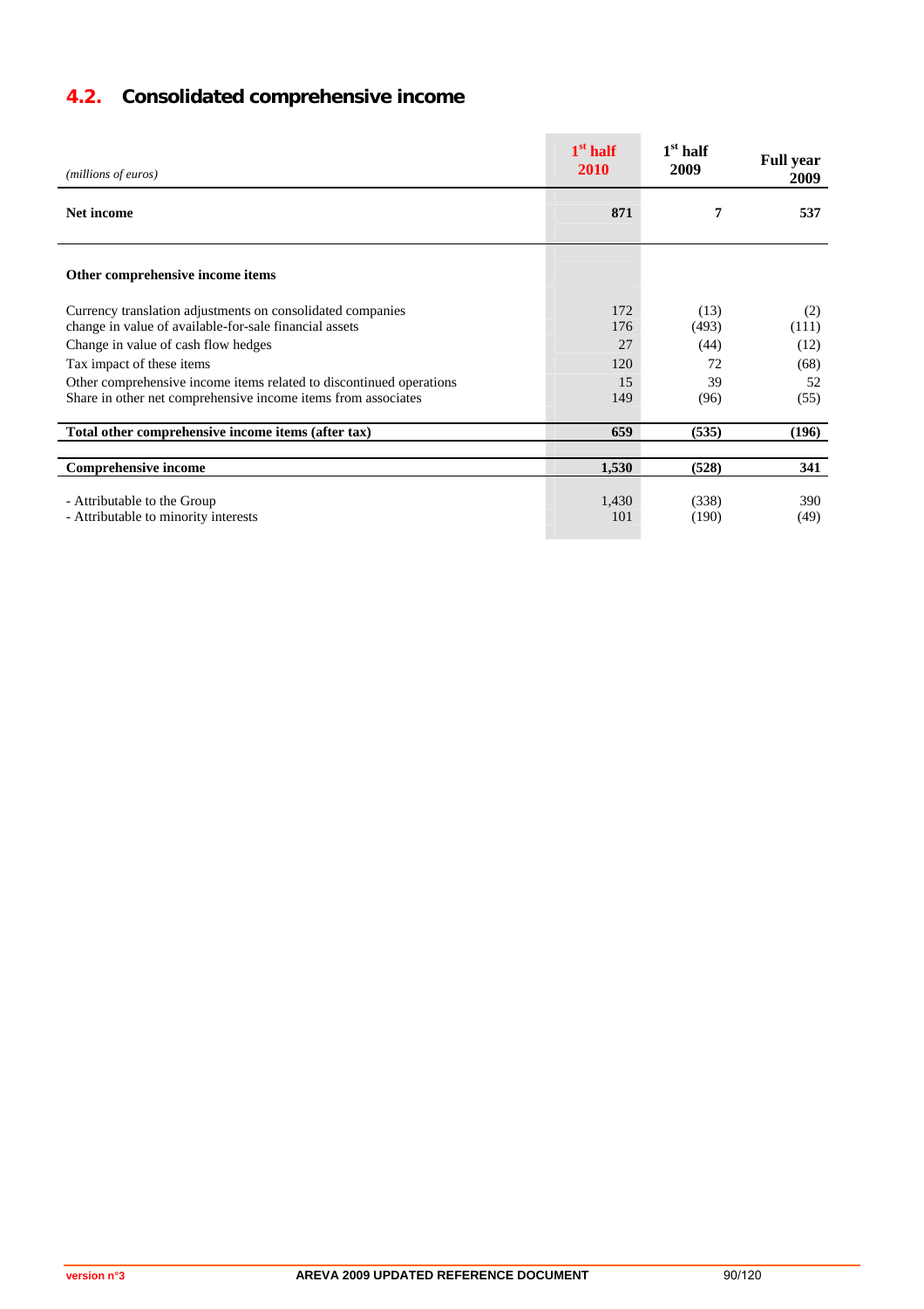## 4.2. Consolidated comprehensive income

| *(millions of euros)* | 1st half 2010 | 1st half 2009 | Full year 2009 |
|---|---|---|---|
| **Net income** | **871** | **7** | **537** |
| | | | |
| **Other comprehensive income items** | | | |
| Currency translation adjustments on consolidated companies | 172 | (13) | (2) |
| change in value of available-for-sale financial assets | 176 | (493) | (111) |
| Change in value of cash flow hedges | 27 | (44) | (12) |
| Tax impact of these items | 120 | 72 | (68) |
| Other comprehensive income items related to discontinued operations | 15 | 39 | 52 |
| Share in other net comprehensive income items from associates | 149 | (96) | (55) |
| **Total other comprehensive income items (after tax)** | **659** | **(535)** | **(196)** |
| **Comprehensive income** | **1,530** | **(528)** | **341** |
| - Attributable to the Group | 1,430 | (338) | 390 |
| - Attributable to minority interests | 101 | (190) | (49) |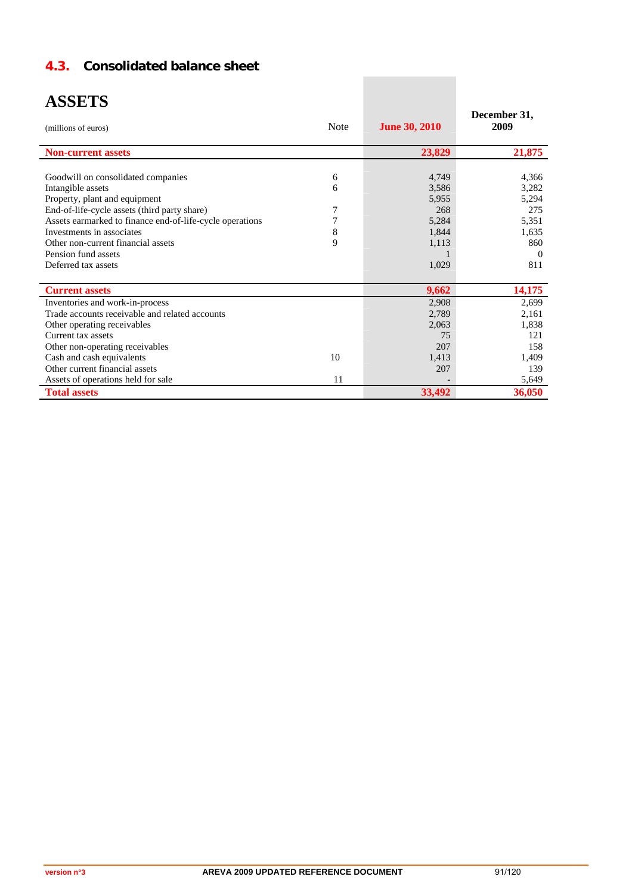## 4.3. Consolidated balance sheet

# ASSETS

| (millions of euros) | Note | June 30, 2010 | December 31, 2009 |
|---|---|---|---|
| **Non-current assets** | | **23,829** | **21,875** |
| Goodwill on consolidated companies | 6 | 4,749 | 4,366 |
| Intangible assets | 6 | 3,586 | 3,282 |
| Property, plant and equipment | | 5,955 | 5,294 |
| End-of-life-cycle assets (third party share) | 7 | 268 | 275 |
| Assets earmarked to finance end-of-life-cycle operations | 7 | 5,284 | 5,351 |
| Investments in associates | 8 | 1,844 | 1,635 |
| Other non-current financial assets | 9 | 1,113 | 860 |
| Pension fund assets | | 1 | 0 |
| Deferred tax assets | | 1,029 | 811 |
| **Current assets** | | **9,662** | **14,175** |
| Inventories and work-in-process | | 2,908 | 2,699 |
| Trade accounts receivable and related accounts | | 2,789 | 2,161 |
| Other operating receivables | | 2,063 | 1,838 |
| Current tax assets | | 75 | 121 |
| Other non-operating receivables | | 207 | 158 |
| Cash and cash equivalents | 10 | 1,413 | 1,409 |
| Other current financial assets | | 207 | 139 |
| Assets of operations held for sale | 11 | - | 5,649 |
| **Total assets** | | **33,492** | **36,050** |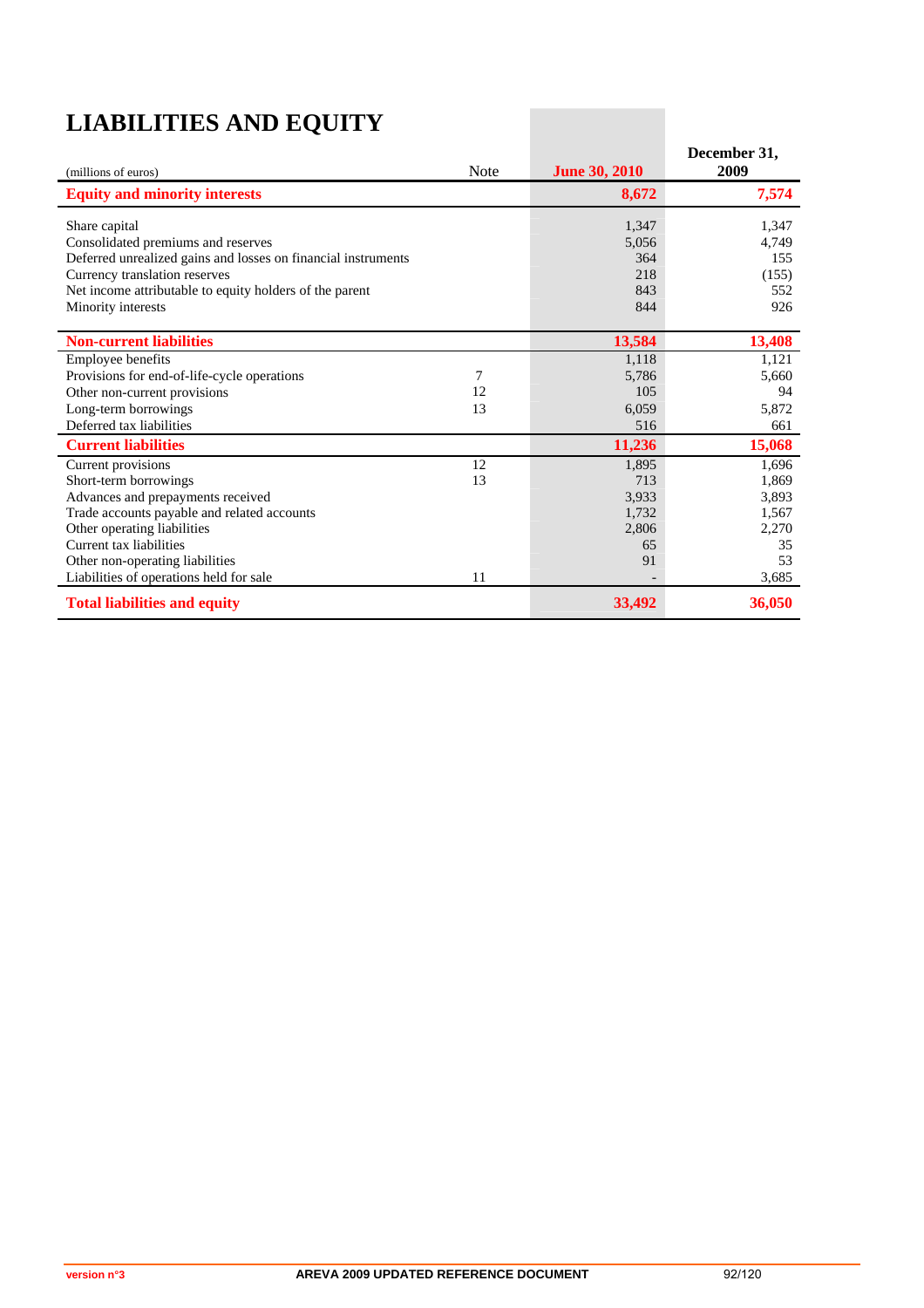# LIABILITIES AND EQUITY

| (millions of euros) | Note | June 30, 2010 | December 31, 2009 |
|---|---|---|---|
| **Equity and minority interests** | | **8,672** | **7,574** |
| Share capital | | 1,347 | 1,347 |
| Consolidated premiums and reserves | | 5,056 | 4,749 |
| Deferred unrealized gains and losses on financial instruments | | 364 | 155 |
| Currency translation reserves | | 218 | (155) |
| Net income attributable to equity holders of the parent | | 843 | 552 |
| Minority interests | | 844 | 926 |
| **Non-current liabilities** | | **13,584** | **13,408** |
| Employee benefits | | 1,118 | 1,121 |
| Provisions for end-of-life-cycle operations | 7 | 5,786 | 5,660 |
| Other non-current provisions | 12 | 105 | 94 |
| Long-term borrowings | 13 | 6,059 | 5,872 |
| Deferred tax liabilities | | 516 | 661 |
| **Current liabilities** | | **11,236** | **15,068** |
| Current provisions | 12 | 1,895 | 1,696 |
| Short-term borrowings | 13 | 713 | 1,869 |
| Advances and prepayments received | | 3,933 | 3,893 |
| Trade accounts payable and related accounts | | 1,732 | 1,567 |
| Other operating liabilities | | 2,806 | 2,270 |
| Current tax liabilities | | 65 | 35 |
| Other non-operating liabilities | | 91 | 53 |
| Liabilities of operations held for sale | 11 | - | 3,685 |
| **Total liabilities and equity** | | **33,492** | **36,050** |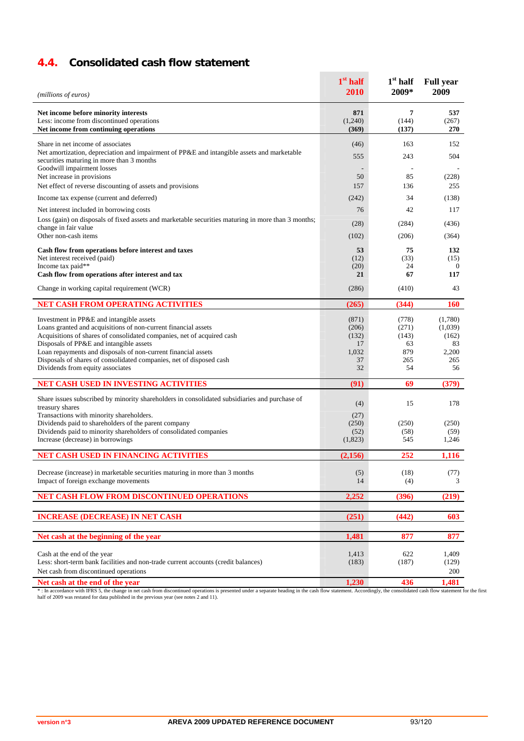## 4.4. Consolidated cash flow statement

| *(millions of euros)* | 1st half 2010 | 1st half 2009* | Full year 2009 |
|---|---|---|---|
| **Net income before minority interests** | **871** | **7** | **537** |
| Less: income from discontinued operations | (1,240) | (144) | (267) |
| **Net income from continuing operations** | **(369)** | **(137)** | **270** |
| Share in net income of associates | (46) | 163 | 152 |
| Net amortization, depreciation and impairment of PP&E and intangible assets and marketable securities maturing in more than 3 months | 555 | 243 | 504 |
| Goodwill impairment losses | - | - | - |
| Net increase in provisions | 50 | 85 | (228) |
| Net effect of reverse discounting of assets and provisions | 157 | 136 | 255 |
| Income tax expense (current and deferred) | (242) | 34 | (138) |
| Net interest included in borrowing costs | 76 | 42 | 117 |
| Loss (gain) on disposals of fixed assets and marketable securities maturing in more than 3 months; change in fair value | (28) | (284) | (436) |
| Other non-cash items | (102) | (206) | (364) |
| **Cash flow from operations before interest and taxes** | **53** | **75** | **132** |
| Net interest received (paid) | (12) | (33) | (15) |
| Income tax paid** | (20) | 24 | 0 |
| **Cash flow from operations after interest and tax** | **21** | **67** | **117** |
| Change in working capital requirement (WCR) | (286) | (410) | 43 |
| **NET CASH FROM OPERATING ACTIVITIES** | **(265)** | **(344)** | **160** |
| Investment in PP&E and intangible assets | (871) | (778) | (1,780) |
| Loans granted and acquisitions of non-current financial assets | (206) | (271) | (1,039) |
| Acquisitions of shares of consolidated companies, net of acquired cash | (132) | (143) | (162) |
| Disposals of PP&E and intangible assets | 17 | 63 | 83 |
| Loan repayments and disposals of non-current financial assets | 1,032 | 879 | 2,200 |
| Disposals of shares of consolidated companies, net of disposed cash | 37 | 265 | 265 |
| Dividends from equity associates | 32 | 54 | 56 |
| **NET CASH USED IN INVESTING ACTIVITIES** | **(91)** | **69** | **(379)** |
| Share issues subscribed by minority shareholders in consolidated subsidiaries and purchase of treasury shares | (4) | 15 | 178 |
| Transactions with minority shareholders. | (27) | | |
| Dividends paid to shareholders of the parent company | (250) | (250) | (250) |
| Dividends paid to minority shareholders of consolidated companies | (52) | (58) | (59) |
| Increase (decrease) in borrowings | (1,823) | 545 | 1,246 |
| **NET CASH USED IN FINANCING ACTIVITIES** | **(2,156)** | **252** | **1,116** |
| Decrease (increase) in marketable securities maturing in more than 3 months | (5) | (18) | (77) |
| Impact of foreign exchange movements | 14 | (4) | 3 |
| **NET CASH FLOW FROM DISCONTINUED OPERATIONS** | **2,252** | **(396)** | **(219)** |
| **INCREASE (DECREASE) IN NET CASH** | **(251)** | **(442)** | **603** |
| **Net cash at the beginning of the year** | **1,481** | **877** | **877** |
| Cash at the end of the year | 1,413 | 622 | 1,409 |
| Less: short-term bank facilities and non-trade current accounts (credit balances) | (183) | (187) | (129) |
| Net cash from discontinued operations | | | 200 |
| **Net cash at the end of the year** | **1,230** | **436** | **1,481** |

* : In accordance with IFRS 5, the change in net cash from discontinued operations is presented under a separate heading in the cash flow statement. Accordingly, the consolidated cash flow statement for the first half of 2009 was restated for data published in the previous year (see notes 2 and 11).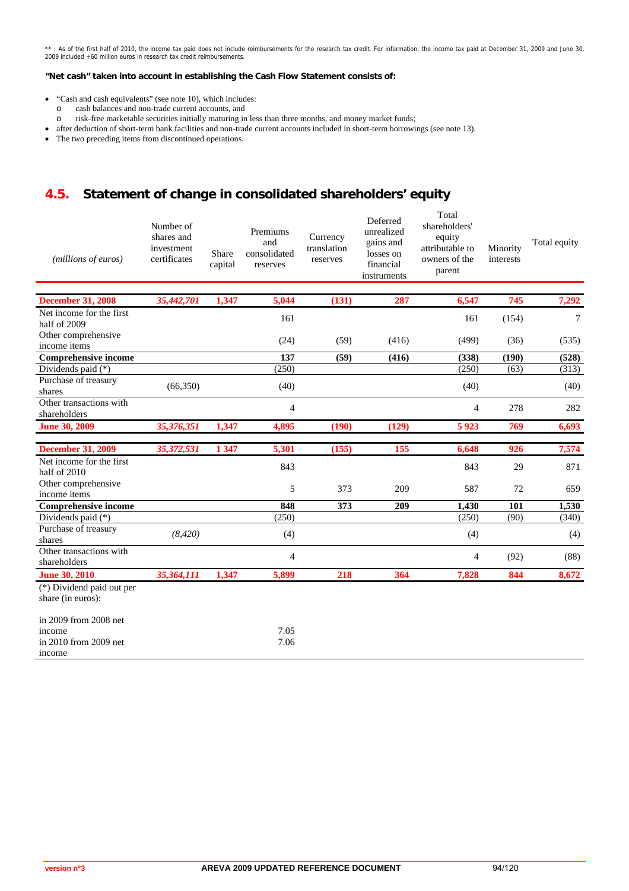** : As of the first half of 2010, the income tax paid does not include reimbursements for the research tax credit. For information, the income tax paid at December 31, 2009 and June 30, 2009 included +60 million euros in research tax credit reimbursements.

**"Net cash" taken into account in establishing the Cash Flow Statement consists of:**

- "Cash and cash equivalents" (see note 10), which includes:
  - o cash balances and non-trade current accounts, and
  - o risk-free marketable securities initially maturing in less than three months, and money market funds;
- after deduction of short-term bank facilities and non-trade current accounts included in short-term borrowings (see note 13).
- The two preceding items from discontinued operations.

## 4.5. Statement of change in consolidated shareholders' equity

| *(millions of euros)* | Number of shares and investment certificates | Share capital | Premiums and consolidated reserves | Currency translation reserves | Deferred unrealized gains and losses on financial instruments | Total shareholders' equity attributable to owners of the parent | Minority interests | Total equity |
|---|---|---|---|---|---|---|---|---|
| **December 31, 2008** | ***35,442,701*** | **1,347** | **5,044** | **(131)** | **287** | **6,547** | **745** | **7,292** |
| Net income for the first half of 2009 | | | 161 | | | 161 | (154) | 7 |
| Other comprehensive income items | | | (24) | (59) | (416) | (499) | (36) | (535) |
| **Comprehensive income** | | | **137** | **(59)** | **(416)** | **(338)** | **(190)** | **(528)** |
| Dividends paid (*) | | | (250) | | | (250) | (63) | (313) |
| Purchase of treasury shares | (66,350) | | (40) | | | (40) | | (40) |
| Other transactions with shareholders | | | 4 | | | 4 | 278 | 282 |
| **June 30, 2009** | ***35,376,351*** | **1,347** | **4,895** | **(190)** | **(129)** | **5 923** | **769** | **6,693** |
| **December 31, 2009** | ***35,372,531*** | **1 347** | **5,301** | **(155)** | **155** | **6,648** | **926** | **7,574** |
| Net income for the first half of 2010 | | | 843 | | | 843 | 29 | 871 |
| Other comprehensive income items | | | 5 | 373 | 209 | 587 | 72 | 659 |
| **Comprehensive income** | | | **848** | **373** | **209** | **1,430** | **101** | **1,530** |
| Dividends paid (*) | | | (250) | | | (250) | (90) | (340) |
| Purchase of treasury shares | *(8,420)* | | (4) | | | (4) | | (4) |
| Other transactions with shareholders | | | 4 | | | 4 | (92) | (88) |
| **June 30, 2010** | ***35,364,111*** | **1,347** | **5,899** | **218** | **364** | **7,828** | **844** | **8,672** |
| (*) Dividend paid out per share (in euros): | | | | | | | | |
| in 2009 from 2008 net income | | | 7.05 | | | | | |
| in 2010 from 2009 net income | | | 7.06 | | | | | |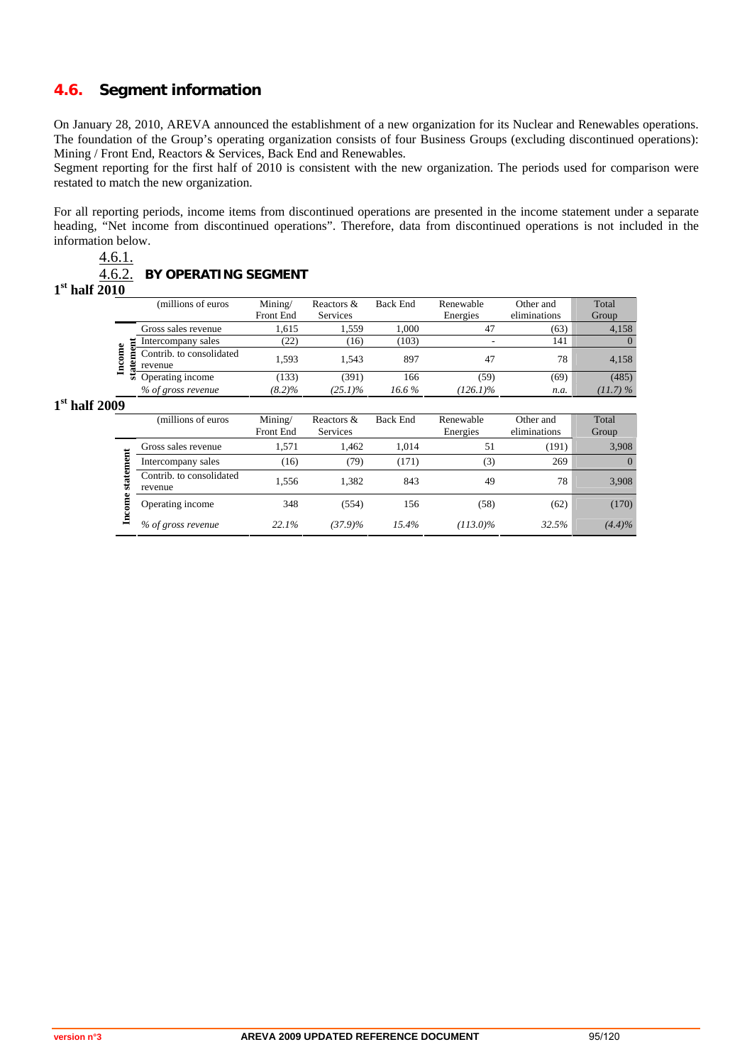## 4.6. Segment information

On January 28, 2010, AREVA announced the establishment of a new organization for its Nuclear and Renewables operations. The foundation of the Group's operating organization consists of four Business Groups (excluding discontinued operations): Mining / Front End, Reactors & Services, Back End and Renewables.

Segment reporting for the first half of 2010 is consistent with the new organization. The periods used for comparison were restated to match the new organization.

For all reporting periods, income items from discontinued operations are presented in the income statement under a separate heading, "Net income from discontinued operations". Therefore, data from discontinued operations is not included in the information below.

### 4.6.1.

### 4.6.2. BY OPERATING SEGMENT

**1st half 2010**

| | (millions of euros | Mining/ Front End | Reactors & Services | Back End | Renewable Energies | Other and eliminations | Total Group |
|---|---|---|---|---|---|---|---|
| Income statement | Gross sales revenue | 1,615 | 1,559 | 1,000 | 47 | (63) | 4,158 |
| | Intercompany sales | (22) | (16) | (103) | - | 141 | 0 |
| | Contrib. to consolidated revenue | 1,593 | 1,543 | 897 | 47 | 78 | 4,158 |
| | Operating income | (133) | (391) | 166 | (59) | (69) | (485) |
| | *% of gross revenue* | *(8.2)%* | *(25.1)%* | *16.6 %* | *(126.1)%* | *n.a.* | *(11.7) %* |

**1st half 2009**

| | (millions of euros | Mining/ Front End | Reactors & Services | Back End | Renewable Energies | Other and eliminations | Total Group |
|---|---|---|---|---|---|---|---|
| Income statement | Gross sales revenue | 1,571 | 1,462 | 1,014 | 51 | (191) | 3,908 |
| | Intercompany sales | (16) | (79) | (171) | (3) | 269 | 0 |
| | Contrib. to consolidated revenue | 1,556 | 1,382 | 843 | 49 | 78 | 3,908 |
| | Operating income | 348 | (554) | 156 | (58) | (62) | (170) |
| | *% of gross revenue* | *22.1%* | *(37.9)%* | *15.4%* | *(113.0)%* | *32.5%* | *(4.4)%* |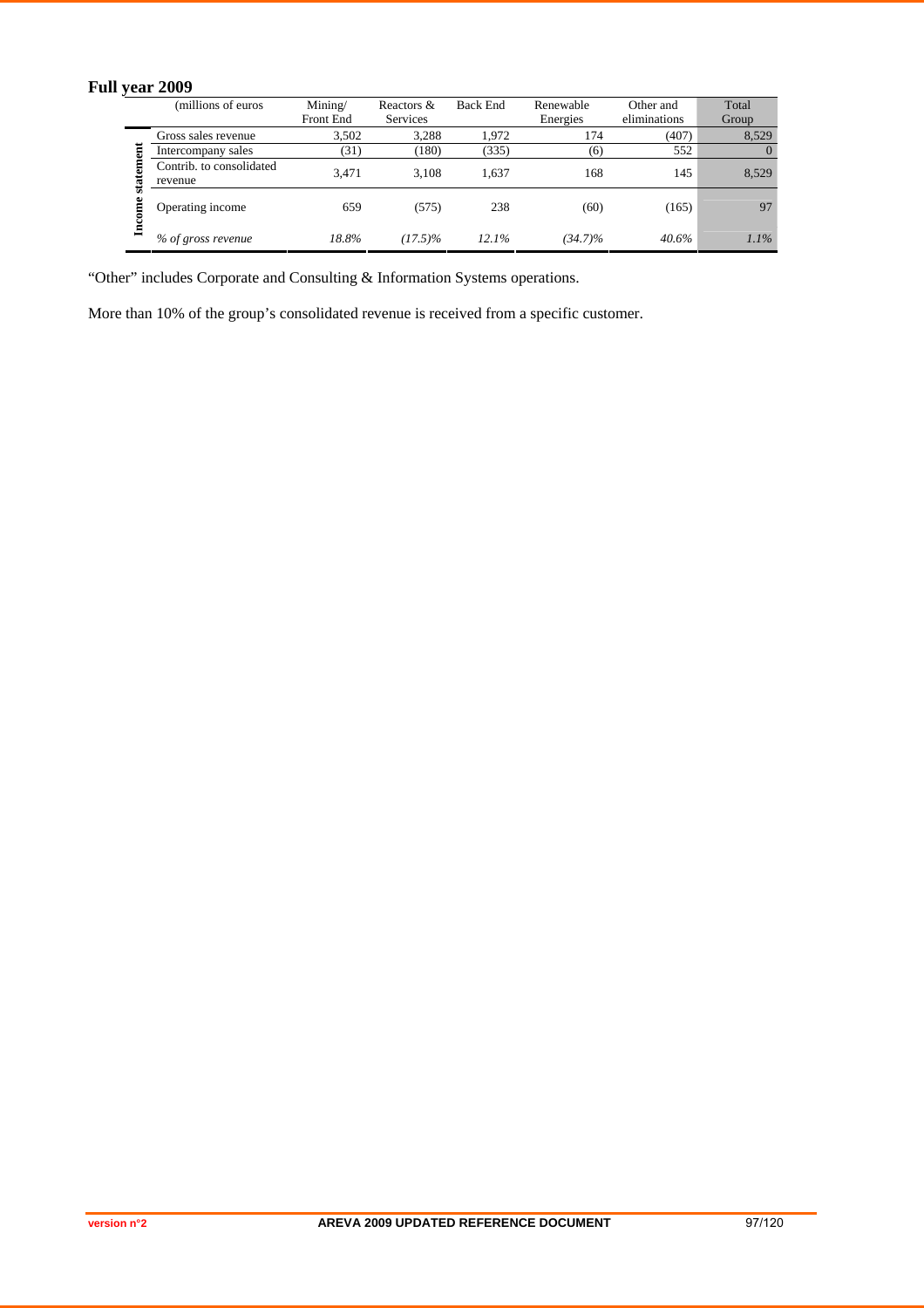## Full year 2009

| | (millions of euros | Mining/ Front End | Reactors & Services | Back End | Renewable Energies | Other and eliminations | Total Group |
|---|---|---|---|---|---|---|---|
| Income statement | Gross sales revenue | 3,502 | 3,288 | 1,972 | 174 | (407) | 8,529 |
| | Intercompany sales | (31) | (180) | (335) | (6) | 552 | 0 |
| | Contrib. to consolidated revenue | 3,471 | 3,108 | 1,637 | 168 | 145 | 8,529 |
| | Operating income | 659 | (575) | 238 | (60) | (165) | 97 |
| | *% of gross revenue* | *18.8%* | *(17.5)%* | *12.1%* | *(34.7)%* | *40.6%* | *1.1%* |

“Other” includes Corporate and Consulting & Information Systems operations.

More than 10% of the group’s consolidated revenue is received from a specific customer.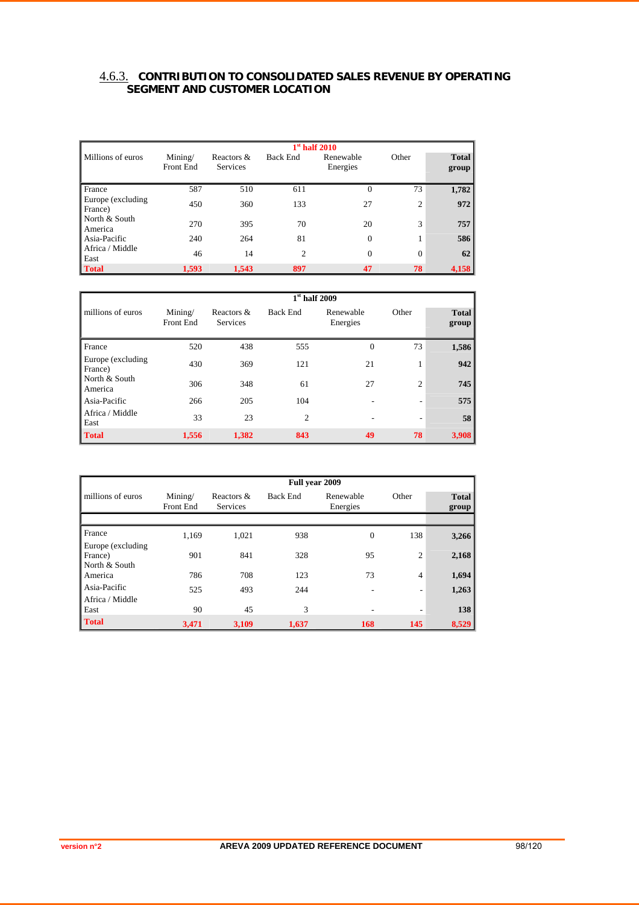### 4.6.3. CONTRIBUTION TO CONSOLIDATED SALES REVENUE BY OPERATING SEGMENT AND CUSTOMER LOCATION

| Millions of euros | 1st half 2010 | | | | | |
|---|---|---|---|---|---|---|
| | Mining/ Front End | Reactors & Services | Back End | Renewable Energies | Other | Total group |
| France | 587 | 510 | 611 | 0 | 73 | **1,782** |
| Europe (excluding France) | 450 | 360 | 133 | 27 | 2 | **972** |
| North & South America | 270 | 395 | 70 | 20 | 3 | **757** |
| Asia-Pacific | 240 | 264 | 81 | 0 | 1 | **586** |
| Africa / Middle East | 46 | 14 | 2 | 0 | 0 | **62** |
| **Total** | **1,593** | **1,543** | **897** | **47** | **78** | **4,158** |

| millions of euros | 1st half 2009 | | | | | |
|---|---|---|---|---|---|---|
| | Mining/ Front End | Reactors & Services | Back End | Renewable Energies | Other | Total group |
| France | 520 | 438 | 555 | 0 | 73 | **1,586** |
| Europe (excluding France) | 430 | 369 | 121 | 21 | 1 | **942** |
| North & South America | 306 | 348 | 61 | 27 | 2 | **745** |
| Asia-Pacific | 266 | 205 | 104 | - | - | **575** |
| Africa / Middle East | 33 | 23 | 2 | - | - | **58** |
| **Total** | **1,556** | **1,382** | **843** | **49** | **78** | **3,908** |

| millions of euros | Full year 2009 | | | | | |
|---|---|---|---|---|---|---|
| | Mining/ Front End | Reactors & Services | Back End | Renewable Energies | Other | Total group |
| France | 1,169 | 1,021 | 938 | 0 | 138 | **3,266** |
| Europe (excluding France) | 901 | 841 | 328 | 95 | 2 | **2,168** |
| North & South America | 786 | 708 | 123 | 73 | 4 | **1,694** |
| Asia-Pacific | 525 | 493 | 244 | - | - | **1,263** |
| Africa / Middle East | 90 | 45 | 3 | - | - | **138** |
| **Total** | **3,471** | **3,109** | **1,637** | **168** | **145** | **8,529** |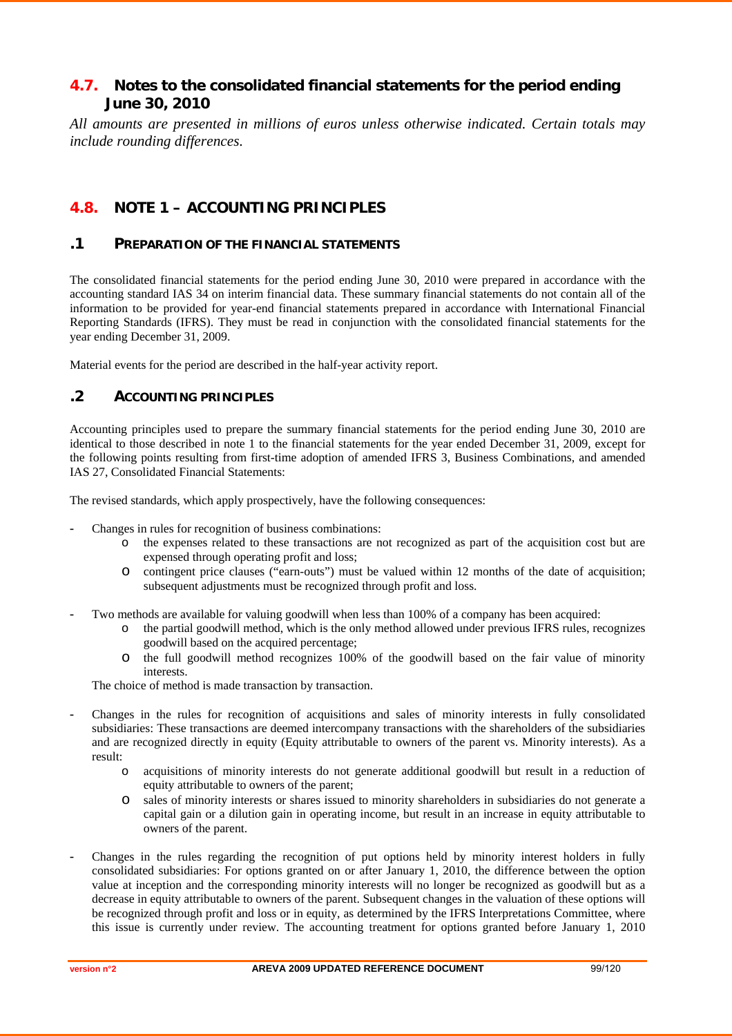## 4.7. Notes to the consolidated financial statements for the period ending June 30, 2010

*All amounts are presented in millions of euros unless otherwise indicated. Certain totals may include rounding differences.*

## 4.8. NOTE 1 – ACCOUNTING PRINCIPLES

### .1 PREPARATION OF THE FINANCIAL STATEMENTS

The consolidated financial statements for the period ending June 30, 2010 were prepared in accordance with the accounting standard IAS 34 on interim financial data. These summary financial statements do not contain all of the information to be provided for year-end financial statements prepared in accordance with International Financial Reporting Standards (IFRS). They must be read in conjunction with the consolidated financial statements for the year ending December 31, 2009.

Material events for the period are described in the half-year activity report.

### .2 ACCOUNTING PRINCIPLES

Accounting principles used to prepare the summary financial statements for the period ending June 30, 2010 are identical to those described in note 1 to the financial statements for the year ended December 31, 2009, except for the following points resulting from first-time adoption of amended IFRS 3, Business Combinations, and amended IAS 27, Consolidated Financial Statements:

The revised standards, which apply prospectively, have the following consequences:

- Changes in rules for recognition of business combinations:
  - the expenses related to these transactions are not recognized as part of the acquisition cost but are expensed through operating profit and loss;
  - contingent price clauses ("earn-outs") must be valued within 12 months of the date of acquisition; subsequent adjustments must be recognized through profit and loss.

- Two methods are available for valuing goodwill when less than 100% of a company has been acquired:
  - the partial goodwill method, which is the only method allowed under previous IFRS rules, recognizes goodwill based on the acquired percentage;
  - the full goodwill method recognizes 100% of the goodwill based on the fair value of minority interests.

  The choice of method is made transaction by transaction.

- Changes in the rules for recognition of acquisitions and sales of minority interests in fully consolidated subsidiaries: These transactions are deemed intercompany transactions with the shareholders of the subsidiaries and are recognized directly in equity (Equity attributable to owners of the parent vs. Minority interests). As a result:
  - acquisitions of minority interests do not generate additional goodwill but result in a reduction of equity attributable to owners of the parent;
  - sales of minority interests or shares issued to minority shareholders in subsidiaries do not generate a capital gain or a dilution gain in operating income, but result in an increase in equity attributable to owners of the parent.

- Changes in the rules regarding the recognition of put options held by minority interest holders in fully consolidated subsidiaries: For options granted on or after January 1, 2010, the difference between the option value at inception and the corresponding minority interests will no longer be recognized as goodwill but as a decrease in equity attributable to owners of the parent. Subsequent changes in the valuation of these options will be recognized through profit and loss or in equity, as determined by the IFRS Interpretations Committee, where this issue is currently under review. The accounting treatment for options granted before January 1, 2010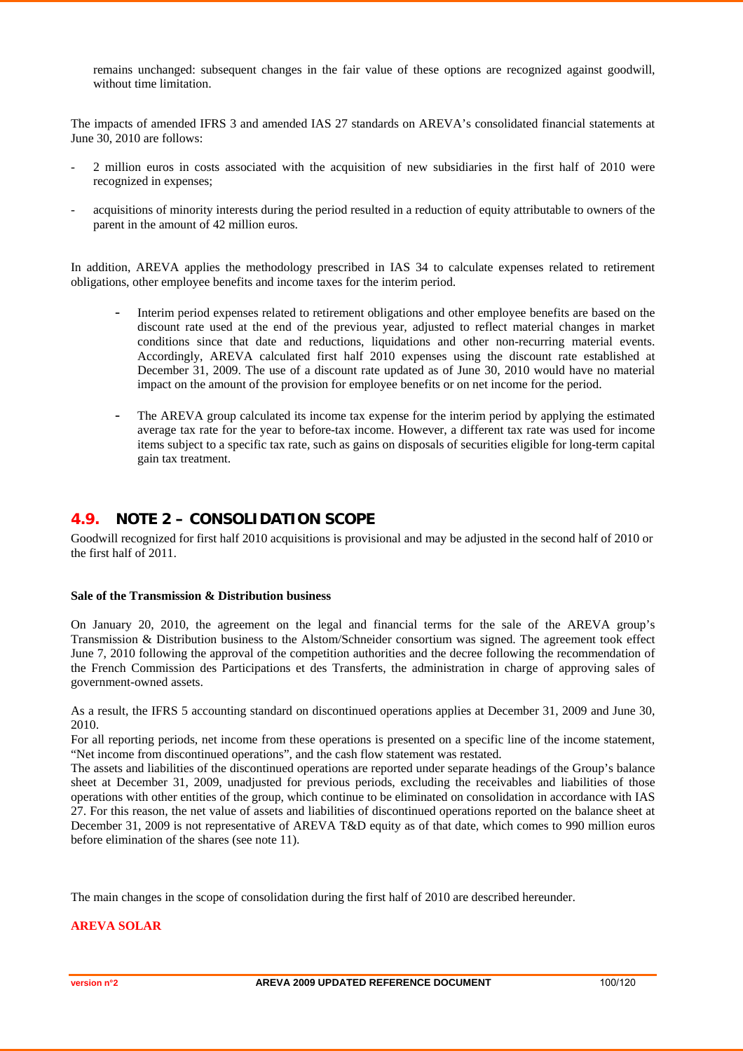remains unchanged: subsequent changes in the fair value of these options are recognized against goodwill, without time limitation.

The impacts of amended IFRS 3 and amended IAS 27 standards on AREVA's consolidated financial statements at June 30, 2010 are follows:

- 2 million euros in costs associated with the acquisition of new subsidiaries in the first half of 2010 were recognized in expenses;
- acquisitions of minority interests during the period resulted in a reduction of equity attributable to owners of the parent in the amount of 42 million euros.

In addition, AREVA applies the methodology prescribed in IAS 34 to calculate expenses related to retirement obligations, other employee benefits and income taxes for the interim period.

- Interim period expenses related to retirement obligations and other employee benefits are based on the discount rate used at the end of the previous year, adjusted to reflect material changes in market conditions since that date and reductions, liquidations and other non-recurring material events. Accordingly, AREVA calculated first half 2010 expenses using the discount rate established at December 31, 2009. The use of a discount rate updated as of June 30, 2010 would have no material impact on the amount of the provision for employee benefits or on net income for the period.
- The AREVA group calculated its income tax expense for the interim period by applying the estimated average tax rate for the year to before-tax income. However, a different tax rate was used for income items subject to a specific tax rate, such as gains on disposals of securities eligible for long-term capital gain tax treatment.

## 4.9. NOTE 2 – CONSOLIDATION SCOPE

Goodwill recognized for first half 2010 acquisitions is provisional and may be adjusted in the second half of 2010 or the first half of 2011.

**Sale of the Transmission & Distribution business**

On January 20, 2010, the agreement on the legal and financial terms for the sale of the AREVA group's Transmission & Distribution business to the Alstom/Schneider consortium was signed. The agreement took effect June 7, 2010 following the approval of the competition authorities and the decree following the recommendation of the French Commission des Participations et des Transferts, the administration in charge of approving sales of government-owned assets.

As a result, the IFRS 5 accounting standard on discontinued operations applies at December 31, 2009 and June 30, 2010.

For all reporting periods, net income from these operations is presented on a specific line of the income statement, "Net income from discontinued operations", and the cash flow statement was restated.

The assets and liabilities of the discontinued operations are reported under separate headings of the Group's balance sheet at December 31, 2009, unadjusted for previous periods, excluding the receivables and liabilities of those operations with other entities of the group, which continue to be eliminated on consolidation in accordance with IAS 27. For this reason, the net value of assets and liabilities of discontinued operations reported on the balance sheet at December 31, 2009 is not representative of AREVA T&D equity as of that date, which comes to 990 million euros before elimination of the shares (see note 11).

The main changes in the scope of consolidation during the first half of 2010 are described hereunder.

**AREVA SOLAR**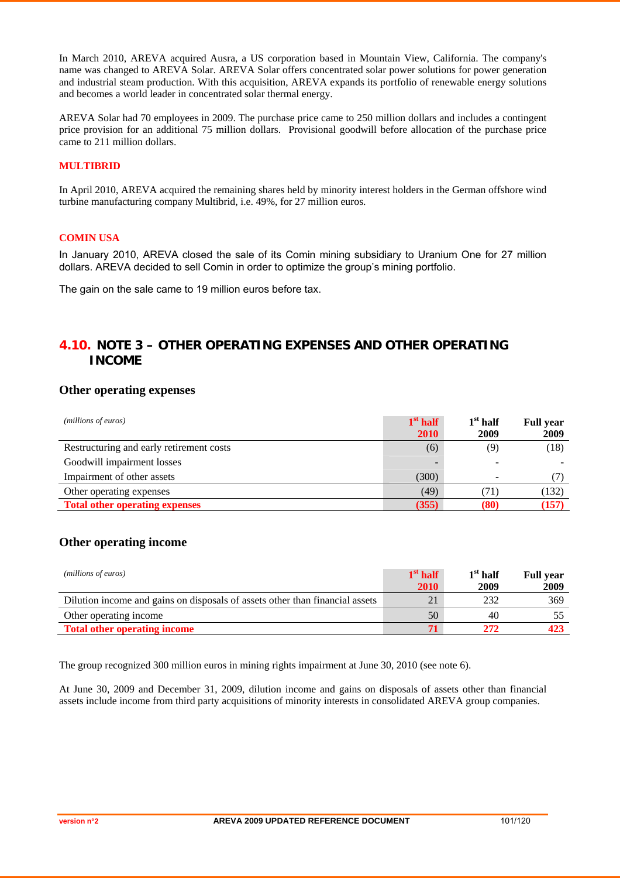In March 2010, AREVA acquired Ausra, a US corporation based in Mountain View, California. The company's name was changed to AREVA Solar. AREVA Solar offers concentrated solar power solutions for power generation and industrial steam production. With this acquisition, AREVA expands its portfolio of renewable energy solutions and becomes a world leader in concentrated solar thermal energy.

AREVA Solar had 70 employees in 2009. The purchase price came to 250 million dollars and includes a contingent price provision for an additional 75 million dollars. Provisional goodwill before allocation of the purchase price came to 211 million dollars.

**MULTIBRID**

In April 2010, AREVA acquired the remaining shares held by minority interest holders in the German offshore wind turbine manufacturing company Multibrid, i.e. 49%, for 27 million euros.

**COMIN USA**

In January 2010, AREVA closed the sale of its Comin mining subsidiary to Uranium One for 27 million dollars. AREVA decided to sell Comin in order to optimize the group's mining portfolio.

The gain on the sale came to 19 million euros before tax.

## 4.10. NOTE 3 – OTHER OPERATING EXPENSES AND OTHER OPERATING INCOME

### Other operating expenses

| *(millions of euros)* | 1st half 2010 | 1st half 2009 | Full year 2009 |
|---|---|---|---|
| Restructuring and early retirement costs | (6) | (9) | (18) |
| Goodwill impairment losses | - | - | - |
| Impairment of other assets | (300) | - | (7) |
| Other operating expenses | (49) | (71) | (132) |
| **Total other operating expenses** | **(355)** | **(80)** | **(157)** |

### Other operating income

| *(millions of euros)* | 1st half 2010 | 1st half 2009 | Full year 2009 |
|---|---|---|---|
| Dilution income and gains on disposals of assets other than financial assets | 21 | 232 | 369 |
| Other operating income | 50 | 40 | 55 |
| **Total other operating income** | **71** | **272** | **423** |

The group recognized 300 million euros in mining rights impairment at June 30, 2010 (see note 6).

At June 30, 2009 and December 31, 2009, dilution income and gains on disposals of assets other than financial assets include income from third party acquisitions of minority interests in consolidated AREVA group companies.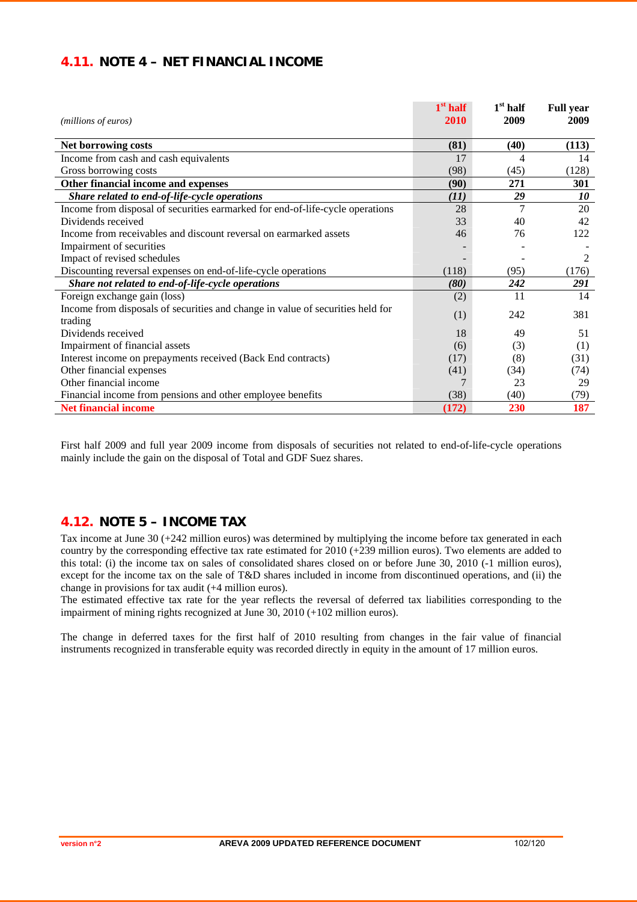## 4.11. NOTE 4 – NET FINANCIAL INCOME

| *(millions of euros)* | 1st half 2010 | 1st half 2009 | Full year 2009 |
|---|---|---|---|
| **Net borrowing costs** | **(81)** | **(40)** | **(113)** |
| Income from cash and cash equivalents | 17 | 4 | 14 |
| Gross borrowing costs | (98) | (45) | (128) |
| **Other financial income and expenses** | **(90)** | **271** | **301** |
| ***Share related to end-of-life-cycle operations*** | ***(11)*** | ***29*** | ***10*** |
| Income from disposal of securities earmarked for end-of-life-cycle operations | 28 | 7 | 20 |
| Dividends received | 33 | 40 | 42 |
| Income from receivables and discount reversal on earmarked assets | 46 | 76 | 122 |
| Impairment of securities | - | - | - |
| Impact of revised schedules | - | - | 2 |
| Discounting reversal expenses on end-of-life-cycle operations | (118) | (95) | (176) |
| ***Share not related to end-of-life-cycle operations*** | ***(80)*** | ***242*** | ***291*** |
| Foreign exchange gain (loss) | (2) | 11 | 14 |
| Income from disposals of securities and change in value of securities held for trading | (1) | 242 | 381 |
| Dividends received | 18 | 49 | 51 |
| Impairment of financial assets | (6) | (3) | (1) |
| Interest income on prepayments received (Back End contracts) | (17) | (8) | (31) |
| Other financial expenses | (41) | (34) | (74) |
| Other financial income | 7 | 23 | 29 |
| Financial income from pensions and other employee benefits | (38) | (40) | (79) |
| **Net financial income** | **(172)** | **230** | **187** |

First half 2009 and full year 2009 income from disposals of securities not related to end-of-life-cycle operations mainly include the gain on the disposal of Total and GDF Suez shares.

## 4.12. NOTE 5 – INCOME TAX

Tax income at June 30 (+242 million euros) was determined by multiplying the income before tax generated in each country by the corresponding effective tax rate estimated for 2010 (+239 million euros). Two elements are added to this total: (i) the income tax on sales of consolidated shares closed on or before June 30, 2010 (-1 million euros), except for the income tax on the sale of T&D shares included in income from discontinued operations, and (ii) the change in provisions for tax audit (+4 million euros).

The estimated effective tax rate for the year reflects the reversal of deferred tax liabilities corresponding to the impairment of mining rights recognized at June 30, 2010 (+102 million euros).

The change in deferred taxes for the first half of 2010 resulting from changes in the fair value of financial instruments recognized in transferable equity was recorded directly in equity in the amount of 17 million euros.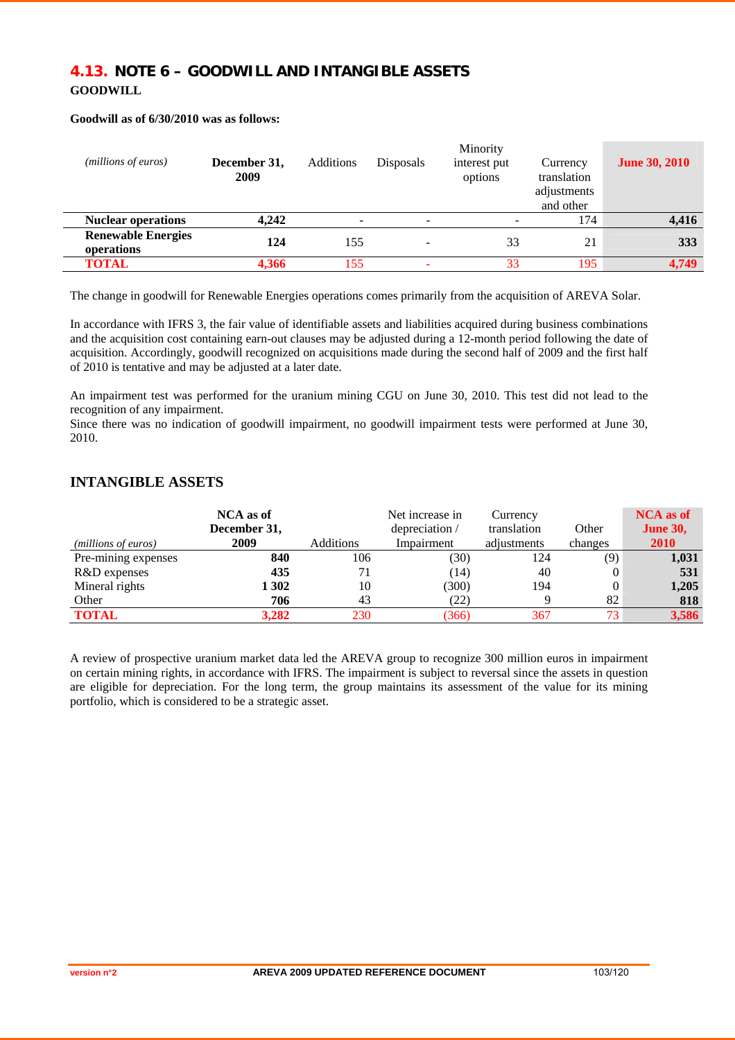## 4.13. NOTE 6 – GOODWILL AND INTANGIBLE ASSETS

**GOODWILL**

**Goodwill as of 6/30/2010 was as follows:**

| *(millions of euros)* | **December 31, 2009** | Additions | Disposals | Minority interest put options | Currency translation adjustments and other | **June 30, 2010** |
|---|---|---|---|---|---|---|
| **Nuclear operations** | **4,242** | - | - | - | 174 | **4,416** |
| **Renewable Energies operations** | **124** | 155 | - | 33 | 21 | **333** |
| **TOTAL** | **4,366** | 155 | - | 33 | 195 | **4,749** |

The change in goodwill for Renewable Energies operations comes primarily from the acquisition of AREVA Solar.

In accordance with IFRS 3, the fair value of identifiable assets and liabilities acquired during business combinations and the acquisition cost containing earn-out clauses may be adjusted during a 12-month period following the date of acquisition. Accordingly, goodwill recognized on acquisitions made during the second half of 2009 and the first half of 2010 is tentative and may be adjusted at a later date.

An impairment test was performed for the uranium mining CGU on June 30, 2010. This test did not lead to the recognition of any impairment.
Since there was no indication of goodwill impairment, no goodwill impairment tests were performed at June 30, 2010.

## INTANGIBLE ASSETS

| *(millions of euros)* | **NCA as of December 31, 2009** | Additions | Net increase in depreciation / Impairment | Currency translation adjustments | Other changes | **NCA as of June 30, 2010** |
|---|---|---|---|---|---|---|
| Pre-mining expenses | **840** | 106 | (30) | 124 | (9) | **1,031** |
| R&D expenses | **435** | 71 | (14) | 40 | 0 | **531** |
| Mineral rights | **1 302** | 10 | (300) | 194 | 0 | **1,205** |
| Other | **706** | 43 | (22) | 9 | 82 | **818** |
| **TOTAL** | **3,282** | 230 | (366) | 367 | 73 | **3,586** |

A review of prospective uranium market data led the AREVA group to recognize 300 million euros in impairment on certain mining rights, in accordance with IFRS. The impairment is subject to reversal since the assets in question are eligible for depreciation. For the long term, the group maintains its assessment of the value for its mining portfolio, which is considered to be a strategic asset.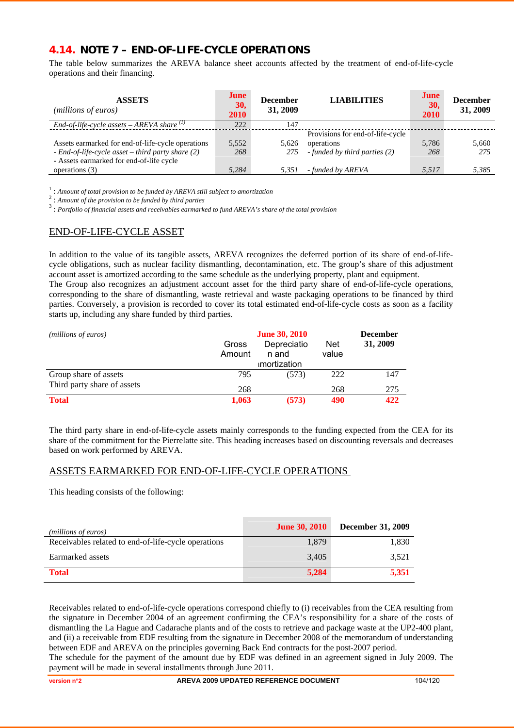## 4.14. NOTE 7 – END-OF-LIFE-CYCLE OPERATIONS

The table below summarizes the AREVA balance sheet accounts affected by the treatment of end-of-life-cycle operations and their financing.

| ASSETS *(millions of euros)* | June 30, 2010 | December 31, 2009 | LIABILITIES | June 30, 2010 | December 31, 2009 |
|---|---|---|---|---|---|
| *End-of-life-cycle assets – AREVA share* [1] | 222 | 147 | | | |
| Assets earmarked for end-of-life-cycle operations | 5,552 | 5,626 | Provisions for end-of-life-cycle operations | 5,786 | 5,660 |
| *- End-of-life-cycle asset – third party share (2)* | *268* | *275* | *- funded by third parties (2)* | *268* | *275* |
| - Assets earmarked for end-of-life cycle operations (3) | *5,284* | *5,351* | *- funded by AREVA* | *5,517* | *5,385* |

[1] : *Amount of total provision to be funded by AREVA still subject to amortization*
[2] : *Amount of the provision to be funded by third parties*
[3] : *Portfolio of financial assets and receivables earmarked to fund AREVA's share of the total provision*

### END-OF-LIFE-CYCLE ASSET

In addition to the value of its tangible assets, AREVA recognizes the deferred portion of its share of end-of-life-cycle obligations, such as nuclear facility dismantling, decontamination, etc. The group's share of this adjustment account asset is amortized according to the same schedule as the underlying property, plant and equipment.
The Group also recognizes an adjustment account asset for the third party share of end-of-life-cycle operations, corresponding to the share of dismantling, waste retrieval and waste packaging operations to be financed by third parties. Conversely, a provision is recorded to cover its total estimated end-of-life-cycle costs as soon as a facility starts up, including any share funded by third parties.

| *(millions of euros)* | June 30, 2010 | | | December 31, 2009 |
|---|---|---|---|---|
| | Gross Amount | Depreciation and amortization | Net value | |
| Group share of assets | 795 | (573) | 222 | 147 |
| Third party share of assets | 268 | | 268 | 275 |
| **Total** | **1,063** | **(573)** | **490** | **422** |

The third party share in end-of-life-cycle assets mainly corresponds to the funding expected from the CEA for its share of the commitment for the Pierrelatte site. This heading increases based on discounting reversals and decreases based on work performed by AREVA.

### ASSETS EARMARKED FOR END-OF-LIFE-CYCLE OPERATIONS

This heading consists of the following:

| *(millions of euros)* | June 30, 2010 | December 31, 2009 |
|---|---|---|
| Receivables related to end-of-life-cycle operations | 1,879 | 1,830 |
| Earmarked assets | 3,405 | 3,521 |
| **Total** | **5,284** | **5,351** |

Receivables related to end-of-life-cycle operations correspond chiefly to (i) receivables from the CEA resulting from the signature in December 2004 of an agreement confirming the CEA's responsibility for a share of the costs of dismantling the La Hague and Cadarache plants and of the costs to retrieve and package waste at the UP2-400 plant, and (ii) a receivable from EDF resulting from the signature in December 2008 of the memorandum of understanding between EDF and AREVA on the principles governing Back End contracts for the post-2007 period.
The schedule for the payment of the amount due by EDF was defined in an agreement signed in July 2009. The payment will be made in several installments through June 2011.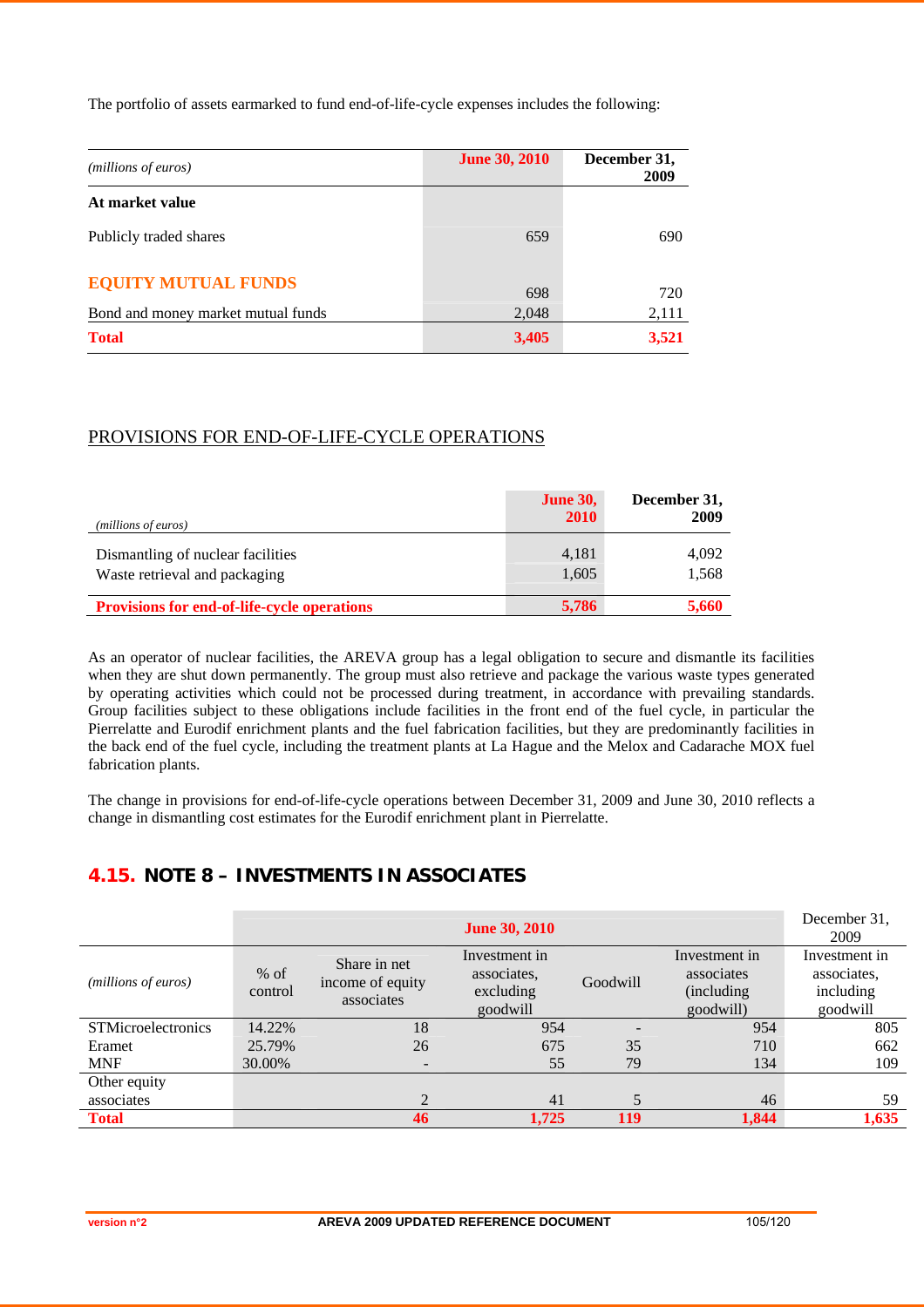The portfolio of assets earmarked to fund end-of-life-cycle expenses includes the following:

| *(millions of euros)* | June 30, 2010 | December 31, 2009 |
|---|---|---|
| **At market value** | | |
| Publicly traded shares | 659 | 690 |
| EQUITY MUTUAL FUNDS | 698 | 720 |
| Bond and money market mutual funds | 2,048 | 2,111 |
| **Total** | **3,405** | **3,521** |

## PROVISIONS FOR END-OF-LIFE-CYCLE OPERATIONS

| *(millions of euros)* | June 30, 2010 | December 31, 2009 |
|---|---|---|
| Dismantling of nuclear facilities | 4,181 | 4,092 |
| Waste retrieval and packaging | 1,605 | 1,568 |
| **Provisions for end-of-life-cycle operations** | **5,786** | **5,660** |

As an operator of nuclear facilities, the AREVA group has a legal obligation to secure and dismantle its facilities when they are shut down permanently. The group must also retrieve and package the various waste types generated by operating activities which could not be processed during treatment, in accordance with prevailing standards. Group facilities subject to these obligations include facilities in the front end of the fuel cycle, in particular the Pierrelatte and Eurodif enrichment plants and the fuel fabrication facilities, but they are predominantly facilities in the back end of the fuel cycle, including the treatment plants at La Hague and the Melox and Cadarache MOX fuel fabrication plants.

The change in provisions for end-of-life-cycle operations between December 31, 2009 and June 30, 2010 reflects a change in dismantling cost estimates for the Eurodif enrichment plant in Pierrelatte.

## 4.15. NOTE 8 – INVESTMENTS IN ASSOCIATES

| | June 30, 2010 | | | | | December 31, 2009 |
|---|---|---|---|---|---|---|
| *(millions of euros)* | % of control | Share in net income of equity associates | Investment in associates, excluding goodwill | Goodwill | Investment in associates (including goodwill) | Investment in associates, including goodwill |
| STMicroelectronics | 14.22% | 18 | 954 | - | 954 | 805 |
| Eramet | 25.79% | 26 | 675 | 35 | 710 | 662 |
| MNF | 30.00% | - | 55 | 79 | 134 | 109 |
| Other equity associates | | 2 | 41 | 5 | 46 | 59 |
| **Total** | | **46** | **1,725** | **119** | **1,844** | **1,635** |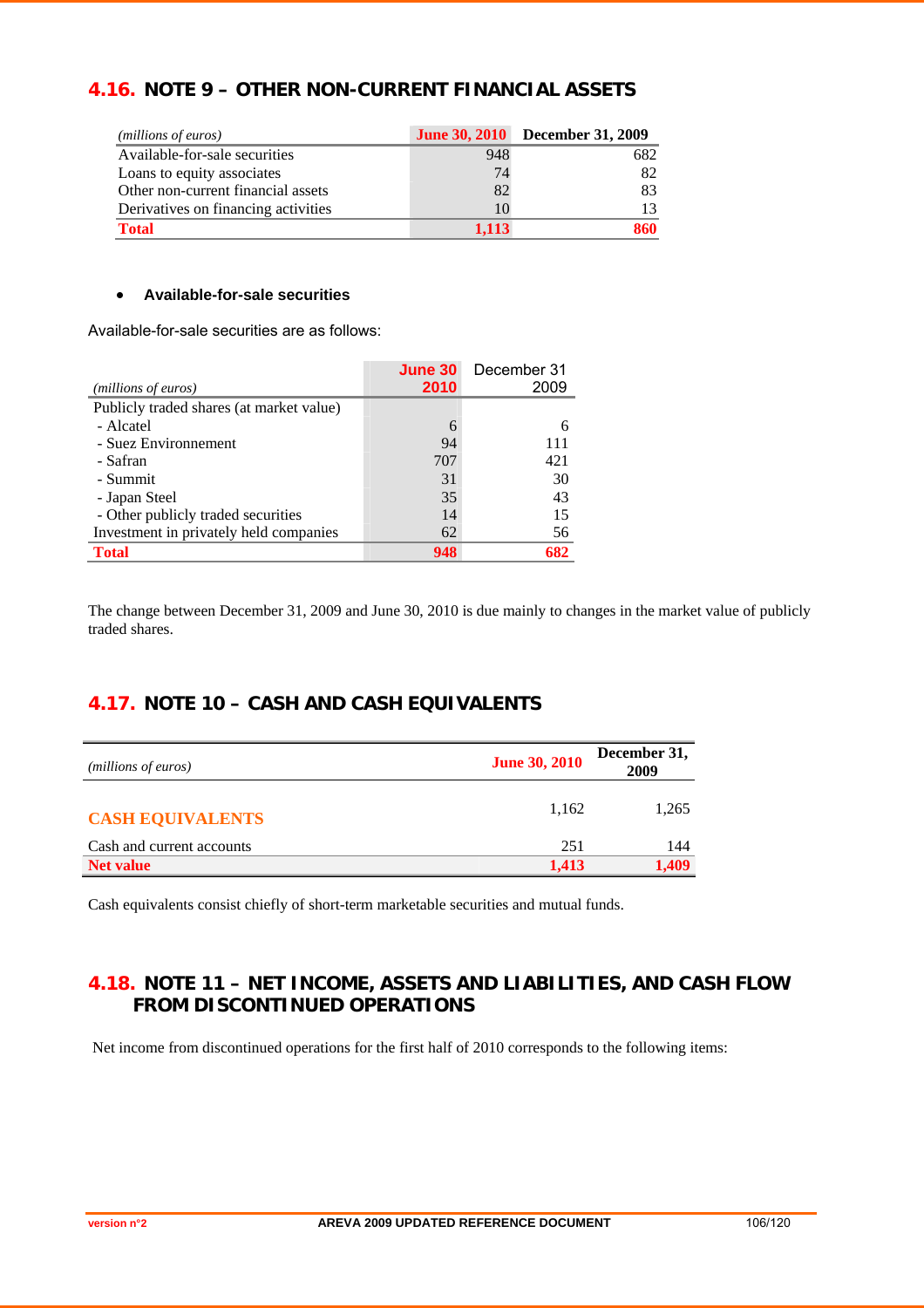## 4.16. NOTE 9 – OTHER NON-CURRENT FINANCIAL ASSETS

| *(millions of euros)* | June 30, 2010 | December 31, 2009 |
|---|---|---|
| Available-for-sale securities | 948 | 682 |
| Loans to equity associates | 74 | 82 |
| Other non-current financial assets | 82 | 83 |
| Derivatives on financing activities | 10 | 13 |
| **Total** | **1,113** | **860** |

- **Available-for-sale securities**

Available-for-sale securities are as follows:

| *(millions of euros)* | June 30 2010 | December 31 2009 |
|---|---|---|
| Publicly traded shares (at market value) | | |
| - Alcatel | 6 | 6 |
| - Suez Environnement | 94 | 111 |
| - Safran | 707 | 421 |
| - Summit | 31 | 30 |
| - Japan Steel | 35 | 43 |
| - Other publicly traded securities | 14 | 15 |
| Investment in privately held companies | 62 | 56 |
| **Total** | **948** | **682** |

The change between December 31, 2009 and June 30, 2010 is due mainly to changes in the market value of publicly traded shares.

## 4.17. NOTE 10 – CASH AND CASH EQUIVALENTS

| *(millions of euros)* | June 30, 2010 | December 31, 2009 |
|---|---|---|
| **CASH EQUIVALENTS** | 1,162 | 1,265 |
| Cash and current accounts | 251 | 144 |
| **Net value** | **1,413** | **1,409** |

Cash equivalents consist chiefly of short-term marketable securities and mutual funds.

## 4.18. NOTE 11 – NET INCOME, ASSETS AND LIABILITIES, AND CASH FLOW FROM DISCONTINUED OPERATIONS

Net income from discontinued operations for the first half of 2010 corresponds to the following items: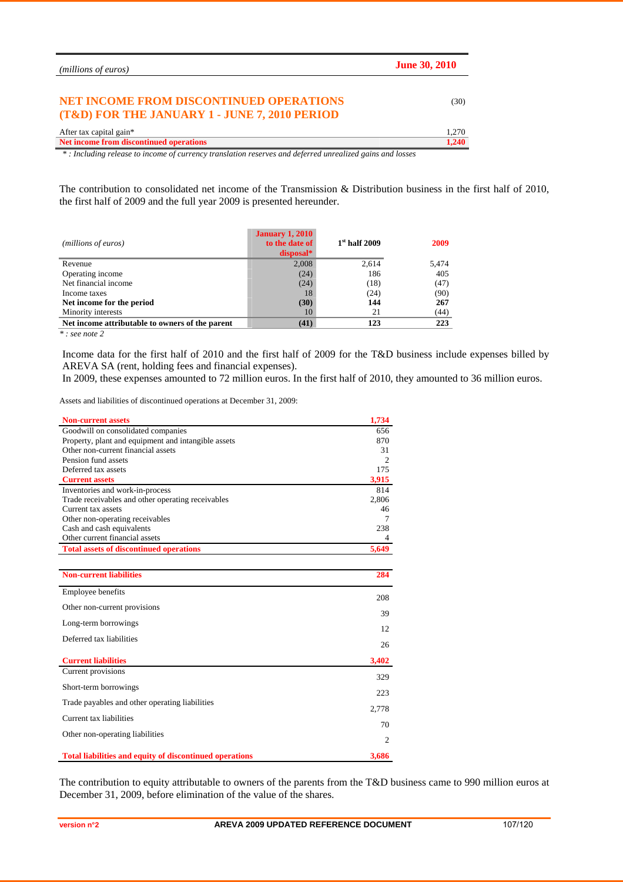| *(millions of euros)* | **June 30, 2010** |
|---|---|
| **NET INCOME FROM DISCONTINUED OPERATIONS (T&D) FOR THE JANUARY 1 - JUNE 7, 2010 PERIOD** | (30) |
| After tax capital gain* | 1,270 |
| **Net income from discontinued operations** | **1,240** |

*\* : Including release to income of currency translation reserves and deferred unrealized gains and losses*

The contribution to consolidated net income of the Transmission & Distribution business in the first half of 2010, the first half of 2009 and the full year 2009 is presented hereunder.

| *(millions of euros)* | **January 1, 2010 to the date of disposal*** | **1st half 2009** | **2009** |
|---|---|---|---|
| Revenue | 2,008 | 2,614 | 5,474 |
| Operating income | (24) | 186 | 405 |
| Net financial income | (24) | (18) | (47) |
| Income taxes | 18 | (24) | (90) |
| **Net income for the period** | **(30)** | **144** | **267** |
| Minority interests | 10 | 21 | (44) |
| **Net income attributable to owners of the parent** | **(41)** | **123** | **223** |

*\* : see note 2*

Income data for the first half of 2010 and the first half of 2009 for the T&D business include expenses billed by AREVA SA (rent, holding fees and financial expenses).
In 2009, these expenses amounted to 72 million euros. In the first half of 2010, they amounted to 36 million euros.

Assets and liabilities of discontinued operations at December 31, 2009:

| | |
|---|---|
| **Non-current assets** | **1,734** |
| Goodwill on consolidated companies | 656 |
| Property, plant and equipment and intangible assets | 870 |
| Other non-current financial assets | 31 |
| Pension fund assets | 2 |
| Deferred tax assets | 175 |
| **Current assets** | **3,915** |
| Inventories and work-in-process | 814 |
| Trade receivables and other operating receivables | 2,806 |
| Current tax assets | 46 |
| Other non-operating receivables | 7 |
| Cash and cash equivalents | 238 |
| Other current financial assets | 4 |
| **Total assets of discontinued operations** | **5,649** |

| | |
|---|---|
| **Non-current liabilities** | **284** |
| Employee benefits | 208 |
| Other non-current provisions | 39 |
| Long-term borrowings | 12 |
| Deferred tax liabilities | 26 |
| **Current liabilities** | **3,402** |
| Current provisions | 329 |
| Short-term borrowings | 223 |
| Trade payables and other operating liabilities | 2,778 |
| Current tax liabilities | 70 |
| Other non-operating liabilities | 2 |
| **Total liabilities and equity of discontinued operations** | **3,686** |

The contribution to equity attributable to owners of the parents from the T&D business came to 990 million euros at December 31, 2009, before elimination of the value of the shares.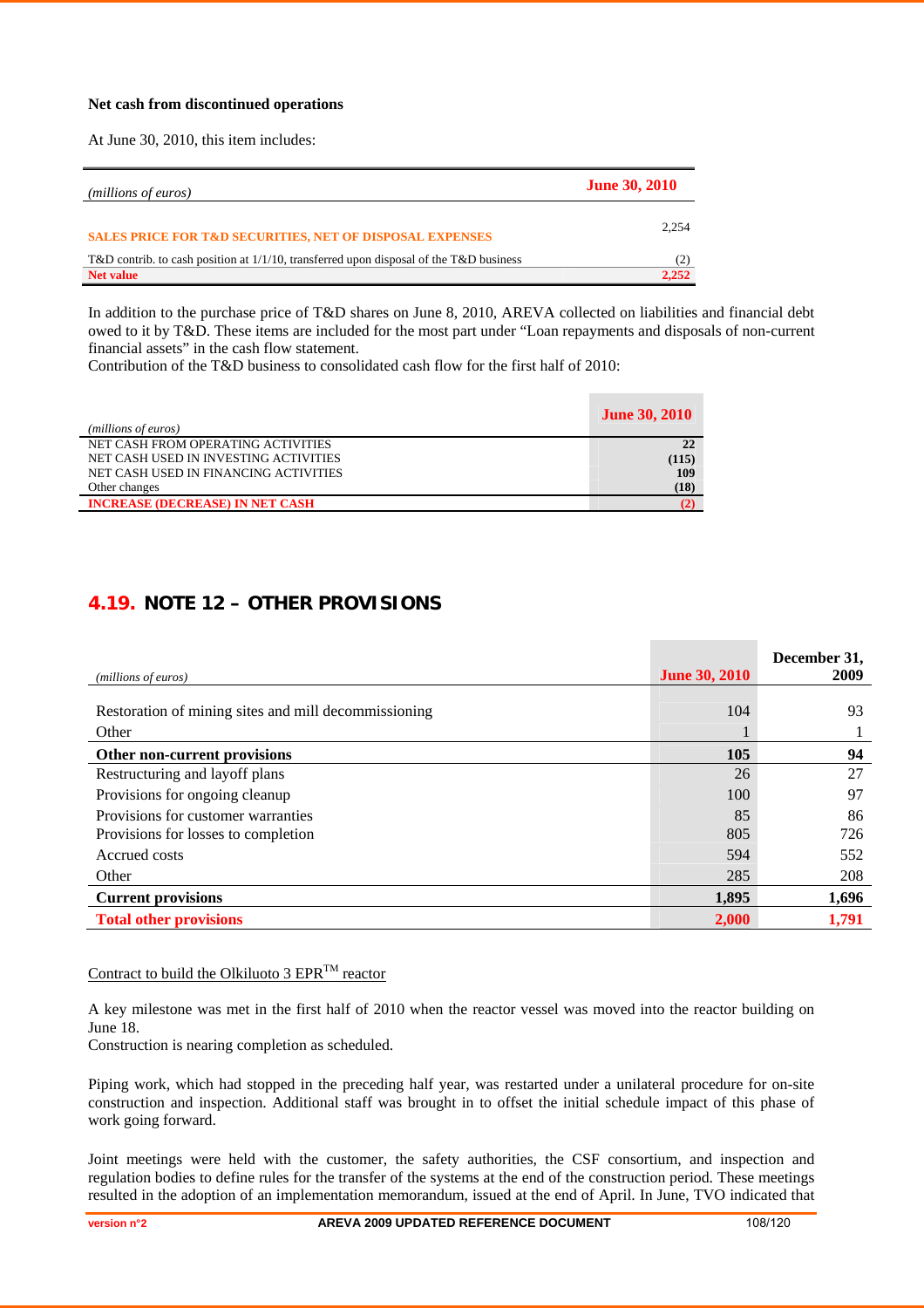**Net cash from discontinued operations**

At June 30, 2010, this item includes:

| *(millions of euros)* | June 30, 2010 |
|---|---|
| SALES PRICE FOR T&D SECURITIES, NET OF DISPOSAL EXPENSES | 2,254 |
| T&D contrib. to cash position at 1/1/10, transferred upon disposal of the T&D business | (2) |
| **Net value** | **2,252** |

In addition to the purchase price of T&D shares on June 8, 2010, AREVA collected on liabilities and financial debt owed to it by T&D. These items are included for the most part under "Loan repayments and disposals of non-current financial assets" in the cash flow statement.
Contribution of the T&D business to consolidated cash flow for the first half of 2010:

| *(millions of euros)* | June 30, 2010 |
|---|---|
| NET CASH FROM OPERATING ACTIVITIES | **22** |
| NET CASH USED IN INVESTING ACTIVITIES | **(115)** |
| NET CASH USED IN FINANCING ACTIVITIES | **109** |
| Other changes | **(18)** |
| **INCREASE (DECREASE) IN NET CASH** | **(2)** |

## 4.19. NOTE 12 – OTHER PROVISIONS

| *(millions of euros)* | June 30, 2010 | December 31, 2009 |
|---|---|---|
| Restoration of mining sites and mill decommissioning | 104 | 93 |
| Other | 1 | 1 |
| **Other non-current provisions** | **105** | **94** |
| Restructuring and layoff plans | 26 | 27 |
| Provisions for ongoing cleanup | 100 | 97 |
| Provisions for customer warranties | 85 | 86 |
| Provisions for losses to completion | 805 | 726 |
| Accrued costs | 594 | 552 |
| Other | 285 | 208 |
| **Current provisions** | **1,895** | **1,696** |
| **Total other provisions** | **2,000** | **1,791** |

Contract to build the Olkiluoto 3 EPR™ reactor

A key milestone was met in the first half of 2010 when the reactor vessel was moved into the reactor building on June 18.
Construction is nearing completion as scheduled.

Piping work, which had stopped in the preceding half year, was restarted under a unilateral procedure for on-site construction and inspection. Additional staff was brought in to offset the initial schedule impact of this phase of work going forward.

Joint meetings were held with the customer, the safety authorities, the CSF consortium, and inspection and regulation bodies to define rules for the transfer of the systems at the end of the construction period. These meetings resulted in the adoption of an implementation memorandum, issued at the end of April. In June, TVO indicated that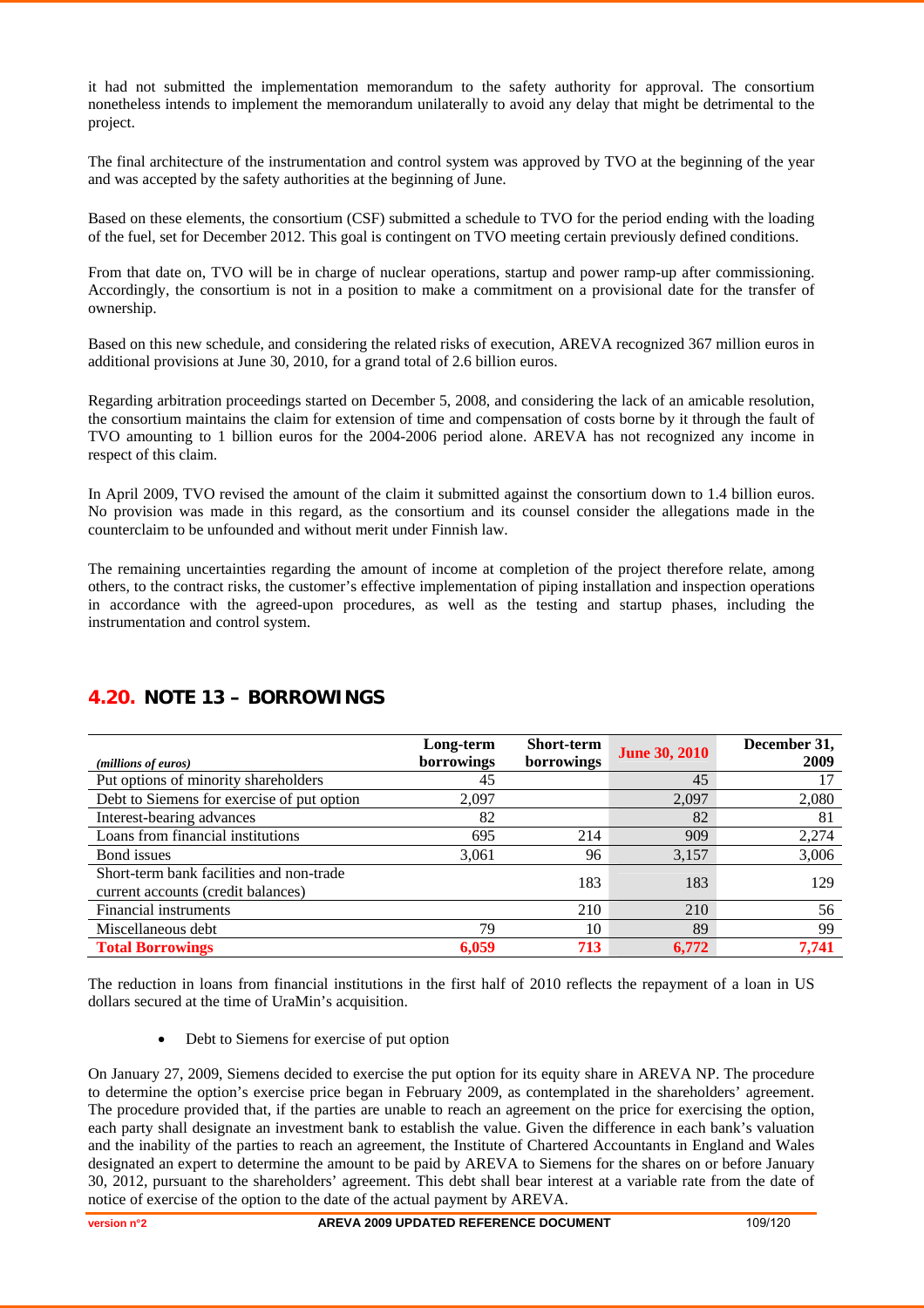it had not submitted the implementation memorandum to the safety authority for approval. The consortium nonetheless intends to implement the memorandum unilaterally to avoid any delay that might be detrimental to the project.

The final architecture of the instrumentation and control system was approved by TVO at the beginning of the year and was accepted by the safety authorities at the beginning of June.

Based on these elements, the consortium (CSF) submitted a schedule to TVO for the period ending with the loading of the fuel, set for December 2012. This goal is contingent on TVO meeting certain previously defined conditions.

From that date on, TVO will be in charge of nuclear operations, startup and power ramp-up after commissioning. Accordingly, the consortium is not in a position to make a commitment on a provisional date for the transfer of ownership.

Based on this new schedule, and considering the related risks of execution, AREVA recognized 367 million euros in additional provisions at June 30, 2010, for a grand total of 2.6 billion euros.

Regarding arbitration proceedings started on December 5, 2008, and considering the lack of an amicable resolution, the consortium maintains the claim for extension of time and compensation of costs borne by it through the fault of TVO amounting to 1 billion euros for the 2004-2006 period alone. AREVA has not recognized any income in respect of this claim.

In April 2009, TVO revised the amount of the claim it submitted against the consortium down to 1.4 billion euros. No provision was made in this regard, as the consortium and its counsel consider the allegations made in the counterclaim to be unfounded and without merit under Finnish law.

The remaining uncertainties regarding the amount of income at completion of the project therefore relate, among others, to the contract risks, the customer's effective implementation of piping installation and inspection operations in accordance with the agreed-upon procedures, as well as the testing and startup phases, including the instrumentation and control system.

## 4.20. NOTE 13 – BORROWINGS

| *(millions of euros)* | Long-term borrowings | Short-term borrowings | June 30, 2010 | December 31, 2009 |
|---|---|---|---|---|
| Put options of minority shareholders | 45 | | 45 | 17 |
| Debt to Siemens for exercise of put option | 2,097 | | 2,097 | 2,080 |
| Interest-bearing advances | 82 | | 82 | 81 |
| Loans from financial institutions | 695 | 214 | 909 | 2,274 |
| Bond issues | 3,061 | 96 | 3,157 | 3,006 |
| Short-term bank facilities and non-trade current accounts (credit balances) | | 183 | 183 | 129 |
| Financial instruments | | 210 | 210 | 56 |
| Miscellaneous debt | 79 | 10 | 89 | 99 |
| **Total Borrowings** | **6,059** | **713** | **6,772** | **7,741** |

The reduction in loans from financial institutions in the first half of 2010 reflects the repayment of a loan in US dollars secured at the time of UraMin's acquisition.

- Debt to Siemens for exercise of put option

On January 27, 2009, Siemens decided to exercise the put option for its equity share in AREVA NP. The procedure to determine the option's exercise price began in February 2009, as contemplated in the shareholders' agreement. The procedure provided that, if the parties are unable to reach an agreement on the price for exercising the option, each party shall designate an investment bank to establish the value. Given the difference in each bank's valuation and the inability of the parties to reach an agreement, the Institute of Chartered Accountants in England and Wales designated an expert to determine the amount to be paid by AREVA to Siemens for the shares on or before January 30, 2012, pursuant to the shareholders' agreement. This debt shall bear interest at a variable rate from the date of notice of exercise of the option to the date of the actual payment by AREVA.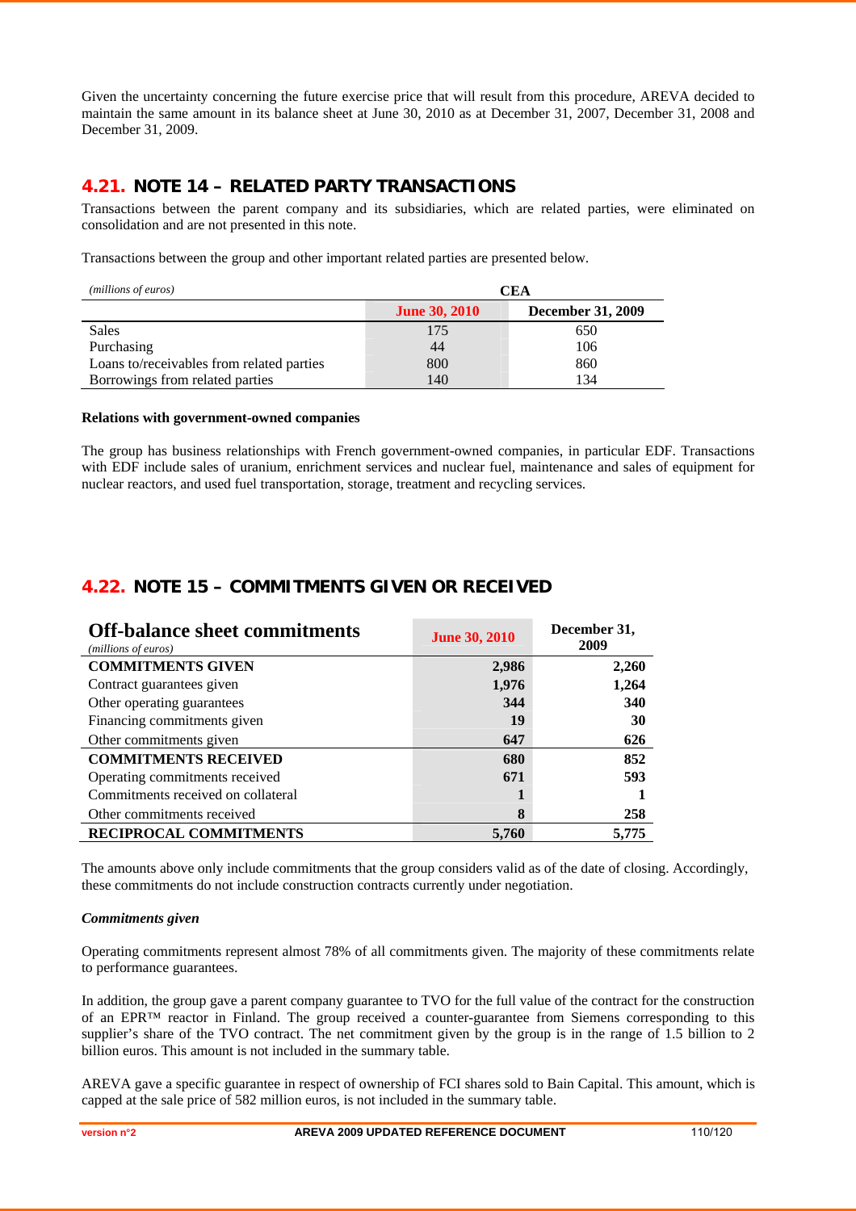Given the uncertainty concerning the future exercise price that will result from this procedure, AREVA decided to maintain the same amount in its balance sheet at June 30, 2010 as at December 31, 2007, December 31, 2008 and December 31, 2009.

## 4.21. NOTE 14 – RELATED PARTY TRANSACTIONS

Transactions between the parent company and its subsidiaries, which are related parties, were eliminated on consolidation and are not presented in this note.

Transactions between the group and other important related parties are presented below.

| *(millions of euros)* | CEA | |
|---|---|---|
| | **June 30, 2010** | **December 31, 2009** |
| Sales | 175 | 650 |
| Purchasing | 44 | 106 |
| Loans to/receivables from related parties | 800 | 860 |
| Borrowings from related parties | 140 | 134 |

**Relations with government-owned companies**

The group has business relationships with French government-owned companies, in particular EDF. Transactions with EDF include sales of uranium, enrichment services and nuclear fuel, maintenance and sales of equipment for nuclear reactors, and used fuel transportation, storage, treatment and recycling services.

## 4.22. NOTE 15 – COMMITMENTS GIVEN OR RECEIVED

| **Off-balance sheet commitments** *(millions of euros)* | **June 30, 2010** | **December 31, 2009** |
|---|---|---|
| **COMMITMENTS GIVEN** | **2,986** | **2,260** |
| Contract guarantees given | **1,976** | **1,264** |
| Other operating guarantees | **344** | **340** |
| Financing commitments given | **19** | **30** |
| Other commitments given | **647** | **626** |
| **COMMITMENTS RECEIVED** | **680** | **852** |
| Operating commitments received | **671** | **593** |
| Commitments received on collateral | **1** | **1** |
| Other commitments received | **8** | **258** |
| **RECIPROCAL COMMITMENTS** | **5,760** | **5,775** |

The amounts above only include commitments that the group considers valid as of the date of closing. Accordingly, these commitments do not include construction contracts currently under negotiation.

***Commitments given***

Operating commitments represent almost 78% of all commitments given. The majority of these commitments relate to performance guarantees.

In addition, the group gave a parent company guarantee to TVO for the full value of the contract for the construction of an EPR™ reactor in Finland. The group received a counter-guarantee from Siemens corresponding to this supplier's share of the TVO contract. The net commitment given by the group is in the range of 1.5 billion to 2 billion euros. This amount is not included in the summary table.

AREVA gave a specific guarantee in respect of ownership of FCI shares sold to Bain Capital. This amount, which is capped at the sale price of 582 million euros, is not included in the summary table.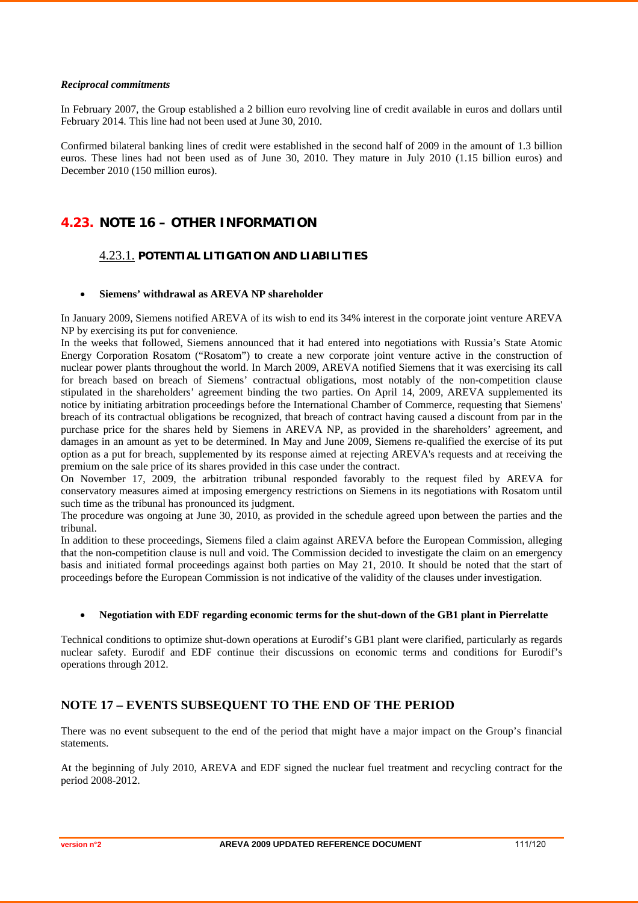***Reciprocal commitments***

In February 2007, the Group established a 2 billion euro revolving line of credit available in euros and dollars until February 2014. This line had not been used at June 30, 2010.

Confirmed bilateral banking lines of credit were established in the second half of 2009 in the amount of 1.3 billion euros. These lines had not been used as of June 30, 2010. They mature in July 2010 (1.15 billion euros) and December 2010 (150 million euros).

## 4.23. NOTE 16 – OTHER INFORMATION

### 4.23.1. POTENTIAL LITIGATION AND LIABILITIES

- **Siemens' withdrawal as AREVA NP shareholder**

In January 2009, Siemens notified AREVA of its wish to end its 34% interest in the corporate joint venture AREVA NP by exercising its put for convenience.

In the weeks that followed, Siemens announced that it had entered into negotiations with Russia's State Atomic Energy Corporation Rosatom ("Rosatom") to create a new corporate joint venture active in the construction of nuclear power plants throughout the world. In March 2009, AREVA notified Siemens that it was exercising its call for breach based on breach of Siemens' contractual obligations, most notably of the non-competition clause stipulated in the shareholders' agreement binding the two parties. On April 14, 2009, AREVA supplemented its notice by initiating arbitration proceedings before the International Chamber of Commerce, requesting that Siemens' breach of its contractual obligations be recognized, that breach of contract having caused a discount from par in the purchase price for the shares held by Siemens in AREVA NP, as provided in the shareholders' agreement, and damages in an amount as yet to be determined. In May and June 2009, Siemens re-qualified the exercise of its put option as a put for breach, supplemented by its response aimed at rejecting AREVA's requests and at receiving the premium on the sale price of its shares provided in this case under the contract.

On November 17, 2009, the arbitration tribunal responded favorably to the request filed by AREVA for conservatory measures aimed at imposing emergency restrictions on Siemens in its negotiations with Rosatom until such time as the tribunal has pronounced its judgment.

The procedure was ongoing at June 30, 2010, as provided in the schedule agreed upon between the parties and the tribunal.

In addition to these proceedings, Siemens filed a claim against AREVA before the European Commission, alleging that the non-competition clause is null and void. The Commission decided to investigate the claim on an emergency basis and initiated formal proceedings against both parties on May 21, 2010. It should be noted that the start of proceedings before the European Commission is not indicative of the validity of the clauses under investigation.

- **Negotiation with EDF regarding economic terms for the shut-down of the GB1 plant in Pierrelatte**

Technical conditions to optimize shut-down operations at Eurodif's GB1 plant were clarified, particularly as regards nuclear safety. Eurodif and EDF continue their discussions on economic terms and conditions for Eurodif's operations through 2012.

## NOTE 17 – EVENTS SUBSEQUENT TO THE END OF THE PERIOD

There was no event subsequent to the end of the period that might have a major impact on the Group's financial statements.

At the beginning of July 2010, AREVA and EDF signed the nuclear fuel treatment and recycling contract for the period 2008-2012.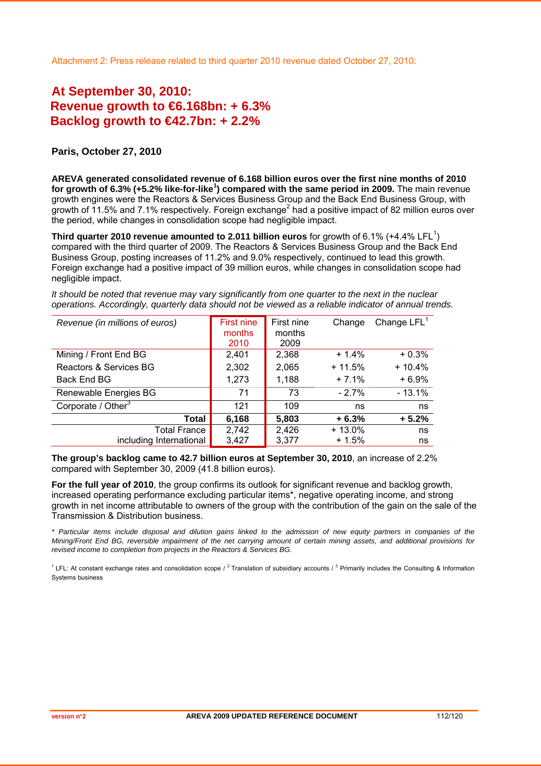Attachment 2: Press release related to third quarter 2010 revenue dated October 27, 2010:

# At September 30, 2010: Revenue growth to €6.168bn: + 6.3% Backlog growth to €42.7bn: + 2.2%

**Paris, October 27, 2010**

**AREVA generated consolidated revenue of 6.168 billion euros over the first nine months of 2010 for growth of 6.3% (+5.2% like-for-like[1]) compared with the same period in 2009.** The main revenue growth engines were the Reactors & Services Business Group and the Back End Business Group, with growth of 11.5% and 7.1% respectively. Foreign exchange[2] had a positive impact of 82 million euros over the period, while changes in consolidation scope had negligible impact.

**Third quarter 2010 revenue amounted to 2.011 billion euros** for growth of 6.1% (+4.4% LFL[1]) compared with the third quarter of 2009. The Reactors & Services Business Group and the Back End Business Group, posting increases of 11.2% and 9.0% respectively, continued to lead this growth. Foreign exchange had a positive impact of 39 million euros, while changes in consolidation scope had negligible impact.

*It should be noted that revenue may vary significantly from one quarter to the next in the nuclear operations. Accordingly, quarterly data should not be viewed as a reliable indicator of annual trends.*

| *Revenue (in millions of euros)* | First nine months 2010 | First nine months 2009 | Change | Change LFL[1] |
|---|---|---|---|---|
| Mining / Front End BG | 2,401 | 2,368 | + 1.4% | + 0.3% |
| Reactors & Services BG | 2,302 | 2,065 | + 11.5% | + 10.4% |
| Back End BG | 1,273 | 1,188 | + 7.1% | + 6.9% |
| Renewable Energies BG | 71 | 73 | - 2.7% | - 13.1% |
| Corporate / Other[3] | 121 | 109 | ns | ns |
| **Total** | **6,168** | **5,803** | **+ 6.3%** | **+ 5.2%** |
| Total France | 2,742 | 2,426 | + 13.0% | ns |
| including International | 3,427 | 3,377 | + 1.5% | ns |

**The group's backlog came to 42.7 billion euros at September 30, 2010**, an increase of 2.2% compared with September 30, 2009 (41.8 billion euros).

**For the full year of 2010**, the group confirms its outlook for significant revenue and backlog growth, increased operating performance excluding particular items*, negative operating income, and strong growth in net income attributable to owners of the group with the contribution of the gain on the sale of the Transmission & Distribution business.

*\* Particular items include disposal and dilution gains linked to the admission of new equity partners in companies of the Mining/Front End BG, reversible impairment of the net carrying amount of certain mining assets, and additional provisions for revised income to completion from projects in the Reactors & Services BG.*

[1] LFL: At constant exchange rates and consolidation scope / [2] Translation of subsidiary accounts / [3] Primarily includes the Consulting & Information Systems business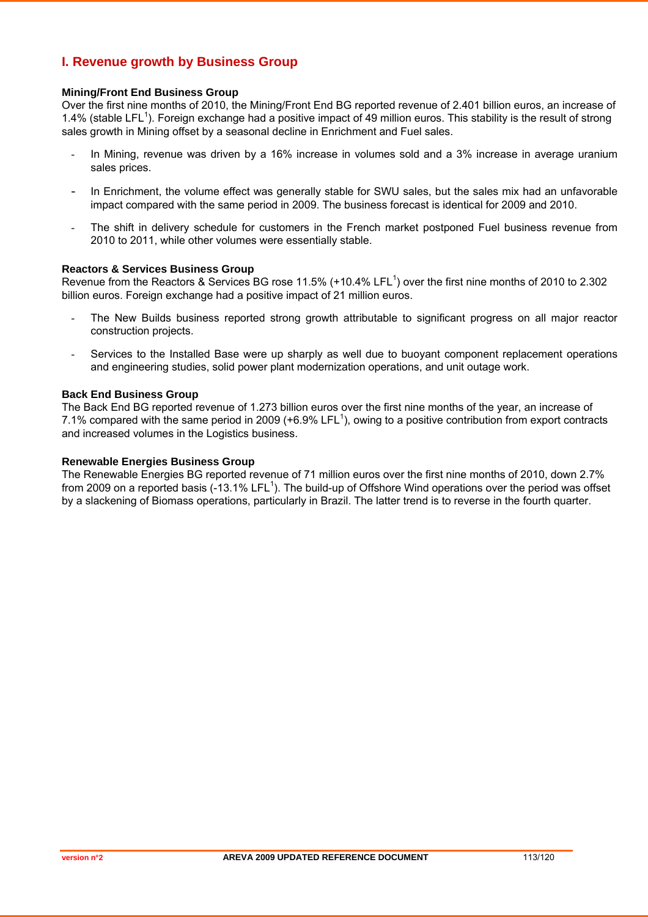## I. Revenue growth by Business Group

**Mining/Front End Business Group**

Over the first nine months of 2010, the Mining/Front End BG reported revenue of 2.401 billion euros, an increase of 1.4% (stable LFL[1]). Foreign exchange had a positive impact of 49 million euros. This stability is the result of strong sales growth in Mining offset by a seasonal decline in Enrichment and Fuel sales.

- In Mining, revenue was driven by a 16% increase in volumes sold and a 3% increase in average uranium sales prices.
- In Enrichment, the volume effect was generally stable for SWU sales, but the sales mix had an unfavorable impact compared with the same period in 2009. The business forecast is identical for 2009 and 2010.
- The shift in delivery schedule for customers in the French market postponed Fuel business revenue from 2010 to 2011, while other volumes were essentially stable.

**Reactors & Services Business Group**

Revenue from the Reactors & Services BG rose 11.5% (+10.4% LFL[1]) over the first nine months of 2010 to 2.302 billion euros. Foreign exchange had a positive impact of 21 million euros.

- The New Builds business reported strong growth attributable to significant progress on all major reactor construction projects.
- Services to the Installed Base were up sharply as well due to buoyant component replacement operations and engineering studies, solid power plant modernization operations, and unit outage work.

**Back End Business Group**

The Back End BG reported revenue of 1.273 billion euros over the first nine months of the year, an increase of 7.1% compared with the same period in 2009 (+6.9% LFL[1]), owing to a positive contribution from export contracts and increased volumes in the Logistics business.

**Renewable Energies Business Group**

The Renewable Energies BG reported revenue of 71 million euros over the first nine months of 2010, down 2.7% from 2009 on a reported basis (-13.1% LFL[1]). The build-up of Offshore Wind operations over the period was offset by a slackening of Biomass operations, particularly in Brazil. The latter trend is to reverse in the fourth quarter.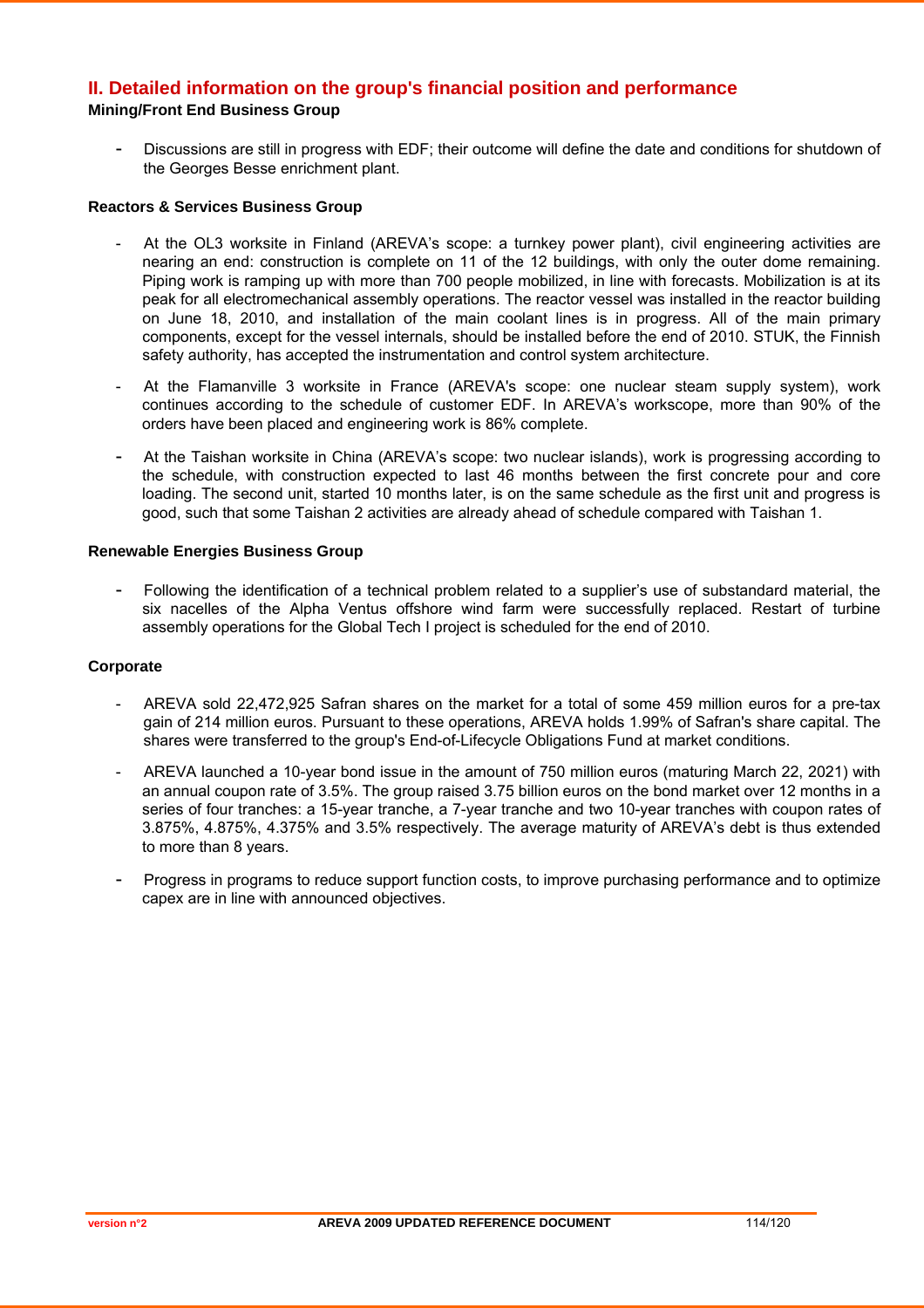## II. Detailed information on the group's financial position and performance

**Mining/Front End Business Group**

- Discussions are still in progress with EDF; their outcome will define the date and conditions for shutdown of the Georges Besse enrichment plant.

**Reactors & Services Business Group**

- At the OL3 worksite in Finland (AREVA's scope: a turnkey power plant), civil engineering activities are nearing an end: construction is complete on 11 of the 12 buildings, with only the outer dome remaining. Piping work is ramping up with more than 700 people mobilized, in line with forecasts. Mobilization is at its peak for all electromechanical assembly operations. The reactor vessel was installed in the reactor building on June 18, 2010, and installation of the main coolant lines is in progress. All of the main primary components, except for the vessel internals, should be installed before the end of 2010. STUK, the Finnish safety authority, has accepted the instrumentation and control system architecture.
- At the Flamanville 3 worksite in France (AREVA's scope: one nuclear steam supply system), work continues according to the schedule of customer EDF. In AREVA's workscope, more than 90% of the orders have been placed and engineering work is 86% complete.
- At the Taishan worksite in China (AREVA's scope: two nuclear islands), work is progressing according to the schedule, with construction expected to last 46 months between the first concrete pour and core loading. The second unit, started 10 months later, is on the same schedule as the first unit and progress is good, such that some Taishan 2 activities are already ahead of schedule compared with Taishan 1.

**Renewable Energies Business Group**

- Following the identification of a technical problem related to a supplier's use of substandard material, the six nacelles of the Alpha Ventus offshore wind farm were successfully replaced. Restart of turbine assembly operations for the Global Tech I project is scheduled for the end of 2010.

**Corporate**

- AREVA sold 22,472,925 Safran shares on the market for a total of some 459 million euros for a pre-tax gain of 214 million euros. Pursuant to these operations, AREVA holds 1.99% of Safran's share capital. The shares were transferred to the group's End-of-Lifecycle Obligations Fund at market conditions.
- AREVA launched a 10-year bond issue in the amount of 750 million euros (maturing March 22, 2021) with an annual coupon rate of 3.5%. The group raised 3.75 billion euros on the bond market over 12 months in a series of four tranches: a 15-year tranche, a 7-year tranche and two 10-year tranches with coupon rates of 3.875%, 4.875%, 4.375% and 3.5% respectively. The average maturity of AREVA's debt is thus extended to more than 8 years.
- Progress in programs to reduce support function costs, to improve purchasing performance and to optimize capex are in line with announced objectives.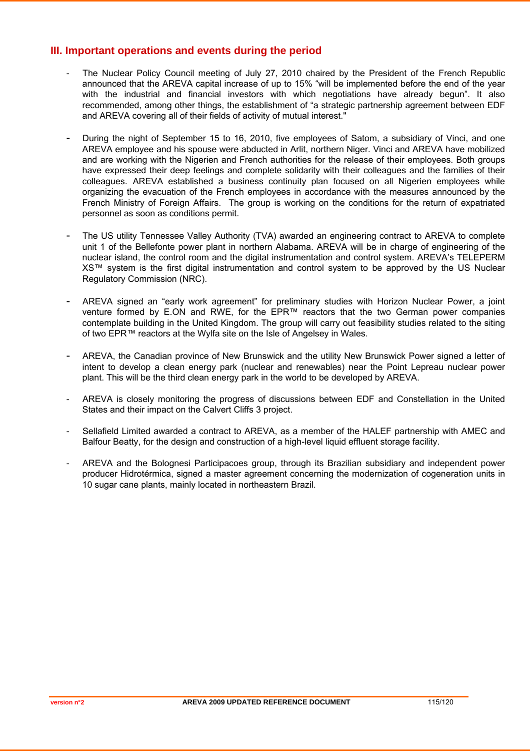## III. Important operations and events during the period

- The Nuclear Policy Council meeting of July 27, 2010 chaired by the President of the French Republic announced that the AREVA capital increase of up to 15% "will be implemented before the end of the year with the industrial and financial investors with which negotiations have already begun". It also recommended, among other things, the establishment of "a strategic partnership agreement between EDF and AREVA covering all of their fields of activity of mutual interest."

- During the night of September 15 to 16, 2010, five employees of Satom, a subsidiary of Vinci, and one AREVA employee and his spouse were abducted in Arlit, northern Niger. Vinci and AREVA have mobilized and are working with the Nigerien and French authorities for the release of their employees. Both groups have expressed their deep feelings and complete solidarity with their colleagues and the families of their colleagues. AREVA established a business continuity plan focused on all Nigerien employees while organizing the evacuation of the French employees in accordance with the measures announced by the French Ministry of Foreign Affairs. The group is working on the conditions for the return of expatriated personnel as soon as conditions permit.

- The US utility Tennessee Valley Authority (TVA) awarded an engineering contract to AREVA to complete unit 1 of the Bellefonte power plant in northern Alabama. AREVA will be in charge of engineering of the nuclear island, the control room and the digital instrumentation and control system. AREVA's TELEPERM XS™ system is the first digital instrumentation and control system to be approved by the US Nuclear Regulatory Commission (NRC).

- AREVA signed an "early work agreement" for preliminary studies with Horizon Nuclear Power, a joint venture formed by E.ON and RWE, for the EPR™ reactors that the two German power companies contemplate building in the United Kingdom. The group will carry out feasibility studies related to the siting of two EPR™ reactors at the Wylfa site on the Isle of Angelsey in Wales.

- AREVA, the Canadian province of New Brunswick and the utility New Brunswick Power signed a letter of intent to develop a clean energy park (nuclear and renewables) near the Point Lepreau nuclear power plant. This will be the third clean energy park in the world to be developed by AREVA.

- AREVA is closely monitoring the progress of discussions between EDF and Constellation in the United States and their impact on the Calvert Cliffs 3 project.

- Sellafield Limited awarded a contract to AREVA, as a member of the HALEF partnership with AMEC and Balfour Beatty, for the design and construction of a high-level liquid effluent storage facility.

- AREVA and the Bolognesi Participacoes group, through its Brazilian subsidiary and independent power producer Hidrotérmica, signed a master agreement concerning the modernization of cogeneration units in 10 sugar cane plants, mainly located in northeastern Brazil.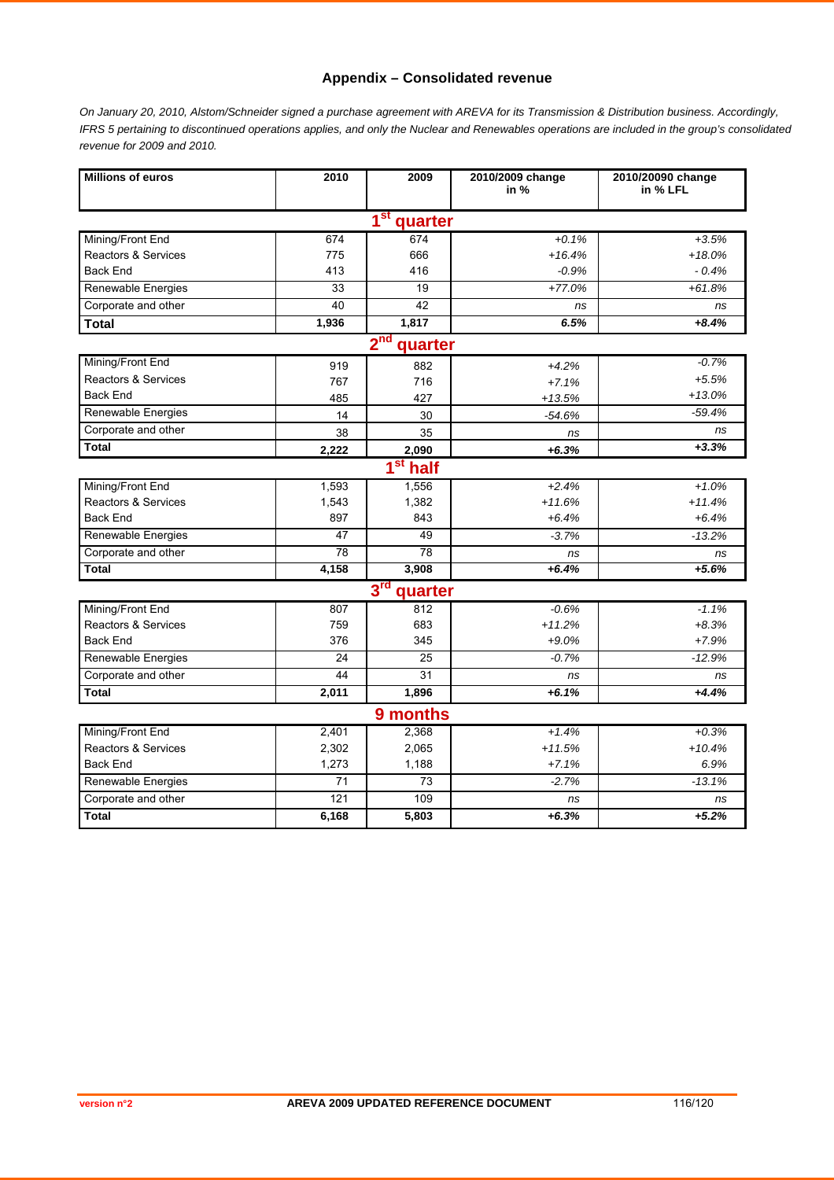## Appendix – Consolidated revenue

*On January 20, 2010, Alstom/Schneider signed a purchase agreement with AREVA for its Transmission & Distribution business. Accordingly, IFRS 5 pertaining to discontinued operations applies, and only the Nuclear and Renewables operations are included in the group's consolidated revenue for 2009 and 2010.*

| Millions of euros | 2010 | 2009 | 2010/2009 change in % | 2010/20090 change in % LFL |
|---|---|---|---|---|
| **1st quarter** | | | | |
| Mining/Front End | 674 | 674 | *+0.1%* | *+3.5%* |
| Reactors & Services | 775 | 666 | *+16.4%* | *+18.0%* |
| Back End | 413 | 416 | *-0.9%* | *- 0.4%* |
| Renewable Energies | 33 | 19 | *+77.0%* | *+61.8%* |
| Corporate and other | 40 | 42 | *ns* | *ns* |
| **Total** | **1,936** | **1,817** | ***6.5%*** | ***+8.4%*** |
| **2nd quarter** | | | | |
| Mining/Front End | 919 | 882 | *+4.2%* | *-0.7%* |
| Reactors & Services | 767 | 716 | *+7.1%* | *+5.5%* |
| Back End | 485 | 427 | *+13.5%* | *+13.0%* |
| Renewable Energies | 14 | 30 | *-54.6%* | *-59.4%* |
| Corporate and other | 38 | 35 | *ns* | *ns* |
| **Total** | **2,222** | **2,090** | ***+6.3%*** | ***+3.3%*** |
| **1st half** | | | | |
| Mining/Front End | 1,593 | 1,556 | *+2.4%* | *+1.0%* |
| Reactors & Services | 1,543 | 1,382 | *+11.6%* | *+11.4%* |
| Back End | 897 | 843 | *+6.4%* | *+6.4%* |
| Renewable Energies | 47 | 49 | *-3.7%* | *-13.2%* |
| Corporate and other | 78 | 78 | *ns* | *ns* |
| **Total** | **4,158** | **3,908** | ***+6.4%*** | ***+5.6%*** |
| **3rd quarter** | | | | |
| Mining/Front End | 807 | 812 | *-0.6%* | *-1.1%* |
| Reactors & Services | 759 | 683 | *+11.2%* | *+8.3%* |
| Back End | 376 | 345 | *+9.0%* | *+7.9%* |
| Renewable Energies | 24 | 25 | *-0.7%* | *-12.9%* |
| Corporate and other | 44 | 31 | *ns* | *ns* |
| **Total** | **2,011** | **1,896** | ***+6.1%*** | ***+4.4%*** |
| **9 months** | | | | |
| Mining/Front End | 2,401 | 2,368 | *+1.4%* | *+0.3%* |
| Reactors & Services | 2,302 | 2,065 | *+11.5%* | *+10.4%* |
| Back End | 1,273 | 1,188 | *+7.1%* | *6.9%* |
| Renewable Energies | 71 | 73 | *-2.7%* | *-13.1%* |
| Corporate and other | 121 | 109 | *ns* | *ns* |
| **Total** | **6,168** | **5,803** | ***+6.3%*** | ***+5.2%*** |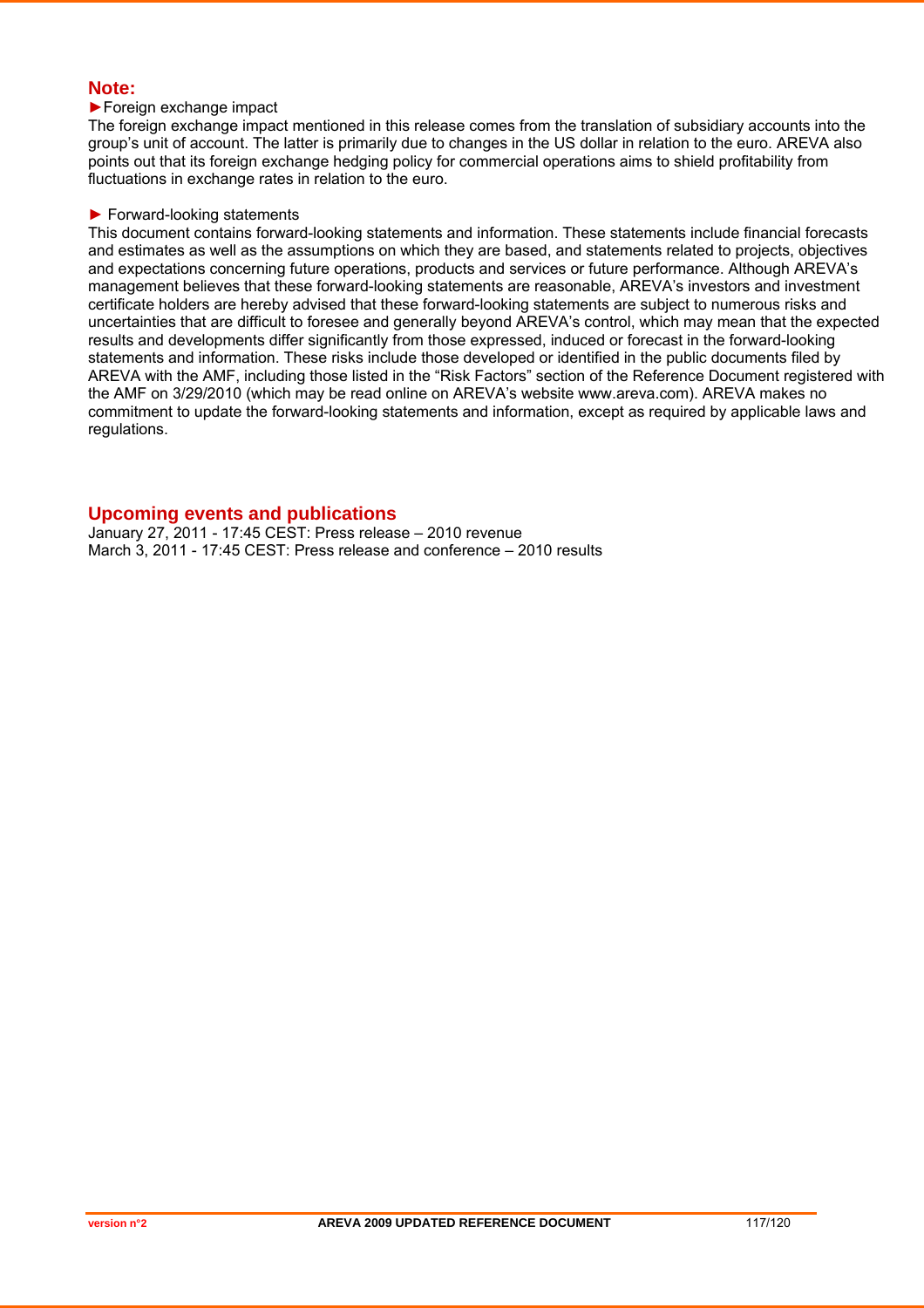## Note:

►Foreign exchange impact

The foreign exchange impact mentioned in this release comes from the translation of subsidiary accounts into the group's unit of account. The latter is primarily due to changes in the US dollar in relation to the euro. AREVA also points out that its foreign exchange hedging policy for commercial operations aims to shield profitability from fluctuations in exchange rates in relation to the euro.

► Forward-looking statements

This document contains forward-looking statements and information. These statements include financial forecasts and estimates as well as the assumptions on which they are based, and statements related to projects, objectives and expectations concerning future operations, products and services or future performance. Although AREVA's management believes that these forward-looking statements are reasonable, AREVA's investors and investment certificate holders are hereby advised that these forward-looking statements are subject to numerous risks and uncertainties that are difficult to foresee and generally beyond AREVA's control, which may mean that the expected results and developments differ significantly from those expressed, induced or forecast in the forward-looking statements and information. These risks include those developed or identified in the public documents filed by AREVA with the AMF, including those listed in the "Risk Factors" section of the Reference Document registered with the AMF on 3/29/2010 (which may be read online on AREVA's website www.areva.com). AREVA makes no commitment to update the forward-looking statements and information, except as required by applicable laws and regulations.

## Upcoming events and publications

January 27, 2011 - 17:45 CEST: Press release – 2010 revenue
March 3, 2011 - 17:45 CEST: Press release and conference – 2010 results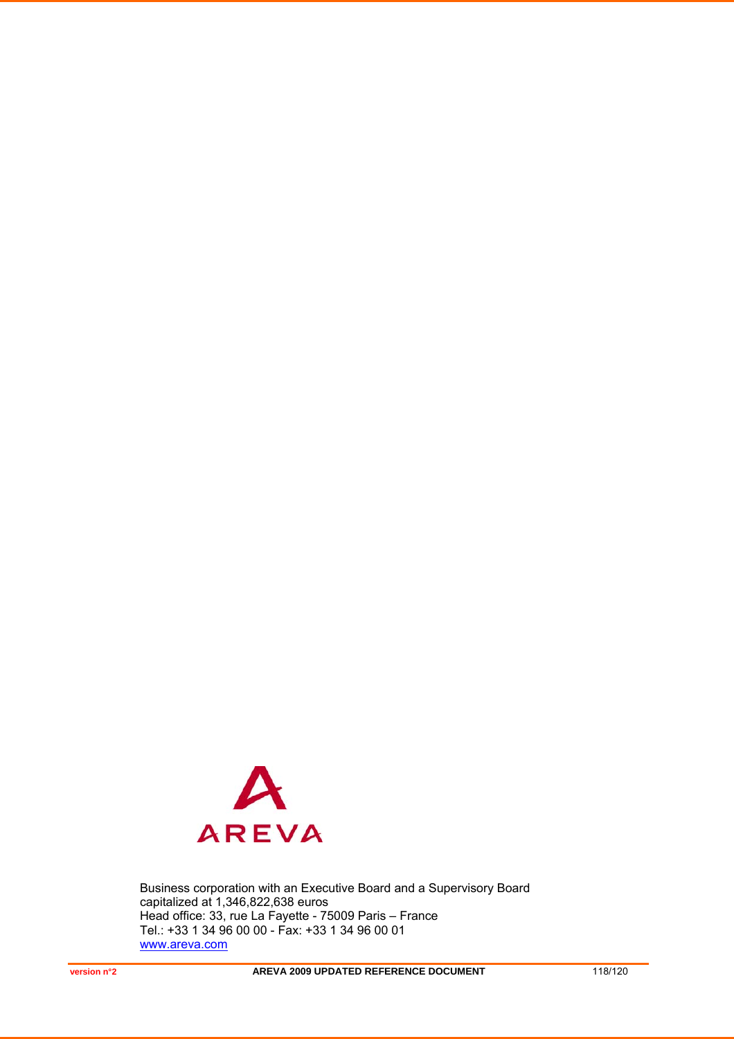AREVA

Business corporation with an Executive Board and a Supervisory Board
capitalized at 1,346,822,638 euros
Head office: 33, rue La Fayette - 75009 Paris – France
Tel.: +33 1 34 96 00 00 - Fax: +33 1 34 96 00 01
www.areva.com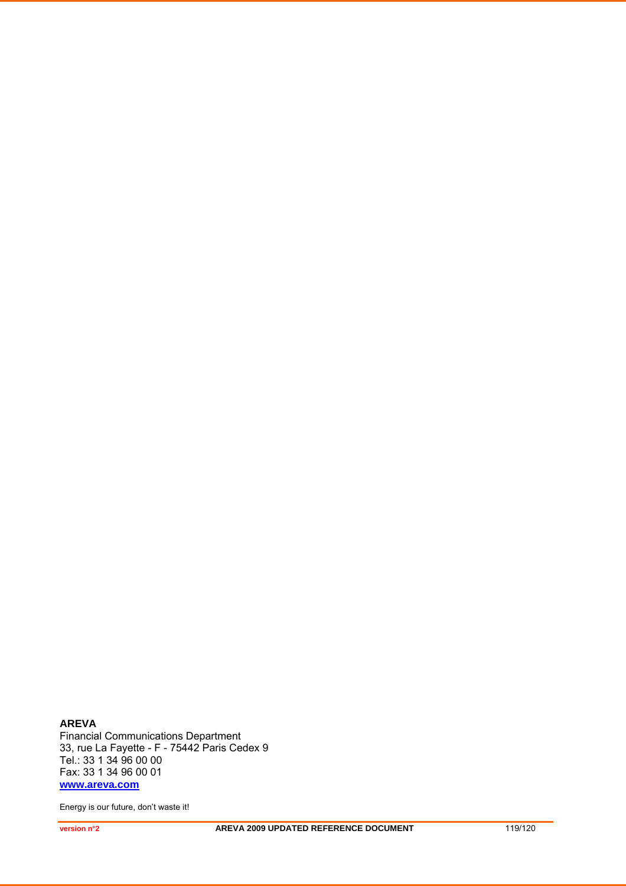**AREVA**
Financial Communications Department
33, rue La Fayette - F - 75442 Paris Cedex 9
Tel.: 33 1 34 96 00 00
Fax: 33 1 34 96 00 01
**www.areva.com**

Energy is our future, don't waste it!